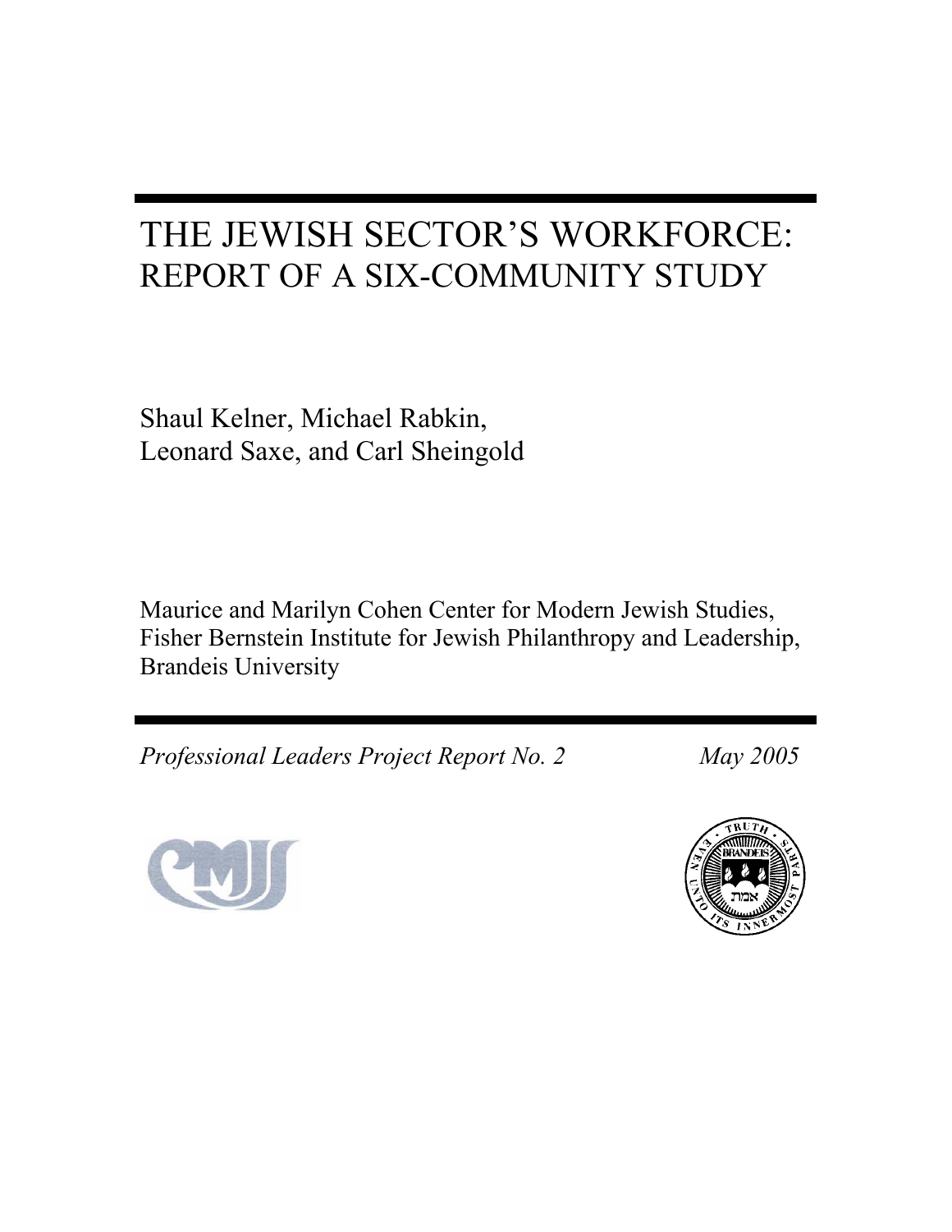# THE JEWISH SECTOR'S WORKFORCE: REPORT OF A SIX-COMMUNITY STUDY

Shaul Kelner, Michael Rabkin,
Leonard Saxe, and Carl Sheingold

Maurice and Marilyn Cohen Center for Modern Jewish Studies,
Fisher Bernstein Institute for Jewish Philanthropy and Leadership,
Brandeis University

*Professional Leaders Project Report No. 2* *May 2005*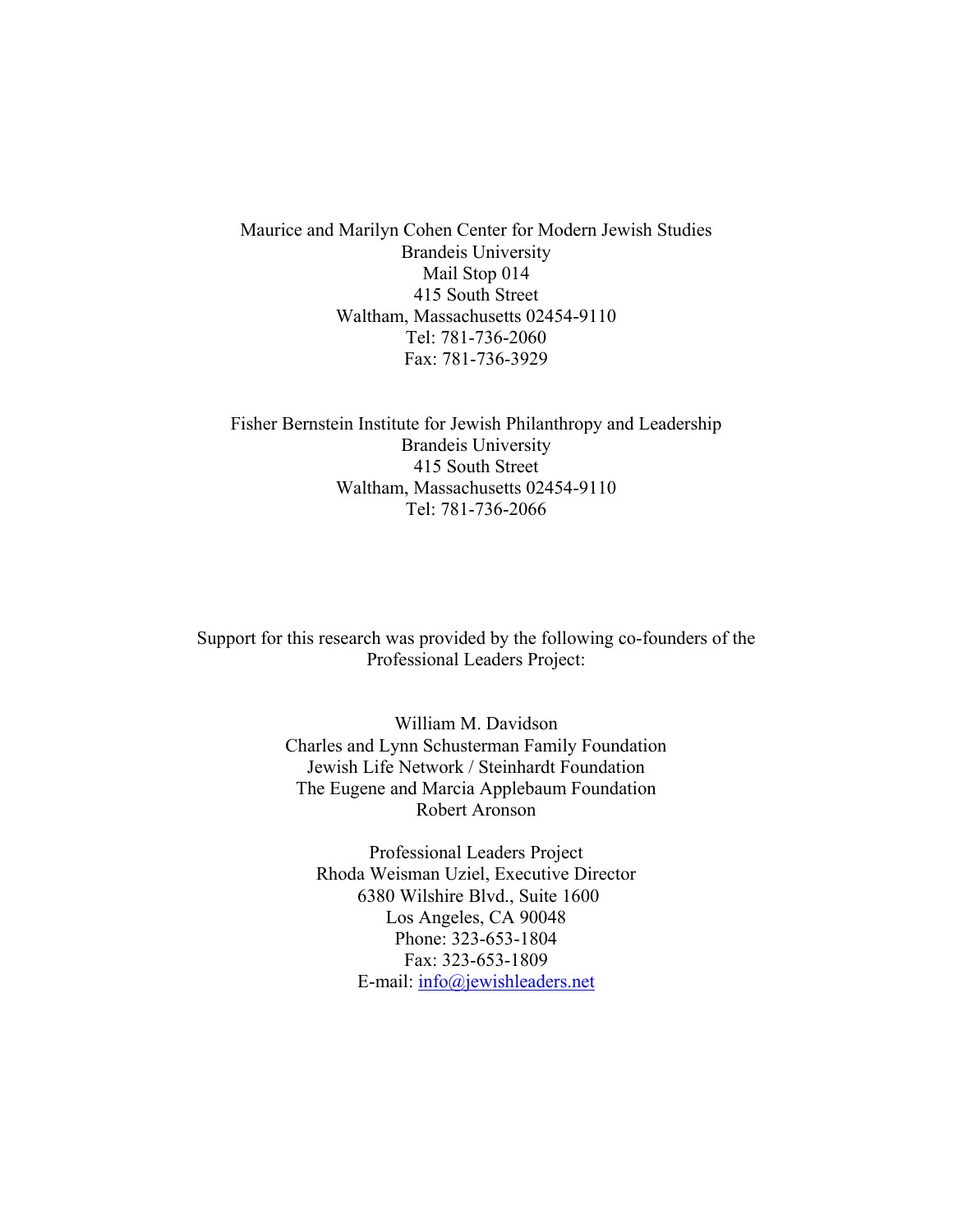Maurice and Marilyn Cohen Center for Modern Jewish Studies
Brandeis University
Mail Stop 014
415 South Street
Waltham, Massachusetts 02454-9110
Tel: 781-736-2060
Fax: 781-736-3929

Fisher Bernstein Institute for Jewish Philanthropy and Leadership
Brandeis University
415 South Street
Waltham, Massachusetts 02454-9110
Tel: 781-736-2066

Support for this research was provided by the following co-founders of the Professional Leaders Project:

William M. Davidson
Charles and Lynn Schusterman Family Foundation
Jewish Life Network / Steinhardt Foundation
The Eugene and Marcia Applebaum Foundation
Robert Aronson

Professional Leaders Project
Rhoda Weisman Uziel, Executive Director
6380 Wilshire Blvd., Suite 1600
Los Angeles, CA 90048
Phone: 323-653-1804
Fax: 323-653-1809
E-mail: info@jewishleaders.net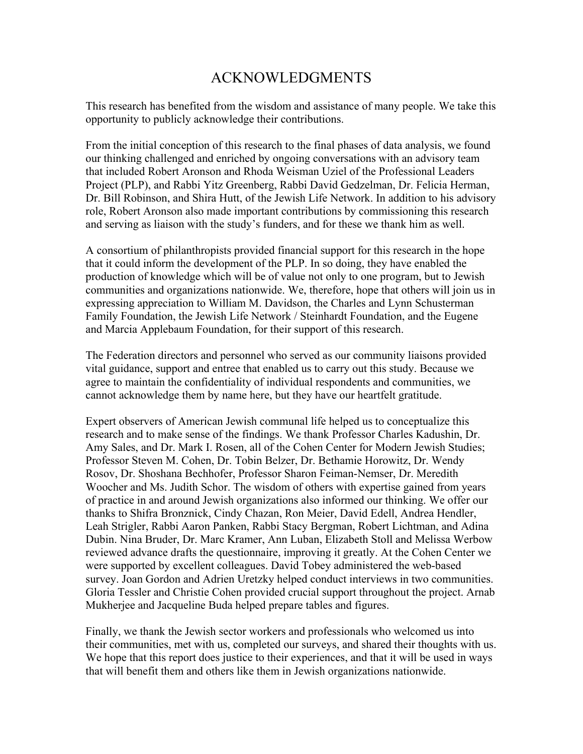# ACKNOWLEDGMENTS

This research has benefited from the wisdom and assistance of many people. We take this opportunity to publicly acknowledge their contributions.

From the initial conception of this research to the final phases of data analysis, we found our thinking challenged and enriched by ongoing conversations with an advisory team that included Robert Aronson and Rhoda Weisman Uziel of the Professional Leaders Project (PLP), and Rabbi Yitz Greenberg, Rabbi David Gedzelman, Dr. Felicia Herman, Dr. Bill Robinson, and Shira Hutt, of the Jewish Life Network. In addition to his advisory role, Robert Aronson also made important contributions by commissioning this research and serving as liaison with the study's funders, and for these we thank him as well.

A consortium of philanthropists provided financial support for this research in the hope that it could inform the development of the PLP. In so doing, they have enabled the production of knowledge which will be of value not only to one program, but to Jewish communities and organizations nationwide. We, therefore, hope that others will join us in expressing appreciation to William M. Davidson, the Charles and Lynn Schusterman Family Foundation, the Jewish Life Network / Steinhardt Foundation, and the Eugene and Marcia Applebaum Foundation, for their support of this research.

The Federation directors and personnel who served as our community liaisons provided vital guidance, support and entree that enabled us to carry out this study. Because we agree to maintain the confidentiality of individual respondents and communities, we cannot acknowledge them by name here, but they have our heartfelt gratitude.

Expert observers of American Jewish communal life helped us to conceptualize this research and to make sense of the findings. We thank Professor Charles Kadushin, Dr. Amy Sales, and Dr. Mark I. Rosen, all of the Cohen Center for Modern Jewish Studies; Professor Steven M. Cohen, Dr. Tobin Belzer, Dr. Bethamie Horowitz, Dr. Wendy Rosov, Dr. Shoshana Bechhofer, Professor Sharon Feiman-Nemser, Dr. Meredith Woocher and Ms. Judith Schor. The wisdom of others with expertise gained from years of practice in and around Jewish organizations also informed our thinking. We offer our thanks to Shifra Bronznick, Cindy Chazan, Ron Meier, David Edell, Andrea Hendler, Leah Strigler, Rabbi Aaron Panken, Rabbi Stacy Bergman, Robert Lichtman, and Adina Dubin. Nina Bruder, Dr. Marc Kramer, Ann Luban, Elizabeth Stoll and Melissa Werbow reviewed advance drafts the questionnaire, improving it greatly. At the Cohen Center we were supported by excellent colleagues. David Tobey administered the web-based survey. Joan Gordon and Adrien Uretzky helped conduct interviews in two communities. Gloria Tessler and Christie Cohen provided crucial support throughout the project. Arnab Mukherjee and Jacqueline Buda helped prepare tables and figures.

Finally, we thank the Jewish sector workers and professionals who welcomed us into their communities, met with us, completed our surveys, and shared their thoughts with us. We hope that this report does justice to their experiences, and that it will be used in ways that will benefit them and others like them in Jewish organizations nationwide.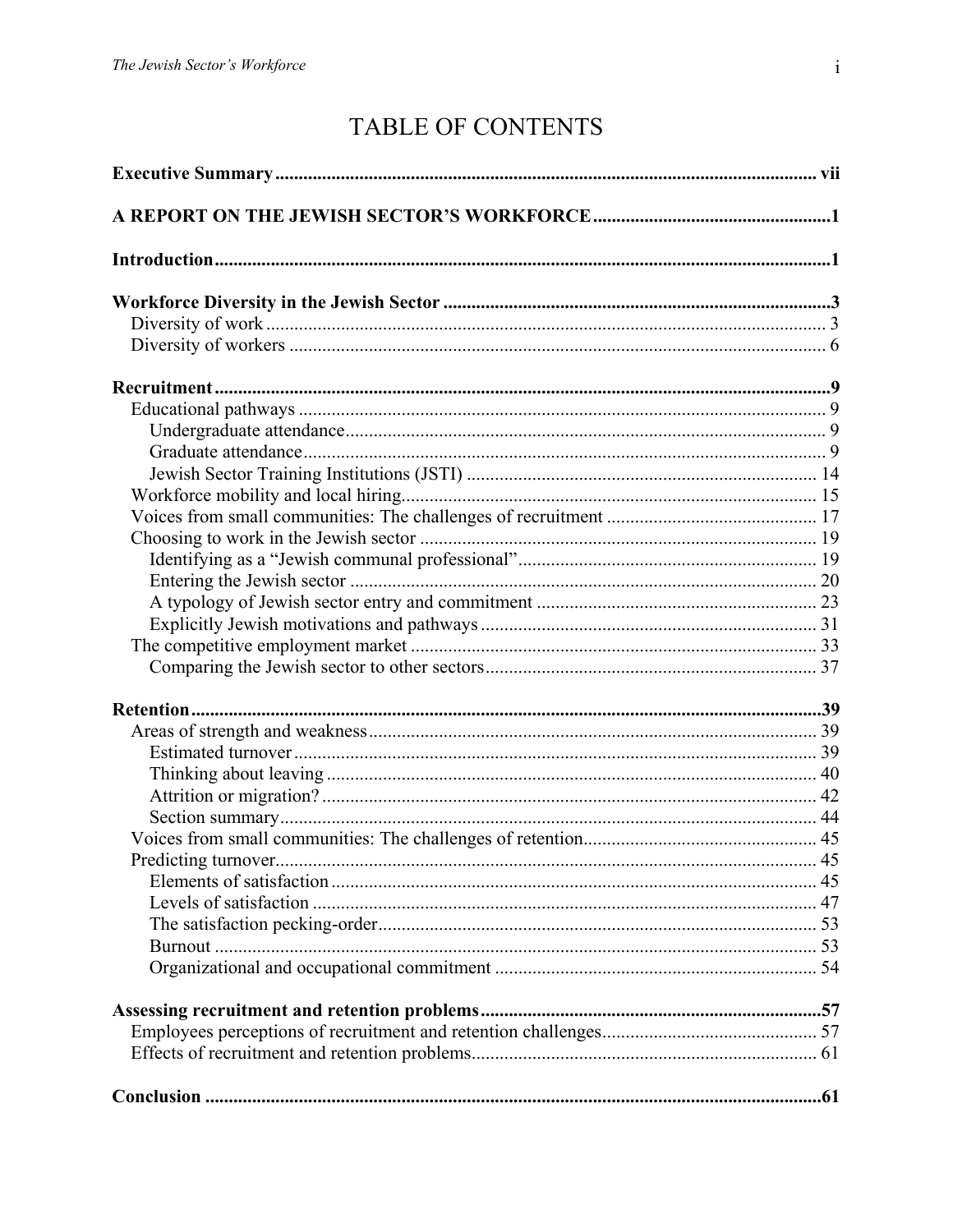# TABLE OF CONTENTS

**Executive Summary** .................................................................................................... vii

**A REPORT ON THE JEWISH SECTOR'S WORKFORCE** ..................................................1

**Introduction** ...................................................................................................................1

**Workforce Diversity in the Jewish Sector** ..................................................................3
- Diversity of work ........................................................................................................ 3
- Diversity of workers ................................................................................................... 6

**Recruitment** ...................................................................................................................9
- Educational pathways ................................................................................................ 9
  - Undergraduate attendance...................................................................................... 9
  - Graduate attendance............................................................................................... 9
  - Jewish Sector Training Institutions (JSTI) .......................................................... 14
- Workforce mobility and local hiring........................................................................ 15
- Voices from small communities: The challenges of recruitment ............................ 17
- Choosing to work in the Jewish sector .................................................................... 19
  - Identifying as a "Jewish communal professional"................................................ 19
  - Entering the Jewish sector ................................................................................... 20
  - A typology of Jewish sector entry and commitment ............................................ 23
  - Explicitly Jewish motivations and pathways ....................................................... 31
- The competitive employment market ...................................................................... 33
  - Comparing the Jewish sector to other sectors...................................................... 37

**Retention** ......................................................................................................................39
- Areas of strength and weakness............................................................................... 39
  - Estimated turnover ............................................................................................... 39
  - Thinking about leaving ........................................................................................ 40
  - Attrition or migration? ......................................................................................... 42
  - Section summary................................................................................................... 44
- Voices from small communities: The challenges of retention.................................. 45
- Predicting turnover................................................................................................... 45
  - Elements of satisfaction ....................................................................................... 45
  - Levels of satisfaction ........................................................................................... 47
  - The satisfaction pecking-order............................................................................. 53
  - Burnout ................................................................................................................ 53
  - Organizational and occupational commitment .................................................... 54

**Assessing recruitment and retention problems** .........................................................57
- Employees perceptions of recruitment and retention challenges............................. 57
- Effects of recruitment and retention problems......................................................... 61

**Conclusion** ...................................................................................................................61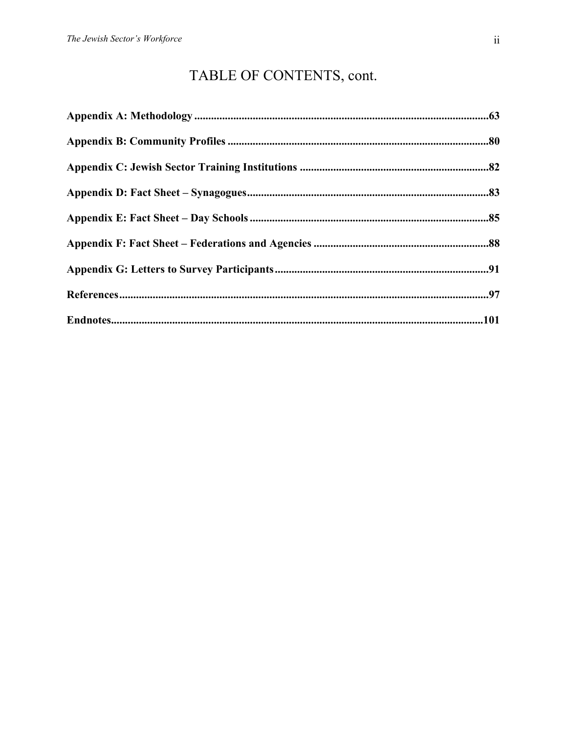# TABLE OF CONTENTS, cont.

**Appendix A: Methodology** .......................................................................................................**63**

**Appendix B: Community Profiles** ...........................................................................................**80**

**Appendix C: Jewish Sector Training Institutions** ..................................................................**82**

**Appendix D: Fact Sheet – Synagogues** ....................................................................................**83**

**Appendix E: Fact Sheet – Day Schools** ....................................................................................**85**

**Appendix F: Fact Sheet – Federations and Agencies** .............................................................**88**

**Appendix G: Letters to Survey Participants** ..........................................................................**91**

**References** .................................................................................................................................**97**

**Endnotes** ..................................................................................................................................**101**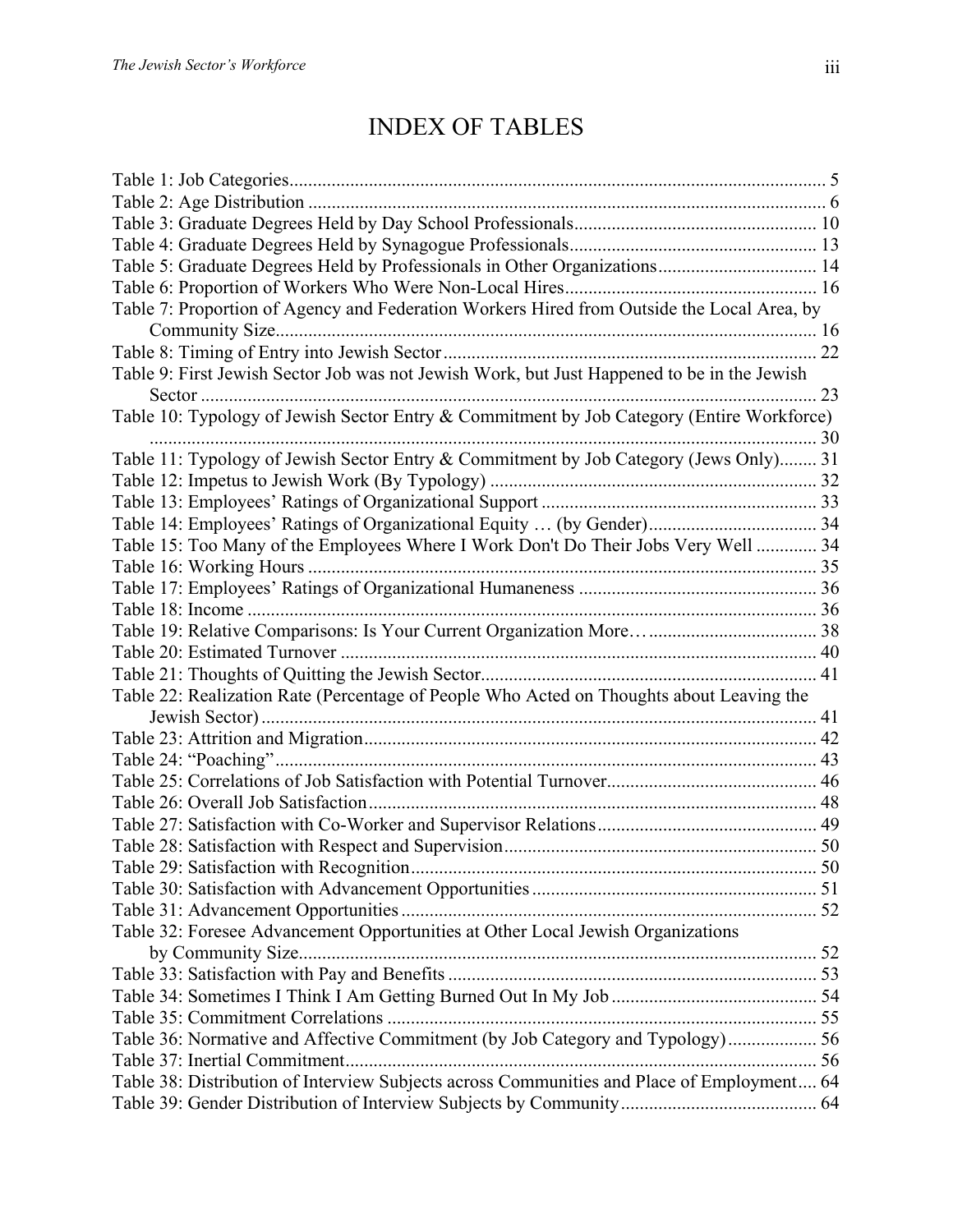# INDEX OF TABLES

Table 1: Job Categories .................................................................................................. 5
Table 2: Age Distribution .............................................................................................. 6
Table 3: Graduate Degrees Held by Day School Professionals .................................... 10
Table 4: Graduate Degrees Held by Synagogue Professionals ..................................... 13
Table 5: Graduate Degrees Held by Professionals in Other Organizations .................. 14
Table 6: Proportion of Workers Who Were Non-Local Hires ...................................... 16
Table 7: Proportion of Agency and Federation Workers Hired from Outside the Local Area, by Community Size .................................................................................................. 16
Table 8: Timing of Entry into Jewish Sector ................................................................ 22
Table 9: First Jewish Sector Job was not Jewish Work, but Just Happened to be in the Jewish Sector ................................................................................................................... 23
Table 10: Typology of Jewish Sector Entry & Commitment by Job Category (Entire Workforce) ....................................................................................................................... 30
Table 11: Typology of Jewish Sector Entry & Commitment by Job Category (Jews Only) ........ 31
Table 12: Impetus to Jewish Work (By Typology) ...................................................... 32
Table 13: Employees' Ratings of Organizational Support ........................................... 33
Table 14: Employees' Ratings of Organizational Equity … (by Gender) .................... 34
Table 15: Too Many of the Employees Where I Work Don't Do Their Jobs Very Well ............. 34
Table 16: Working Hours ............................................................................................. 35
Table 17: Employees' Ratings of Organizational Humaneness ................................... 36
Table 18: Income .......................................................................................................... 36
Table 19: Relative Comparisons: Is Your Current Organization More… .................... 38
Table 20: Estimated Turnover ...................................................................................... 40
Table 21: Thoughts of Quitting the Jewish Sector ........................................................ 41
Table 22: Realization Rate (Percentage of People Who Acted on Thoughts about Leaving the Jewish Sector) ....................................................................................................... 41
Table 23: Attrition and Migration ................................................................................. 42
Table 24: "Poaching" .................................................................................................... 43
Table 25: Correlations of Job Satisfaction with Potential Turnover ............................. 46
Table 26: Overall Job Satisfaction ................................................................................ 48
Table 27: Satisfaction with Co-Worker and Supervisor Relations ............................... 49
Table 28: Satisfaction with Respect and Supervision ................................................... 50
Table 29: Satisfaction with Recognition ....................................................................... 50
Table 30: Satisfaction with Advancement Opportunities ............................................. 51
Table 31: Advancement Opportunities ......................................................................... 52
Table 32: Foresee Advancement Opportunities at Other Local Jewish Organizations by Community Size .............................................................................................................. 52
Table 33: Satisfaction with Pay and Benefits ............................................................... 53
Table 34: Sometimes I Think I Am Getting Burned Out In My Job ............................ 54
Table 35: Commitment Correlations ............................................................................ 55
Table 36: Normative and Affective Commitment (by Job Category and Typology) ................... 56
Table 37: Inertial Commitment ..................................................................................... 56
Table 38: Distribution of Interview Subjects across Communities and Place of Employment .... 64
Table 39: Gender Distribution of Interview Subjects by Community ........................... 64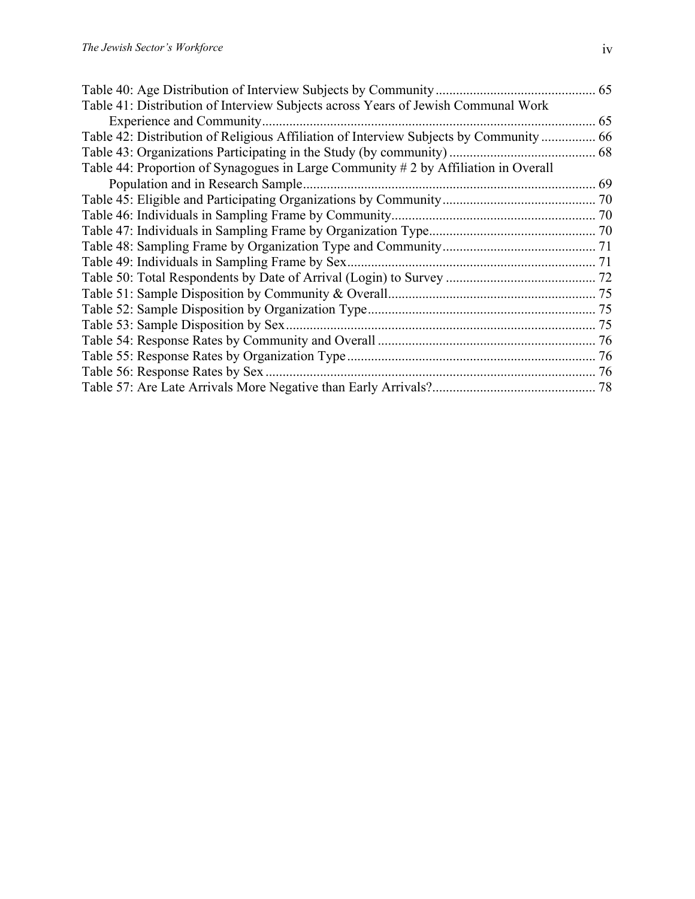Table 40: Age Distribution of Interview Subjects by Community .............................................. 65
Table 41: Distribution of Interview Subjects across Years of Jewish Communal Work Experience and Community................................................................................................. 65
Table 42: Distribution of Religious Affiliation of Interview Subjects by Community ................ 66
Table 43: Organizations Participating in the Study (by community) ........................................... 68
Table 44: Proportion of Synagogues in Large Community # 2 by Affiliation in Overall Population and in Research Sample...................................................................................... 69
Table 45: Eligible and Participating Organizations by Community............................................. 70
Table 46: Individuals in Sampling Frame by Community............................................................ 70
Table 47: Individuals in Sampling Frame by Organization Type................................................. 70
Table 48: Sampling Frame by Organization Type and Community............................................. 71
Table 49: Individuals in Sampling Frame by Sex......................................................................... 71
Table 50: Total Respondents by Date of Arrival (Login) to Survey ............................................ 72
Table 51: Sample Disposition by Community & Overall............................................................. 75
Table 52: Sample Disposition by Organization Type................................................................... 75
Table 53: Sample Disposition by Sex........................................................................................... 75
Table 54: Response Rates by Community and Overall ................................................................ 76
Table 55: Response Rates by Organization Type......................................................................... 76
Table 56: Response Rates by Sex ................................................................................................. 76
Table 57: Are Late Arrivals More Negative than Early Arrivals?................................................ 78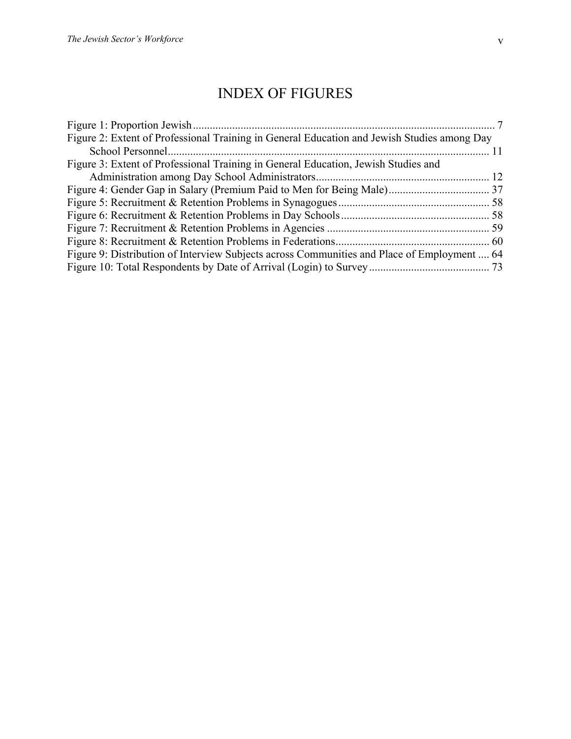# INDEX OF FIGURES

Figure 1: Proportion Jewish ... 7
Figure 2: Extent of Professional Training in General Education and Jewish Studies among Day School Personnel ... 11
Figure 3: Extent of Professional Training in General Education, Jewish Studies and Administration among Day School Administrators ... 12
Figure 4: Gender Gap in Salary (Premium Paid to Men for Being Male) ... 37
Figure 5: Recruitment & Retention Problems in Synagogues ... 58
Figure 6: Recruitment & Retention Problems in Day Schools ... 58
Figure 7: Recruitment & Retention Problems in Agencies ... 59
Figure 8: Recruitment & Retention Problems in Federations ... 60
Figure 9: Distribution of Interview Subjects across Communities and Place of Employment ... 64
Figure 10: Total Respondents by Date of Arrival (Login) to Survey ... 73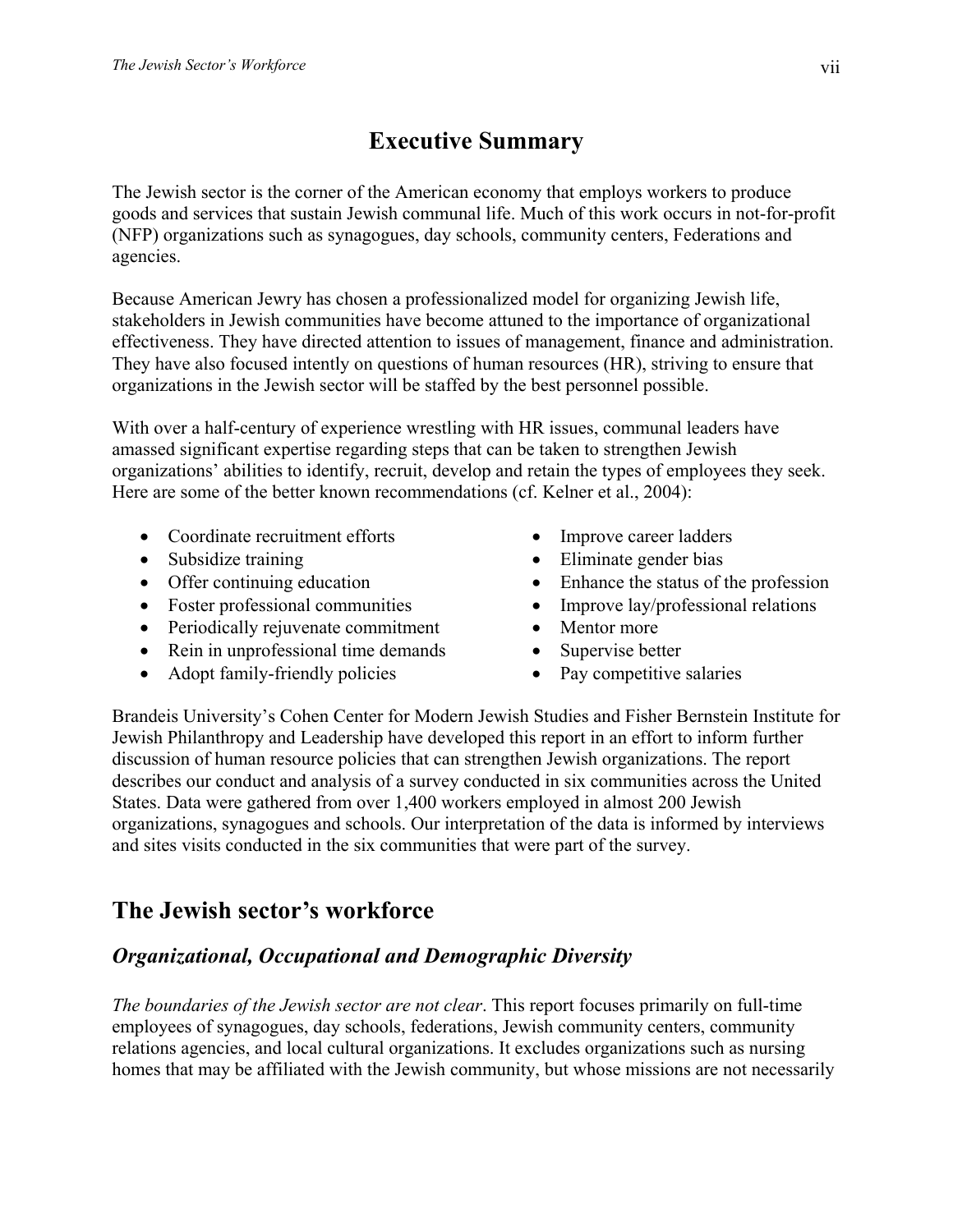# Executive Summary

The Jewish sector is the corner of the American economy that employs workers to produce goods and services that sustain Jewish communal life. Much of this work occurs in not-for-profit (NFP) organizations such as synagogues, day schools, community centers, Federations and agencies.

Because American Jewry has chosen a professionalized model for organizing Jewish life, stakeholders in Jewish communities have become attuned to the importance of organizational effectiveness. They have directed attention to issues of management, finance and administration. They have also focused intently on questions of human resources (HR), striving to ensure that organizations in the Jewish sector will be staffed by the best personnel possible.

With over a half-century of experience wrestling with HR issues, communal leaders have amassed significant expertise regarding steps that can be taken to strengthen Jewish organizations' abilities to identify, recruit, develop and retain the types of employees they seek. Here are some of the better known recommendations (cf. Kelner et al., 2004):

- Coordinate recruitment efforts
- Subsidize training
- Offer continuing education
- Foster professional communities
- Periodically rejuvenate commitment
- Rein in unprofessional time demands
- Adopt family-friendly policies
- Improve career ladders
- Eliminate gender bias
- Enhance the status of the profession
- Improve lay/professional relations
- Mentor more
- Supervise better
- Pay competitive salaries

Brandeis University's Cohen Center for Modern Jewish Studies and Fisher Bernstein Institute for Jewish Philanthropy and Leadership have developed this report in an effort to inform further discussion of human resource policies that can strengthen Jewish organizations. The report describes our conduct and analysis of a survey conducted in six communities across the United States. Data were gathered from over 1,400 workers employed in almost 200 Jewish organizations, synagogues and schools. Our interpretation of the data is informed by interviews and sites visits conducted in the six communities that were part of the survey.

## The Jewish sector's workforce

### *Organizational, Occupational and Demographic Diversity*

*The boundaries of the Jewish sector are not clear*. This report focuses primarily on full-time employees of synagogues, day schools, federations, Jewish community centers, community relations agencies, and local cultural organizations. It excludes organizations such as nursing homes that may be affiliated with the Jewish community, but whose missions are not necessarily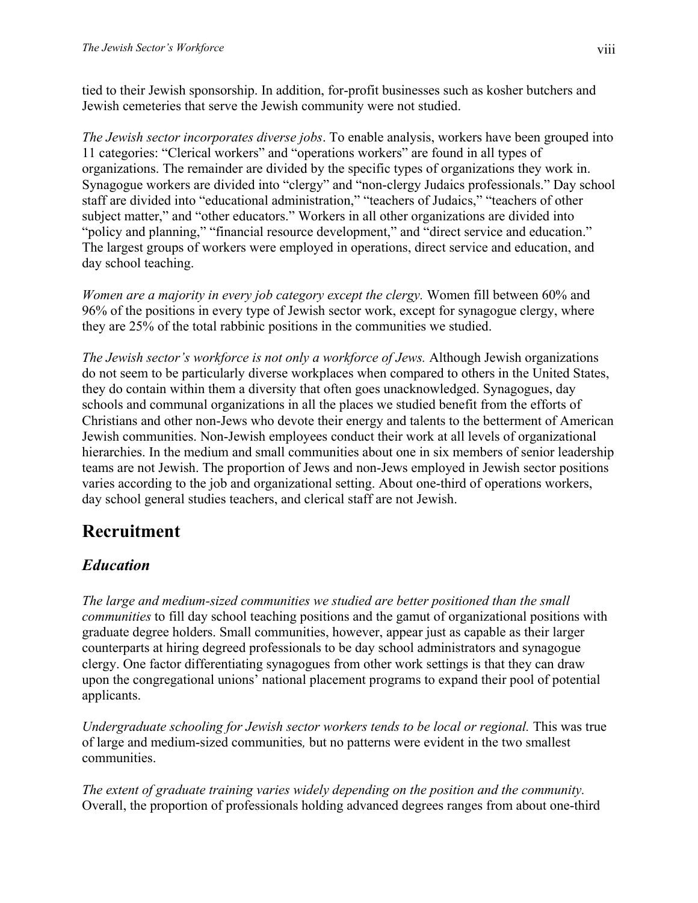tied to their Jewish sponsorship. In addition, for-profit businesses such as kosher butchers and Jewish cemeteries that serve the Jewish community were not studied.

*The Jewish sector incorporates diverse jobs*. To enable analysis, workers have been grouped into 11 categories: "Clerical workers" and "operations workers" are found in all types of organizations. The remainder are divided by the specific types of organizations they work in. Synagogue workers are divided into "clergy" and "non-clergy Judaics professionals." Day school staff are divided into "educational administration," "teachers of Judaics," "teachers of other subject matter," and "other educators." Workers in all other organizations are divided into "policy and planning," "financial resource development," and "direct service and education." The largest groups of workers were employed in operations, direct service and education, and day school teaching.

*Women are a majority in every job category except the clergy.* Women fill between 60% and 96% of the positions in every type of Jewish sector work, except for synagogue clergy, where they are 25% of the total rabbinic positions in the communities we studied.

*The Jewish sector's workforce is not only a workforce of Jews.* Although Jewish organizations do not seem to be particularly diverse workplaces when compared to others in the United States, they do contain within them a diversity that often goes unacknowledged. Synagogues, day schools and communal organizations in all the places we studied benefit from the efforts of Christians and other non-Jews who devote their energy and talents to the betterment of American Jewish communities. Non-Jewish employees conduct their work at all levels of organizational hierarchies. In the medium and small communities about one in six members of senior leadership teams are not Jewish. The proportion of Jews and non-Jews employed in Jewish sector positions varies according to the job and organizational setting. About one-third of operations workers, day school general studies teachers, and clerical staff are not Jewish.

## Recruitment

### *Education*

*The large and medium-sized communities we studied are better positioned than the small communities* to fill day school teaching positions and the gamut of organizational positions with graduate degree holders. Small communities, however, appear just as capable as their larger counterparts at hiring degreed professionals to be day school administrators and synagogue clergy. One factor differentiating synagogues from other work settings is that they can draw upon the congregational unions' national placement programs to expand their pool of potential applicants.

*Undergraduate schooling for Jewish sector workers tends to be local or regional.* This was true of large and medium-sized communities*,* but no patterns were evident in the two smallest communities.

*The extent of graduate training varies widely depending on the position and the community.* Overall, the proportion of professionals holding advanced degrees ranges from about one-third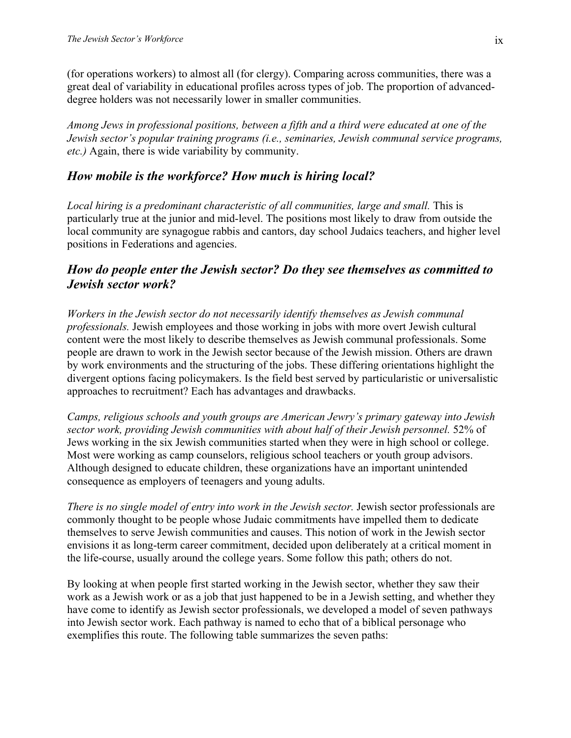(for operations workers) to almost all (for clergy). Comparing across communities, there was a great deal of variability in educational profiles across types of job. The proportion of advanced-degree holders was not necessarily lower in smaller communities.

*Among Jews in professional positions, between a fifth and a third were educated at one of the Jewish sector's popular training programs (i.e., seminaries, Jewish communal service programs, etc.)* Again, there is wide variability by community.

## *How mobile is the workforce? How much is hiring local?*

*Local hiring is a predominant characteristic of all communities, large and small.* This is particularly true at the junior and mid-level. The positions most likely to draw from outside the local community are synagogue rabbis and cantors, day school Judaics teachers, and higher level positions in Federations and agencies.

## *How do people enter the Jewish sector? Do they see themselves as committed to Jewish sector work?*

*Workers in the Jewish sector do not necessarily identify themselves as Jewish communal professionals.* Jewish employees and those working in jobs with more overt Jewish cultural content were the most likely to describe themselves as Jewish communal professionals. Some people are drawn to work in the Jewish sector because of the Jewish mission. Others are drawn by work environments and the structuring of the jobs. These differing orientations highlight the divergent options facing policymakers. Is the field best served by particularistic or universalistic approaches to recruitment? Each has advantages and drawbacks.

*Camps, religious schools and youth groups are American Jewry's primary gateway into Jewish sector work, providing Jewish communities with about half of their Jewish personnel.* 52% of Jews working in the six Jewish communities started when they were in high school or college. Most were working as camp counselors, religious school teachers or youth group advisors. Although designed to educate children, these organizations have an important unintended consequence as employers of teenagers and young adults.

*There is no single model of entry into work in the Jewish sector.* Jewish sector professionals are commonly thought to be people whose Judaic commitments have impelled them to dedicate themselves to serve Jewish communities and causes. This notion of work in the Jewish sector envisions it as long-term career commitment, decided upon deliberately at a critical moment in the life-course, usually around the college years. Some follow this path; others do not.

By looking at when people first started working in the Jewish sector, whether they saw their work as a Jewish work or as a job that just happened to be in a Jewish setting, and whether they have come to identify as Jewish sector professionals, we developed a model of seven pathways into Jewish sector work. Each pathway is named to echo that of a biblical personage who exemplifies this route. The following table summarizes the seven paths: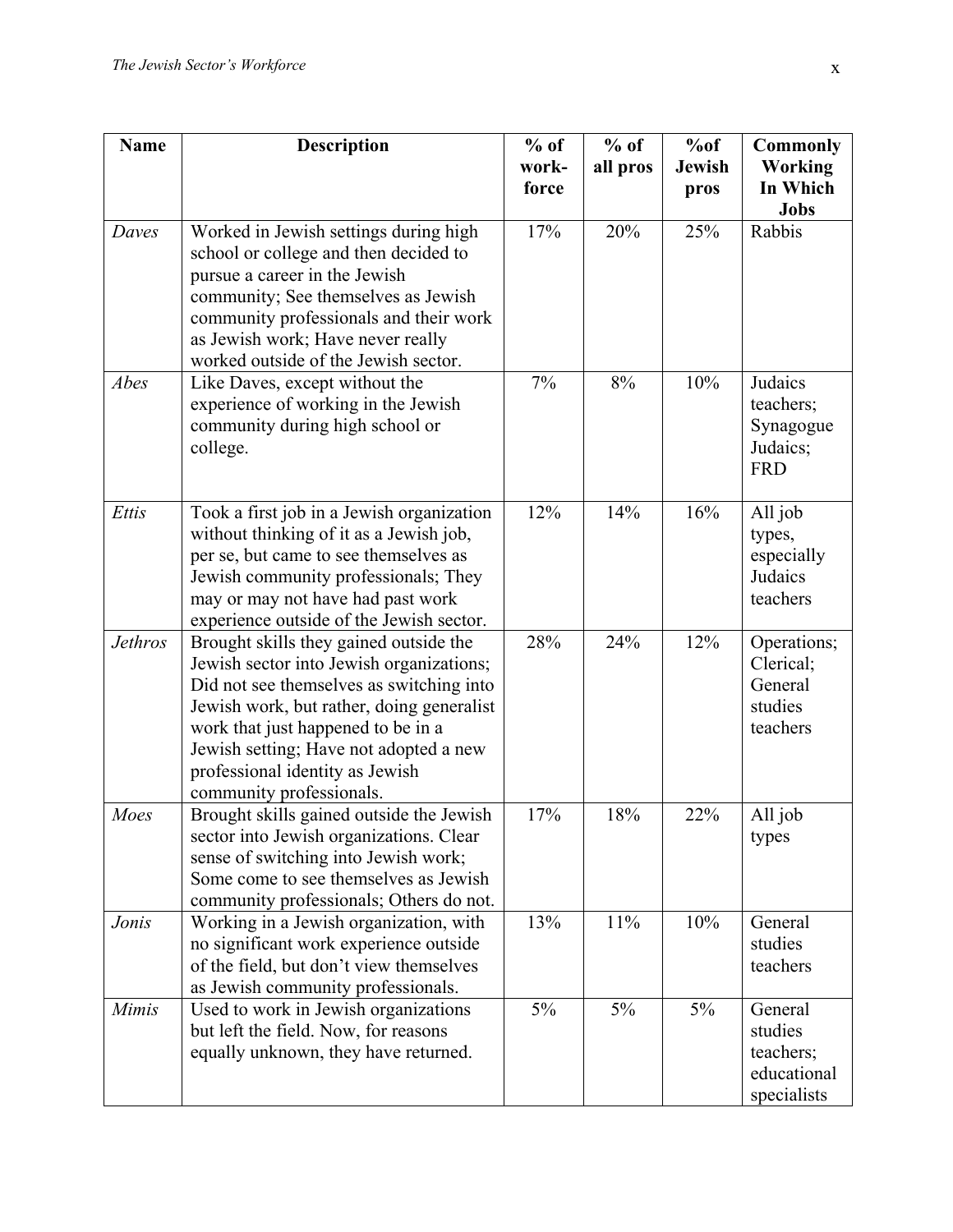| Name | Description | % of work-force | % of all pros | %of Jewish pros | Commonly Working In Which Jobs |
|---|---|---|---|---|---|
| *Daves* | Worked in Jewish settings during high school or college and then decided to pursue a career in the Jewish community; See themselves as Jewish community professionals and their work as Jewish work; Have never really worked outside of the Jewish sector. | 17% | 20% | 25% | Rabbis |
| *Abes* | Like Daves, except without the experience of working in the Jewish community during high school or college. | 7% | 8% | 10% | Judaics teachers; Synagogue Judaics; FRD |
| *Ettis* | Took a first job in a Jewish organization without thinking of it as a Jewish job, per se, but came to see themselves as Jewish community professionals; They may or may not have had past work experience outside of the Jewish sector. | 12% | 14% | 16% | All job types, especially Judaics teachers |
| *Jethros* | Brought skills they gained outside the Jewish sector into Jewish organizations; Did not see themselves as switching into Jewish work, but rather, doing generalist work that just happened to be in a Jewish setting; Have not adopted a new professional identity as Jewish community professionals. | 28% | 24% | 12% | Operations; Clerical; General studies teachers |
| *Moes* | Brought skills gained outside the Jewish sector into Jewish organizations. Clear sense of switching into Jewish work; Some come to see themselves as Jewish community professionals; Others do not. | 17% | 18% | 22% | All job types |
| *Jonis* | Working in a Jewish organization, with no significant work experience outside of the field, but don't view themselves as Jewish community professionals. | 13% | 11% | 10% | General studies teachers |
| *Mimis* | Used to work in Jewish organizations but left the field. Now, for reasons equally unknown, they have returned. | 5% | 5% | 5% | General studies teachers; educational specialists |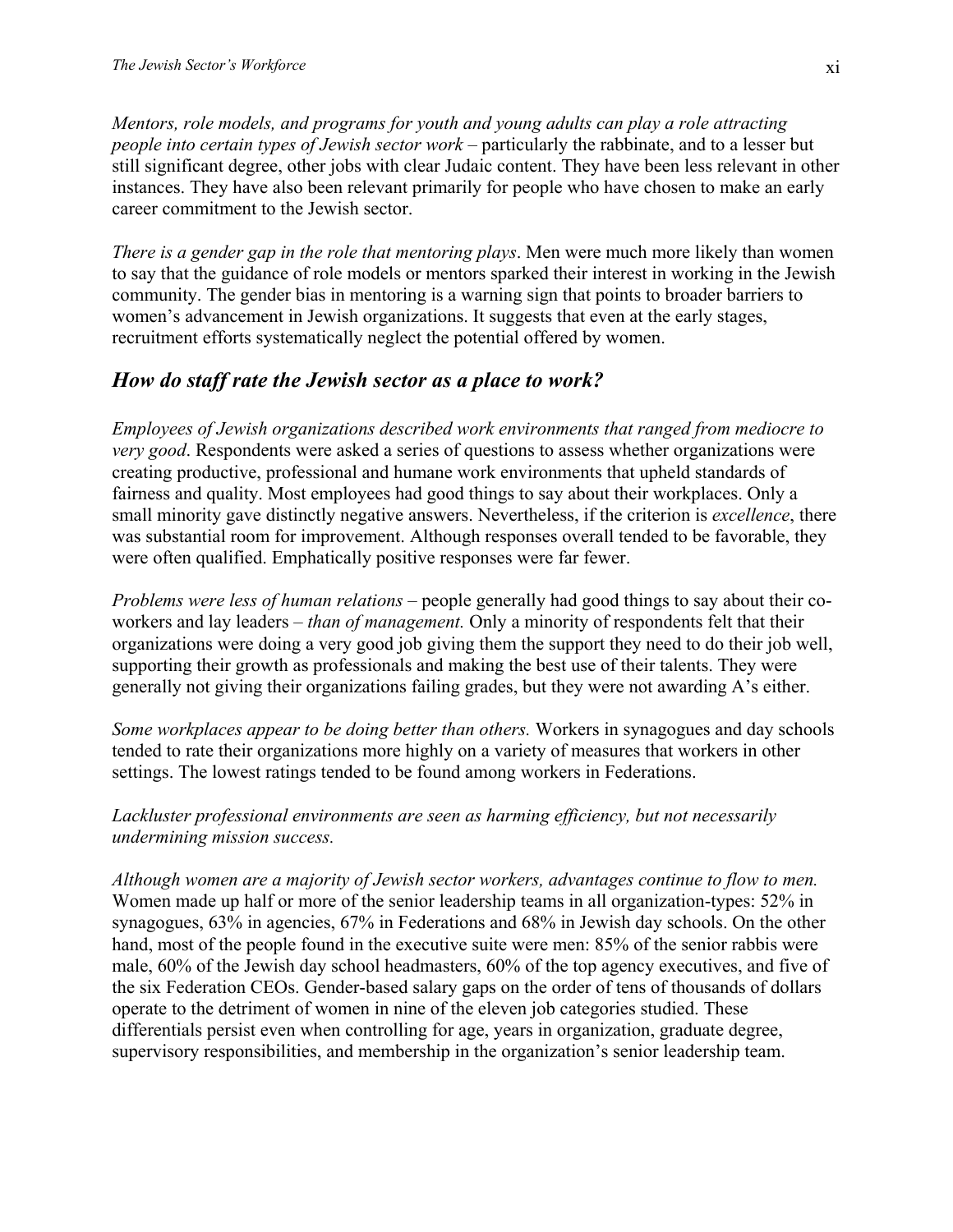*Mentors, role models, and programs for youth and young adults can play a role attracting people into certain types of Jewish sector work* – particularly the rabbinate, and to a lesser but still significant degree, other jobs with clear Judaic content. They have been less relevant in other instances. They have also been relevant primarily for people who have chosen to make an early career commitment to the Jewish sector.

*There is a gender gap in the role that mentoring plays*. Men were much more likely than women to say that the guidance of role models or mentors sparked their interest in working in the Jewish community. The gender bias in mentoring is a warning sign that points to broader barriers to women's advancement in Jewish organizations. It suggests that even at the early stages, recruitment efforts systematically neglect the potential offered by women.

## *How do staff rate the Jewish sector as a place to work?*

*Employees of Jewish organizations described work environments that ranged from mediocre to very good*. Respondents were asked a series of questions to assess whether organizations were creating productive, professional and humane work environments that upheld standards of fairness and quality. Most employees had good things to say about their workplaces. Only a small minority gave distinctly negative answers. Nevertheless, if the criterion is *excellence*, there was substantial room for improvement. Although responses overall tended to be favorable, they were often qualified. Emphatically positive responses were far fewer.

*Problems were less of human relations* – people generally had good things to say about their co-workers and lay leaders – *than of management.* Only a minority of respondents felt that their organizations were doing a very good job giving them the support they need to do their job well, supporting their growth as professionals and making the best use of their talents. They were generally not giving their organizations failing grades, but they were not awarding A's either.

*Some workplaces appear to be doing better than others.* Workers in synagogues and day schools tended to rate their organizations more highly on a variety of measures that workers in other settings. The lowest ratings tended to be found among workers in Federations.

*Lackluster professional environments are seen as harming efficiency, but not necessarily undermining mission success.*

*Although women are a majority of Jewish sector workers, advantages continue to flow to men.* Women made up half or more of the senior leadership teams in all organization-types: 52% in synagogues, 63% in agencies, 67% in Federations and 68% in Jewish day schools. On the other hand, most of the people found in the executive suite were men: 85% of the senior rabbis were male, 60% of the Jewish day school headmasters, 60% of the top agency executives, and five of the six Federation CEOs. Gender-based salary gaps on the order of tens of thousands of dollars operate to the detriment of women in nine of the eleven job categories studied. These differentials persist even when controlling for age, years in organization, graduate degree, supervisory responsibilities, and membership in the organization's senior leadership team.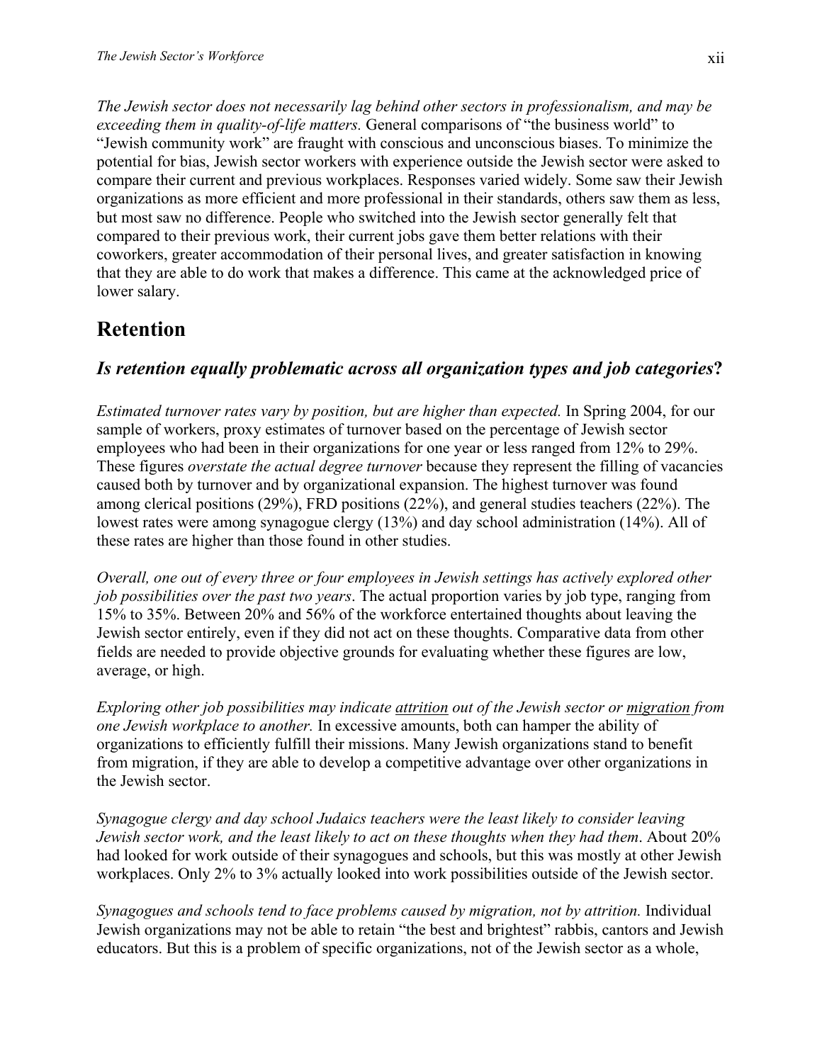*The Jewish sector does not necessarily lag behind other sectors in professionalism, and may be exceeding them in quality-of-life matters.* General comparisons of "the business world" to "Jewish community work" are fraught with conscious and unconscious biases. To minimize the potential for bias, Jewish sector workers with experience outside the Jewish sector were asked to compare their current and previous workplaces. Responses varied widely. Some saw their Jewish organizations as more efficient and more professional in their standards, others saw them as less, but most saw no difference. People who switched into the Jewish sector generally felt that compared to their previous work, their current jobs gave them better relations with their coworkers, greater accommodation of their personal lives, and greater satisfaction in knowing that they are able to do work that makes a difference. This came at the acknowledged price of lower salary.

## Retention

### *Is retention equally problematic across all organization types and job categories?*

*Estimated turnover rates vary by position, but are higher than expected.* In Spring 2004, for our sample of workers, proxy estimates of turnover based on the percentage of Jewish sector employees who had been in their organizations for one year or less ranged from 12% to 29%. These figures *overstate the actual degree turnover* because they represent the filling of vacancies caused both by turnover and by organizational expansion. The highest turnover was found among clerical positions (29%), FRD positions (22%), and general studies teachers (22%). The lowest rates were among synagogue clergy (13%) and day school administration (14%). All of these rates are higher than those found in other studies.

*Overall, one out of every three or four employees in Jewish settings has actively explored other job possibilities over the past two years*. The actual proportion varies by job type, ranging from 15% to 35%. Between 20% and 56% of the workforce entertained thoughts about leaving the Jewish sector entirely, even if they did not act on these thoughts. Comparative data from other fields are needed to provide objective grounds for evaluating whether these figures are low, average, or high.

*Exploring other job possibilities may indicate <u>attrition</u> out of the Jewish sector or <u>migration</u> from one Jewish workplace to another.* In excessive amounts, both can hamper the ability of organizations to efficiently fulfill their missions. Many Jewish organizations stand to benefit from migration, if they are able to develop a competitive advantage over other organizations in the Jewish sector.

*Synagogue clergy and day school Judaics teachers were the least likely to consider leaving Jewish sector work, and the least likely to act on these thoughts when they had them*. About 20% had looked for work outside of their synagogues and schools, but this was mostly at other Jewish workplaces. Only 2% to 3% actually looked into work possibilities outside of the Jewish sector.

*Synagogues and schools tend to face problems caused by migration, not by attrition.* Individual Jewish organizations may not be able to retain "the best and brightest" rabbis, cantors and Jewish educators. But this is a problem of specific organizations, not of the Jewish sector as a whole,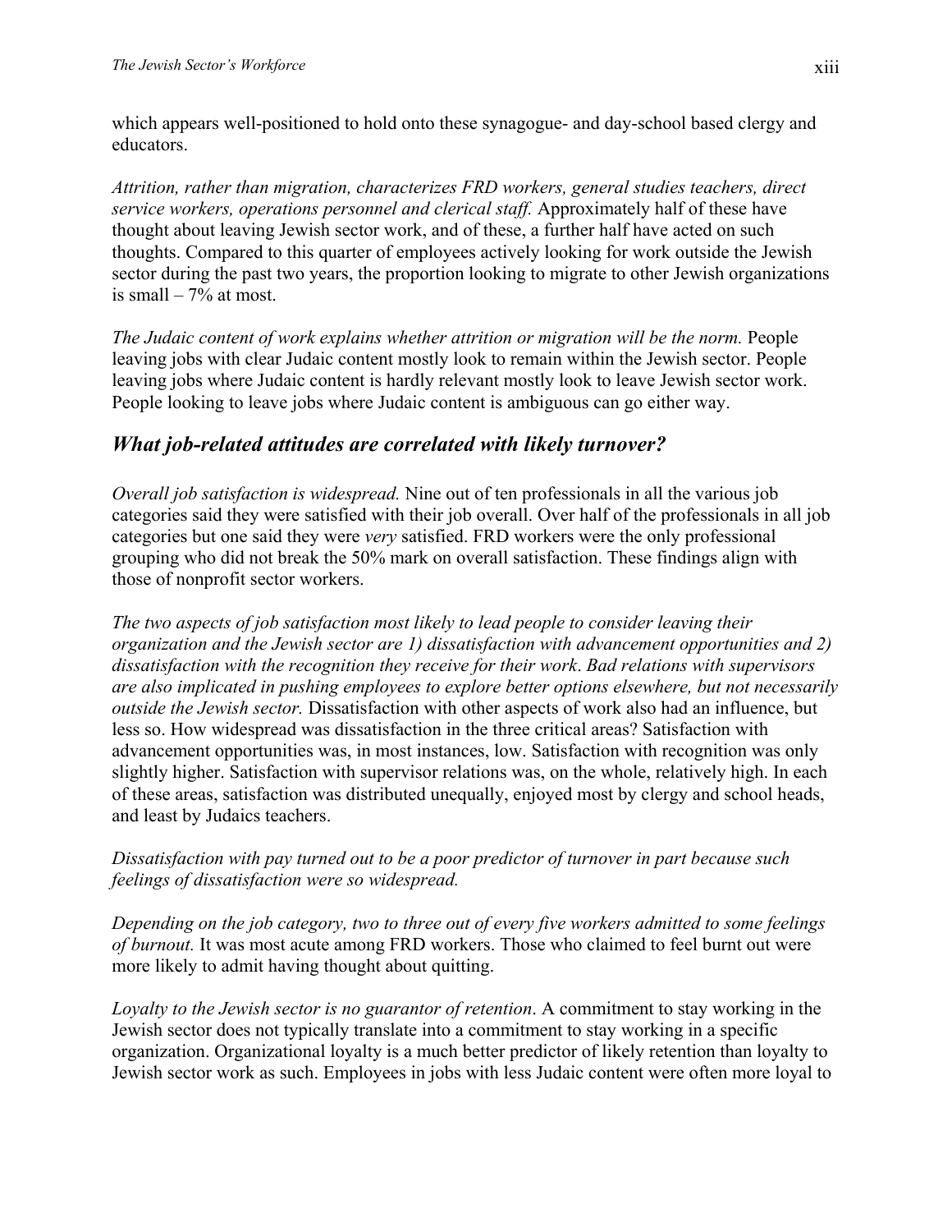which appears well-positioned to hold onto these synagogue- and day-school based clergy and educators.

*Attrition, rather than migration, characterizes FRD workers, general studies teachers, direct service workers, operations personnel and clerical staff.* Approximately half of these have thought about leaving Jewish sector work, and of these, a further half have acted on such thoughts. Compared to this quarter of employees actively looking for work outside the Jewish sector during the past two years, the proportion looking to migrate to other Jewish organizations is small – 7% at most.

*The Judaic content of work explains whether attrition or migration will be the norm.* People leaving jobs with clear Judaic content mostly look to remain within the Jewish sector. People leaving jobs where Judaic content is hardly relevant mostly look to leave Jewish sector work. People looking to leave jobs where Judaic content is ambiguous can go either way.

## *What job-related attitudes are correlated with likely turnover?*

*Overall job satisfaction is widespread.* Nine out of ten professionals in all the various job categories said they were satisfied with their job overall. Over half of the professionals in all job categories but one said they were *very* satisfied. FRD workers were the only professional grouping who did not break the 50% mark on overall satisfaction. These findings align with those of nonprofit sector workers.

*The two aspects of job satisfaction most likely to lead people to consider leaving their organization and the Jewish sector are 1) dissatisfaction with advancement opportunities and 2) dissatisfaction with the recognition they receive for their work. Bad relations with supervisors are also implicated in pushing employees to explore better options elsewhere, but not necessarily outside the Jewish sector.* Dissatisfaction with other aspects of work also had an influence, but less so. How widespread was dissatisfaction in the three critical areas? Satisfaction with advancement opportunities was, in most instances, low. Satisfaction with recognition was only slightly higher. Satisfaction with supervisor relations was, on the whole, relatively high. In each of these areas, satisfaction was distributed unequally, enjoyed most by clergy and school heads, and least by Judaics teachers.

*Dissatisfaction with pay turned out to be a poor predictor of turnover in part because such feelings of dissatisfaction were so widespread.*

*Depending on the job category, two to three out of every five workers admitted to some feelings of burnout.* It was most acute among FRD workers. Those who claimed to feel burnt out were more likely to admit having thought about quitting.

*Loyalty to the Jewish sector is no guarantor of retention*. A commitment to stay working in the Jewish sector does not typically translate into a commitment to stay working in a specific organization. Organizational loyalty is a much better predictor of likely retention than loyalty to Jewish sector work as such. Employees in jobs with less Judaic content were often more loyal to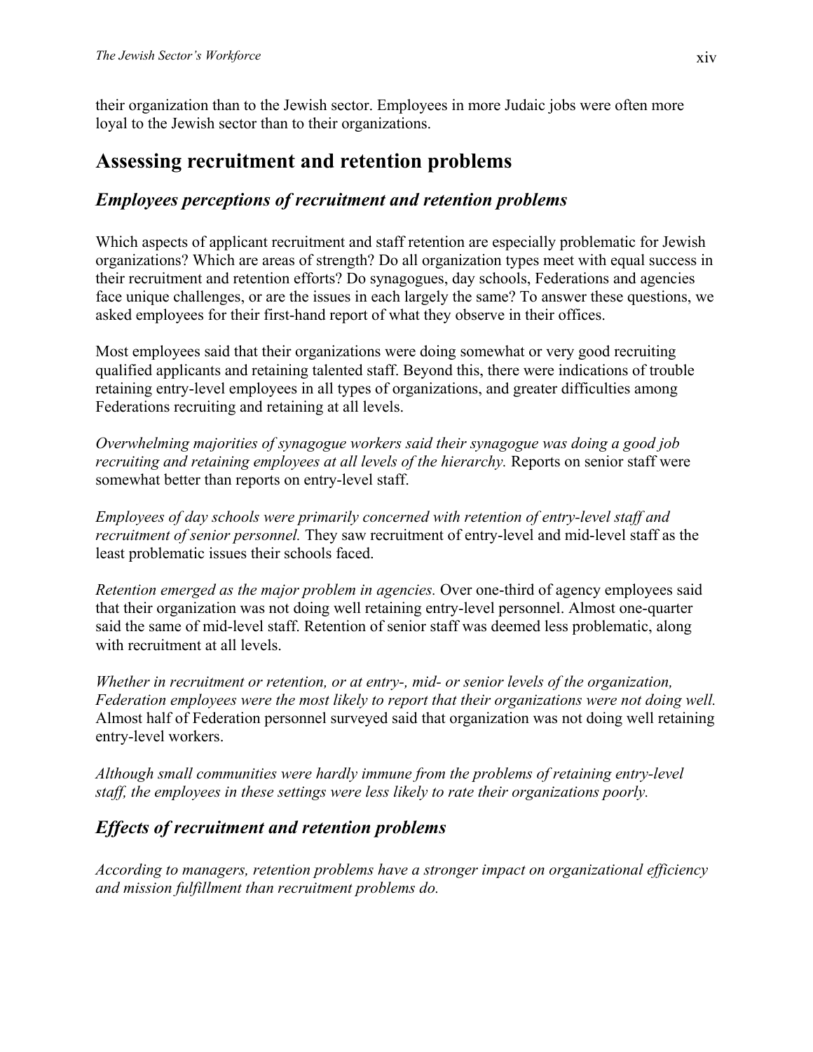their organization than to the Jewish sector. Employees in more Judaic jobs were often more loyal to the Jewish sector than to their organizations.

## Assessing recruitment and retention problems

### *Employees perceptions of recruitment and retention problems*

Which aspects of applicant recruitment and staff retention are especially problematic for Jewish organizations? Which are areas of strength? Do all organization types meet with equal success in their recruitment and retention efforts? Do synagogues, day schools, Federations and agencies face unique challenges, or are the issues in each largely the same? To answer these questions, we asked employees for their first-hand report of what they observe in their offices.

Most employees said that their organizations were doing somewhat or very good recruiting qualified applicants and retaining talented staff. Beyond this, there were indications of trouble retaining entry-level employees in all types of organizations, and greater difficulties among Federations recruiting and retaining at all levels.

*Overwhelming majorities of synagogue workers said their synagogue was doing a good job recruiting and retaining employees at all levels of the hierarchy.* Reports on senior staff were somewhat better than reports on entry-level staff.

*Employees of day schools were primarily concerned with retention of entry-level staff and recruitment of senior personnel.* They saw recruitment of entry-level and mid-level staff as the least problematic issues their schools faced.

*Retention emerged as the major problem in agencies.* Over one-third of agency employees said that their organization was not doing well retaining entry-level personnel. Almost one-quarter said the same of mid-level staff. Retention of senior staff was deemed less problematic, along with recruitment at all levels.

*Whether in recruitment or retention, or at entry-, mid- or senior levels of the organization, Federation employees were the most likely to report that their organizations were not doing well.* Almost half of Federation personnel surveyed said that organization was not doing well retaining entry-level workers.

*Although small communities were hardly immune from the problems of retaining entry-level staff, the employees in these settings were less likely to rate their organizations poorly.*

### *Effects of recruitment and retention problems*

*According to managers, retention problems have a stronger impact on organizational efficiency and mission fulfillment than recruitment problems do.*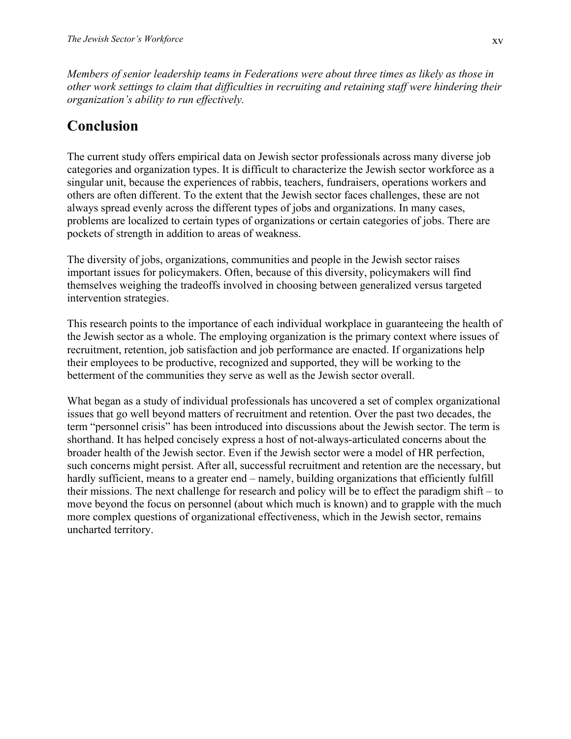*Members of senior leadership teams in Federations were about three times as likely as those in other work settings to claim that difficulties in recruiting and retaining staff were hindering their organization's ability to run effectively.*

## Conclusion

The current study offers empirical data on Jewish sector professionals across many diverse job categories and organization types. It is difficult to characterize the Jewish sector workforce as a singular unit, because the experiences of rabbis, teachers, fundraisers, operations workers and others are often different. To the extent that the Jewish sector faces challenges, these are not always spread evenly across the different types of jobs and organizations. In many cases, problems are localized to certain types of organizations or certain categories of jobs. There are pockets of strength in addition to areas of weakness.

The diversity of jobs, organizations, communities and people in the Jewish sector raises important issues for policymakers. Often, because of this diversity, policymakers will find themselves weighing the tradeoffs involved in choosing between generalized versus targeted intervention strategies.

This research points to the importance of each individual workplace in guaranteeing the health of the Jewish sector as a whole. The employing organization is the primary context where issues of recruitment, retention, job satisfaction and job performance are enacted. If organizations help their employees to be productive, recognized and supported, they will be working to the betterment of the communities they serve as well as the Jewish sector overall.

What began as a study of individual professionals has uncovered a set of complex organizational issues that go well beyond matters of recruitment and retention. Over the past two decades, the term "personnel crisis" has been introduced into discussions about the Jewish sector. The term is shorthand. It has helped concisely express a host of not-always-articulated concerns about the broader health of the Jewish sector. Even if the Jewish sector were a model of HR perfection, such concerns might persist. After all, successful recruitment and retention are the necessary, but hardly sufficient, means to a greater end – namely, building organizations that efficiently fulfill their missions. The next challenge for research and policy will be to effect the paradigm shift – to move beyond the focus on personnel (about which much is known) and to grapple with the much more complex questions of organizational effectiveness, which in the Jewish sector, remains uncharted territory.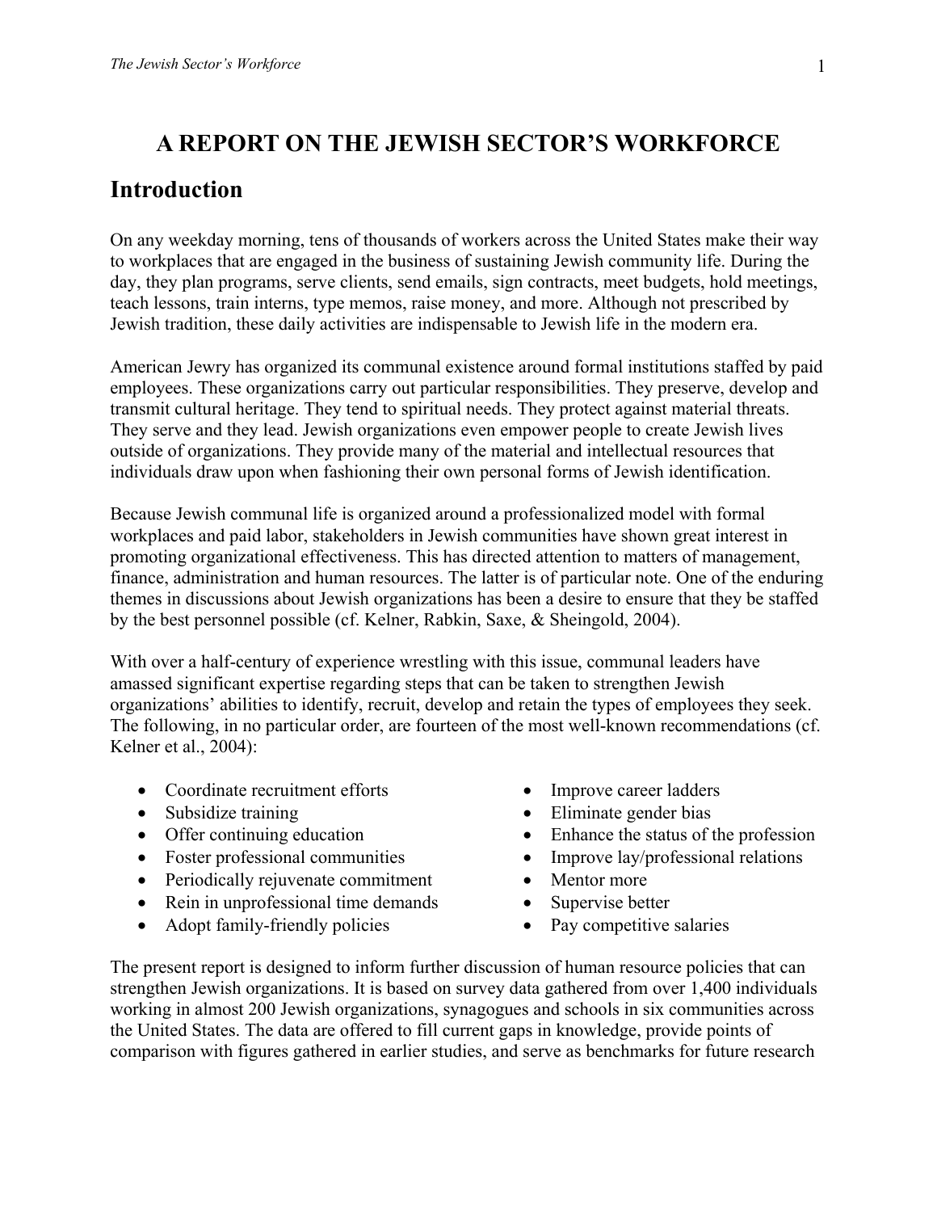# A REPORT ON THE JEWISH SECTOR'S WORKFORCE

## Introduction

On any weekday morning, tens of thousands of workers across the United States make their way to workplaces that are engaged in the business of sustaining Jewish community life. During the day, they plan programs, serve clients, send emails, sign contracts, meet budgets, hold meetings, teach lessons, train interns, type memos, raise money, and more. Although not prescribed by Jewish tradition, these daily activities are indispensable to Jewish life in the modern era.

American Jewry has organized its communal existence around formal institutions staffed by paid employees. These organizations carry out particular responsibilities. They preserve, develop and transmit cultural heritage. They tend to spiritual needs. They protect against material threats. They serve and they lead. Jewish organizations even empower people to create Jewish lives outside of organizations. They provide many of the material and intellectual resources that individuals draw upon when fashioning their own personal forms of Jewish identification.

Because Jewish communal life is organized around a professionalized model with formal workplaces and paid labor, stakeholders in Jewish communities have shown great interest in promoting organizational effectiveness. This has directed attention to matters of management, finance, administration and human resources. The latter is of particular note. One of the enduring themes in discussions about Jewish organizations has been a desire to ensure that they be staffed by the best personnel possible (cf. Kelner, Rabkin, Saxe, & Sheingold, 2004).

With over a half-century of experience wrestling with this issue, communal leaders have amassed significant expertise regarding steps that can be taken to strengthen Jewish organizations' abilities to identify, recruit, develop and retain the types of employees they seek. The following, in no particular order, are fourteen of the most well-known recommendations (cf. Kelner et al., 2004):

- Coordinate recruitment efforts
- Subsidize training
- Offer continuing education
- Foster professional communities
- Periodically rejuvenate commitment
- Rein in unprofessional time demands
- Adopt family-friendly policies
- Improve career ladders
- Eliminate gender bias
- Enhance the status of the profession
- Improve lay/professional relations
- Mentor more
- Supervise better
- Pay competitive salaries

The present report is designed to inform further discussion of human resource policies that can strengthen Jewish organizations. It is based on survey data gathered from over 1,400 individuals working in almost 200 Jewish organizations, synagogues and schools in six communities across the United States. The data are offered to fill current gaps in knowledge, provide points of comparison with figures gathered in earlier studies, and serve as benchmarks for future research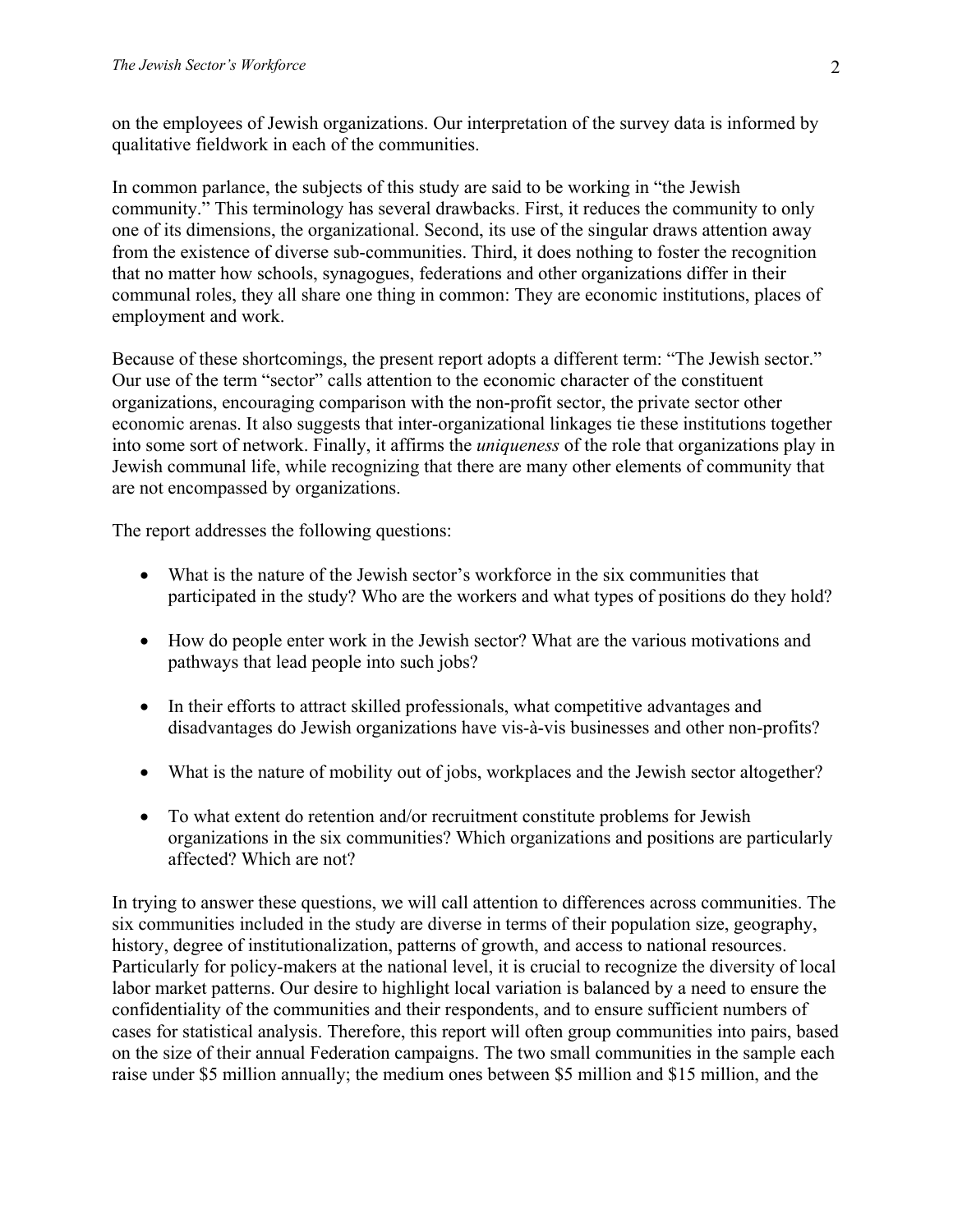on the employees of Jewish organizations. Our interpretation of the survey data is informed by qualitative fieldwork in each of the communities.

In common parlance, the subjects of this study are said to be working in "the Jewish community." This terminology has several drawbacks. First, it reduces the community to only one of its dimensions, the organizational. Second, its use of the singular draws attention away from the existence of diverse sub-communities. Third, it does nothing to foster the recognition that no matter how schools, synagogues, federations and other organizations differ in their communal roles, they all share one thing in common: They are economic institutions, places of employment and work.

Because of these shortcomings, the present report adopts a different term: "The Jewish sector." Our use of the term "sector" calls attention to the economic character of the constituent organizations, encouraging comparison with the non-profit sector, the private sector other economic arenas. It also suggests that inter-organizational linkages tie these institutions together into some sort of network. Finally, it affirms the *uniqueness* of the role that organizations play in Jewish communal life, while recognizing that there are many other elements of community that are not encompassed by organizations.

The report addresses the following questions:

- What is the nature of the Jewish sector's workforce in the six communities that participated in the study? Who are the workers and what types of positions do they hold?
- How do people enter work in the Jewish sector? What are the various motivations and pathways that lead people into such jobs?
- In their efforts to attract skilled professionals, what competitive advantages and disadvantages do Jewish organizations have vis-à-vis businesses and other non-profits?
- What is the nature of mobility out of jobs, workplaces and the Jewish sector altogether?
- To what extent do retention and/or recruitment constitute problems for Jewish organizations in the six communities? Which organizations and positions are particularly affected? Which are not?

In trying to answer these questions, we will call attention to differences across communities. The six communities included in the study are diverse in terms of their population size, geography, history, degree of institutionalization, patterns of growth, and access to national resources. Particularly for policy-makers at the national level, it is crucial to recognize the diversity of local labor market patterns. Our desire to highlight local variation is balanced by a need to ensure the confidentiality of the communities and their respondents, and to ensure sufficient numbers of cases for statistical analysis. Therefore, this report will often group communities into pairs, based on the size of their annual Federation campaigns. The two small communities in the sample each raise under \$5 million annually; the medium ones between \$5 million and \$15 million, and the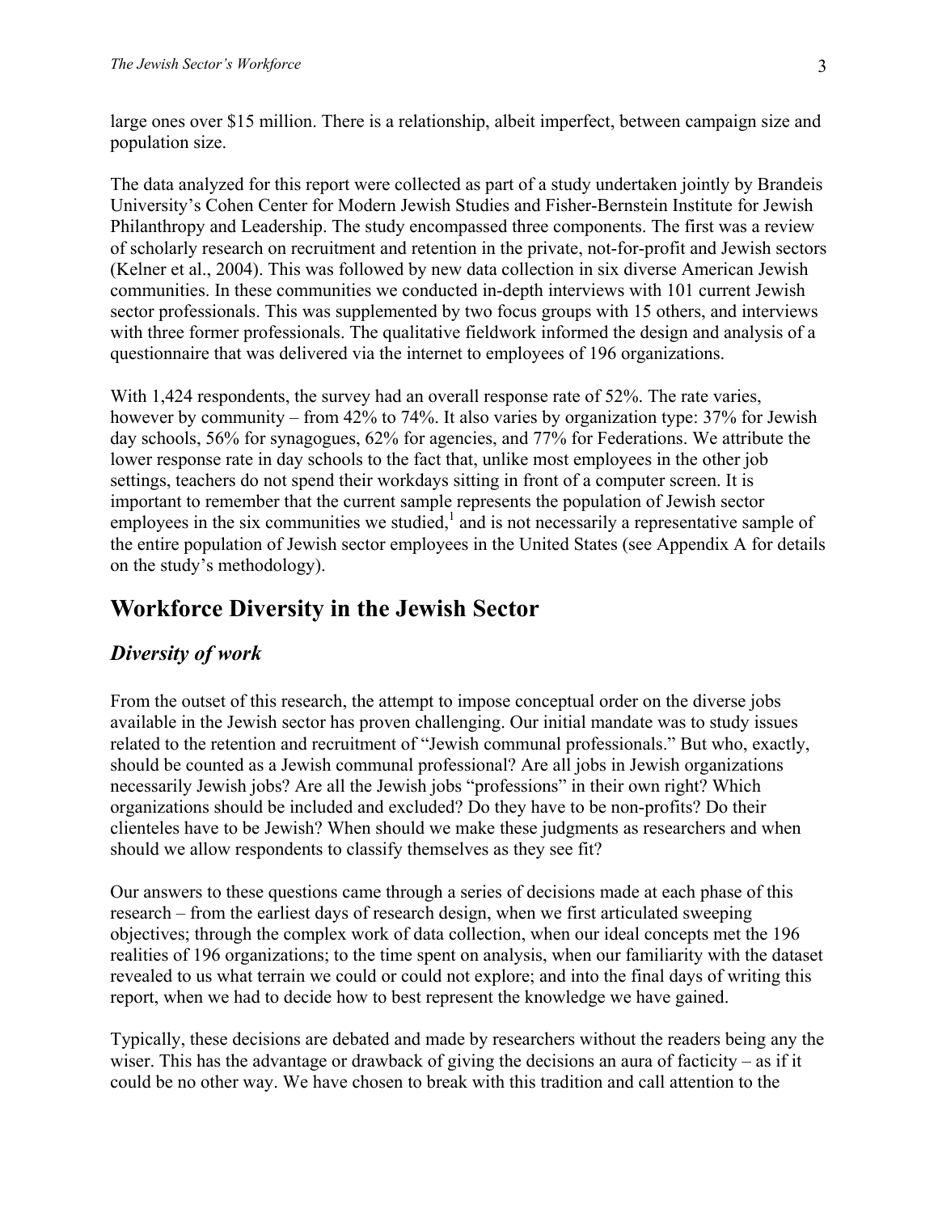large ones over $15 million. There is a relationship, albeit imperfect, between campaign size and population size.

The data analyzed for this report were collected as part of a study undertaken jointly by Brandeis University's Cohen Center for Modern Jewish Studies and Fisher-Bernstein Institute for Jewish Philanthropy and Leadership. The study encompassed three components. The first was a review of scholarly research on recruitment and retention in the private, not-for-profit and Jewish sectors (Kelner et al., 2004). This was followed by new data collection in six diverse American Jewish communities. In these communities we conducted in-depth interviews with 101 current Jewish sector professionals. This was supplemented by two focus groups with 15 others, and interviews with three former professionals. The qualitative fieldwork informed the design and analysis of a questionnaire that was delivered via the internet to employees of 196 organizations.

With 1,424 respondents, the survey had an overall response rate of 52%. The rate varies, however by community – from 42% to 74%. It also varies by organization type: 37% for Jewish day schools, 56% for synagogues, 62% for agencies, and 77% for Federations. We attribute the lower response rate in day schools to the fact that, unlike most employees in the other job settings, teachers do not spend their workdays sitting in front of a computer screen. It is important to remember that the current sample represents the population of Jewish sector employees in the six communities we studied,[1] and is not necessarily a representative sample of the entire population of Jewish sector employees in the United States (see Appendix A for details on the study's methodology).

## Workforce Diversity in the Jewish Sector

### *Diversity of work*

From the outset of this research, the attempt to impose conceptual order on the diverse jobs available in the Jewish sector has proven challenging. Our initial mandate was to study issues related to the retention and recruitment of "Jewish communal professionals." But who, exactly, should be counted as a Jewish communal professional? Are all jobs in Jewish organizations necessarily Jewish jobs? Are all the Jewish jobs "professions" in their own right? Which organizations should be included and excluded? Do they have to be non-profits? Do their clienteles have to be Jewish? When should we make these judgments as researchers and when should we allow respondents to classify themselves as they see fit?

Our answers to these questions came through a series of decisions made at each phase of this research – from the earliest days of research design, when we first articulated sweeping objectives; through the complex work of data collection, when our ideal concepts met the 196 realities of 196 organizations; to the time spent on analysis, when our familiarity with the dataset revealed to us what terrain we could or could not explore; and into the final days of writing this report, when we had to decide how to best represent the knowledge we have gained.

Typically, these decisions are debated and made by researchers without the readers being any the wiser. This has the advantage or drawback of giving the decisions an aura of facticity – as if it could be no other way. We have chosen to break with this tradition and call attention to the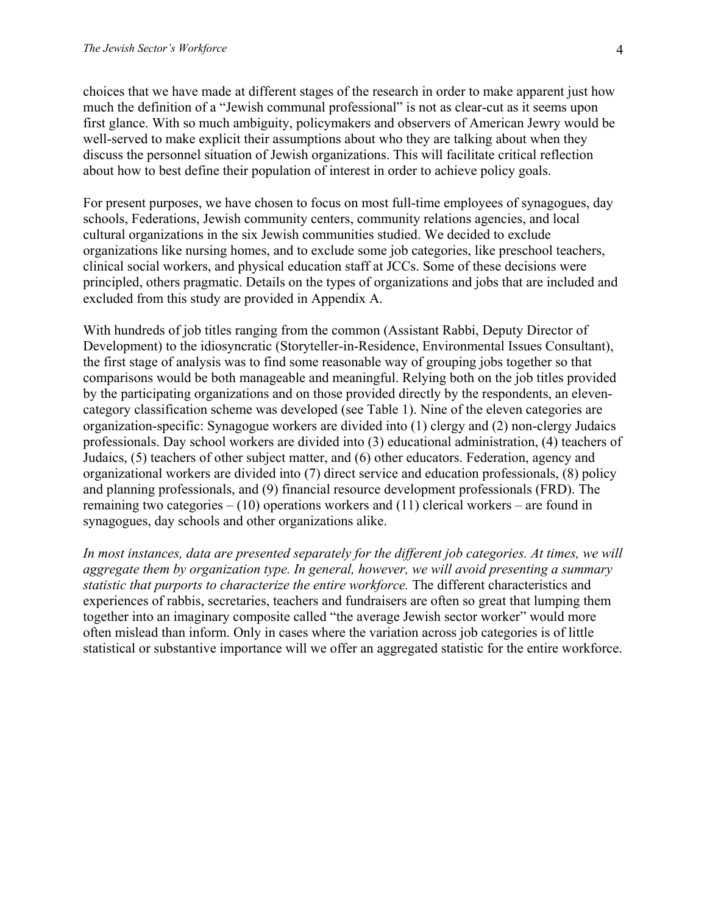choices that we have made at different stages of the research in order to make apparent just how much the definition of a "Jewish communal professional" is not as clear-cut as it seems upon first glance. With so much ambiguity, policymakers and observers of American Jewry would be well-served to make explicit their assumptions about who they are talking about when they discuss the personnel situation of Jewish organizations. This will facilitate critical reflection about how to best define their population of interest in order to achieve policy goals.

For present purposes, we have chosen to focus on most full-time employees of synagogues, day schools, Federations, Jewish community centers, community relations agencies, and local cultural organizations in the six Jewish communities studied. We decided to exclude organizations like nursing homes, and to exclude some job categories, like preschool teachers, clinical social workers, and physical education staff at JCCs. Some of these decisions were principled, others pragmatic. Details on the types of organizations and jobs that are included and excluded from this study are provided in Appendix A.

With hundreds of job titles ranging from the common (Assistant Rabbi, Deputy Director of Development) to the idiosyncratic (Storyteller-in-Residence, Environmental Issues Consultant), the first stage of analysis was to find some reasonable way of grouping jobs together so that comparisons would be both manageable and meaningful. Relying both on the job titles provided by the participating organizations and on those provided directly by the respondents, an eleven-category classification scheme was developed (see Table 1). Nine of the eleven categories are organization-specific: Synagogue workers are divided into (1) clergy and (2) non-clergy Judaics professionals. Day school workers are divided into (3) educational administration, (4) teachers of Judaics, (5) teachers of other subject matter, and (6) other educators. Federation, agency and organizational workers are divided into (7) direct service and education professionals, (8) policy and planning professionals, and (9) financial resource development professionals (FRD). The remaining two categories – (10) operations workers and (11) clerical workers – are found in synagogues, day schools and other organizations alike.

*In most instances, data are presented separately for the different job categories. At times, we will aggregate them by organization type. In general, however, we will avoid presenting a summary statistic that purports to characterize the entire workforce.* The different characteristics and experiences of rabbis, secretaries, teachers and fundraisers are often so great that lumping them together into an imaginary composite called "the average Jewish sector worker" would more often mislead than inform. Only in cases where the variation across job categories is of little statistical or substantive importance will we offer an aggregated statistic for the entire workforce.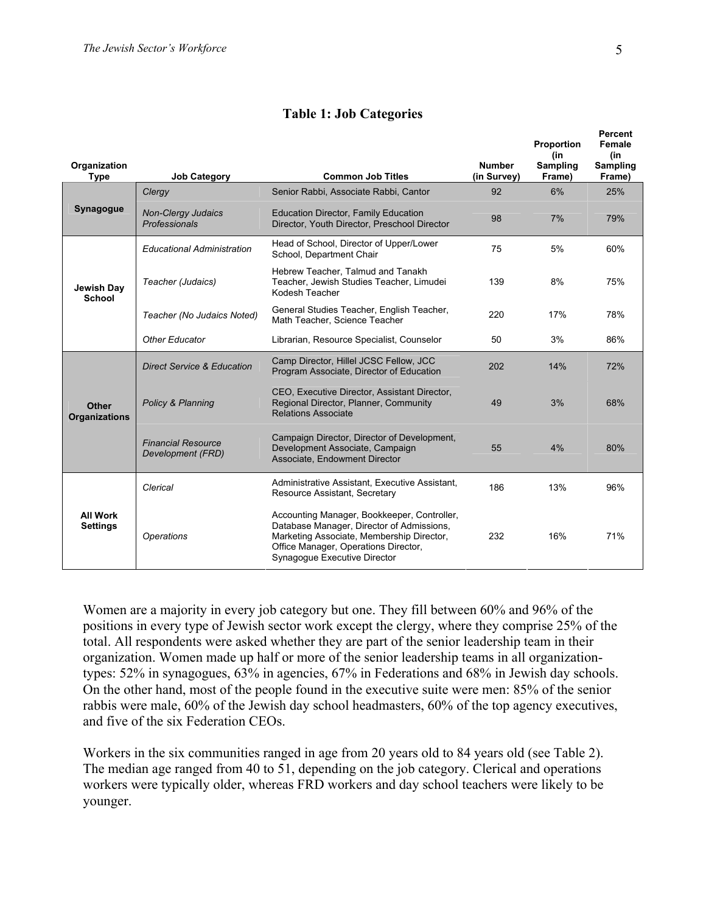**Table 1: Job Categories**

| Organization Type | Job Category | Common Job Titles | Number (in Survey) | Proportion (in Sampling Frame) | Percent Female (in Sampling Frame) |
|---|---|---|---|---|---|
| Synagogue | *Clergy* | Senior Rabbi, Associate Rabbi, Cantor | 92 | 6% | 25% |
| | *Non-Clergy Judaics Professionals* | Education Director, Family Education Director, Youth Director, Preschool Director | 98 | 7% | 79% |
| Jewish Day School | *Educational Administration* | Head of School, Director of Upper/Lower School, Department Chair | 75 | 5% | 60% |
| | *Teacher (Judaics)* | Hebrew Teacher, Talmud and Tanakh Teacher, Jewish Studies Teacher, Limudei Kodesh Teacher | 139 | 8% | 75% |
| | *Teacher (No Judaics Noted)* | General Studies Teacher, English Teacher, Math Teacher, Science Teacher | 220 | 17% | 78% |
| | *Other Educator* | Librarian, Resource Specialist, Counselor | 50 | 3% | 86% |
| Other Organizations | *Direct Service & Education* | Camp Director, Hillel JCSC Fellow, JCC Program Associate, Director of Education | 202 | 14% | 72% |
| | *Policy & Planning* | CEO, Executive Director, Assistant Director, Regional Director, Planner, Community Relations Associate | 49 | 3% | 68% |
| | *Financial Resource Development (FRD)* | Campaign Director, Director of Development, Development Associate, Campaign Associate, Endowment Director | 55 | 4% | 80% |
| All Work Settings | *Clerical* | Administrative Assistant, Executive Assistant, Resource Assistant, Secretary | 186 | 13% | 96% |
| | *Operations* | Accounting Manager, Bookkeeper, Controller, Database Manager, Director of Admissions, Marketing Associate, Membership Director, Office Manager, Operations Director, Synagogue Executive Director | 232 | 16% | 71% |

Women are a majority in every job category but one. They fill between 60% and 96% of the positions in every type of Jewish sector work except the clergy, where they comprise 25% of the total. All respondents were asked whether they are part of the senior leadership team in their organization. Women made up half or more of the senior leadership teams in all organization-types: 52% in synagogues, 63% in agencies, 67% in Federations and 68% in Jewish day schools. On the other hand, most of the people found in the executive suite were men: 85% of the senior rabbis were male, 60% of the Jewish day school headmasters, 60% of the top agency executives, and five of the six Federation CEOs.

Workers in the six communities ranged in age from 20 years old to 84 years old (see Table 2). The median age ranged from 40 to 51, depending on the job category. Clerical and operations workers were typically older, whereas FRD workers and day school teachers were likely to be younger.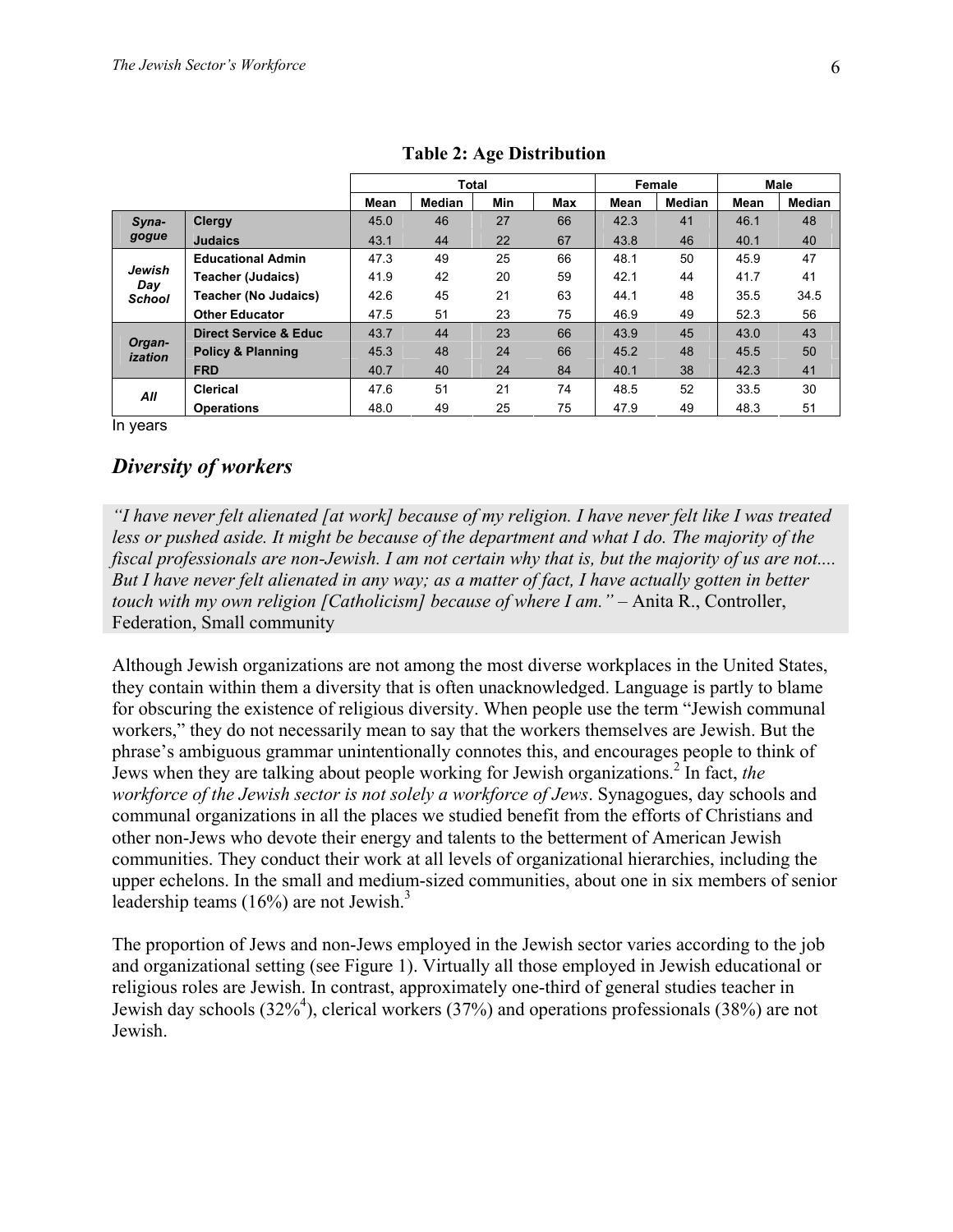**Table 2: Age Distribution**

| | | Total | | | | Female | | Male | |
|---|---|---|---|---|---|---|---|---|---|
| | | Mean | Median | Min | Max | Mean | Median | Mean | Median |
| ***Synagogue*** | **Clergy** | 45.0 | 46 | 27 | 66 | 42.3 | 41 | 46.1 | 48 |
| | **Judaics** | 43.1 | 44 | 22 | 67 | 43.8 | 46 | 40.1 | 40 |
| ***Jewish Day School*** | **Educational Admin** | 47.3 | 49 | 25 | 66 | 48.1 | 50 | 45.9 | 47 |
| | **Teacher (Judaics)** | 41.9 | 42 | 20 | 59 | 42.1 | 44 | 41.7 | 41 |
| | **Teacher (No Judaics)** | 42.6 | 45 | 21 | 63 | 44.1 | 48 | 35.5 | 34.5 |
| | **Other Educator** | 47.5 | 51 | 23 | 75 | 46.9 | 49 | 52.3 | 56 |
| ***Organization*** | **Direct Service & Educ** | 43.7 | 44 | 23 | 66 | 43.9 | 45 | 43.0 | 43 |
| | **Policy & Planning** | 45.3 | 48 | 24 | 66 | 45.2 | 48 | 45.5 | 50 |
| | **FRD** | 40.7 | 40 | 24 | 84 | 40.1 | 38 | 42.3 | 41 |
| ***All*** | **Clerical** | 47.6 | 51 | 21 | 74 | 48.5 | 52 | 33.5 | 30 |
| | **Operations** | 48.0 | 49 | 25 | 75 | 47.9 | 49 | 48.3 | 51 |

In years

## *Diversity of workers*

*"I have never felt alienated [at work] because of my religion. I have never felt like I was treated less or pushed aside. It might be because of the department and what I do. The majority of the fiscal professionals are non-Jewish. I am not certain why that is, but the majority of us are not.... But I have never felt alienated in any way; as a matter of fact, I have actually gotten in better touch with my own religion [Catholicism] because of where I am."* – Anita R., Controller, Federation, Small community

Although Jewish organizations are not among the most diverse workplaces in the United States, they contain within them a diversity that is often unacknowledged. Language is partly to blame for obscuring the existence of religious diversity. When people use the term "Jewish communal workers," they do not necessarily mean to say that the workers themselves are Jewish. But the phrase's ambiguous grammar unintentionally connotes this, and encourages people to think of Jews when they are talking about people working for Jewish organizations.[2] In fact, *the workforce of the Jewish sector is not solely a workforce of Jews*. Synagogues, day schools and communal organizations in all the places we studied benefit from the efforts of Christians and other non-Jews who devote their energy and talents to the betterment of American Jewish communities. They conduct their work at all levels of organizational hierarchies, including the upper echelons. In the small and medium-sized communities, about one in six members of senior leadership teams (16%) are not Jewish.[3]

The proportion of Jews and non-Jews employed in the Jewish sector varies according to the job and organizational setting (see Figure 1). Virtually all those employed in Jewish educational or religious roles are Jewish. In contrast, approximately one-third of general studies teacher in Jewish day schools (32%[4]), clerical workers (37%) and operations professionals (38%) are not Jewish.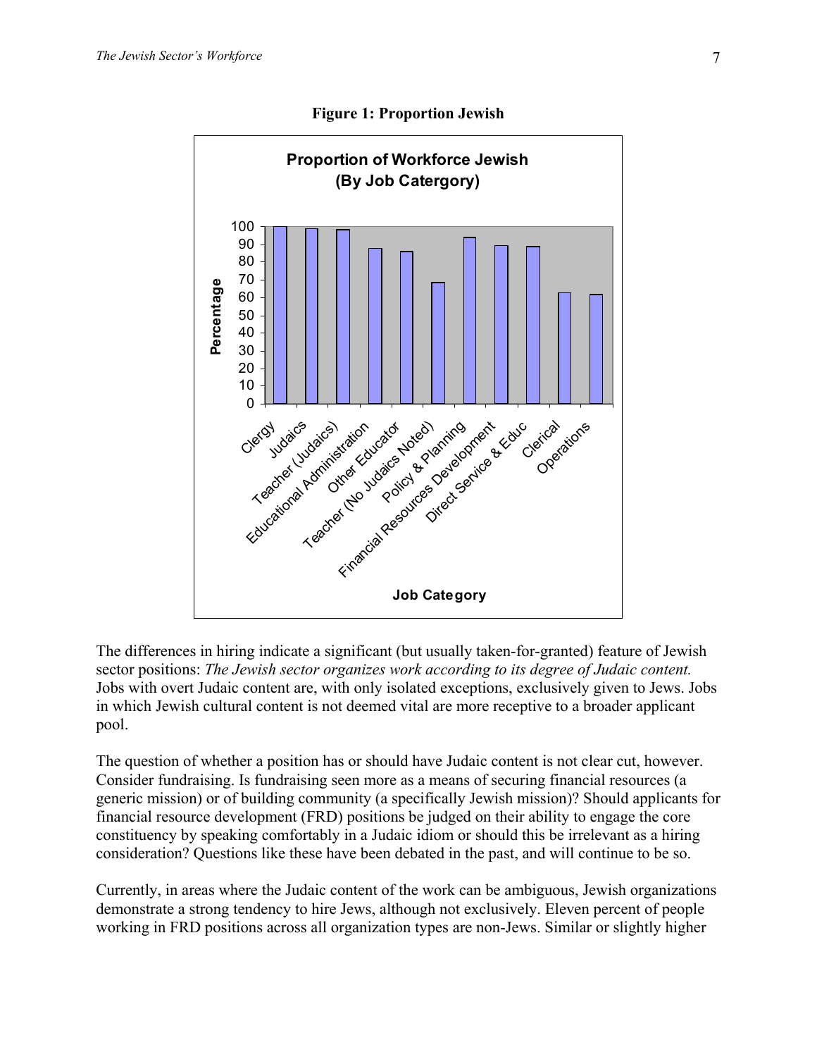**Figure 1: Proportion Jewish**

The differences in hiring indicate a significant (but usually taken-for-granted) feature of Jewish sector positions: *The Jewish sector organizes work according to its degree of Judaic content.* Jobs with overt Judaic content are, with only isolated exceptions, exclusively given to Jews. Jobs in which Jewish cultural content is not deemed vital are more receptive to a broader applicant pool.

The question of whether a position has or should have Judaic content is not clear cut, however. Consider fundraising. Is fundraising seen more as a means of securing financial resources (a generic mission) or of building community (a specifically Jewish mission)? Should applicants for financial resource development (FRD) positions be judged on their ability to engage the core constituency by speaking comfortably in a Judaic idiom or should this be irrelevant as a hiring consideration? Questions like these have been debated in the past, and will continue to be so.

Currently, in areas where the Judaic content of the work can be ambiguous, Jewish organizations demonstrate a strong tendency to hire Jews, although not exclusively. Eleven percent of people working in FRD positions across all organization types are non-Jews. Similar or slightly higher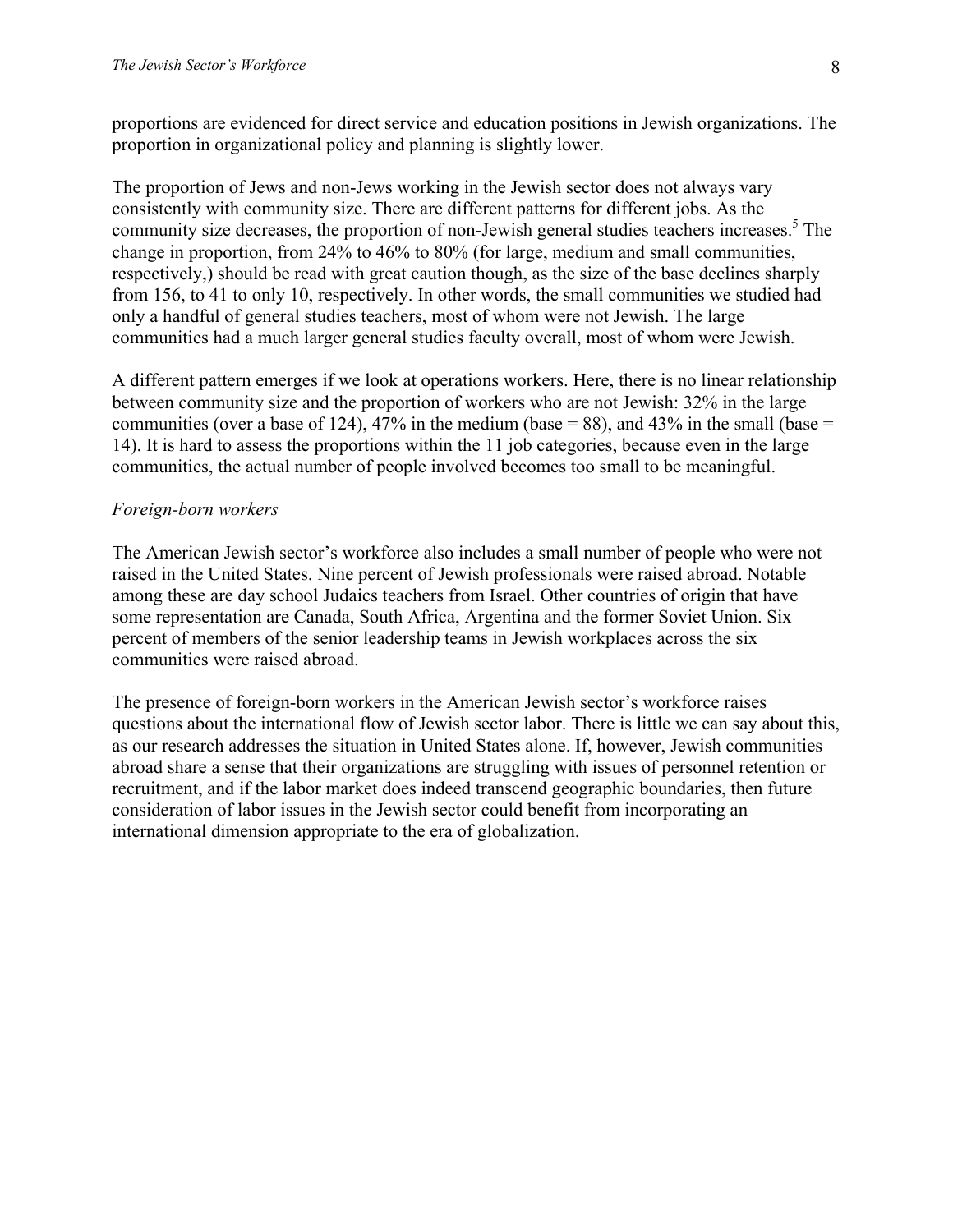proportions are evidenced for direct service and education positions in Jewish organizations. The proportion in organizational policy and planning is slightly lower.

The proportion of Jews and non-Jews working in the Jewish sector does not always vary consistently with community size. There are different patterns for different jobs. As the community size decreases, the proportion of non-Jewish general studies teachers increases.[5] The change in proportion, from 24% to 46% to 80% (for large, medium and small communities, respectively,) should be read with great caution though, as the size of the base declines sharply from 156, to 41 to only 10, respectively. In other words, the small communities we studied had only a handful of general studies teachers, most of whom were not Jewish. The large communities had a much larger general studies faculty overall, most of whom were Jewish.

A different pattern emerges if we look at operations workers. Here, there is no linear relationship between community size and the proportion of workers who are not Jewish: 32% in the large communities (over a base of 124), 47% in the medium (base = 88), and 43% in the small (base = 14). It is hard to assess the proportions within the 11 job categories, because even in the large communities, the actual number of people involved becomes too small to be meaningful.

*Foreign-born workers*

The American Jewish sector's workforce also includes a small number of people who were not raised in the United States. Nine percent of Jewish professionals were raised abroad. Notable among these are day school Judaics teachers from Israel. Other countries of origin that have some representation are Canada, South Africa, Argentina and the former Soviet Union. Six percent of members of the senior leadership teams in Jewish workplaces across the six communities were raised abroad.

The presence of foreign-born workers in the American Jewish sector's workforce raises questions about the international flow of Jewish sector labor. There is little we can say about this, as our research addresses the situation in United States alone. If, however, Jewish communities abroad share a sense that their organizations are struggling with issues of personnel retention or recruitment, and if the labor market does indeed transcend geographic boundaries, then future consideration of labor issues in the Jewish sector could benefit from incorporating an international dimension appropriate to the era of globalization.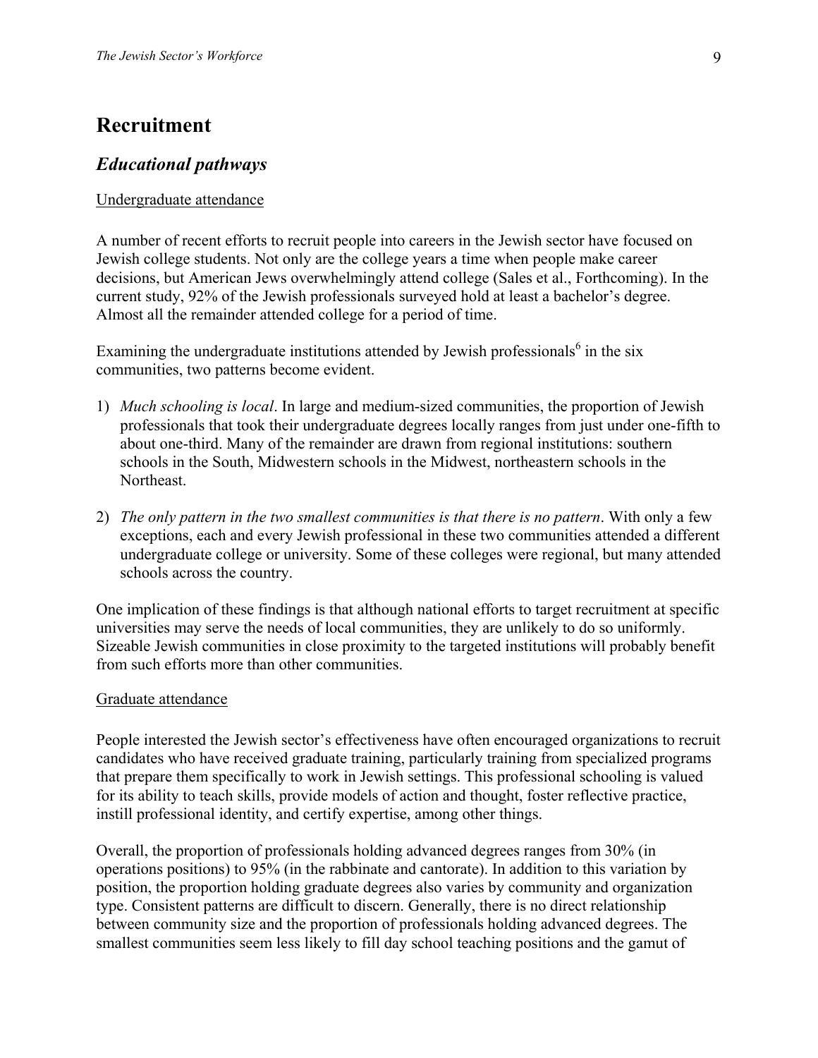## Recruitment

### *Educational pathways*

Undergraduate attendance

A number of recent efforts to recruit people into careers in the Jewish sector have focused on Jewish college students. Not only are the college years a time when people make career decisions, but American Jews overwhelmingly attend college (Sales et al., Forthcoming). In the current study, 92% of the Jewish professionals surveyed hold at least a bachelor's degree. Almost all the remainder attended college for a period of time.

Examining the undergraduate institutions attended by Jewish professionals[6] in the six communities, two patterns become evident.

1) *Much schooling is local*. In large and medium-sized communities, the proportion of Jewish professionals that took their undergraduate degrees locally ranges from just under one-fifth to about one-third. Many of the remainder are drawn from regional institutions: southern schools in the South, Midwestern schools in the Midwest, northeastern schools in the Northeast.

2) *The only pattern in the two smallest communities is that there is no pattern*. With only a few exceptions, each and every Jewish professional in these two communities attended a different undergraduate college or university. Some of these colleges were regional, but many attended schools across the country.

One implication of these findings is that although national efforts to target recruitment at specific universities may serve the needs of local communities, they are unlikely to do so uniformly. Sizeable Jewish communities in close proximity to the targeted institutions will probably benefit from such efforts more than other communities.

Graduate attendance

People interested the Jewish sector's effectiveness have often encouraged organizations to recruit candidates who have received graduate training, particularly training from specialized programs that prepare them specifically to work in Jewish settings. This professional schooling is valued for its ability to teach skills, provide models of action and thought, foster reflective practice, instill professional identity, and certify expertise, among other things.

Overall, the proportion of professionals holding advanced degrees ranges from 30% (in operations positions) to 95% (in the rabbinate and cantorate). In addition to this variation by position, the proportion holding graduate degrees also varies by community and organization type. Consistent patterns are difficult to discern. Generally, there is no direct relationship between community size and the proportion of professionals holding advanced degrees. The smallest communities seem less likely to fill day school teaching positions and the gamut of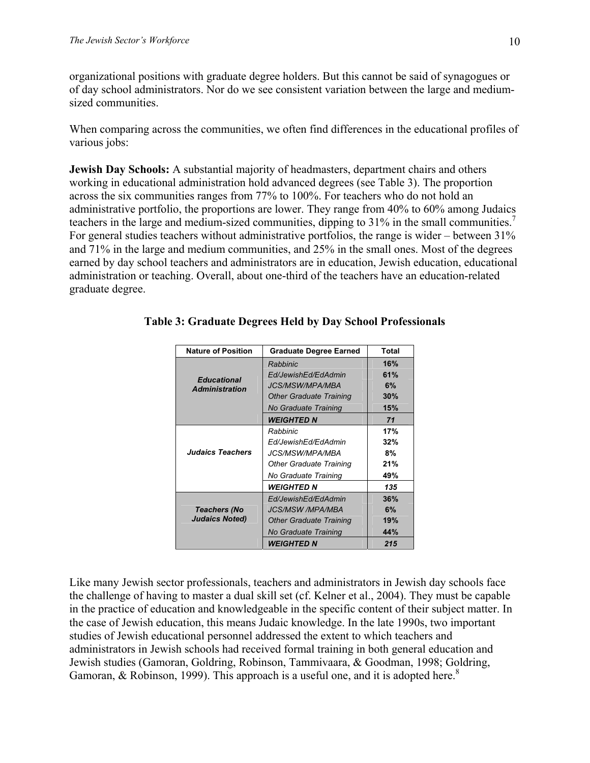organizational positions with graduate degree holders. But this cannot be said of synagogues or of day school administrators. Nor do we see consistent variation between the large and medium-sized communities.

When comparing across the communities, we often find differences in the educational profiles of various jobs:

**Jewish Day Schools:** A substantial majority of headmasters, department chairs and others working in educational administration hold advanced degrees (see Table 3). The proportion across the six communities ranges from 77% to 100%. For teachers who do not hold an administrative portfolio, the proportions are lower. They range from 40% to 60% among Judaics teachers in the large and medium-sized communities, dipping to 31% in the small communities.[7] For general studies teachers without administrative portfolios, the range is wider – between 31% and 71% in the large and medium communities, and 25% in the small ones. Most of the degrees earned by day school teachers and administrators are in education, Jewish education, educational administration or teaching. Overall, about one-third of the teachers have an education-related graduate degree.

**Table 3: Graduate Degrees Held by Day School Professionals**

| Nature of Position | Graduate Degree Earned | Total |
|---|---|---|
| *Educational Administration* | *Rabbinic* | **16%** |
| | *Ed/JewishEd/EdAdmin* | **61%** |
| | *JCS/MSW/MPA/MBA* | **6%** |
| | *Other Graduate Training* | **30%** |
| | *No Graduate Training* | **15%** |
| | ***WEIGHTED N*** | ***71*** |
| *Judaics Teachers* | *Rabbinic* | **17%** |
| | *Ed/JewishEd/EdAdmin* | **32%** |
| | *JCS/MSW/MPA/MBA* | **8%** |
| | *Other Graduate Training* | **21%** |
| | *No Graduate Training* | **49%** |
| | ***WEIGHTED N*** | ***135*** |
| *Teachers (No Judaics Noted)* | *Ed/JewishEd/EdAdmin* | **36%** |
| | *JCS/MSW /MPA/MBA* | **6%** |
| | *Other Graduate Training* | **19%** |
| | *No Graduate Training* | **44%** |
| | ***WEIGHTED N*** | ***215*** |

Like many Jewish sector professionals, teachers and administrators in Jewish day schools face the challenge of having to master a dual skill set (cf. Kelner et al., 2004). They must be capable in the practice of education and knowledgeable in the specific content of their subject matter. In the case of Jewish education, this means Judaic knowledge. In the late 1990s, two important studies of Jewish educational personnel addressed the extent to which teachers and administrators in Jewish schools had received formal training in both general education and Jewish studies (Gamoran, Goldring, Robinson, Tammivaara, & Goodman, 1998; Goldring, Gamoran, & Robinson, 1999). This approach is a useful one, and it is adopted here.[8]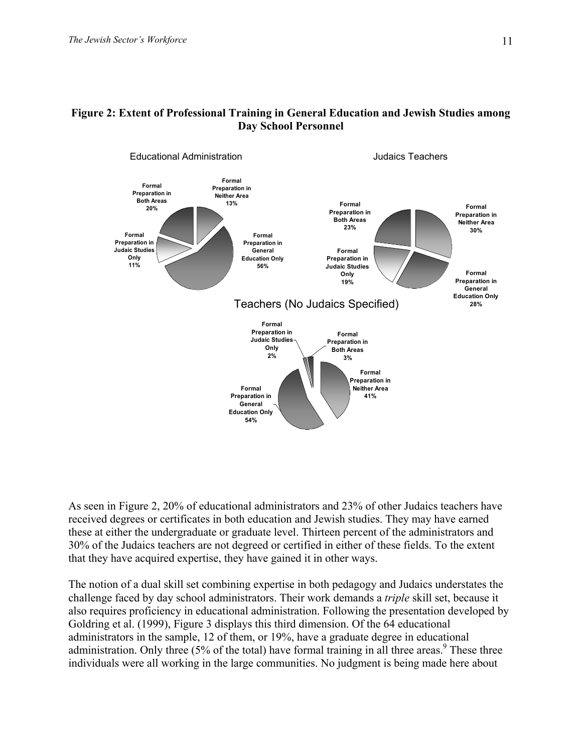**Figure 2: Extent of Professional Training in General Education and Jewish Studies among Day School Personnel**

Educational Administration

Formal Preparation in Both Areas 20%

Formal Preparation in Neither Area 13%

Formal Preparation in Judaic Studies Only 11%

Formal Preparation in General Education Only 56%

Judaics Teachers

Formal Preparation in Both Areas 23%

Formal Preparation in Neither Area 30%

Formal Preparation in Judaic Studies Only 19%

Formal Preparation in General Education Only 28%

Teachers (No Judaics Specified)

Formal Preparation in Judaic Studies Only 2%

Formal Preparation in Both Areas 3%

Formal Preparation in Neither Area 41%

Formal Preparation in General Education Only 54%

As seen in Figure 2, 20% of educational administrators and 23% of other Judaics teachers have received degrees or certificates in both education and Jewish studies. They may have earned these at either the undergraduate or graduate level. Thirteen percent of the administrators and 30% of the Judaics teachers are not degreed or certified in either of these fields. To the extent that they have acquired expertise, they have gained it in other ways.

The notion of a dual skill set combining expertise in both pedagogy and Judaics understates the challenge faced by day school administrators. Their work demands a *triple* skill set, because it also requires proficiency in educational administration. Following the presentation developed by Goldring et al. (1999), Figure 3 displays this third dimension. Of the 64 educational administrators in the sample, 12 of them, or 19%, have a graduate degree in educational administration. Only three (5% of the total) have formal training in all three areas.[9] These three individuals were all working in the large communities. No judgment is being made here about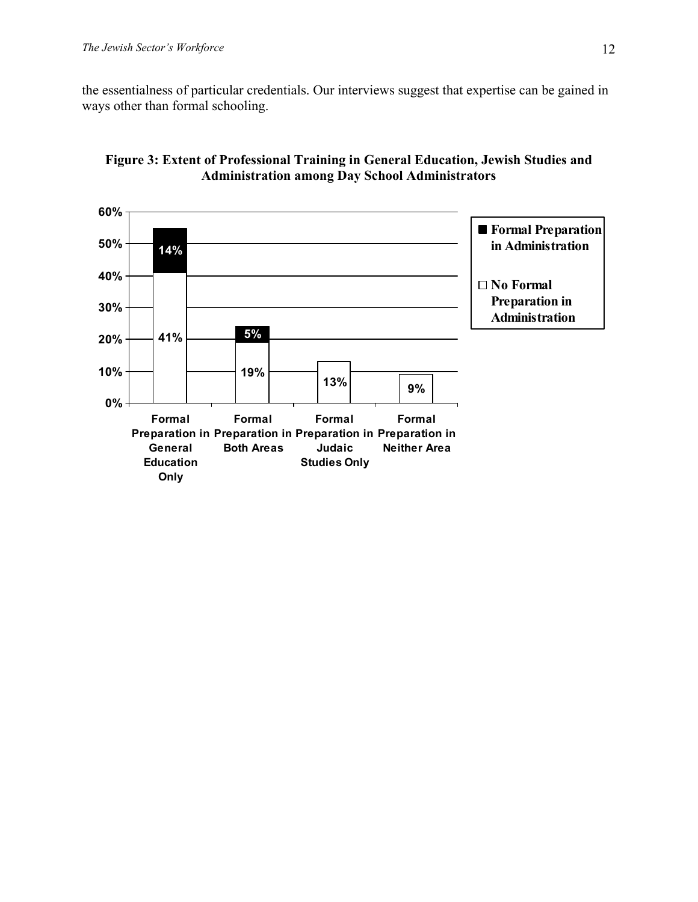the essentialness of particular credentials. Our interviews suggest that expertise can be gained in ways other than formal schooling.

**Figure 3: Extent of Professional Training in General Education, Jewish Studies and Administration among Day School Administrators**

| | Formal Preparation in General Education Only | Formal Preparation in Both Areas | Formal Preparation in Judaic Studies Only | Formal Preparation in Neither Area |
|---|---|---|---|---|
| Formal Preparation in Administration | 14% | 5% | | |
| No Formal Preparation in Administration | 41% | 19% | 13% | 9% |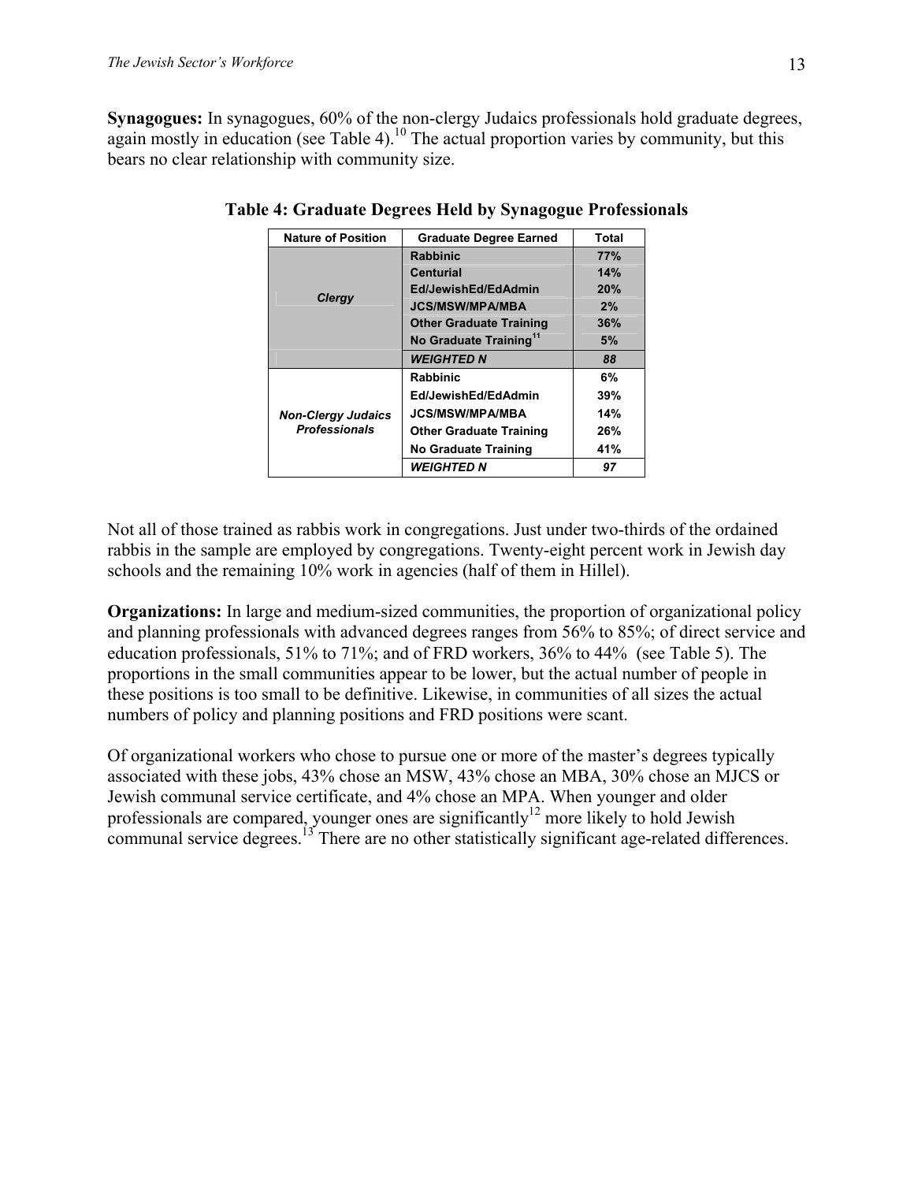**Synagogues:** In synagogues, 60% of the non-clergy Judaics professionals hold graduate degrees, again mostly in education (see Table 4).[10] The actual proportion varies by community, but this bears no clear relationship with community size.

**Table 4: Graduate Degrees Held by Synagogue Professionals**

| Nature of Position | Graduate Degree Earned | Total |
|---|---|---|
| *Clergy* | Rabbinic | 77% |
| | Centurial | 14% |
| | Ed/JewishEd/EdAdmin | 20% |
| | JCS/MSW/MPA/MBA | 2% |
| | Other Graduate Training | 36% |
| | No Graduate Training[11] | 5% |
| | *WEIGHTED N* | *88* |
| *Non-Clergy Judaics Professionals* | Rabbinic | 6% |
| | Ed/JewishEd/EdAdmin | 39% |
| | JCS/MSW/MPA/MBA | 14% |
| | Other Graduate Training | 26% |
| | No Graduate Training | 41% |
| | *WEIGHTED N* | *97* |

Not all of those trained as rabbis work in congregations. Just under two-thirds of the ordained rabbis in the sample are employed by congregations. Twenty-eight percent work in Jewish day schools and the remaining 10% work in agencies (half of them in Hillel).

**Organizations:** In large and medium-sized communities, the proportion of organizational policy and planning professionals with advanced degrees ranges from 56% to 85%; of direct service and education professionals, 51% to 71%; and of FRD workers, 36% to 44% (see Table 5). The proportions in the small communities appear to be lower, but the actual number of people in these positions is too small to be definitive. Likewise, in communities of all sizes the actual numbers of policy and planning positions and FRD positions were scant.

Of organizational workers who chose to pursue one or more of the master's degrees typically associated with these jobs, 43% chose an MSW, 43% chose an MBA, 30% chose an MJCS or Jewish communal service certificate, and 4% chose an MPA. When younger and older professionals are compared, younger ones are significantly[12] more likely to hold Jewish communal service degrees.[13] There are no other statistically significant age-related differences.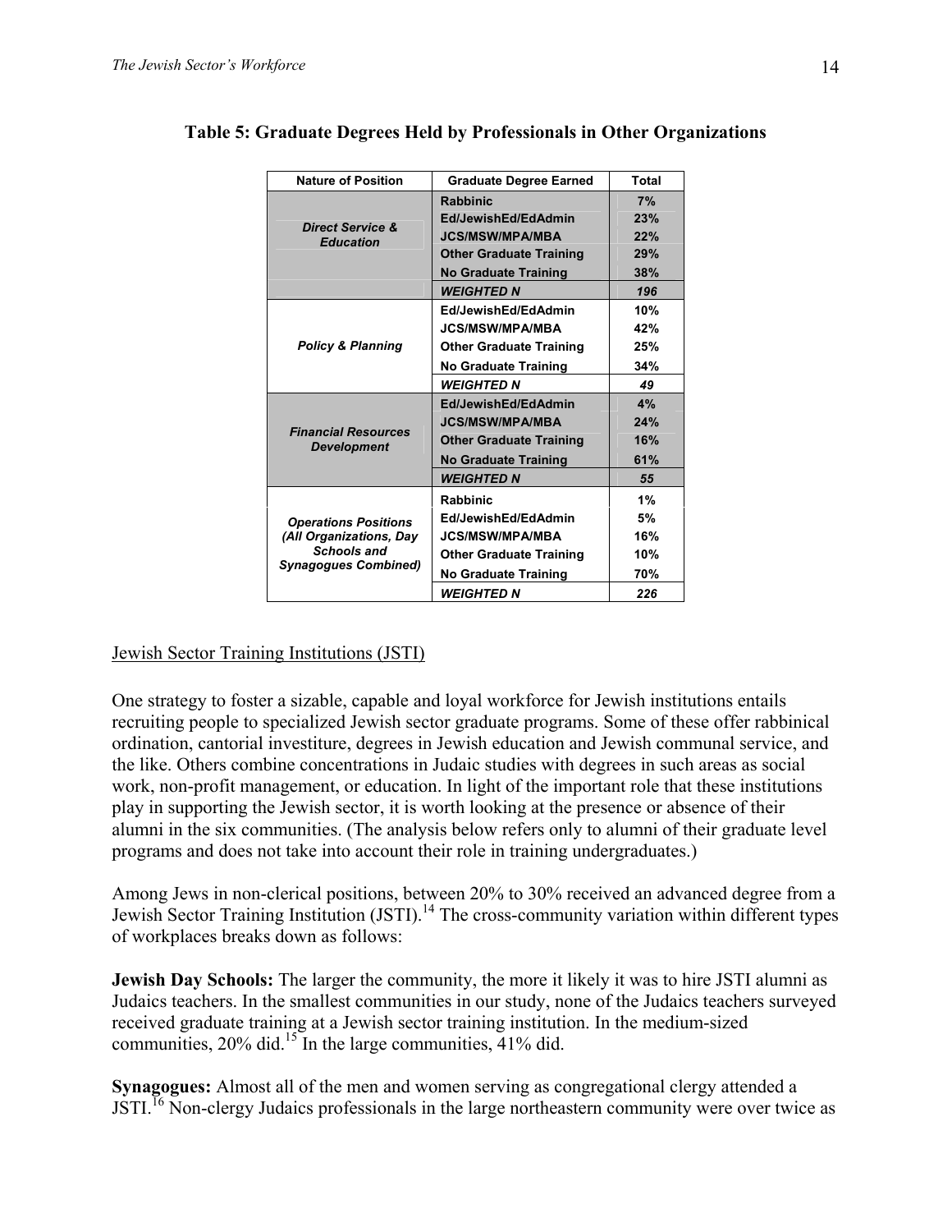**Table 5: Graduate Degrees Held by Professionals in Other Organizations**

| Nature of Position | Graduate Degree Earned | Total |
|---|---|---|
| *Direct Service & Education* | Rabbinic | 7% |
| | Ed/JewishEd/EdAdmin | 23% |
| | JCS/MSW/MPA/MBA | 22% |
| | Other Graduate Training | 29% |
| | No Graduate Training | 38% |
| | *WEIGHTED N* | *196* |
| *Policy & Planning* | Ed/JewishEd/EdAdmin | 10% |
| | JCS/MSW/MPA/MBA | 42% |
| | Other Graduate Training | 25% |
| | No Graduate Training | 34% |
| | *WEIGHTED N* | *49* |
| *Financial Resources Development* | Ed/JewishEd/EdAdmin | 4% |
| | JCS/MSW/MPA/MBA | 24% |
| | Other Graduate Training | 16% |
| | No Graduate Training | 61% |
| | *WEIGHTED N* | *55* |
| *Operations Positions (All Organizations, Day Schools and Synagogues Combined)* | Rabbinic | 1% |
| | Ed/JewishEd/EdAdmin | 5% |
| | JCS/MSW/MPA/MBA | 16% |
| | Other Graduate Training | 10% |
| | No Graduate Training | 70% |
| | *WEIGHTED N* | *226* |

Jewish Sector Training Institutions (JSTI)

One strategy to foster a sizable, capable and loyal workforce for Jewish institutions entails recruiting people to specialized Jewish sector graduate programs. Some of these offer rabbinical ordination, cantorial investiture, degrees in Jewish education and Jewish communal service, and the like. Others combine concentrations in Judaic studies with degrees in such areas as social work, non-profit management, or education. In light of the important role that these institutions play in supporting the Jewish sector, it is worth looking at the presence or absence of their alumni in the six communities. (The analysis below refers only to alumni of their graduate level programs and does not take into account their role in training undergraduates.)

Among Jews in non-clerical positions, between 20% to 30% received an advanced degree from a Jewish Sector Training Institution (JSTI).[14] The cross-community variation within different types of workplaces breaks down as follows:

**Jewish Day Schools:** The larger the community, the more it likely it was to hire JSTI alumni as Judaics teachers. In the smallest communities in our study, none of the Judaics teachers surveyed received graduate training at a Jewish sector training institution. In the medium-sized communities, 20% did.[15] In the large communities, 41% did.

**Synagogues:** Almost all of the men and women serving as congregational clergy attended a JSTI.[16] Non-clergy Judaics professionals in the large northeastern community were over twice as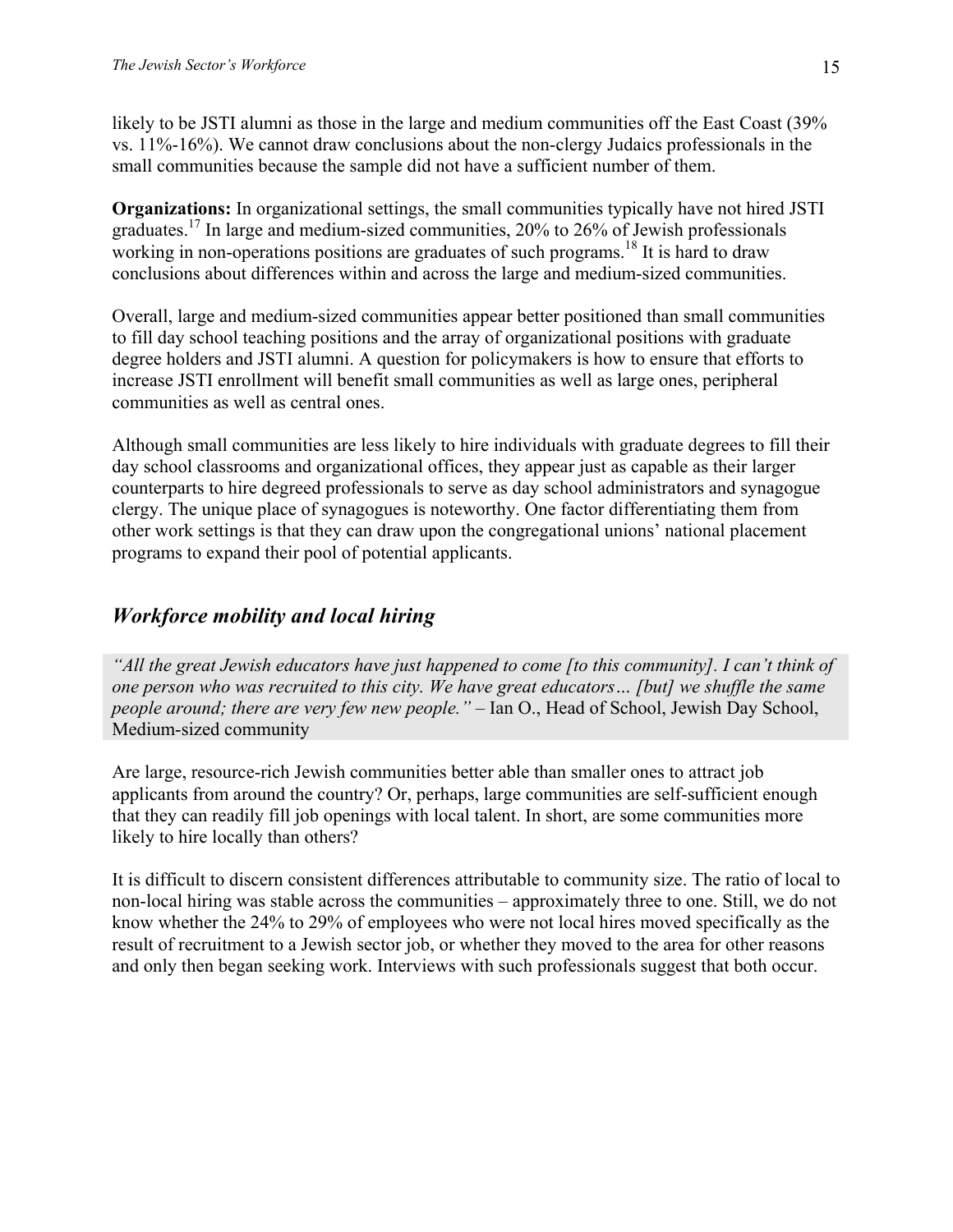likely to be JSTI alumni as those in the large and medium communities off the East Coast (39% vs. 11%-16%). We cannot draw conclusions about the non-clergy Judaics professionals in the small communities because the sample did not have a sufficient number of them.

**Organizations:** In organizational settings, the small communities typically have not hired JSTI graduates.[17] In large and medium-sized communities, 20% to 26% of Jewish professionals working in non-operations positions are graduates of such programs.[18] It is hard to draw conclusions about differences within and across the large and medium-sized communities.

Overall, large and medium-sized communities appear better positioned than small communities to fill day school teaching positions and the array of organizational positions with graduate degree holders and JSTI alumni. A question for policymakers is how to ensure that efforts to increase JSTI enrollment will benefit small communities as well as large ones, peripheral communities as well as central ones.

Although small communities are less likely to hire individuals with graduate degrees to fill their day school classrooms and organizational offices, they appear just as capable as their larger counterparts to hire degreed professionals to serve as day school administrators and synagogue clergy. The unique place of synagogues is noteworthy. One factor differentiating them from other work settings is that they can draw upon the congregational unions' national placement programs to expand their pool of potential applicants.

## *Workforce mobility and local hiring*

> *"All the great Jewish educators have just happened to come [to this community]. I can't think of one person who was recruited to this city. We have great educators… [but] we shuffle the same people around; there are very few new people."* – Ian O., Head of School, Jewish Day School, Medium-sized community

Are large, resource-rich Jewish communities better able than smaller ones to attract job applicants from around the country? Or, perhaps, large communities are self-sufficient enough that they can readily fill job openings with local talent. In short, are some communities more likely to hire locally than others?

It is difficult to discern consistent differences attributable to community size. The ratio of local to non-local hiring was stable across the communities – approximately three to one. Still, we do not know whether the 24% to 29% of employees who were not local hires moved specifically as the result of recruitment to a Jewish sector job, or whether they moved to the area for other reasons and only then began seeking work. Interviews with such professionals suggest that both occur.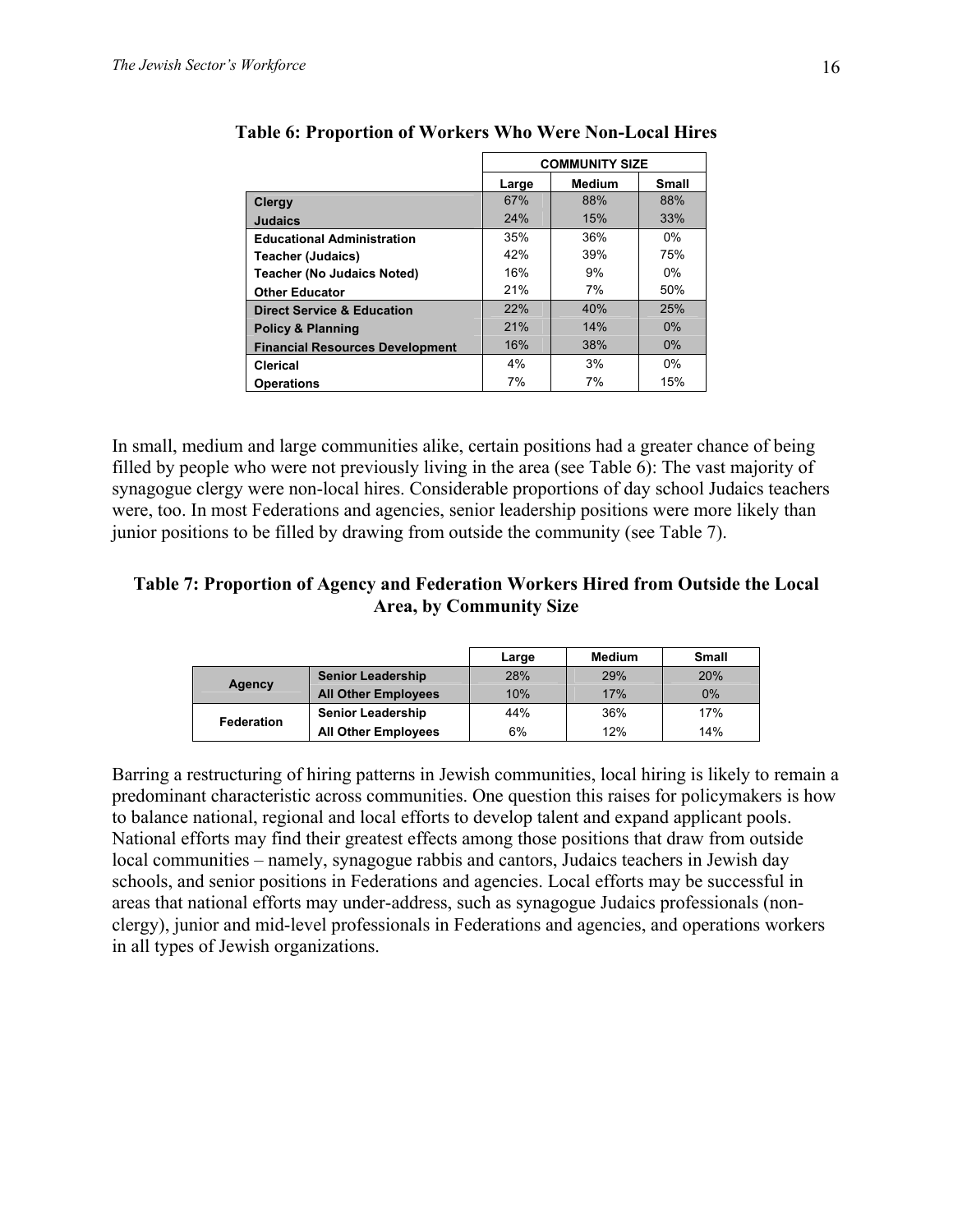**Table 6: Proportion of Workers Who Were Non-Local Hires**

| | COMMUNITY SIZE | | |
|---|---|---|---|
| | Large | Medium | Small |
| **Clergy** | 67% | 88% | 88% |
| **Judaics** | 24% | 15% | 33% |
| **Educational Administration** | 35% | 36% | 0% |
| **Teacher (Judaics)** | 42% | 39% | 75% |
| **Teacher (No Judaics Noted)** | 16% | 9% | 0% |
| **Other Educator** | 21% | 7% | 50% |
| **Direct Service & Education** | 22% | 40% | 25% |
| **Policy & Planning** | 21% | 14% | 0% |
| **Financial Resources Development** | 16% | 38% | 0% |
| **Clerical** | 4% | 3% | 0% |
| **Operations** | 7% | 7% | 15% |

In small, medium and large communities alike, certain positions had a greater chance of being filled by people who were not previously living in the area (see Table 6): The vast majority of synagogue clergy were non-local hires. Considerable proportions of day school Judaics teachers were, too. In most Federations and agencies, senior leadership positions were more likely than junior positions to be filled by drawing from outside the community (see Table 7).

**Table 7: Proportion of Agency and Federation Workers Hired from Outside the Local Area, by Community Size**

| | | Large | Medium | Small |
|---|---|---|---|---|
| **Agency** | **Senior Leadership** | 28% | 29% | 20% |
| | **All Other Employees** | 10% | 17% | 0% |
| **Federation** | **Senior Leadership** | 44% | 36% | 17% |
| | **All Other Employees** | 6% | 12% | 14% |

Barring a restructuring of hiring patterns in Jewish communities, local hiring is likely to remain a predominant characteristic across communities. One question this raises for policymakers is how to balance national, regional and local efforts to develop talent and expand applicant pools. National efforts may find their greatest effects among those positions that draw from outside local communities – namely, synagogue rabbis and cantors, Judaics teachers in Jewish day schools, and senior positions in Federations and agencies. Local efforts may be successful in areas that national efforts may under-address, such as synagogue Judaics professionals (non-clergy), junior and mid-level professionals in Federations and agencies, and operations workers in all types of Jewish organizations.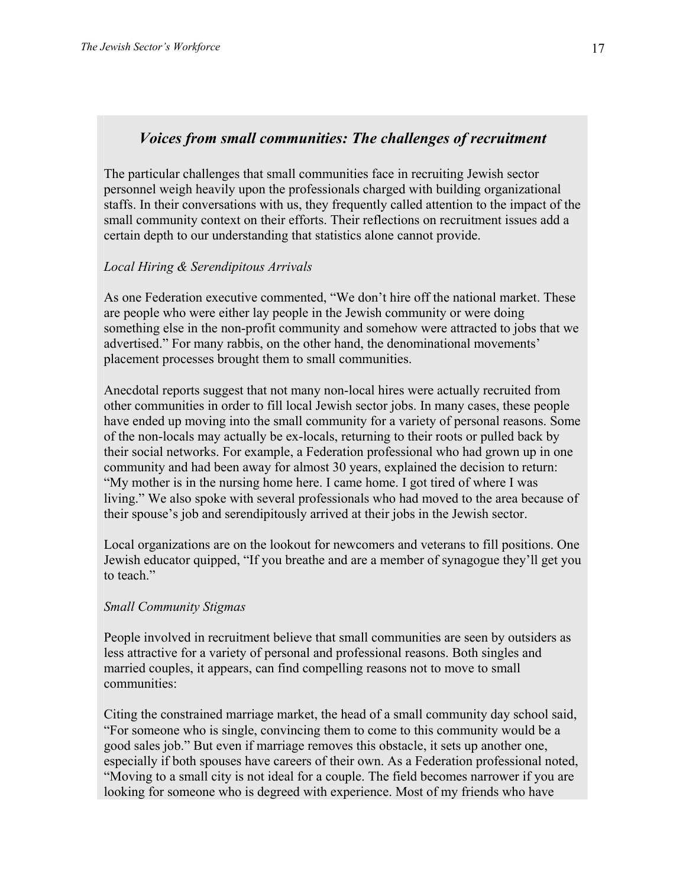## *Voices from small communities: The challenges of recruitment*

The particular challenges that small communities face in recruiting Jewish sector personnel weigh heavily upon the professionals charged with building organizational staffs. In their conversations with us, they frequently called attention to the impact of the small community context on their efforts. Their reflections on recruitment issues add a certain depth to our understanding that statistics alone cannot provide.

*Local Hiring & Serendipitous Arrivals*

As one Federation executive commented, “We don’t hire off the national market. These are people who were either lay people in the Jewish community or were doing something else in the non-profit community and somehow were attracted to jobs that we advertised.” For many rabbis, on the other hand, the denominational movements’ placement processes brought them to small communities.

Anecdotal reports suggest that not many non-local hires were actually recruited from other communities in order to fill local Jewish sector jobs. In many cases, these people have ended up moving into the small community for a variety of personal reasons. Some of the non-locals may actually be ex-locals, returning to their roots or pulled back by their social networks. For example, a Federation professional who had grown up in one community and had been away for almost 30 years, explained the decision to return: “My mother is in the nursing home here. I came home. I got tired of where I was living.” We also spoke with several professionals who had moved to the area because of their spouse’s job and serendipitously arrived at their jobs in the Jewish sector.

Local organizations are on the lookout for newcomers and veterans to fill positions. One Jewish educator quipped, “If you breathe and are a member of synagogue they’ll get you to teach.”

*Small Community Stigmas*

People involved in recruitment believe that small communities are seen by outsiders as less attractive for a variety of personal and professional reasons. Both singles and married couples, it appears, can find compelling reasons not to move to small communities:

Citing the constrained marriage market, the head of a small community day school said, “For someone who is single, convincing them to come to this community would be a good sales job.” But even if marriage removes this obstacle, it sets up another one, especially if both spouses have careers of their own. As a Federation professional noted, “Moving to a small city is not ideal for a couple. The field becomes narrower if you are looking for someone who is degreed with experience. Most of my friends who have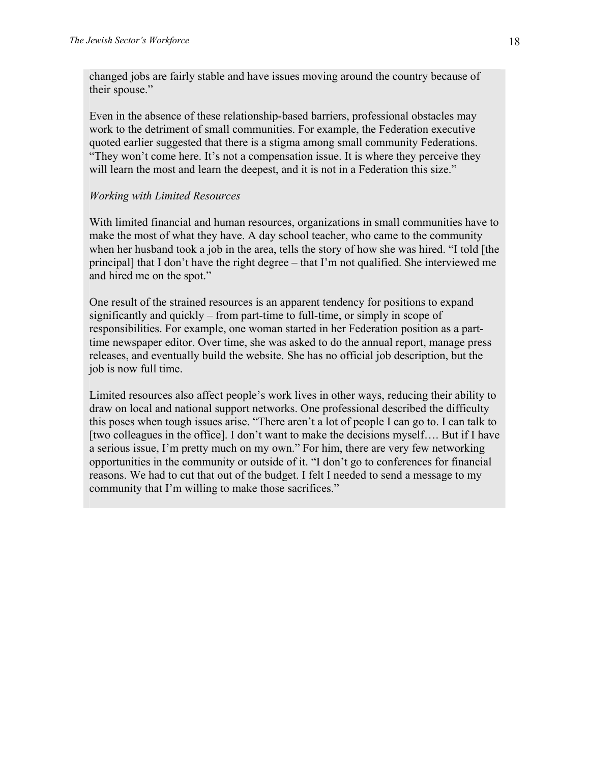changed jobs are fairly stable and have issues moving around the country because of their spouse."

Even in the absence of these relationship-based barriers, professional obstacles may work to the detriment of small communities. For example, the Federation executive quoted earlier suggested that there is a stigma among small community Federations. "They won't come here. It's not a compensation issue. It is where they perceive they will learn the most and learn the deepest, and it is not in a Federation this size."

*Working with Limited Resources*

With limited financial and human resources, organizations in small communities have to make the most of what they have. A day school teacher, who came to the community when her husband took a job in the area, tells the story of how she was hired. "I told [the principal] that I don't have the right degree – that I'm not qualified. She interviewed me and hired me on the spot."

One result of the strained resources is an apparent tendency for positions to expand significantly and quickly – from part-time to full-time, or simply in scope of responsibilities. For example, one woman started in her Federation position as a part-time newspaper editor. Over time, she was asked to do the annual report, manage press releases, and eventually build the website. She has no official job description, but the job is now full time.

Limited resources also affect people's work lives in other ways, reducing their ability to draw on local and national support networks. One professional described the difficulty this poses when tough issues arise. "There aren't a lot of people I can go to. I can talk to [two colleagues in the office]. I don't want to make the decisions myself…. But if I have a serious issue, I'm pretty much on my own." For him, there are very few networking opportunities in the community or outside of it. "I don't go to conferences for financial reasons. We had to cut that out of the budget. I felt I needed to send a message to my community that I'm willing to make those sacrifices."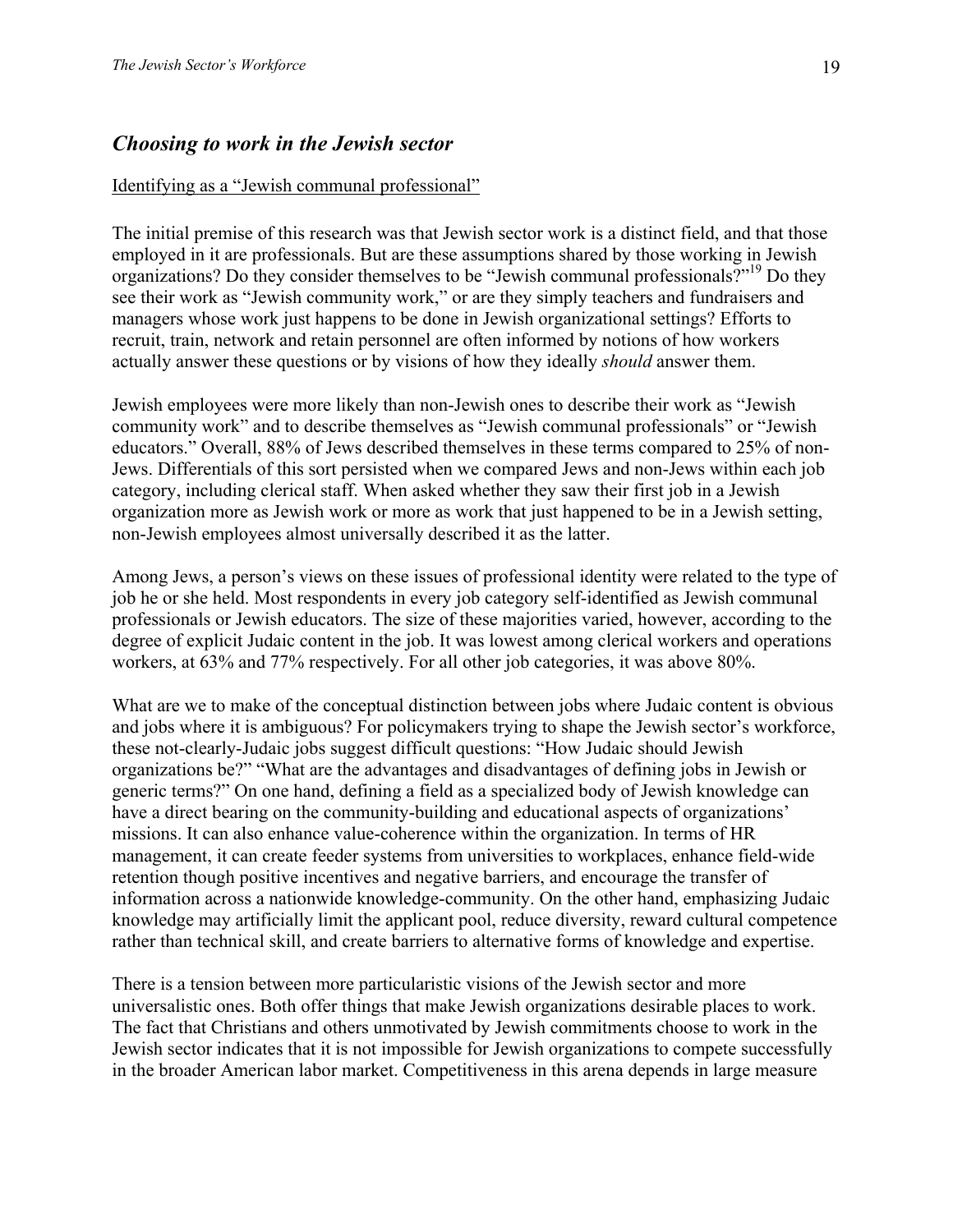## *Choosing to work in the Jewish sector*

Identifying as a "Jewish communal professional"

The initial premise of this research was that Jewish sector work is a distinct field, and that those employed in it are professionals. But are these assumptions shared by those working in Jewish organizations? Do they consider themselves to be "Jewish communal professionals?"[19] Do they see their work as "Jewish community work," or are they simply teachers and fundraisers and managers whose work just happens to be done in Jewish organizational settings? Efforts to recruit, train, network and retain personnel are often informed by notions of how workers actually answer these questions or by visions of how they ideally *should* answer them.

Jewish employees were more likely than non-Jewish ones to describe their work as "Jewish community work" and to describe themselves as "Jewish communal professionals" or "Jewish educators." Overall, 88% of Jews described themselves in these terms compared to 25% of non-Jews. Differentials of this sort persisted when we compared Jews and non-Jews within each job category, including clerical staff. When asked whether they saw their first job in a Jewish organization more as Jewish work or more as work that just happened to be in a Jewish setting, non-Jewish employees almost universally described it as the latter.

Among Jews, a person's views on these issues of professional identity were related to the type of job he or she held. Most respondents in every job category self-identified as Jewish communal professionals or Jewish educators. The size of these majorities varied, however, according to the degree of explicit Judaic content in the job. It was lowest among clerical workers and operations workers, at 63% and 77% respectively. For all other job categories, it was above 80%.

What are we to make of the conceptual distinction between jobs where Judaic content is obvious and jobs where it is ambiguous? For policymakers trying to shape the Jewish sector's workforce, these not-clearly-Judaic jobs suggest difficult questions: "How Judaic should Jewish organizations be?" "What are the advantages and disadvantages of defining jobs in Jewish or generic terms?" On one hand, defining a field as a specialized body of Jewish knowledge can have a direct bearing on the community-building and educational aspects of organizations' missions. It can also enhance value-coherence within the organization. In terms of HR management, it can create feeder systems from universities to workplaces, enhance field-wide retention though positive incentives and negative barriers, and encourage the transfer of information across a nationwide knowledge-community. On the other hand, emphasizing Judaic knowledge may artificially limit the applicant pool, reduce diversity, reward cultural competence rather than technical skill, and create barriers to alternative forms of knowledge and expertise.

There is a tension between more particularistic visions of the Jewish sector and more universalistic ones. Both offer things that make Jewish organizations desirable places to work. The fact that Christians and others unmotivated by Jewish commitments choose to work in the Jewish sector indicates that it is not impossible for Jewish organizations to compete successfully in the broader American labor market. Competitiveness in this arena depends in large measure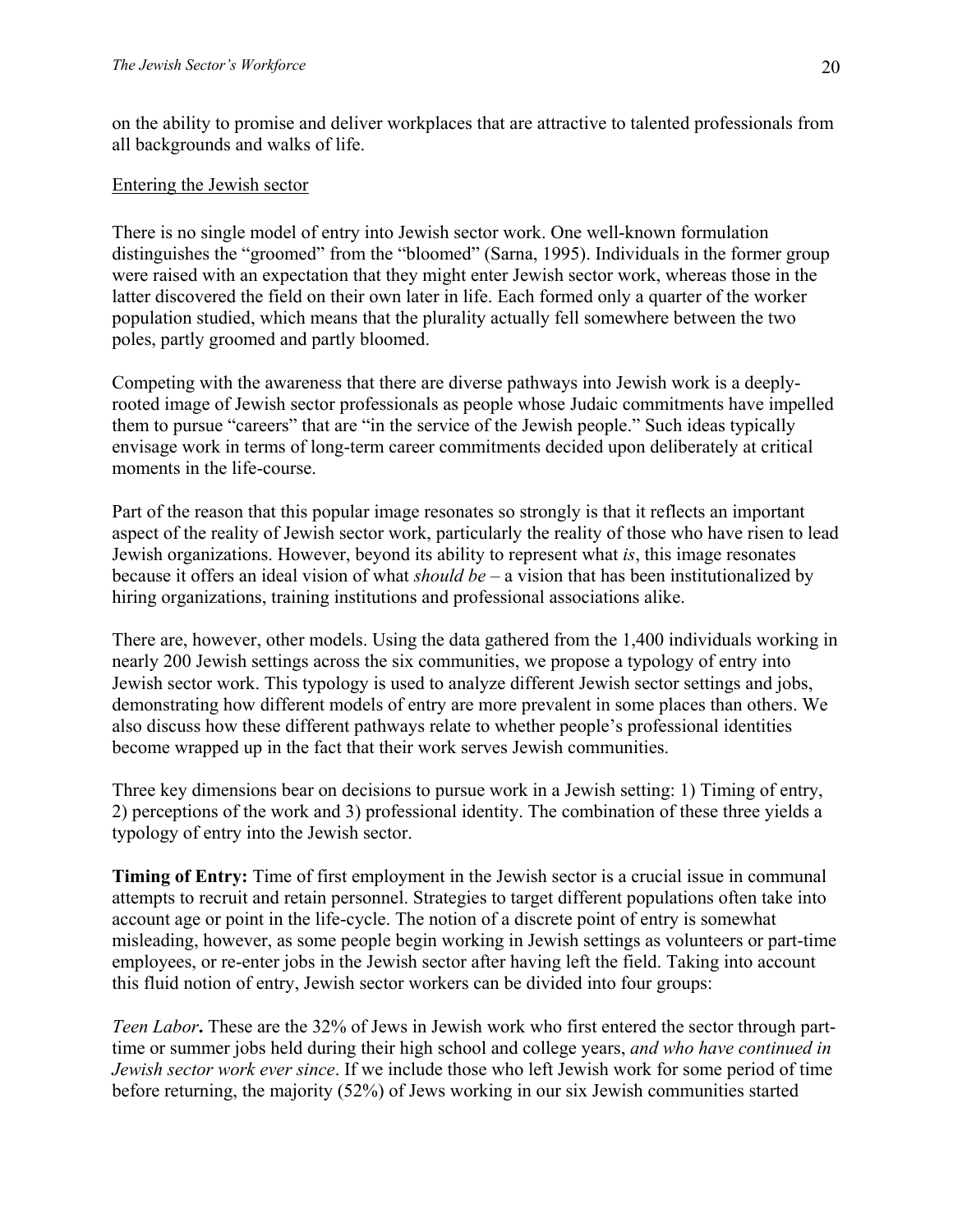on the ability to promise and deliver workplaces that are attractive to talented professionals from all backgrounds and walks of life.

## Entering the Jewish sector

There is no single model of entry into Jewish sector work. One well-known formulation distinguishes the "groomed" from the "bloomed" (Sarna, 1995). Individuals in the former group were raised with an expectation that they might enter Jewish sector work, whereas those in the latter discovered the field on their own later in life. Each formed only a quarter of the worker population studied, which means that the plurality actually fell somewhere between the two poles, partly groomed and partly bloomed.

Competing with the awareness that there are diverse pathways into Jewish work is a deeply-rooted image of Jewish sector professionals as people whose Judaic commitments have impelled them to pursue "careers" that are "in the service of the Jewish people." Such ideas typically envisage work in terms of long-term career commitments decided upon deliberately at critical moments in the life-course.

Part of the reason that this popular image resonates so strongly is that it reflects an important aspect of the reality of Jewish sector work, particularly the reality of those who have risen to lead Jewish organizations. However, beyond its ability to represent what *is*, this image resonates because it offers an ideal vision of what *should be* – a vision that has been institutionalized by hiring organizations, training institutions and professional associations alike.

There are, however, other models. Using the data gathered from the 1,400 individuals working in nearly 200 Jewish settings across the six communities, we propose a typology of entry into Jewish sector work. This typology is used to analyze different Jewish sector settings and jobs, demonstrating how different models of entry are more prevalent in some places than others. We also discuss how these different pathways relate to whether people's professional identities become wrapped up in the fact that their work serves Jewish communities.

Three key dimensions bear on decisions to pursue work in a Jewish setting: 1) Timing of entry, 2) perceptions of the work and 3) professional identity. The combination of these three yields a typology of entry into the Jewish sector.

**Timing of Entry:** Time of first employment in the Jewish sector is a crucial issue in communal attempts to recruit and retain personnel. Strategies to target different populations often take into account age or point in the life-cycle. The notion of a discrete point of entry is somewhat misleading, however, as some people begin working in Jewish settings as volunteers or part-time employees, or re-enter jobs in the Jewish sector after having left the field. Taking into account this fluid notion of entry, Jewish sector workers can be divided into four groups:

*Teen Labor***.** These are the 32% of Jews in Jewish work who first entered the sector through part-time or summer jobs held during their high school and college years, *and who have continued in Jewish sector work ever since*. If we include those who left Jewish work for some period of time before returning, the majority (52%) of Jews working in our six Jewish communities started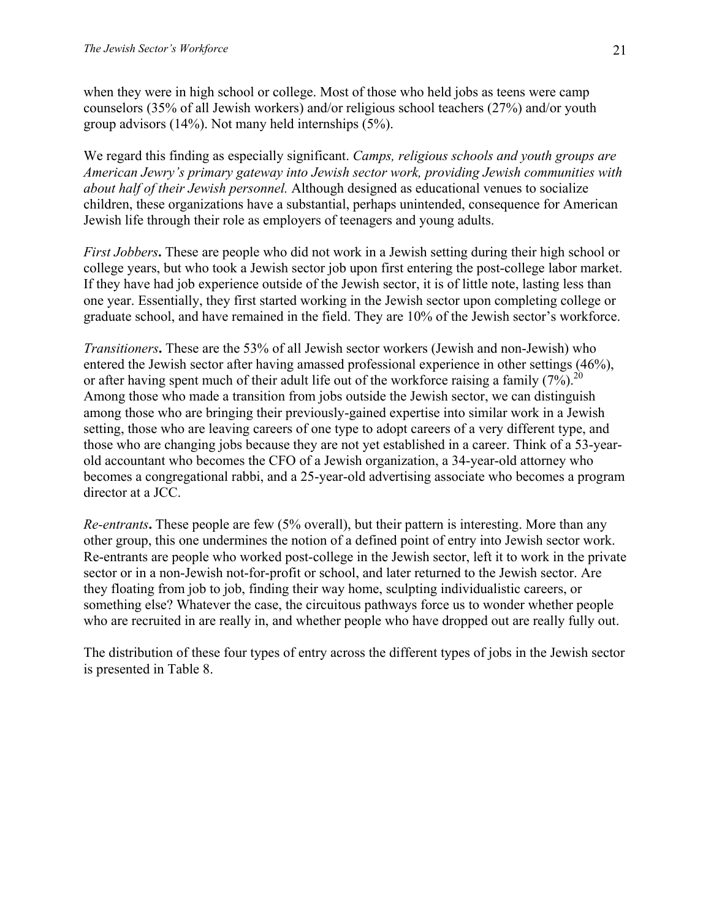when they were in high school or college. Most of those who held jobs as teens were camp counselors (35% of all Jewish workers) and/or religious school teachers (27%) and/or youth group advisors (14%). Not many held internships (5%).

We regard this finding as especially significant. *Camps, religious schools and youth groups are American Jewry's primary gateway into Jewish sector work, providing Jewish communities with about half of their Jewish personnel.* Although designed as educational venues to socialize children, these organizations have a substantial, perhaps unintended, consequence for American Jewish life through their role as employers of teenagers and young adults.

*First Jobbers***.** These are people who did not work in a Jewish setting during their high school or college years, but who took a Jewish sector job upon first entering the post-college labor market. If they have had job experience outside of the Jewish sector, it is of little note, lasting less than one year. Essentially, they first started working in the Jewish sector upon completing college or graduate school, and have remained in the field. They are 10% of the Jewish sector's workforce.

*Transitioners***.** These are the 53% of all Jewish sector workers (Jewish and non-Jewish) who entered the Jewish sector after having amassed professional experience in other settings (46%), or after having spent much of their adult life out of the workforce raising a family (7%).[20] Among those who made a transition from jobs outside the Jewish sector, we can distinguish among those who are bringing their previously-gained expertise into similar work in a Jewish setting, those who are leaving careers of one type to adopt careers of a very different type, and those who are changing jobs because they are not yet established in a career. Think of a 53-year-old accountant who becomes the CFO of a Jewish organization, a 34-year-old attorney who becomes a congregational rabbi, and a 25-year-old advertising associate who becomes a program director at a JCC.

*Re-entrants***.** These people are few (5% overall), but their pattern is interesting. More than any other group, this one undermines the notion of a defined point of entry into Jewish sector work. Re-entrants are people who worked post-college in the Jewish sector, left it to work in the private sector or in a non-Jewish not-for-profit or school, and later returned to the Jewish sector. Are they floating from job to job, finding their way home, sculpting individualistic careers, or something else? Whatever the case, the circuitous pathways force us to wonder whether people who are recruited in are really in, and whether people who have dropped out are really fully out.

The distribution of these four types of entry across the different types of jobs in the Jewish sector is presented in Table 8.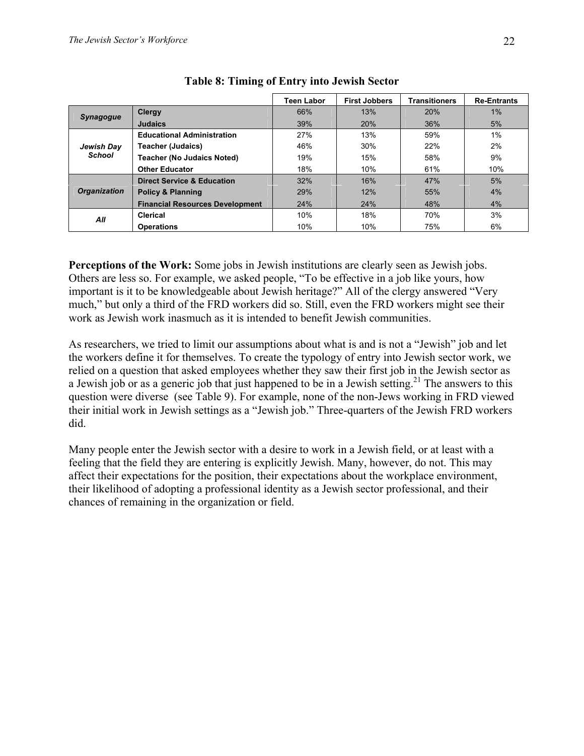**Table 8: Timing of Entry into Jewish Sector**

| | | Teen Labor | First Jobbers | Transitioners | Re-Entrants |
|---|---|---|---|---|---|
| ***Synagogue*** | **Clergy** | 66% | 13% | 20% | 1% |
| | **Judaics** | 39% | 20% | 36% | 5% |
| ***Jewish Day School*** | **Educational Administration** | 27% | 13% | 59% | 1% |
| | **Teacher (Judaics)** | 46% | 30% | 22% | 2% |
| | **Teacher (No Judaics Noted)** | 19% | 15% | 58% | 9% |
| | **Other Educator** | 18% | 10% | 61% | 10% |
| ***Organization*** | **Direct Service & Education** | 32% | 16% | 47% | 5% |
| | **Policy & Planning** | 29% | 12% | 55% | 4% |
| | **Financial Resources Development** | 24% | 24% | 48% | 4% |
| ***All*** | **Clerical** | 10% | 18% | 70% | 3% |
| | **Operations** | 10% | 10% | 75% | 6% |

**Perceptions of the Work:** Some jobs in Jewish institutions are clearly seen as Jewish jobs. Others are less so. For example, we asked people, "To be effective in a job like yours, how important is it to be knowledgeable about Jewish heritage?" All of the clergy answered "Very much," but only a third of the FRD workers did so. Still, even the FRD workers might see their work as Jewish work inasmuch as it is intended to benefit Jewish communities.

As researchers, we tried to limit our assumptions about what is and is not a "Jewish" job and let the workers define it for themselves. To create the typology of entry into Jewish sector work, we relied on a question that asked employees whether they saw their first job in the Jewish sector as a Jewish job or as a generic job that just happened to be in a Jewish setting.[21] The answers to this question were diverse (see Table 9). For example, none of the non-Jews working in FRD viewed their initial work in Jewish settings as a "Jewish job." Three-quarters of the Jewish FRD workers did.

Many people enter the Jewish sector with a desire to work in a Jewish field, or at least with a feeling that the field they are entering is explicitly Jewish. Many, however, do not. This may affect their expectations for the position, their expectations about the workplace environment, their likelihood of adopting a professional identity as a Jewish sector professional, and their chances of remaining in the organization or field.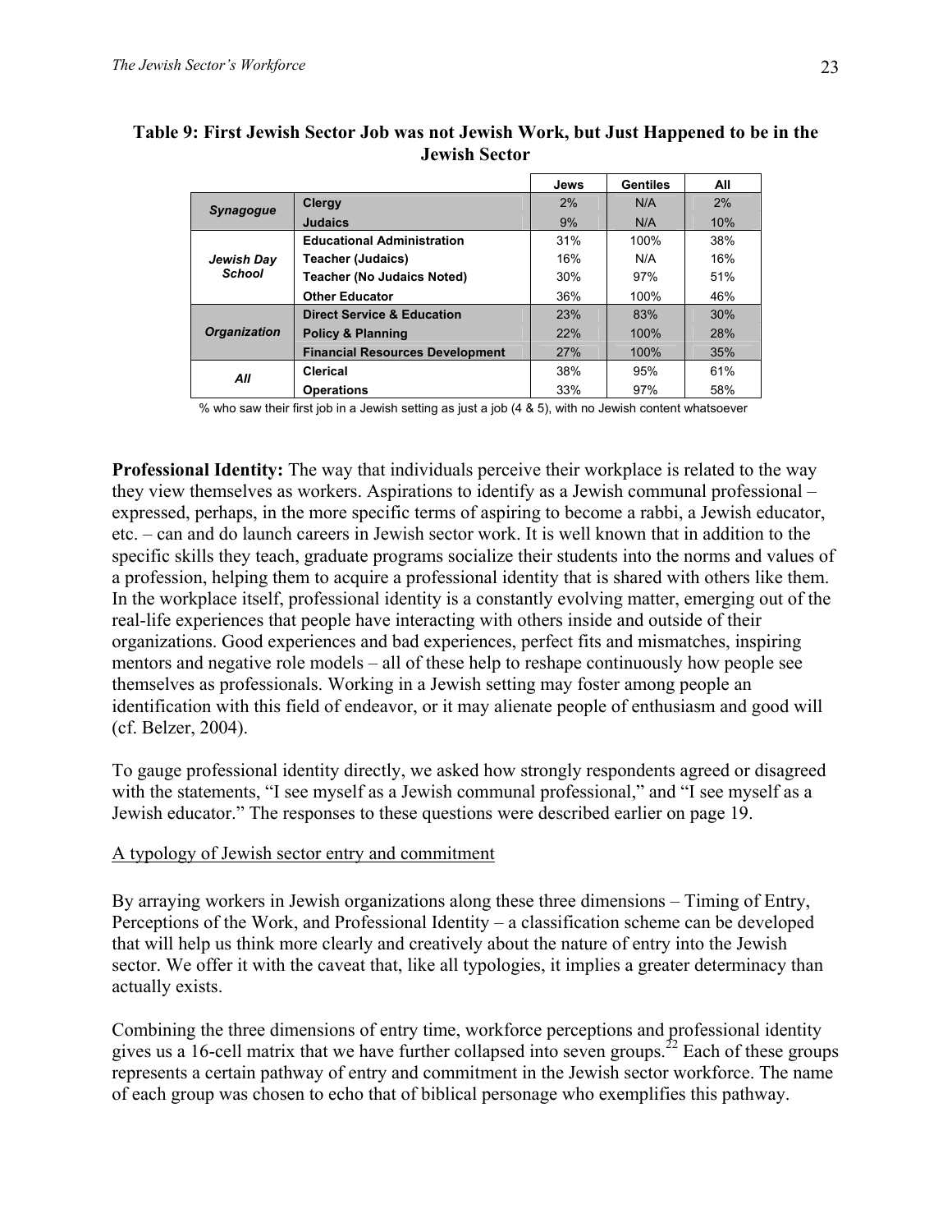**Table 9: First Jewish Sector Job was not Jewish Work, but Just Happened to be in the Jewish Sector**

| | | Jews | Gentiles | All |
|---|---|---|---|---|
| ***Synagogue*** | **Clergy** | 2% | N/A | 2% |
| | **Judaics** | 9% | N/A | 10% |
| ***Jewish Day School*** | **Educational Administration** | 31% | 100% | 38% |
| | **Teacher (Judaics)** | 16% | N/A | 16% |
| | **Teacher (No Judaics Noted)** | 30% | 97% | 51% |
| | **Other Educator** | 36% | 100% | 46% |
| ***Organization*** | **Direct Service & Education** | 23% | 83% | 30% |
| | **Policy & Planning** | 22% | 100% | 28% |
| | **Financial Resources Development** | 27% | 100% | 35% |
| ***All*** | **Clerical** | 38% | 95% | 61% |
| | **Operations** | 33% | 97% | 58% |

% who saw their first job in a Jewish setting as just a job (4 & 5), with no Jewish content whatsoever

**Professional Identity:** The way that individuals perceive their workplace is related to the way they view themselves as workers. Aspirations to identify as a Jewish communal professional – expressed, perhaps, in the more specific terms of aspiring to become a rabbi, a Jewish educator, etc. – can and do launch careers in Jewish sector work. It is well known that in addition to the specific skills they teach, graduate programs socialize their students into the norms and values of a profession, helping them to acquire a professional identity that is shared with others like them. In the workplace itself, professional identity is a constantly evolving matter, emerging out of the real-life experiences that people have interacting with others inside and outside of their organizations. Good experiences and bad experiences, perfect fits and mismatches, inspiring mentors and negative role models – all of these help to reshape continuously how people see themselves as professionals. Working in a Jewish setting may foster among people an identification with this field of endeavor, or it may alienate people of enthusiasm and good will (cf. Belzer, 2004).

To gauge professional identity directly, we asked how strongly respondents agreed or disagreed with the statements, "I see myself as a Jewish communal professional," and "I see myself as a Jewish educator." The responses to these questions were described earlier on page 19.

<u>A typology of Jewish sector entry and commitment</u>

By arraying workers in Jewish organizations along these three dimensions – Timing of Entry, Perceptions of the Work, and Professional Identity – a classification scheme can be developed that will help us think more clearly and creatively about the nature of entry into the Jewish sector. We offer it with the caveat that, like all typologies, it implies a greater determinacy than actually exists.

Combining the three dimensions of entry time, workforce perceptions and professional identity gives us a 16-cell matrix that we have further collapsed into seven groups.[22] Each of these groups represents a certain pathway of entry and commitment in the Jewish sector workforce. The name of each group was chosen to echo that of biblical personage who exemplifies this pathway.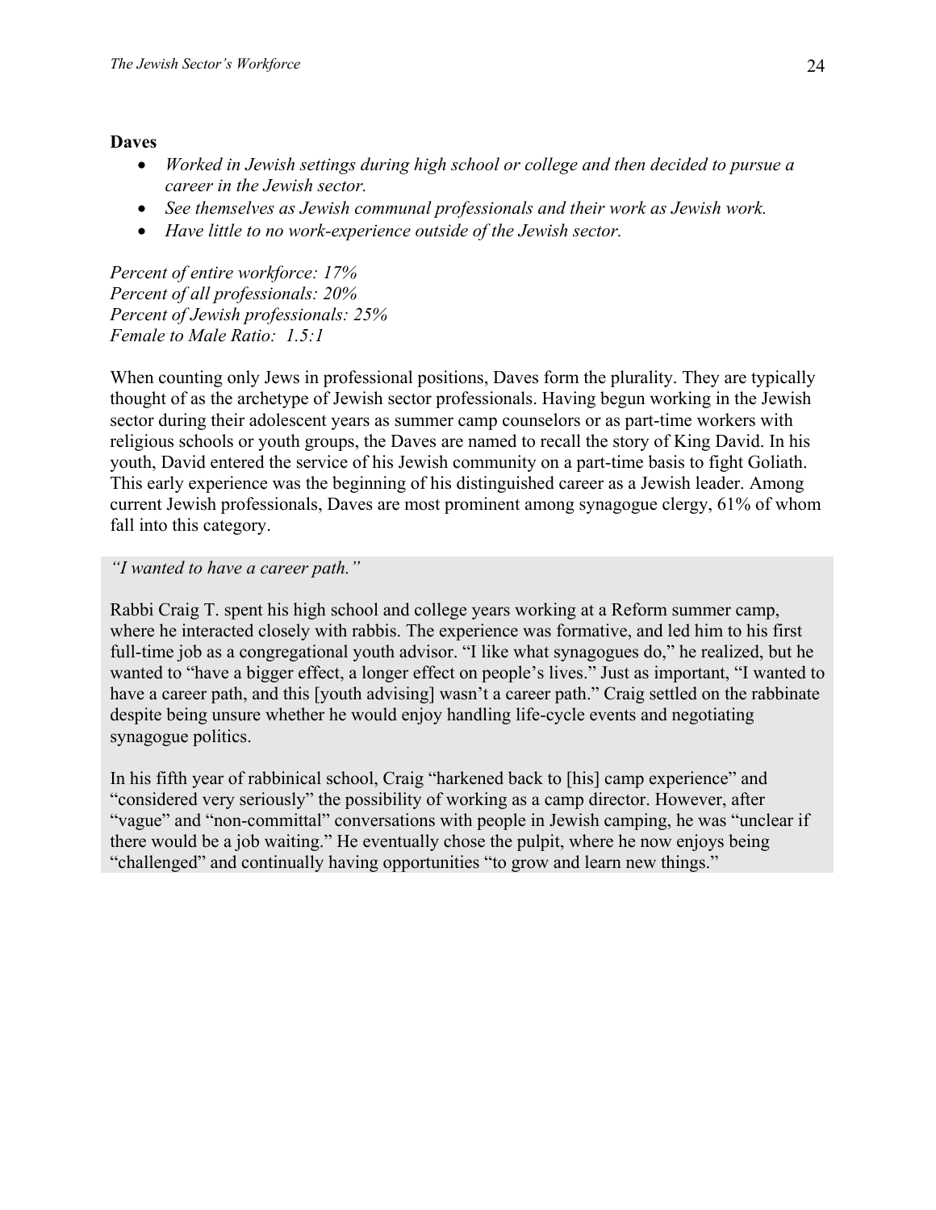**Daves**

- *Worked in Jewish settings during high school or college and then decided to pursue a career in the Jewish sector.*
- *See themselves as Jewish communal professionals and their work as Jewish work.*
- *Have little to no work-experience outside of the Jewish sector.*

*Percent of entire workforce: 17%*
*Percent of all professionals: 20%*
*Percent of Jewish professionals: 25%*
*Female to Male Ratio: 1.5:1*

When counting only Jews in professional positions, Daves form the plurality. They are typically thought of as the archetype of Jewish sector professionals. Having begun working in the Jewish sector during their adolescent years as summer camp counselors or as part-time workers with religious schools or youth groups, the Daves are named to recall the story of King David. In his youth, David entered the service of his Jewish community on a part-time basis to fight Goliath. This early experience was the beginning of his distinguished career as a Jewish leader. Among current Jewish professionals, Daves are most prominent among synagogue clergy, 61% of whom fall into this category.

> *"I wanted to have a career path."*
>
> Rabbi Craig T. spent his high school and college years working at a Reform summer camp, where he interacted closely with rabbis. The experience was formative, and led him to his first full-time job as a congregational youth advisor. "I like what synagogues do," he realized, but he wanted to "have a bigger effect, a longer effect on people's lives." Just as important, "I wanted to have a career path, and this [youth advising] wasn't a career path." Craig settled on the rabbinate despite being unsure whether he would enjoy handling life-cycle events and negotiating synagogue politics.
>
> In his fifth year of rabbinical school, Craig "harkened back to [his] camp experience" and "considered very seriously" the possibility of working as a camp director. However, after "vague" and "non-committal" conversations with people in Jewish camping, he was "unclear if there would be a job waiting." He eventually chose the pulpit, where he now enjoys being "challenged" and continually having opportunities "to grow and learn new things."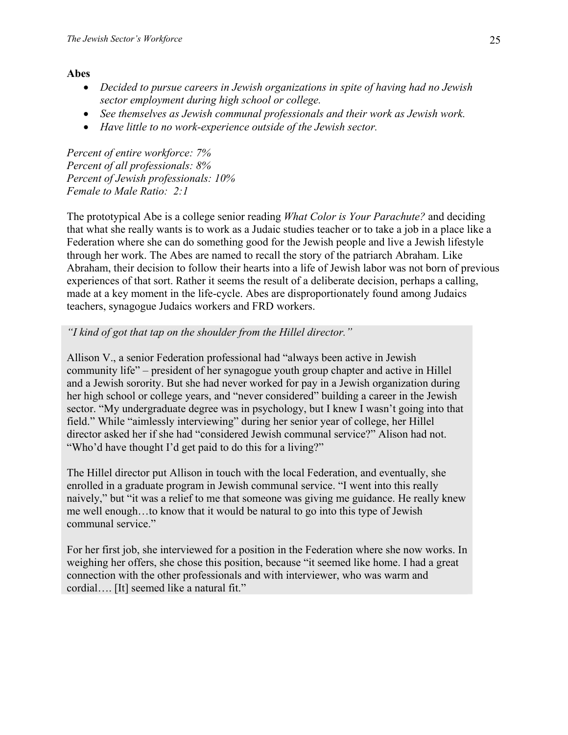**Abes**

- *Decided to pursue careers in Jewish organizations in spite of having had no Jewish sector employment during high school or college.*
- *See themselves as Jewish communal professionals and their work as Jewish work.*
- *Have little to no work-experience outside of the Jewish sector.*

*Percent of entire workforce: 7%*
*Percent of all professionals: 8%*
*Percent of Jewish professionals: 10%*
*Female to Male Ratio: 2:1*

The prototypical Abe is a college senior reading *What Color is Your Parachute?* and deciding that what she really wants is to work as a Judaic studies teacher or to take a job in a place like a Federation where she can do something good for the Jewish people and live a Jewish lifestyle through her work. The Abes are named to recall the story of the patriarch Abraham. Like Abraham, their decision to follow their hearts into a life of Jewish labor was not born of previous experiences of that sort. Rather it seems the result of a deliberate decision, perhaps a calling, made at a key moment in the life-cycle. Abes are disproportionately found among Judaics teachers, synagogue Judaics workers and FRD workers.

*"I kind of got that tap on the shoulder from the Hillel director."*

Allison V., a senior Federation professional had "always been active in Jewish community life" – president of her synagogue youth group chapter and active in Hillel and a Jewish sorority. But she had never worked for pay in a Jewish organization during her high school or college years, and "never considered" building a career in the Jewish sector. "My undergraduate degree was in psychology, but I knew I wasn't going into that field." While "aimlessly interviewing" during her senior year of college, her Hillel director asked her if she had "considered Jewish communal service?" Alison had not. "Who'd have thought I'd get paid to do this for a living?"

The Hillel director put Allison in touch with the local Federation, and eventually, she enrolled in a graduate program in Jewish communal service. "I went into this really naively," but "it was a relief to me that someone was giving me guidance. He really knew me well enough…to know that it would be natural to go into this type of Jewish communal service."

For her first job, she interviewed for a position in the Federation where she now works. In weighing her offers, she chose this position, because "it seemed like home. I had a great connection with the other professionals and with interviewer, who was warm and cordial…. [It] seemed like a natural fit."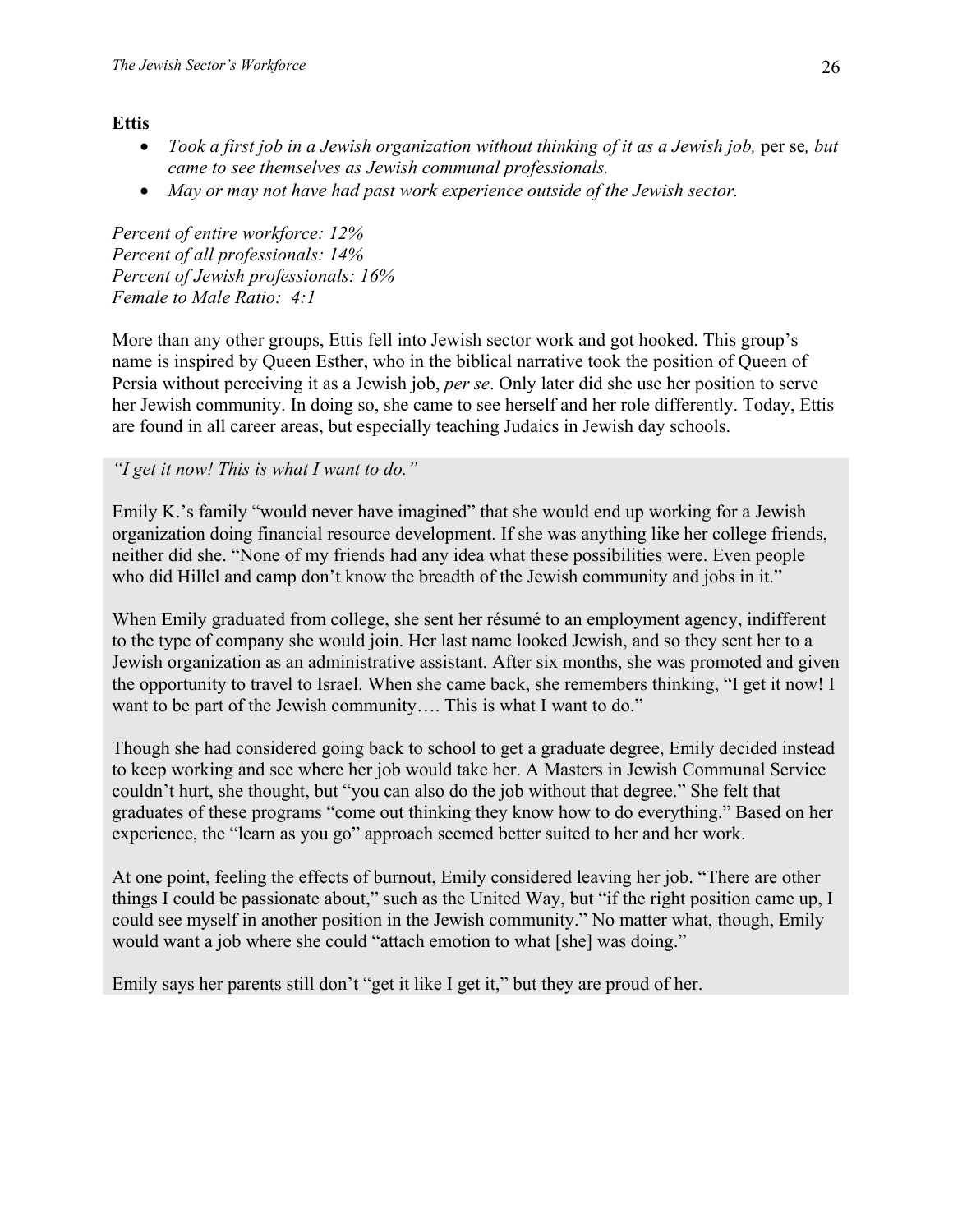**Ettis**

- *Took a first job in a Jewish organization without thinking of it as a Jewish job,* per se*, but came to see themselves as Jewish communal professionals.*
- *May or may not have had past work experience outside of the Jewish sector.*

*Percent of entire workforce: 12%*
*Percent of all professionals: 14%*
*Percent of Jewish professionals: 16%*
*Female to Male Ratio: 4:1*

More than any other groups, Ettis fell into Jewish sector work and got hooked. This group's name is inspired by Queen Esther, who in the biblical narrative took the position of Queen of Persia without perceiving it as a Jewish job, *per se*. Only later did she use her position to serve her Jewish community. In doing so, she came to see herself and her role differently. Today, Ettis are found in all career areas, but especially teaching Judaics in Jewish day schools.

*"I get it now! This is what I want to do."*

Emily K.'s family "would never have imagined" that she would end up working for a Jewish organization doing financial resource development. If she was anything like her college friends, neither did she. "None of my friends had any idea what these possibilities were. Even people who did Hillel and camp don't know the breadth of the Jewish community and jobs in it."

When Emily graduated from college, she sent her résumé to an employment agency, indifferent to the type of company she would join. Her last name looked Jewish, and so they sent her to a Jewish organization as an administrative assistant. After six months, she was promoted and given the opportunity to travel to Israel. When she came back, she remembers thinking, "I get it now! I want to be part of the Jewish community…. This is what I want to do."

Though she had considered going back to school to get a graduate degree, Emily decided instead to keep working and see where her job would take her. A Masters in Jewish Communal Service couldn't hurt, she thought, but "you can also do the job without that degree." She felt that graduates of these programs "come out thinking they know how to do everything." Based on her experience, the "learn as you go" approach seemed better suited to her and her work.

At one point, feeling the effects of burnout, Emily considered leaving her job. "There are other things I could be passionate about," such as the United Way, but "if the right position came up, I could see myself in another position in the Jewish community." No matter what, though, Emily would want a job where she could "attach emotion to what [she] was doing."

Emily says her parents still don't "get it like I get it," but they are proud of her.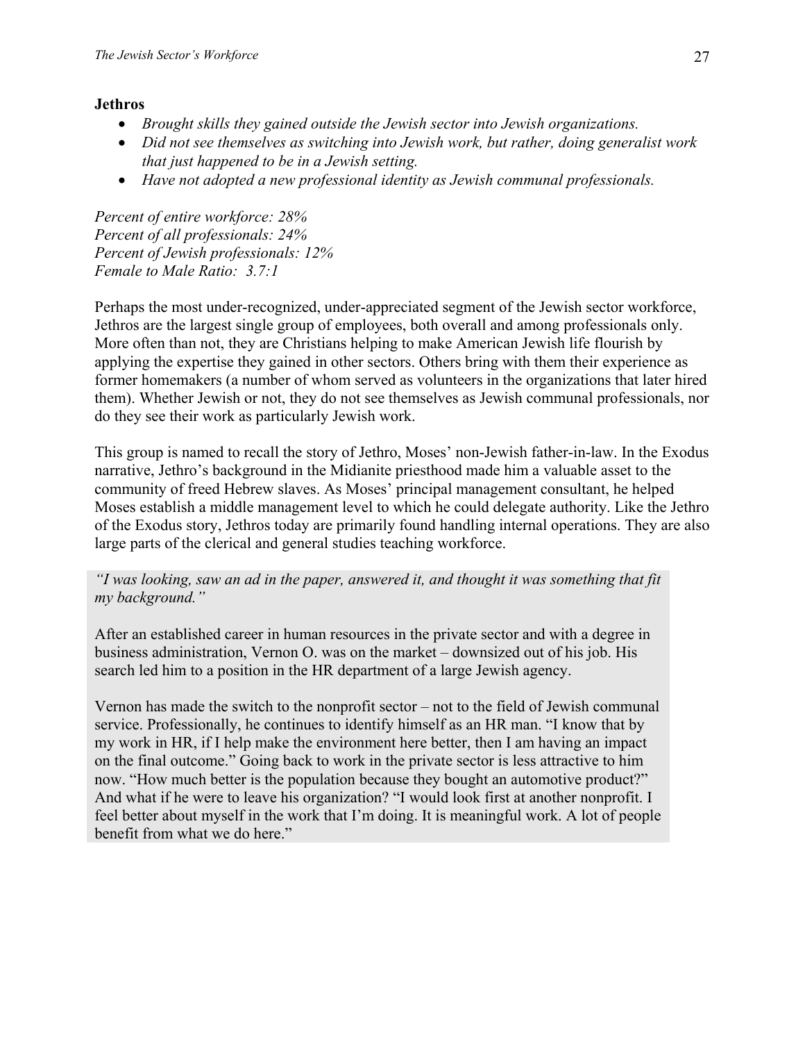**Jethros**

- *Brought skills they gained outside the Jewish sector into Jewish organizations.*
- *Did not see themselves as switching into Jewish work, but rather, doing generalist work that just happened to be in a Jewish setting.*
- *Have not adopted a new professional identity as Jewish communal professionals.*

*Percent of entire workforce: 28%*
*Percent of all professionals: 24%*
*Percent of Jewish professionals: 12%*
*Female to Male Ratio: 3.7:1*

Perhaps the most under-recognized, under-appreciated segment of the Jewish sector workforce, Jethros are the largest single group of employees, both overall and among professionals only. More often than not, they are Christians helping to make American Jewish life flourish by applying the expertise they gained in other sectors. Others bring with them their experience as former homemakers (a number of whom served as volunteers in the organizations that later hired them). Whether Jewish or not, they do not see themselves as Jewish communal professionals, nor do they see their work as particularly Jewish work.

This group is named to recall the story of Jethro, Moses' non-Jewish father-in-law. In the Exodus narrative, Jethro's background in the Midianite priesthood made him a valuable asset to the community of freed Hebrew slaves. As Moses' principal management consultant, he helped Moses establish a middle management level to which he could delegate authority. Like the Jethro of the Exodus story, Jethros today are primarily found handling internal operations. They are also large parts of the clerical and general studies teaching workforce.

> *"I was looking, saw an ad in the paper, answered it, and thought it was something that fit my background."*
>
> After an established career in human resources in the private sector and with a degree in business administration, Vernon O. was on the market – downsized out of his job. His search led him to a position in the HR department of a large Jewish agency.
>
> Vernon has made the switch to the nonprofit sector – not to the field of Jewish communal service. Professionally, he continues to identify himself as an HR man. "I know that by my work in HR, if I help make the environment here better, then I am having an impact on the final outcome." Going back to work in the private sector is less attractive to him now. "How much better is the population because they bought an automotive product?" And what if he were to leave his organization? "I would look first at another nonprofit. I feel better about myself in the work that I'm doing. It is meaningful work. A lot of people benefit from what we do here."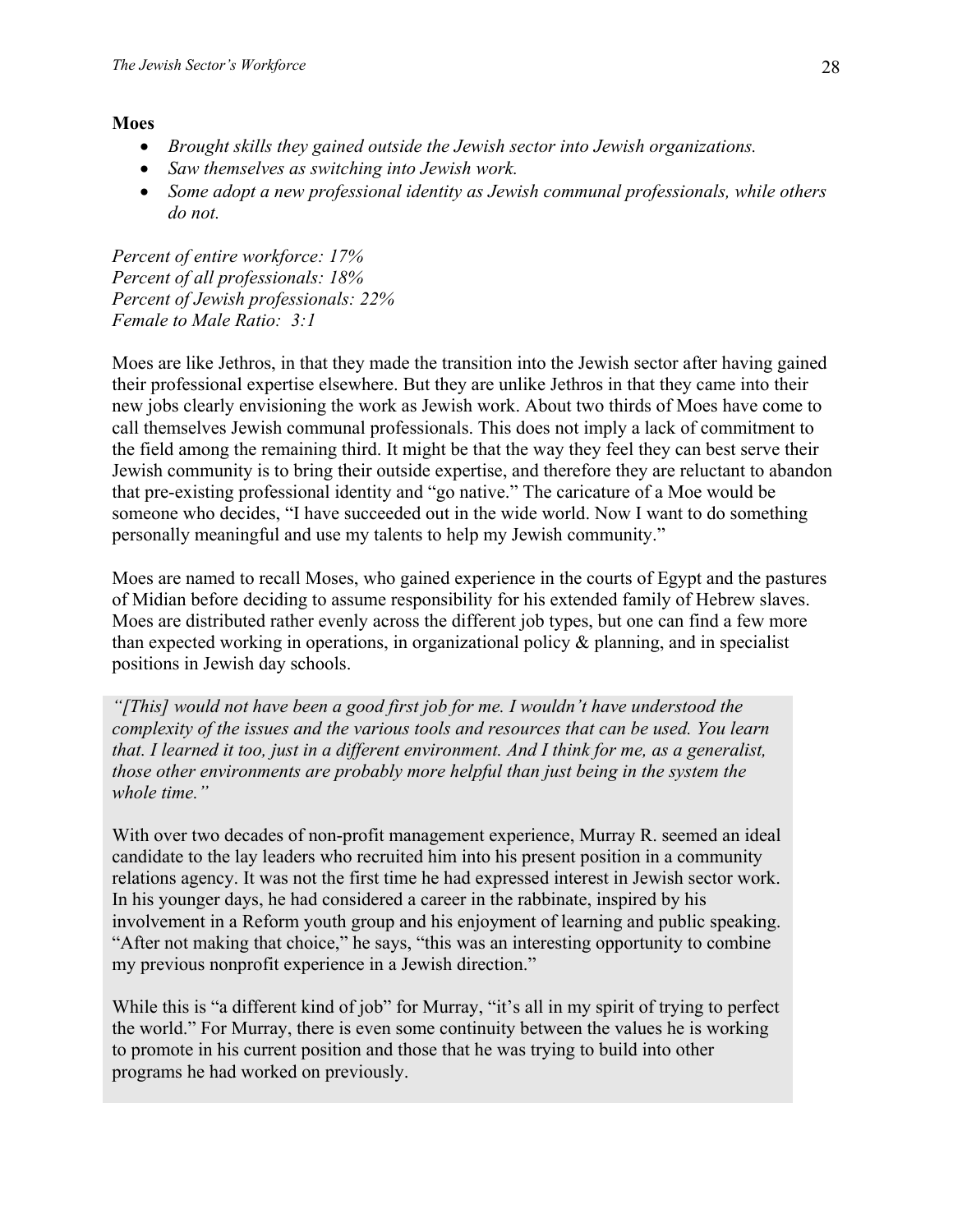**Moes**

- *Brought skills they gained outside the Jewish sector into Jewish organizations.*
- *Saw themselves as switching into Jewish work.*
- *Some adopt a new professional identity as Jewish communal professionals, while others do not.*

*Percent of entire workforce: 17%*
*Percent of all professionals: 18%*
*Percent of Jewish professionals: 22%*
*Female to Male Ratio: 3:1*

Moes are like Jethros, in that they made the transition into the Jewish sector after having gained their professional expertise elsewhere. But they are unlike Jethros in that they came into their new jobs clearly envisioning the work as Jewish work. About two thirds of Moes have come to call themselves Jewish communal professionals. This does not imply a lack of commitment to the field among the remaining third. It might be that the way they feel they can best serve their Jewish community is to bring their outside expertise, and therefore they are reluctant to abandon that pre-existing professional identity and "go native." The caricature of a Moe would be someone who decides, "I have succeeded out in the wide world. Now I want to do something personally meaningful and use my talents to help my Jewish community."

Moes are named to recall Moses, who gained experience in the courts of Egypt and the pastures of Midian before deciding to assume responsibility for his extended family of Hebrew slaves. Moes are distributed rather evenly across the different job types, but one can find a few more than expected working in operations, in organizational policy & planning, and in specialist positions in Jewish day schools.

*"[This] would not have been a good first job for me. I wouldn't have understood the complexity of the issues and the various tools and resources that can be used. You learn that. I learned it too, just in a different environment. And I think for me, as a generalist, those other environments are probably more helpful than just being in the system the whole time."*

With over two decades of non-profit management experience, Murray R. seemed an ideal candidate to the lay leaders who recruited him into his present position in a community relations agency. It was not the first time he had expressed interest in Jewish sector work. In his younger days, he had considered a career in the rabbinate, inspired by his involvement in a Reform youth group and his enjoyment of learning and public speaking. "After not making that choice," he says, "this was an interesting opportunity to combine my previous nonprofit experience in a Jewish direction."

While this is "a different kind of job" for Murray, "it's all in my spirit of trying to perfect the world." For Murray, there is even some continuity between the values he is working to promote in his current position and those that he was trying to build into other programs he had worked on previously.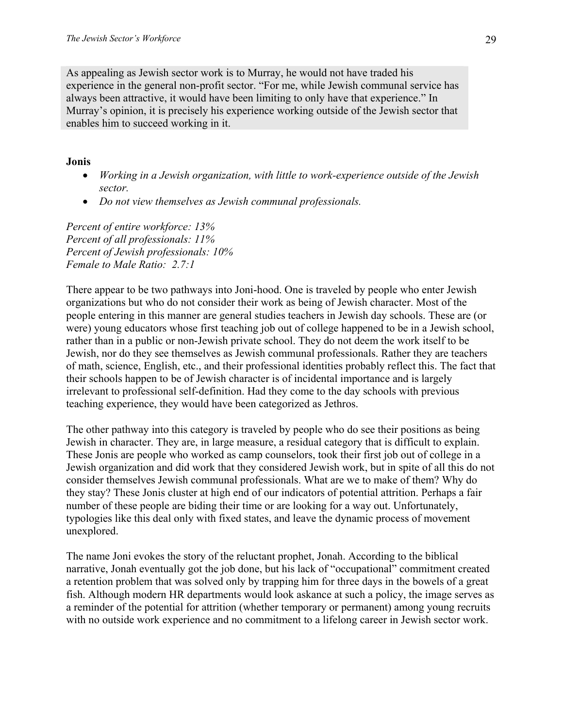As appealing as Jewish sector work is to Murray, he would not have traded his experience in the general non-profit sector. "For me, while Jewish communal service has always been attractive, it would have been limiting to only have that experience." In Murray's opinion, it is precisely his experience working outside of the Jewish sector that enables him to succeed working in it.

**Jonis**

- *Working in a Jewish organization, with little to work-experience outside of the Jewish sector.*
- *Do not view themselves as Jewish communal professionals.*

*Percent of entire workforce: 13%*
*Percent of all professionals: 11%*
*Percent of Jewish professionals: 10%*
*Female to Male Ratio: 2.7:1*

There appear to be two pathways into Joni-hood. One is traveled by people who enter Jewish organizations but who do not consider their work as being of Jewish character. Most of the people entering in this manner are general studies teachers in Jewish day schools. These are (or were) young educators whose first teaching job out of college happened to be in a Jewish school, rather than in a public or non-Jewish private school. They do not deem the work itself to be Jewish, nor do they see themselves as Jewish communal professionals. Rather they are teachers of math, science, English, etc., and their professional identities probably reflect this. The fact that their schools happen to be of Jewish character is of incidental importance and is largely irrelevant to professional self-definition. Had they come to the day schools with previous teaching experience, they would have been categorized as Jethros.

The other pathway into this category is traveled by people who do see their positions as being Jewish in character. They are, in large measure, a residual category that is difficult to explain. These Jonis are people who worked as camp counselors, took their first job out of college in a Jewish organization and did work that they considered Jewish work, but in spite of all this do not consider themselves Jewish communal professionals. What are we to make of them? Why do they stay? These Jonis cluster at high end of our indicators of potential attrition. Perhaps a fair number of these people are biding their time or are looking for a way out. Unfortunately, typologies like this deal only with fixed states, and leave the dynamic process of movement unexplored.

The name Joni evokes the story of the reluctant prophet, Jonah. According to the biblical narrative, Jonah eventually got the job done, but his lack of "occupational" commitment created a retention problem that was solved only by trapping him for three days in the bowels of a great fish. Although modern HR departments would look askance at such a policy, the image serves as a reminder of the potential for attrition (whether temporary or permanent) among young recruits with no outside work experience and no commitment to a lifelong career in Jewish sector work.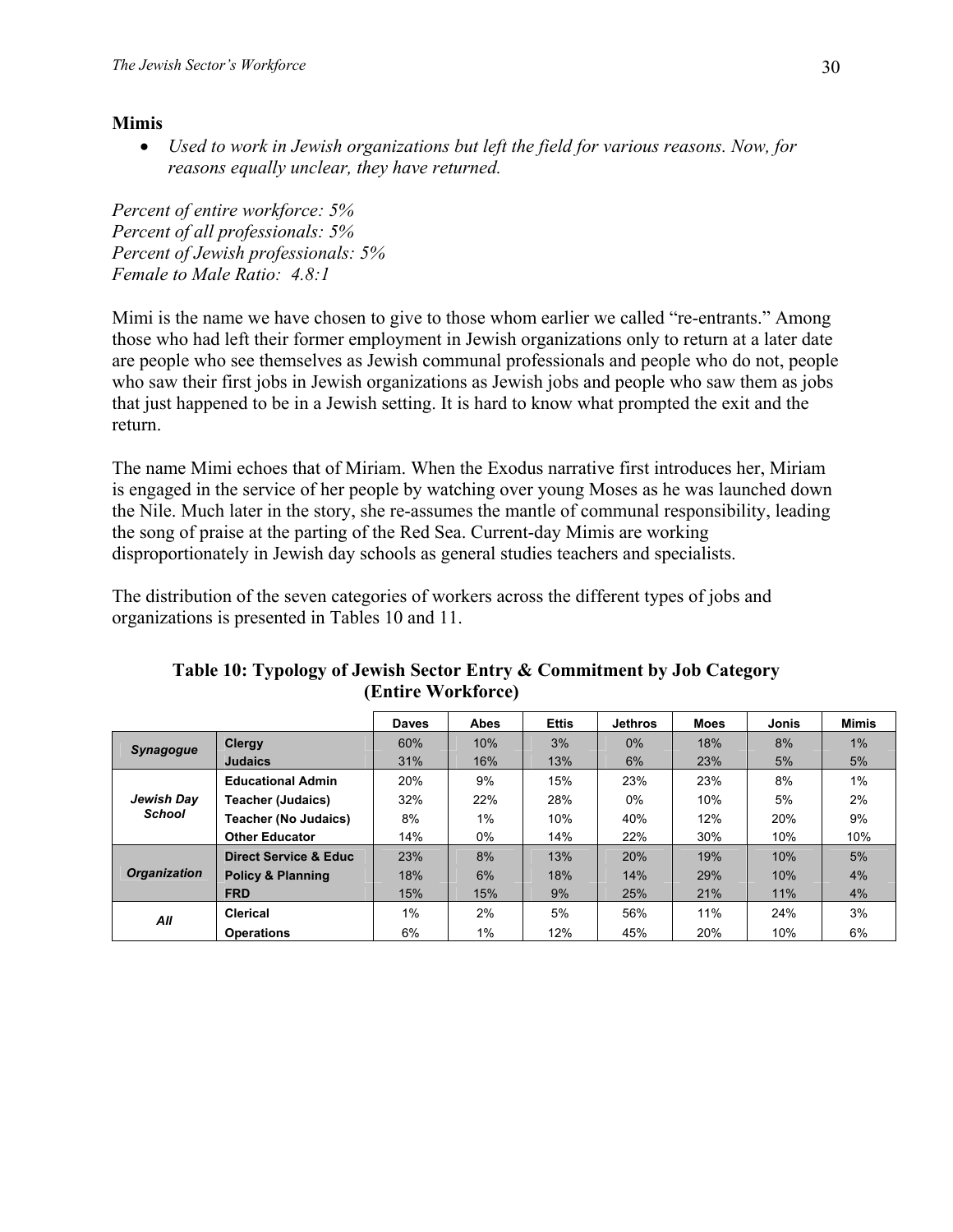**Mimis**

- *Used to work in Jewish organizations but left the field for various reasons. Now, for reasons equally unclear, they have returned.*

*Percent of entire workforce: 5%*
*Percent of all professionals: 5%*
*Percent of Jewish professionals: 5%*
*Female to Male Ratio: 4.8:1*

Mimi is the name we have chosen to give to those whom earlier we called "re-entrants." Among those who had left their former employment in Jewish organizations only to return at a later date are people who see themselves as Jewish communal professionals and people who do not, people who saw their first jobs in Jewish organizations as Jewish jobs and people who saw them as jobs that just happened to be in a Jewish setting. It is hard to know what prompted the exit and the return.

The name Mimi echoes that of Miriam. When the Exodus narrative first introduces her, Miriam is engaged in the service of her people by watching over young Moses as he was launched down the Nile. Much later in the story, she re-assumes the mantle of communal responsibility, leading the song of praise at the parting of the Red Sea. Current-day Mimis are working disproportionately in Jewish day schools as general studies teachers and specialists.

The distribution of the seven categories of workers across the different types of jobs and organizations is presented in Tables 10 and 11.

**Table 10: Typology of Jewish Sector Entry & Commitment by Job Category (Entire Workforce)**

| | | Daves | Abes | Ettis | Jethros | Moes | Jonis | Mimis |
|---|---|---|---|---|---|---|---|---|
| *Synagogue* | **Clergy** | 60% | 10% | 3% | 0% | 18% | 8% | 1% |
| | **Judaics** | 31% | 16% | 13% | 6% | 23% | 5% | 5% |
| *Jewish Day School* | **Educational Admin** | 20% | 9% | 15% | 23% | 23% | 8% | 1% |
| | **Teacher (Judaics)** | 32% | 22% | 28% | 0% | 10% | 5% | 2% |
| | **Teacher (No Judaics)** | 8% | 1% | 10% | 40% | 12% | 20% | 9% |
| | **Other Educator** | 14% | 0% | 14% | 22% | 30% | 10% | 10% |
| *Organization* | **Direct Service & Educ** | 23% | 8% | 13% | 20% | 19% | 10% | 5% |
| | **Policy & Planning** | 18% | 6% | 18% | 14% | 29% | 10% | 4% |
| | **FRD** | 15% | 15% | 9% | 25% | 21% | 11% | 4% |
| *All* | **Clerical** | 1% | 2% | 5% | 56% | 11% | 24% | 3% |
| | **Operations** | 6% | 1% | 12% | 45% | 20% | 10% | 6% |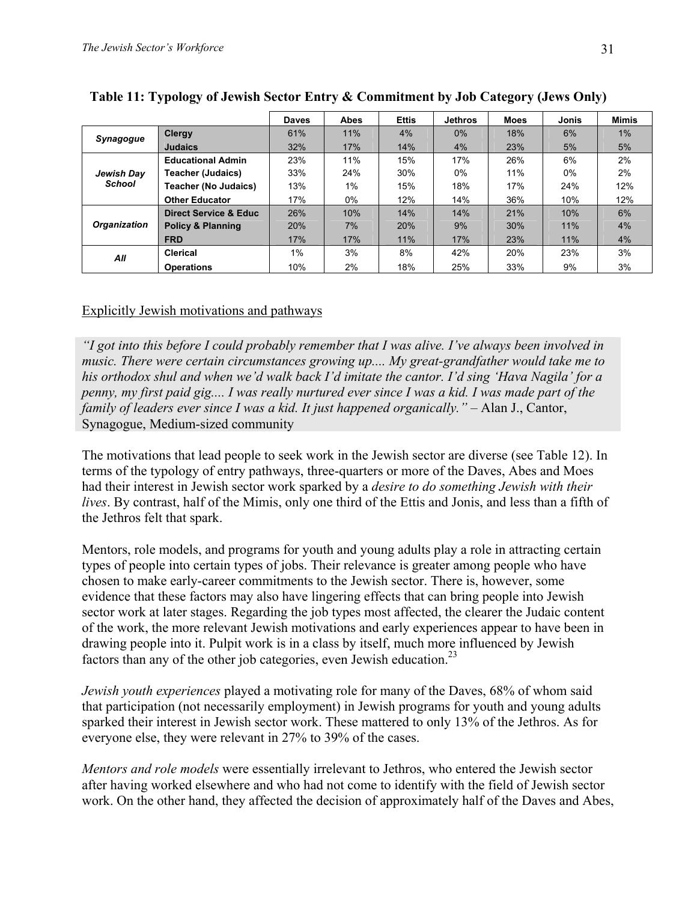**Table 11: Typology of Jewish Sector Entry & Commitment by Job Category (Jews Only)**

| | | Daves | Abes | Ettis | Jethros | Moes | Jonis | Mimis |
|---|---|---|---|---|---|---|---|---|
| *Synagogue* | Clergy | 61% | 11% | 4% | 0% | 18% | 6% | 1% |
| | Judaics | 32% | 17% | 14% | 4% | 23% | 5% | 5% |
| *Jewish Day School* | Educational Admin | 23% | 11% | 15% | 17% | 26% | 6% | 2% |
| | Teacher (Judaics) | 33% | 24% | 30% | 0% | 11% | 0% | 2% |
| | Teacher (No Judaics) | 13% | 1% | 15% | 18% | 17% | 24% | 12% |
| | Other Educator | 17% | 0% | 12% | 14% | 36% | 10% | 12% |
| *Organization* | Direct Service & Educ | 26% | 10% | 14% | 14% | 21% | 10% | 6% |
| | Policy & Planning | 20% | 7% | 20% | 9% | 30% | 11% | 4% |
| | FRD | 17% | 17% | 11% | 17% | 23% | 11% | 4% |
| *All* | Clerical | 1% | 3% | 8% | 42% | 20% | 23% | 3% |
| | Operations | 10% | 2% | 18% | 25% | 33% | 9% | 3% |

Explicitly Jewish motivations and pathways

*"I got into this before I could probably remember that I was alive. I've always been involved in music. There were certain circumstances growing up.... My great-grandfather would take me to his orthodox shul and when we'd walk back I'd imitate the cantor. I'd sing 'Hava Nagila' for a penny, my first paid gig.... I was really nurtured ever since I was a kid. I was made part of the family of leaders ever since I was a kid. It just happened organically."* – Alan J., Cantor, Synagogue, Medium-sized community

The motivations that lead people to seek work in the Jewish sector are diverse (see Table 12). In terms of the typology of entry pathways, three-quarters or more of the Daves, Abes and Moes had their interest in Jewish sector work sparked by a *desire to do something Jewish with their lives*. By contrast, half of the Mimis, only one third of the Ettis and Jonis, and less than a fifth of the Jethros felt that spark.

Mentors, role models, and programs for youth and young adults play a role in attracting certain types of people into certain types of jobs. Their relevance is greater among people who have chosen to make early-career commitments to the Jewish sector. There is, however, some evidence that these factors may also have lingering effects that can bring people into Jewish sector work at later stages. Regarding the job types most affected, the clearer the Judaic content of the work, the more relevant Jewish motivations and early experiences appear to have been in drawing people into it. Pulpit work is in a class by itself, much more influenced by Jewish factors than any of the other job categories, even Jewish education.[23]

*Jewish youth experiences* played a motivating role for many of the Daves, 68% of whom said that participation (not necessarily employment) in Jewish programs for youth and young adults sparked their interest in Jewish sector work. These mattered to only 13% of the Jethros. As for everyone else, they were relevant in 27% to 39% of the cases.

*Mentors and role models* were essentially irrelevant to Jethros, who entered the Jewish sector after having worked elsewhere and who had not come to identify with the field of Jewish sector work. On the other hand, they affected the decision of approximately half of the Daves and Abes,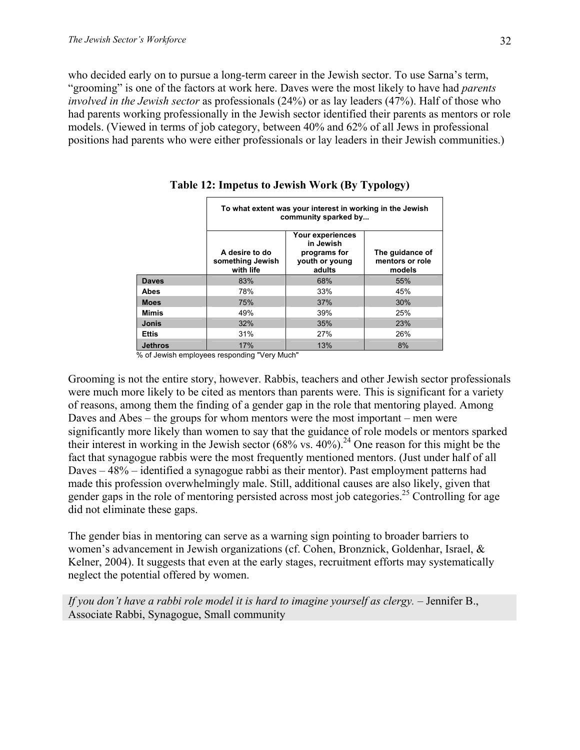who decided early on to pursue a long-term career in the Jewish sector. To use Sarna's term, "grooming" is one of the factors at work here. Daves were the most likely to have had *parents involved in the Jewish sector* as professionals (24%) or as lay leaders (47%). Half of those who had parents working professionally in the Jewish sector identified their parents as mentors or role models. (Viewed in terms of job category, between 40% and 62% of all Jews in professional positions had parents who were either professionals or lay leaders in their Jewish communities.)

**Table 12: Impetus to Jewish Work (By Typology)**

| | To what extent was your interest in working in the Jewish community sparked by... | | |
|---|---|---|---|
| | A desire to do something Jewish with life | Your experiences in Jewish programs for youth or young adults | The guidance of mentors or role models |
| **Daves** | 83% | 68% | 55% |
| **Abes** | 78% | 33% | 45% |
| **Moes** | 75% | 37% | 30% |
| **Mimis** | 49% | 39% | 25% |
| **Jonis** | 32% | 35% | 23% |
| **Ettis** | 31% | 27% | 26% |
| **Jethros** | 17% | 13% | 8% |

% of Jewish employees responding "Very Much"

Grooming is not the entire story, however. Rabbis, teachers and other Jewish sector professionals were much more likely to be cited as mentors than parents were. This is significant for a variety of reasons, among them the finding of a gender gap in the role that mentoring played. Among Daves and Abes – the groups for whom mentors were the most important – men were significantly more likely than women to say that the guidance of role models or mentors sparked their interest in working in the Jewish sector (68% vs. 40%).[24] One reason for this might be the fact that synagogue rabbis were the most frequently mentioned mentors. (Just under half of all Daves – 48% – identified a synagogue rabbi as their mentor). Past employment patterns had made this profession overwhelmingly male. Still, additional causes are also likely, given that gender gaps in the role of mentoring persisted across most job categories.[25] Controlling for age did not eliminate these gaps.

The gender bias in mentoring can serve as a warning sign pointing to broader barriers to women's advancement in Jewish organizations (cf. Cohen, Bronznick, Goldenhar, Israel, & Kelner, 2004). It suggests that even at the early stages, recruitment efforts may systematically neglect the potential offered by women.

*If you don't have a rabbi role model it is hard to imagine yourself as clergy.* – Jennifer B., Associate Rabbi, Synagogue, Small community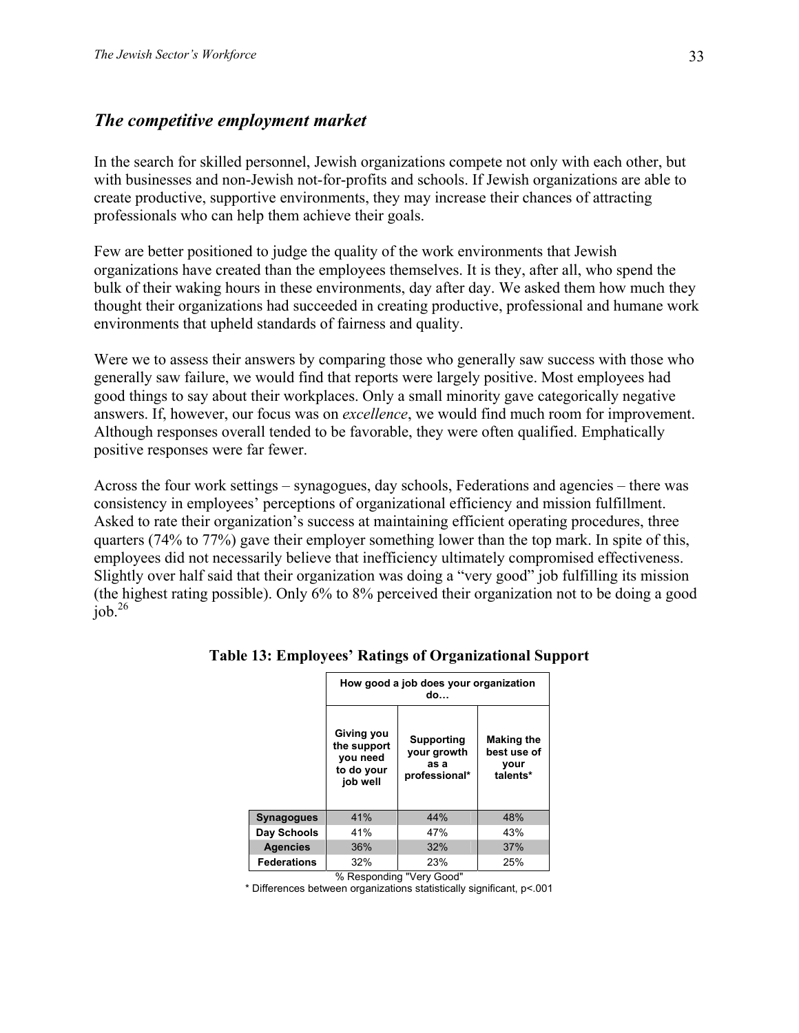## *The competitive employment market*

In the search for skilled personnel, Jewish organizations compete not only with each other, but with businesses and non-Jewish not-for-profits and schools. If Jewish organizations are able to create productive, supportive environments, they may increase their chances of attracting professionals who can help them achieve their goals.

Few are better positioned to judge the quality of the work environments that Jewish organizations have created than the employees themselves. It is they, after all, who spend the bulk of their waking hours in these environments, day after day. We asked them how much they thought their organizations had succeeded in creating productive, professional and humane work environments that upheld standards of fairness and quality.

Were we to assess their answers by comparing those who generally saw success with those who generally saw failure, we would find that reports were largely positive. Most employees had good things to say about their workplaces. Only a small minority gave categorically negative answers. If, however, our focus was on *excellence*, we would find much room for improvement. Although responses overall tended to be favorable, they were often qualified. Emphatically positive responses were far fewer.

Across the four work settings – synagogues, day schools, Federations and agencies – there was consistency in employees' perceptions of organizational efficiency and mission fulfillment. Asked to rate their organization's success at maintaining efficient operating procedures, three quarters (74% to 77%) gave their employer something lower than the top mark. In spite of this, employees did not necessarily believe that inefficiency ultimately compromised effectiveness. Slightly over half said that their organization was doing a "very good" job fulfilling its mission (the highest rating possible). Only 6% to 8% perceived their organization not to be doing a good job.[26]

**Table 13: Employees' Ratings of Organizational Support**

| | How good a job does your organization do… | | |
|---|---|---|---|
| | Giving you the support you need to do your job well | Supporting your growth as a professional* | Making the best use of your talents* |
| **Synagogues** | 41% | 44% | 48% |
| **Day Schools** | 41% | 47% | 43% |
| **Agencies** | 36% | 32% | 37% |
| **Federations** | 32% | 23% | 25% |

% Responding "Very Good"

\* Differences between organizations statistically significant, p<.001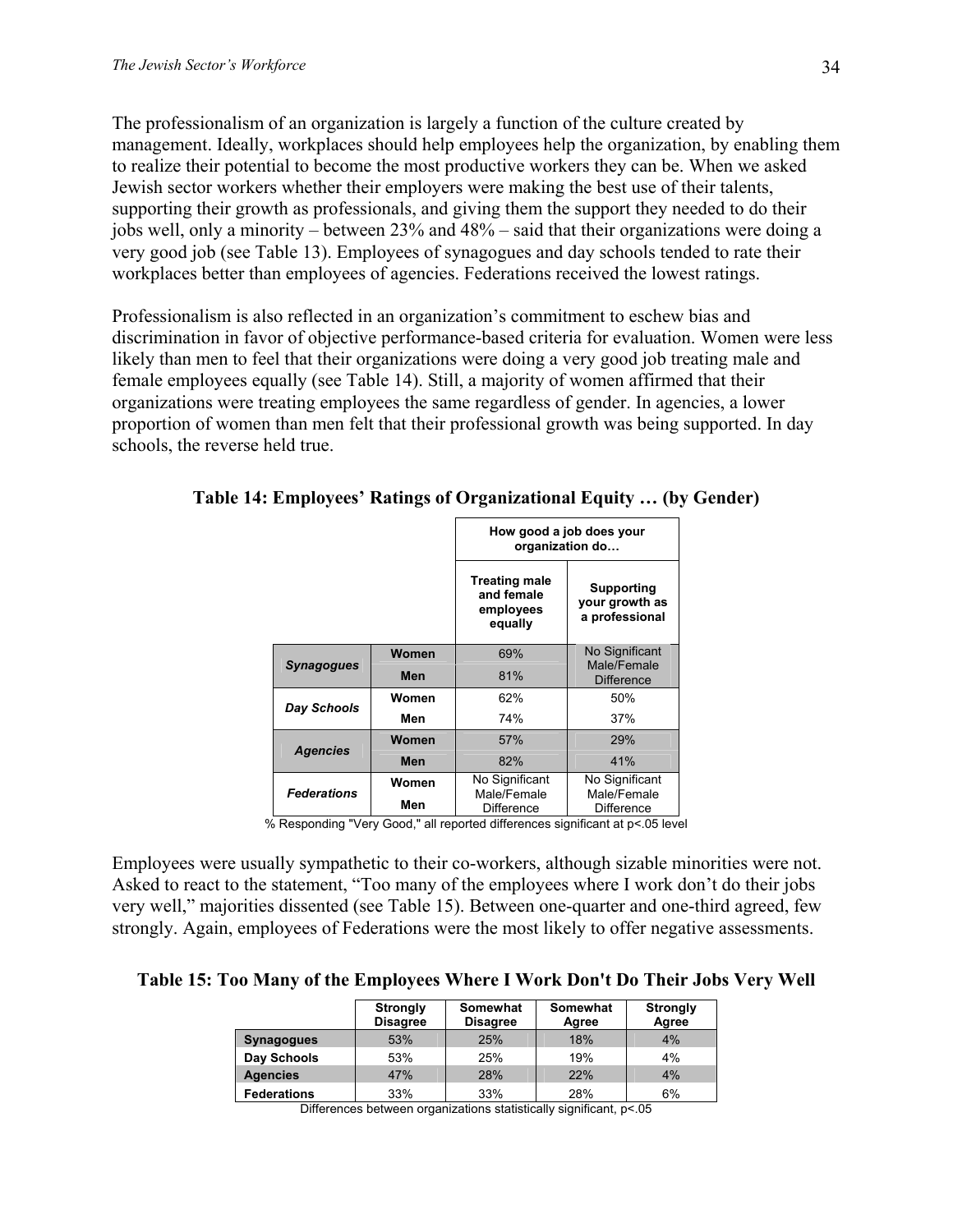The professionalism of an organization is largely a function of the culture created by management. Ideally, workplaces should help employees help the organization, by enabling them to realize their potential to become the most productive workers they can be. When we asked Jewish sector workers whether their employers were making the best use of their talents, supporting their growth as professionals, and giving them the support they needed to do their jobs well, only a minority – between 23% and 48% – said that their organizations were doing a very good job (see Table 13). Employees of synagogues and day schools tended to rate their workplaces better than employees of agencies. Federations received the lowest ratings.

Professionalism is also reflected in an organization's commitment to eschew bias and discrimination in favor of objective performance-based criteria for evaluation. Women were less likely than men to feel that their organizations were doing a very good job treating male and female employees equally (see Table 14). Still, a majority of women affirmed that their organizations were treating employees the same regardless of gender. In agencies, a lower proportion of women than men felt that their professional growth was being supported. In day schools, the reverse held true.

**Table 14: Employees' Ratings of Organizational Equity … (by Gender)**

| | | How good a job does your organization do… | |
|---|---|---|---|
| | | Treating male and female employees equally | Supporting your growth as a professional |
| *Synagogues* | Women | 69% | No Significant Male/Female Difference |
| | Men | 81% | |
| *Day Schools* | Women | 62% | 50% |
| | Men | 74% | 37% |
| *Agencies* | Women | 57% | 29% |
| | Men | 82% | 41% |
| *Federations* | Women | No Significant Male/Female Difference | No Significant Male/Female Difference |
| | Men | | |

% Responding "Very Good," all reported differences significant at p<.05 level

Employees were usually sympathetic to their co-workers, although sizable minorities were not. Asked to react to the statement, "Too many of the employees where I work don't do their jobs very well," majorities dissented (see Table 15). Between one-quarter and one-third agreed, few strongly. Again, employees of Federations were the most likely to offer negative assessments.

**Table 15: Too Many of the Employees Where I Work Don't Do Their Jobs Very Well**

| | Strongly Disagree | Somewhat Disagree | Somewhat Agree | Strongly Agree |
|---|---|---|---|---|
| **Synagogues** | 53% | 25% | 18% | 4% |
| **Day Schools** | 53% | 25% | 19% | 4% |
| **Agencies** | 47% | 28% | 22% | 4% |
| **Federations** | 33% | 33% | 28% | 6% |

Differences between organizations statistically significant, p<.05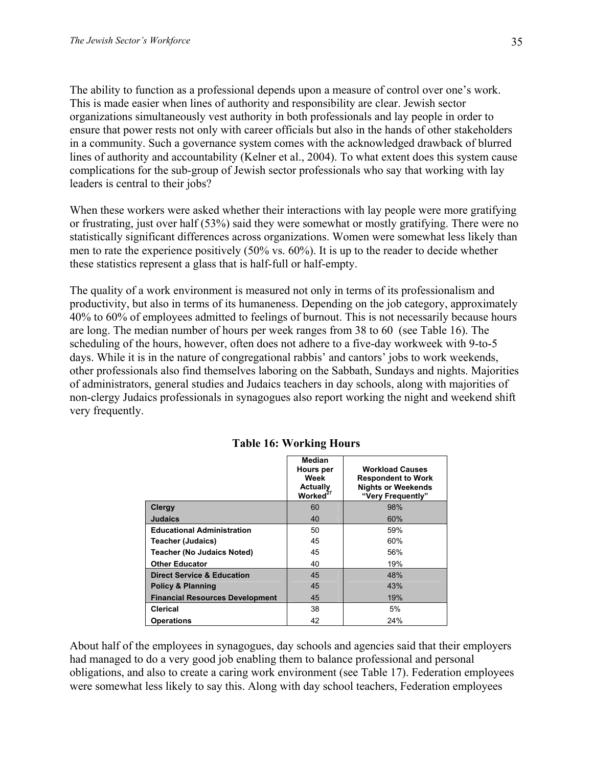The ability to function as a professional depends upon a measure of control over one's work. This is made easier when lines of authority and responsibility are clear. Jewish sector organizations simultaneously vest authority in both professionals and lay people in order to ensure that power rests not only with career officials but also in the hands of other stakeholders in a community. Such a governance system comes with the acknowledged drawback of blurred lines of authority and accountability (Kelner et al., 2004). To what extent does this system cause complications for the sub-group of Jewish sector professionals who say that working with lay leaders is central to their jobs?

When these workers were asked whether their interactions with lay people were more gratifying or frustrating, just over half (53%) said they were somewhat or mostly gratifying. There were no statistically significant differences across organizations. Women were somewhat less likely than men to rate the experience positively (50% vs. 60%). It is up to the reader to decide whether these statistics represent a glass that is half-full or half-empty.

The quality of a work environment is measured not only in terms of its professionalism and productivity, but also in terms of its humaneness. Depending on the job category, approximately 40% to 60% of employees admitted to feelings of burnout. This is not necessarily because hours are long. The median number of hours per week ranges from 38 to 60 (see Table 16). The scheduling of the hours, however, often does not adhere to a five-day workweek with 9-to-5 days. While it is in the nature of congregational rabbis' and cantors' jobs to work weekends, other professionals also find themselves laboring on the Sabbath, Sundays and nights. Majorities of administrators, general studies and Judaics teachers in day schools, along with majorities of non-clergy Judaics professionals in synagogues also report working the night and weekend shift very frequently.

**Table 16: Working Hours**

| | Median Hours per Week Actually Worked[27] | Workload Causes Respondent to Work Nights or Weekends "Very Frequently" |
|---|---|---|
| **Clergy** | 60 | 98% |
| **Judaics** | 40 | 60% |
| **Educational Administration** | 50 | 59% |
| **Teacher (Judaics)** | 45 | 60% |
| **Teacher (No Judaics Noted)** | 45 | 56% |
| **Other Educator** | 40 | 19% |
| **Direct Service & Education** | 45 | 48% |
| **Policy & Planning** | 45 | 43% |
| **Financial Resources Development** | 45 | 19% |
| **Clerical** | 38 | 5% |
| **Operations** | 42 | 24% |

About half of the employees in synagogues, day schools and agencies said that their employers had managed to do a very good job enabling them to balance professional and personal obligations, and also to create a caring work environment (see Table 17). Federation employees were somewhat less likely to say this. Along with day school teachers, Federation employees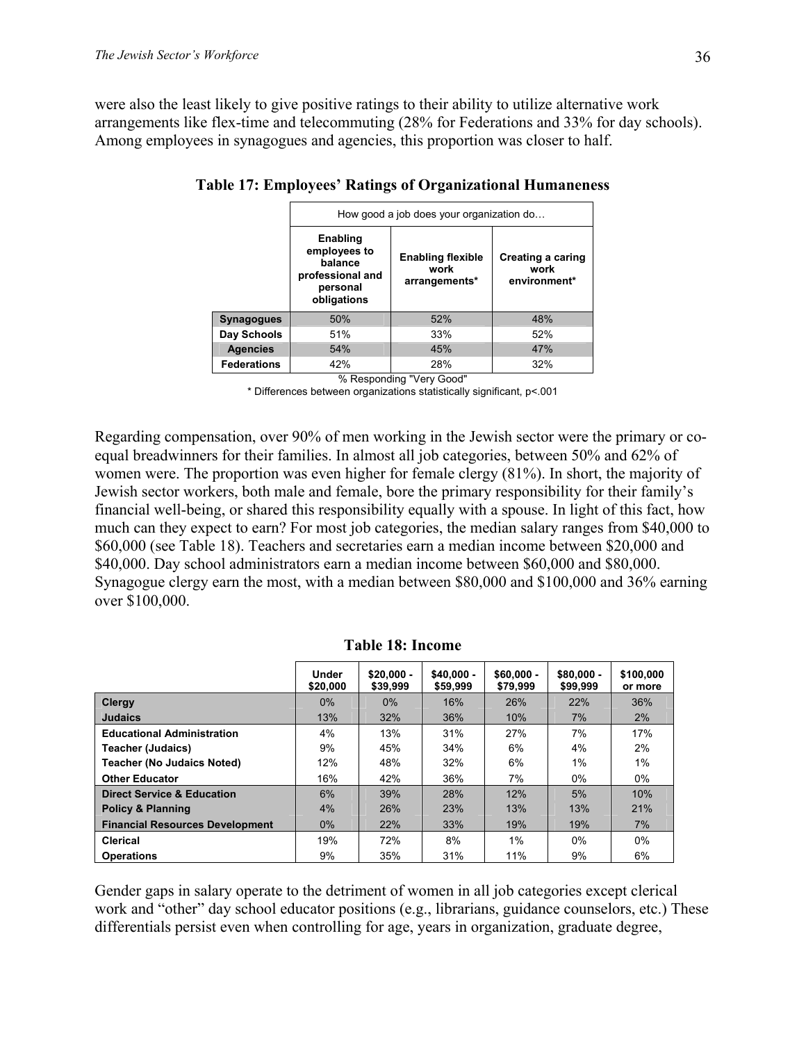were also the least likely to give positive ratings to their ability to utilize alternative work arrangements like flex-time and telecommuting (28% for Federations and 33% for day schools). Among employees in synagogues and agencies, this proportion was closer to half.

**Table 17: Employees' Ratings of Organizational Humaneness**

| | How good a job does your organization do… | | |
|---|---|---|---|
| | **Enabling employees to balance professional and personal obligations** | **Enabling flexible work arrangements*** | **Creating a caring work environment*** |
| **Synagogues** | 50% | 52% | 48% |
| **Day Schools** | 51% | 33% | 52% |
| **Agencies** | 54% | 45% | 47% |
| **Federations** | 42% | 28% | 32% |

% Responding "Very Good"

* Differences between organizations statistically significant, $p<.001$

Regarding compensation, over 90% of men working in the Jewish sector were the primary or co-equal breadwinners for their families. In almost all job categories, between 50% and 62% of women were. The proportion was even higher for female clergy (81%). In short, the majority of Jewish sector workers, both male and female, bore the primary responsibility for their family's financial well-being, or shared this responsibility equally with a spouse. In light of this fact, how much can they expect to earn? For most job categories, the median salary ranges from $40,000 to $60,000 (see Table 18). Teachers and secretaries earn a median income between $20,000 and $40,000. Day school administrators earn a median income between $60,000 and $80,000. Synagogue clergy earn the most, with a median between $80,000 and $100,000 and 36% earning over $100,000.

**Table 18: Income**

| | Under $20,000 | $20,000 - $39,999 | $40,000 - $59,999 | $60,000 - $79,999 | $80,000 - $99,999 | $100,000 or more |
|---|---|---|---|---|---|---|
| **Clergy** | 0% | 0% | 16% | 26% | 22% | 36% |
| **Judaics** | 13% | 32% | 36% | 10% | 7% | 2% |
| **Educational Administration** | 4% | 13% | 31% | 27% | 7% | 17% |
| **Teacher (Judaics)** | 9% | 45% | 34% | 6% | 4% | 2% |
| **Teacher (No Judaics Noted)** | 12% | 48% | 32% | 6% | 1% | 1% |
| **Other Educator** | 16% | 42% | 36% | 7% | 0% | 0% |
| **Direct Service & Education** | 6% | 39% | 28% | 12% | 5% | 10% |
| **Policy & Planning** | 4% | 26% | 23% | 13% | 13% | 21% |
| **Financial Resources Development** | 0% | 22% | 33% | 19% | 19% | 7% |
| **Clerical** | 19% | 72% | 8% | 1% | 0% | 0% |
| **Operations** | 9% | 35% | 31% | 11% | 9% | 6% |

Gender gaps in salary operate to the detriment of women in all job categories except clerical work and "other" day school educator positions (e.g., librarians, guidance counselors, etc.) These differentials persist even when controlling for age, years in organization, graduate degree,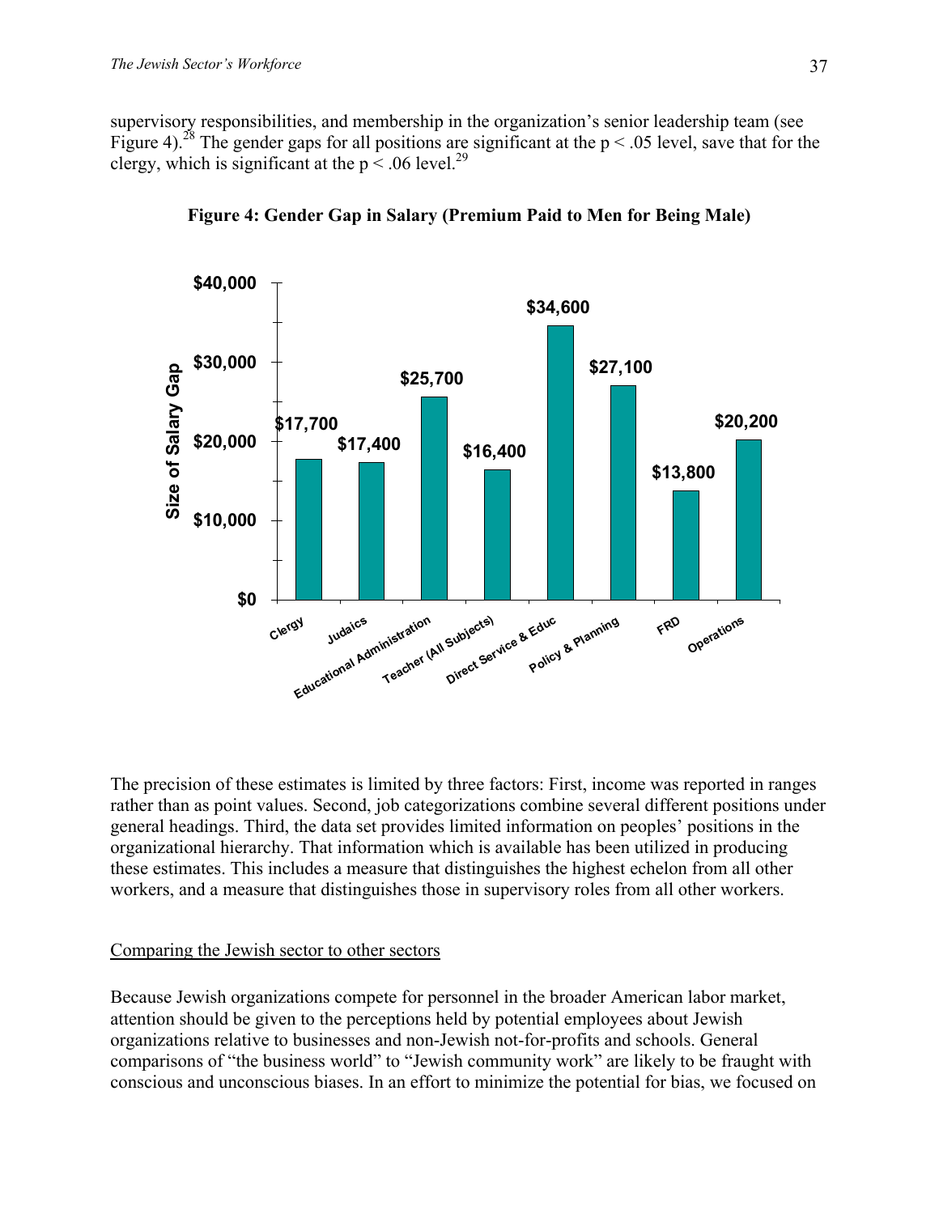supervisory responsibilities, and membership in the organization's senior leadership team (see Figure 4).[28] The gender gaps for all positions are significant at the $p < .05$ level, save that for the clergy, which is significant at the $p < .06$ level.[29]

**Figure 4: Gender Gap in Salary (Premium Paid to Men for Being Male)**

| Position | Size of Salary Gap |
|---|---|
| Clergy | $17,700 |
| Judaics | $17,400 |
| Educational Administration | $25,700 |
| Teacher (All Subjects) | $16,400 |
| Direct Service & Educ | $34,600 |
| Policy & Planning | $27,100 |
| FRD | $13,800 |
| Operations | $20,200 |

The precision of these estimates is limited by three factors: First, income was reported in ranges rather than as point values. Second, job categorizations combine several different positions under general headings. Third, the data set provides limited information on peoples' positions in the organizational hierarchy. That information which is available has been utilized in producing these estimates. This includes a measure that distinguishes the highest echelon from all other workers, and a measure that distinguishes those in supervisory roles from all other workers.

## Comparing the Jewish sector to other sectors

Because Jewish organizations compete for personnel in the broader American labor market, attention should be given to the perceptions held by potential employees about Jewish organizations relative to businesses and non-Jewish not-for-profits and schools. General comparisons of "the business world" to "Jewish community work" are likely to be fraught with conscious and unconscious biases. In an effort to minimize the potential for bias, we focused on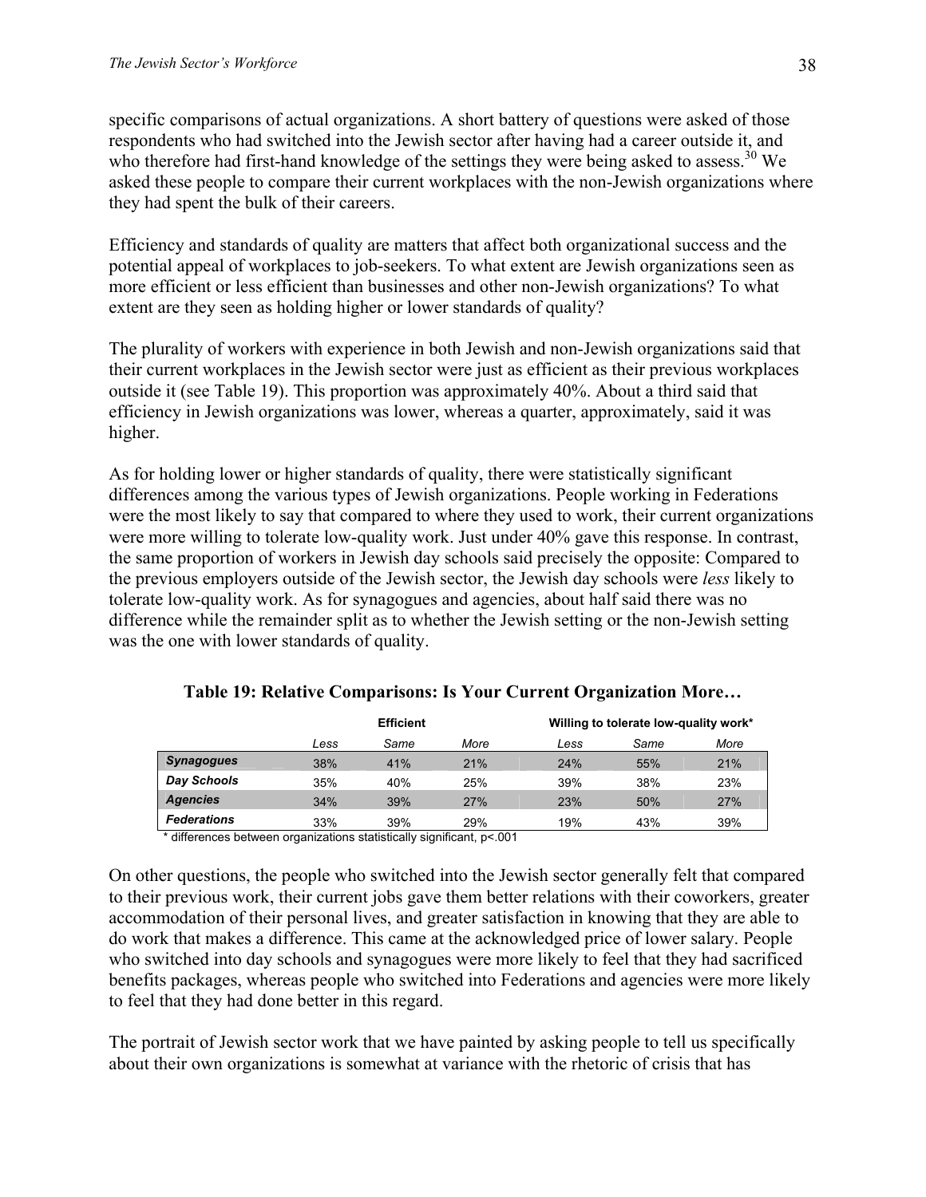specific comparisons of actual organizations. A short battery of questions were asked of those respondents who had switched into the Jewish sector after having had a career outside it, and who therefore had first-hand knowledge of the settings they were being asked to assess.[30] We asked these people to compare their current workplaces with the non-Jewish organizations where they had spent the bulk of their careers.

Efficiency and standards of quality are matters that affect both organizational success and the potential appeal of workplaces to job-seekers. To what extent are Jewish organizations seen as more efficient or less efficient than businesses and other non-Jewish organizations? To what extent are they seen as holding higher or lower standards of quality?

The plurality of workers with experience in both Jewish and non-Jewish organizations said that their current workplaces in the Jewish sector were just as efficient as their previous workplaces outside it (see Table 19). This proportion was approximately 40%. About a third said that efficiency in Jewish organizations was lower, whereas a quarter, approximately, said it was higher.

As for holding lower or higher standards of quality, there were statistically significant differences among the various types of Jewish organizations. People working in Federations were the most likely to say that compared to where they used to work, their current organizations were more willing to tolerate low-quality work. Just under 40% gave this response. In contrast, the same proportion of workers in Jewish day schools said precisely the opposite: Compared to the previous employers outside of the Jewish sector, the Jewish day schools were *less* likely to tolerate low-quality work. As for synagogues and agencies, about half said there was no difference while the remainder split as to whether the Jewish setting or the non-Jewish setting was the one with lower standards of quality.

**Table 19: Relative Comparisons: Is Your Current Organization More…**

| | **Efficient** | | | **Willing to tolerate low-quality work*** | | |
|---|---|---|---|---|---|---|
| | *Less* | *Same* | *More* | *Less* | *Same* | *More* |
| ***Synagogues*** | 38% | 41% | 21% | 24% | 55% | 21% |
| ***Day Schools*** | 35% | 40% | 25% | 39% | 38% | 23% |
| ***Agencies*** | 34% | 39% | 27% | 23% | 50% | 27% |
| ***Federations*** | 33% | 39% | 29% | 19% | 43% | 39% |

\* differences between organizations statistically significant, $p<.001$

On other questions, the people who switched into the Jewish sector generally felt that compared to their previous work, their current jobs gave them better relations with their coworkers, greater accommodation of their personal lives, and greater satisfaction in knowing that they are able to do work that makes a difference. This came at the acknowledged price of lower salary. People who switched into day schools and synagogues were more likely to feel that they had sacrificed benefits packages, whereas people who switched into Federations and agencies were more likely to feel that they had done better in this regard.

The portrait of Jewish sector work that we have painted by asking people to tell us specifically about their own organizations is somewhat at variance with the rhetoric of crisis that has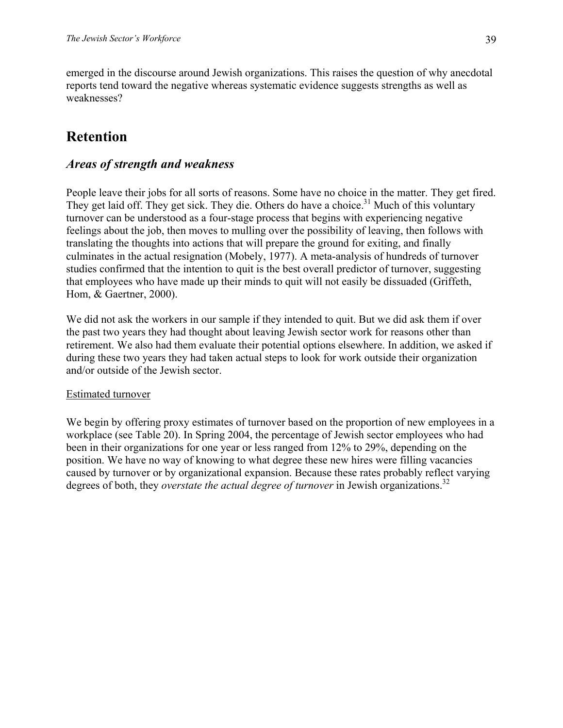emerged in the discourse around Jewish organizations. This raises the question of why anecdotal reports tend toward the negative whereas systematic evidence suggests strengths as well as weaknesses?

# Retention

## *Areas of strength and weakness*

People leave their jobs for all sorts of reasons. Some have no choice in the matter. They get fired. They get laid off. They get sick. They die. Others do have a choice.[31] Much of this voluntary turnover can be understood as a four-stage process that begins with experiencing negative feelings about the job, then moves to mulling over the possibility of leaving, then follows with translating the thoughts into actions that will prepare the ground for exiting, and finally culminates in the actual resignation (Mobely, 1977). A meta-analysis of hundreds of turnover studies confirmed that the intention to quit is the best overall predictor of turnover, suggesting that employees who have made up their minds to quit will not easily be dissuaded (Griffeth, Hom, & Gaertner, 2000).

We did not ask the workers in our sample if they intended to quit. But we did ask them if over the past two years they had thought about leaving Jewish sector work for reasons other than retirement. We also had them evaluate their potential options elsewhere. In addition, we asked if during these two years they had taken actual steps to look for work outside their organization and/or outside of the Jewish sector.

<u>Estimated turnover</u>

We begin by offering proxy estimates of turnover based on the proportion of new employees in a workplace (see Table 20). In Spring 2004, the percentage of Jewish sector employees who had been in their organizations for one year or less ranged from 12% to 29%, depending on the position. We have no way of knowing to what degree these new hires were filling vacancies caused by turnover or by organizational expansion. Because these rates probably reflect varying degrees of both, they *overstate the actual degree of turnover* in Jewish organizations.[32]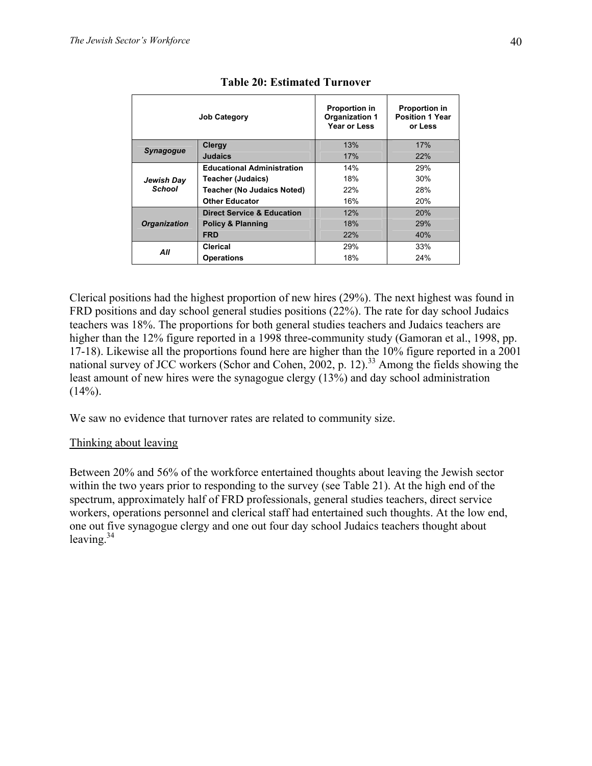**Table 20: Estimated Turnover**

| Job Category | | Proportion in Organization 1 Year or Less | Proportion in Position 1 Year or Less |
|---|---|---|---|
| *Synagogue* | Clergy | 13% | 17% |
| | Judaics | 17% | 22% |
| *Jewish Day School* | Educational Administration | 14% | 29% |
| | Teacher (Judaics) | 18% | 30% |
| | Teacher (No Judaics Noted) | 22% | 28% |
| | Other Educator | 16% | 20% |
| *Organization* | Direct Service & Education | 12% | 20% |
| | Policy & Planning | 18% | 29% |
| | FRD | 22% | 40% |
| *All* | Clerical | 29% | 33% |
| | Operations | 18% | 24% |

Clerical positions had the highest proportion of new hires (29%). The next highest was found in FRD positions and day school general studies positions (22%). The rate for day school Judaics teachers was 18%. The proportions for both general studies teachers and Judaics teachers are higher than the 12% figure reported in a 1998 three-community study (Gamoran et al., 1998, pp. 17-18). Likewise all the proportions found here are higher than the 10% figure reported in a 2001 national survey of JCC workers (Schor and Cohen, 2002, p. 12).[33] Among the fields showing the least amount of new hires were the synagogue clergy (13%) and day school administration (14%).

We saw no evidence that turnover rates are related to community size.

Thinking about leaving

Between 20% and 56% of the workforce entertained thoughts about leaving the Jewish sector within the two years prior to responding to the survey (see Table 21). At the high end of the spectrum, approximately half of FRD professionals, general studies teachers, direct service workers, operations personnel and clerical staff had entertained such thoughts. At the low end, one out five synagogue clergy and one out four day school Judaics teachers thought about leaving.[34]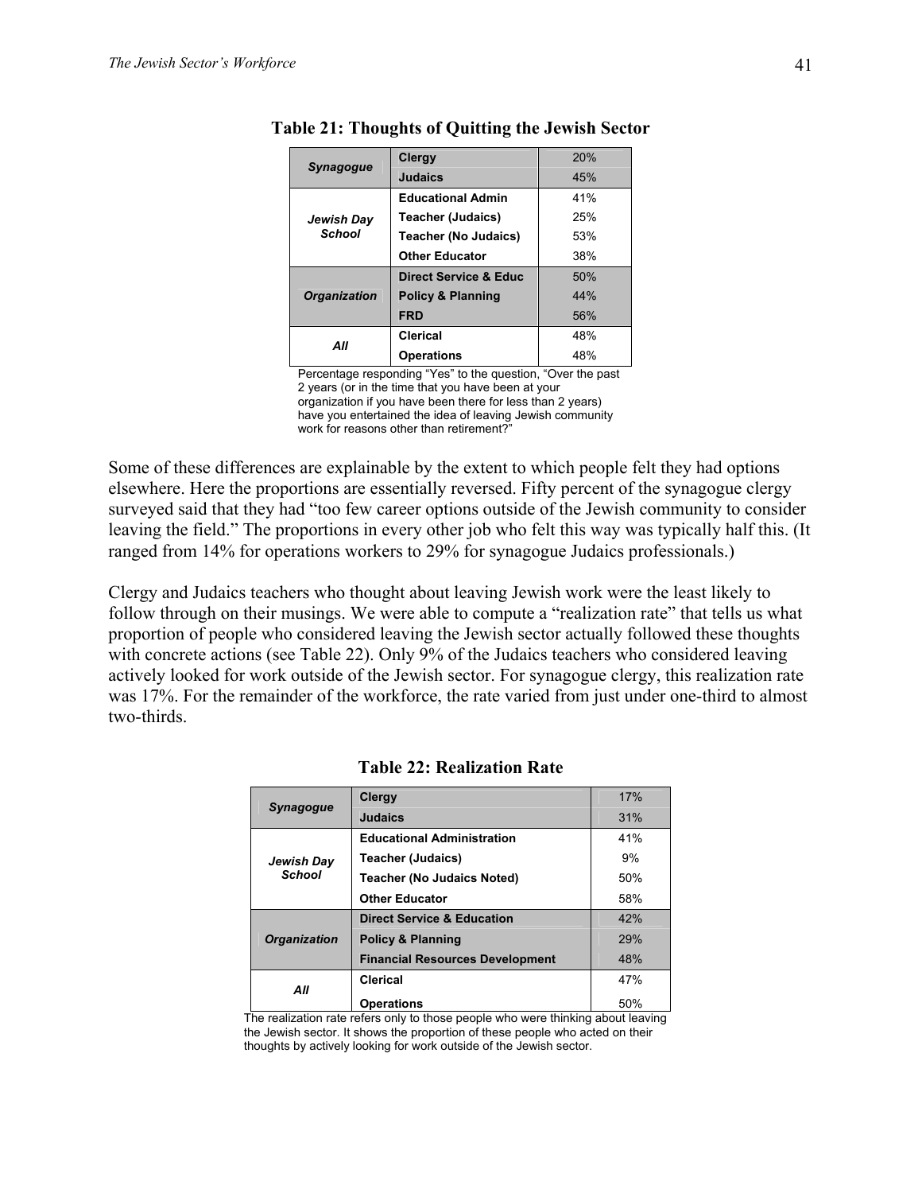**Table 21: Thoughts of Quitting the Jewish Sector**

| | | |
|---|---|---|
| *Synagogue* | Clergy | 20% |
| | Judaics | 45% |
| *Jewish Day School* | Educational Admin | 41% |
| | Teacher (Judaics) | 25% |
| | Teacher (No Judaics) | 53% |
| | Other Educator | 38% |
| *Organization* | Direct Service & Educ | 50% |
| | Policy & Planning | 44% |
| | FRD | 56% |
| *All* | Clerical | 48% |
| | Operations | 48% |

Percentage responding "Yes" to the question, "Over the past 2 years (or in the time that you have been at your organization if you have been there for less than 2 years) have you entertained the idea of leaving Jewish community work for reasons other than retirement?"

Some of these differences are explainable by the extent to which people felt they had options elsewhere. Here the proportions are essentially reversed. Fifty percent of the synagogue clergy surveyed said that they had "too few career options outside of the Jewish community to consider leaving the field." The proportions in every other job who felt this way was typically half this. (It ranged from 14% for operations workers to 29% for synagogue Judaics professionals.)

Clergy and Judaics teachers who thought about leaving Jewish work were the least likely to follow through on their musings. We were able to compute a "realization rate" that tells us what proportion of people who considered leaving the Jewish sector actually followed these thoughts with concrete actions (see Table 22). Only 9% of the Judaics teachers who considered leaving actively looked for work outside of the Jewish sector. For synagogue clergy, this realization rate was 17%. For the remainder of the workforce, the rate varied from just under one-third to almost two-thirds.

**Table 22: Realization Rate**

| | | |
|---|---|---|
| *Synagogue* | Clergy | 17% |
| | Judaics | 31% |
| *Jewish Day School* | Educational Administration | 41% |
| | Teacher (Judaics) | 9% |
| | Teacher (No Judaics Noted) | 50% |
| | Other Educator | 58% |
| *Organization* | Direct Service & Education | 42% |
| | Policy & Planning | 29% |
| | Financial Resources Development | 48% |
| *All* | Clerical | 47% |
| | Operations | 50% |

The realization rate refers only to those people who were thinking about leaving the Jewish sector. It shows the proportion of these people who acted on their thoughts by actively looking for work outside of the Jewish sector.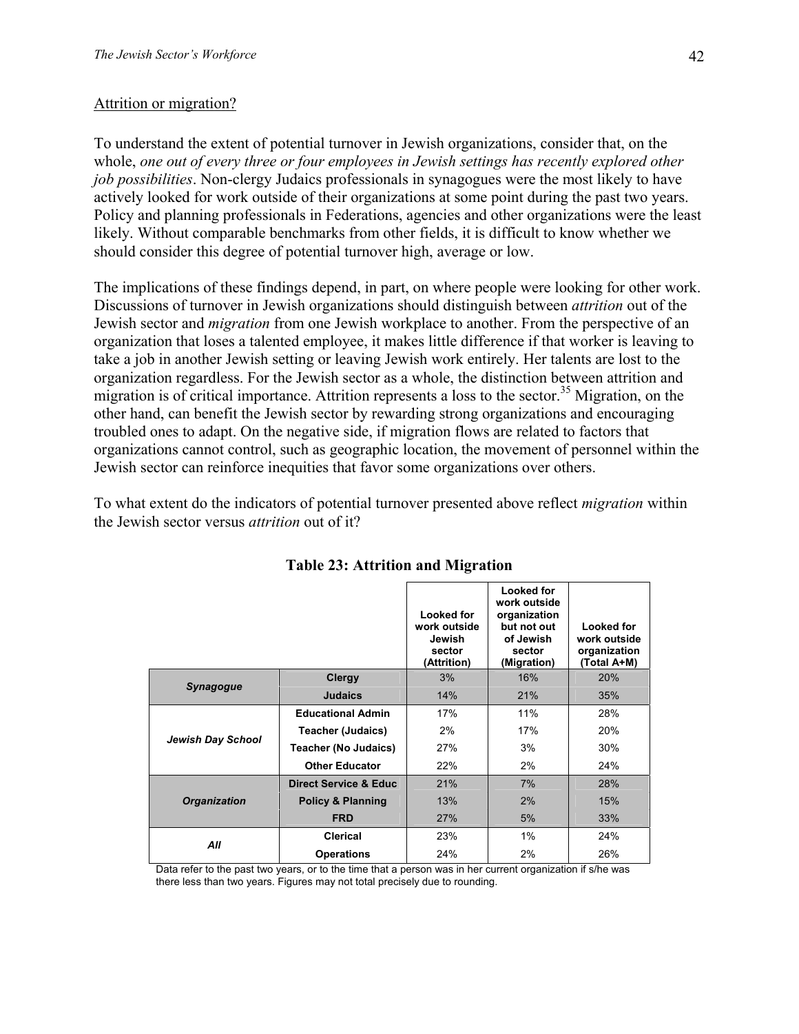Attrition or migration?

To understand the extent of potential turnover in Jewish organizations, consider that, on the whole, *one out of every three or four employees in Jewish settings has recently explored other job possibilities*. Non-clergy Judaics professionals in synagogues were the most likely to have actively looked for work outside of their organizations at some point during the past two years. Policy and planning professionals in Federations, agencies and other organizations were the least likely. Without comparable benchmarks from other fields, it is difficult to know whether we should consider this degree of potential turnover high, average or low.

The implications of these findings depend, in part, on where people were looking for other work. Discussions of turnover in Jewish organizations should distinguish between *attrition* out of the Jewish sector and *migration* from one Jewish workplace to another. From the perspective of an organization that loses a talented employee, it makes little difference if that worker is leaving to take a job in another Jewish setting or leaving Jewish work entirely. Her talents are lost to the organization regardless. For the Jewish sector as a whole, the distinction between attrition and migration is of critical importance. Attrition represents a loss to the sector.[35] Migration, on the other hand, can benefit the Jewish sector by rewarding strong organizations and encouraging troubled ones to adapt. On the negative side, if migration flows are related to factors that organizations cannot control, such as geographic location, the movement of personnel within the Jewish sector can reinforce inequities that favor some organizations over others.

To what extent do the indicators of potential turnover presented above reflect *migration* within the Jewish sector versus *attrition* out of it?

**Table 23: Attrition and Migration**

| | | Looked for work outside Jewish sector (Attrition) | Looked for work outside organization but not out of Jewish sector (Migration) | Looked for work outside organization (Total A+M) |
|---|---|---|---|---|
| ***Synagogue*** | **Clergy** | 3% | 16% | 20% |
| | **Judaics** | 14% | 21% | 35% |
| ***Jewish Day School*** | **Educational Admin** | 17% | 11% | 28% |
| | **Teacher (Judaics)** | 2% | 17% | 20% |
| | **Teacher (No Judaics)** | 27% | 3% | 30% |
| | **Other Educator** | 22% | 2% | 24% |
| ***Organization*** | **Direct Service & Educ** | 21% | 7% | 28% |
| | **Policy & Planning** | 13% | 2% | 15% |
| | **FRD** | 27% | 5% | 33% |
| ***All*** | **Clerical** | 23% | 1% | 24% |
| | **Operations** | 24% | 2% | 26% |

Data refer to the past two years, or to the time that a person was in her current organization if s/he was there less than two years. Figures may not total precisely due to rounding.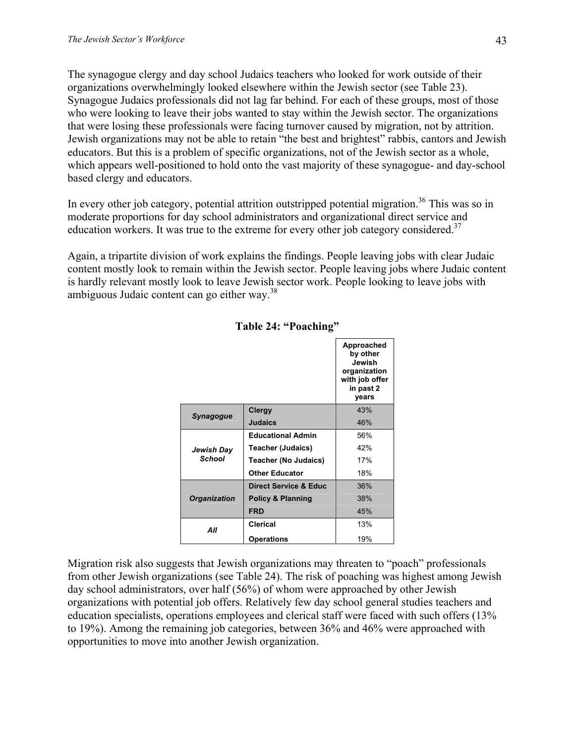The synagogue clergy and day school Judaics teachers who looked for work outside of their organizations overwhelmingly looked elsewhere within the Jewish sector (see Table 23). Synagogue Judaics professionals did not lag far behind. For each of these groups, most of those who were looking to leave their jobs wanted to stay within the Jewish sector. The organizations that were losing these professionals were facing turnover caused by migration, not by attrition. Jewish organizations may not be able to retain "the best and brightest" rabbis, cantors and Jewish educators. But this is a problem of specific organizations, not of the Jewish sector as a whole, which appears well-positioned to hold onto the vast majority of these synagogue- and day-school based clergy and educators.

In every other job category, potential attrition outstripped potential migration.[36] This was so in moderate proportions for day school administrators and organizational direct service and education workers. It was true to the extreme for every other job category considered.[37]

Again, a tripartite division of work explains the findings. People leaving jobs with clear Judaic content mostly look to remain within the Jewish sector. People leaving jobs where Judaic content is hardly relevant mostly look to leave Jewish sector work. People looking to leave jobs with ambiguous Judaic content can go either way.[38]

**Table 24: "Poaching"**

| | | Approached by other Jewish organization with job offer in past 2 years |
|---|---|---|
| *Synagogue* | **Clergy** | 43% |
| | **Judaics** | 46% |
| *Jewish Day School* | **Educational Admin** | 56% |
| | **Teacher (Judaics)** | 42% |
| | **Teacher (No Judaics)** | 17% |
| | **Other Educator** | 18% |
| *Organization* | **Direct Service & Educ** | 36% |
| | **Policy & Planning** | 38% |
| | **FRD** | 45% |
| *All* | **Clerical** | 13% |
| | **Operations** | 19% |

Migration risk also suggests that Jewish organizations may threaten to "poach" professionals from other Jewish organizations (see Table 24). The risk of poaching was highest among Jewish day school administrators, over half (56%) of whom were approached by other Jewish organizations with potential job offers. Relatively few day school general studies teachers and education specialists, operations employees and clerical staff were faced with such offers (13% to 19%). Among the remaining job categories, between 36% and 46% were approached with opportunities to move into another Jewish organization.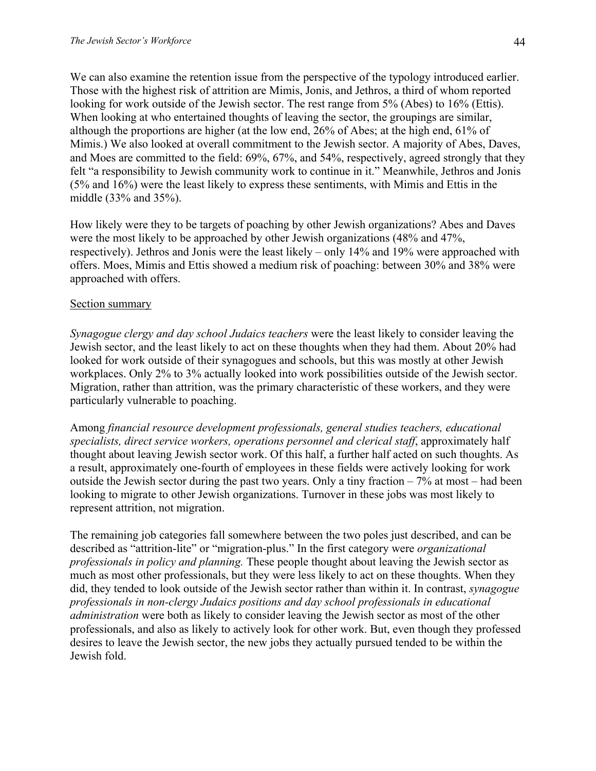We can also examine the retention issue from the perspective of the typology introduced earlier. Those with the highest risk of attrition are Mimis, Jonis, and Jethros, a third of whom reported looking for work outside of the Jewish sector. The rest range from 5% (Abes) to 16% (Ettis). When looking at who entertained thoughts of leaving the sector, the groupings are similar, although the proportions are higher (at the low end, 26% of Abes; at the high end, 61% of Mimis.) We also looked at overall commitment to the Jewish sector. A majority of Abes, Daves, and Moes are committed to the field: 69%, 67%, and 54%, respectively, agreed strongly that they felt "a responsibility to Jewish community work to continue in it." Meanwhile, Jethros and Jonis (5% and 16%) were the least likely to express these sentiments, with Mimis and Ettis in the middle (33% and 35%).

How likely were they to be targets of poaching by other Jewish organizations? Abes and Daves were the most likely to be approached by other Jewish organizations (48% and 47%, respectively). Jethros and Jonis were the least likely – only 14% and 19% were approached with offers. Moes, Mimis and Ettis showed a medium risk of poaching: between 30% and 38% were approached with offers.

Section summary

*Synagogue clergy and day school Judaics teachers* were the least likely to consider leaving the Jewish sector, and the least likely to act on these thoughts when they had them. About 20% had looked for work outside of their synagogues and schools, but this was mostly at other Jewish workplaces. Only 2% to 3% actually looked into work possibilities outside of the Jewish sector. Migration, rather than attrition, was the primary characteristic of these workers, and they were particularly vulnerable to poaching.

Among *financial resource development professionals, general studies teachers, educational specialists, direct service workers, operations personnel and clerical staff*, approximately half thought about leaving Jewish sector work. Of this half, a further half acted on such thoughts. As a result, approximately one-fourth of employees in these fields were actively looking for work outside the Jewish sector during the past two years. Only a tiny fraction – 7% at most – had been looking to migrate to other Jewish organizations. Turnover in these jobs was most likely to represent attrition, not migration.

The remaining job categories fall somewhere between the two poles just described, and can be described as "attrition-lite" or "migration-plus." In the first category were *organizational professionals in policy and planning.* These people thought about leaving the Jewish sector as much as most other professionals, but they were less likely to act on these thoughts. When they did, they tended to look outside of the Jewish sector rather than within it. In contrast, *synagogue professionals in non-clergy Judaics positions and day school professionals in educational administration* were both as likely to consider leaving the Jewish sector as most of the other professionals, and also as likely to actively look for other work. But, even though they professed desires to leave the Jewish sector, the new jobs they actually pursued tended to be within the Jewish fold.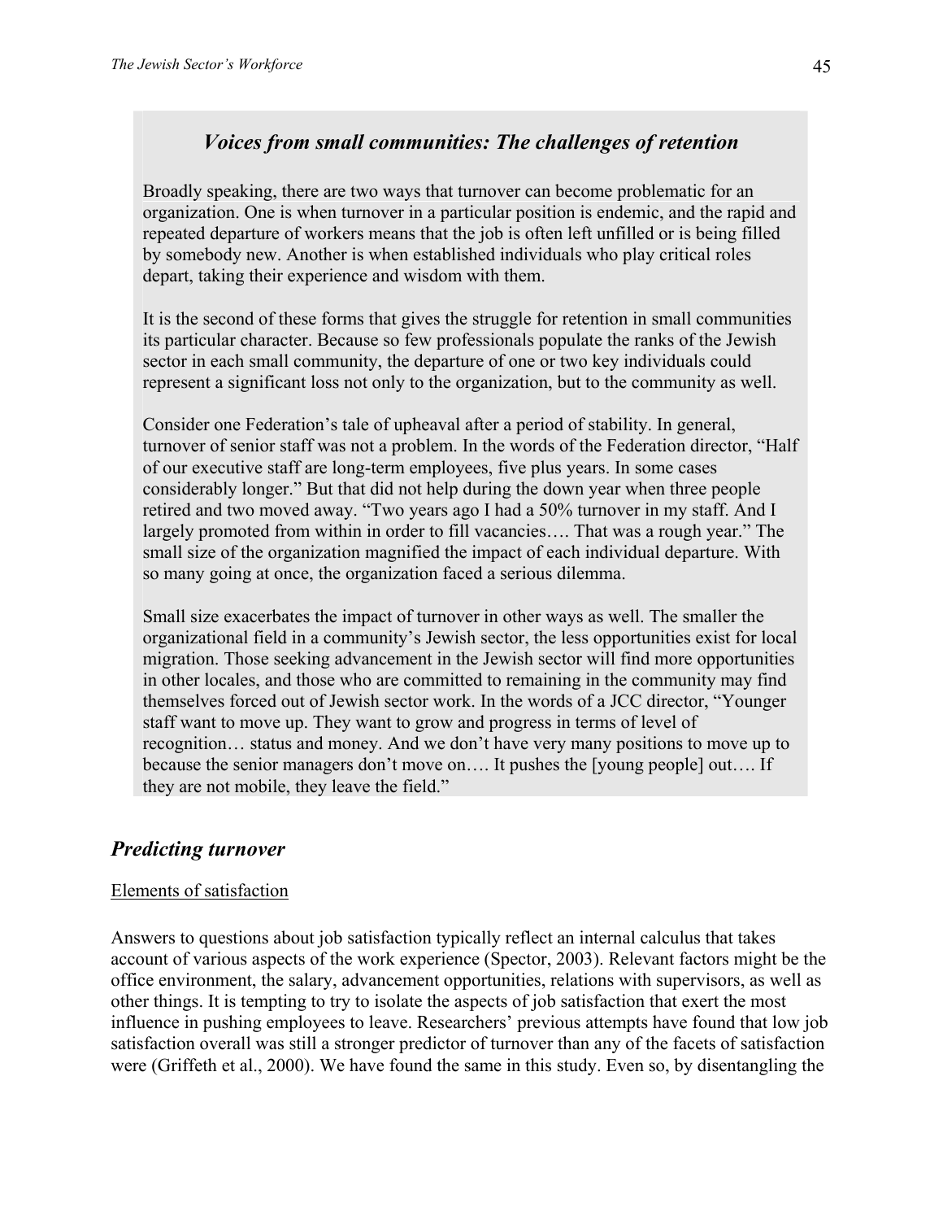### *Voices from small communities: The challenges of retention*

Broadly speaking, there are two ways that turnover can become problematic for an organization. One is when turnover in a particular position is endemic, and the rapid and repeated departure of workers means that the job is often left unfilled or is being filled by somebody new. Another is when established individuals who play critical roles depart, taking their experience and wisdom with them.

It is the second of these forms that gives the struggle for retention in small communities its particular character. Because so few professionals populate the ranks of the Jewish sector in each small community, the departure of one or two key individuals could represent a significant loss not only to the organization, but to the community as well.

Consider one Federation's tale of upheaval after a period of stability. In general, turnover of senior staff was not a problem. In the words of the Federation director, "Half of our executive staff are long-term employees, five plus years. In some cases considerably longer." But that did not help during the down year when three people retired and two moved away. "Two years ago I had a 50% turnover in my staff. And I largely promoted from within in order to fill vacancies…. That was a rough year." The small size of the organization magnified the impact of each individual departure. With so many going at once, the organization faced a serious dilemma.

Small size exacerbates the impact of turnover in other ways as well. The smaller the organizational field in a community's Jewish sector, the less opportunities exist for local migration. Those seeking advancement in the Jewish sector will find more opportunities in other locales, and those who are committed to remaining in the community may find themselves forced out of Jewish sector work. In the words of a JCC director, "Younger staff want to move up. They want to grow and progress in terms of level of recognition… status and money. And we don't have very many positions to move up to because the senior managers don't move on…. It pushes the [young people] out…. If they are not mobile, they leave the field."

## *Predicting turnover*

Elements of satisfaction

Answers to questions about job satisfaction typically reflect an internal calculus that takes account of various aspects of the work experience (Spector, 2003). Relevant factors might be the office environment, the salary, advancement opportunities, relations with supervisors, as well as other things. It is tempting to try to isolate the aspects of job satisfaction that exert the most influence in pushing employees to leave. Researchers' previous attempts have found that low job satisfaction overall was still a stronger predictor of turnover than any of the facets of satisfaction were (Griffeth et al., 2000). We have found the same in this study. Even so, by disentangling the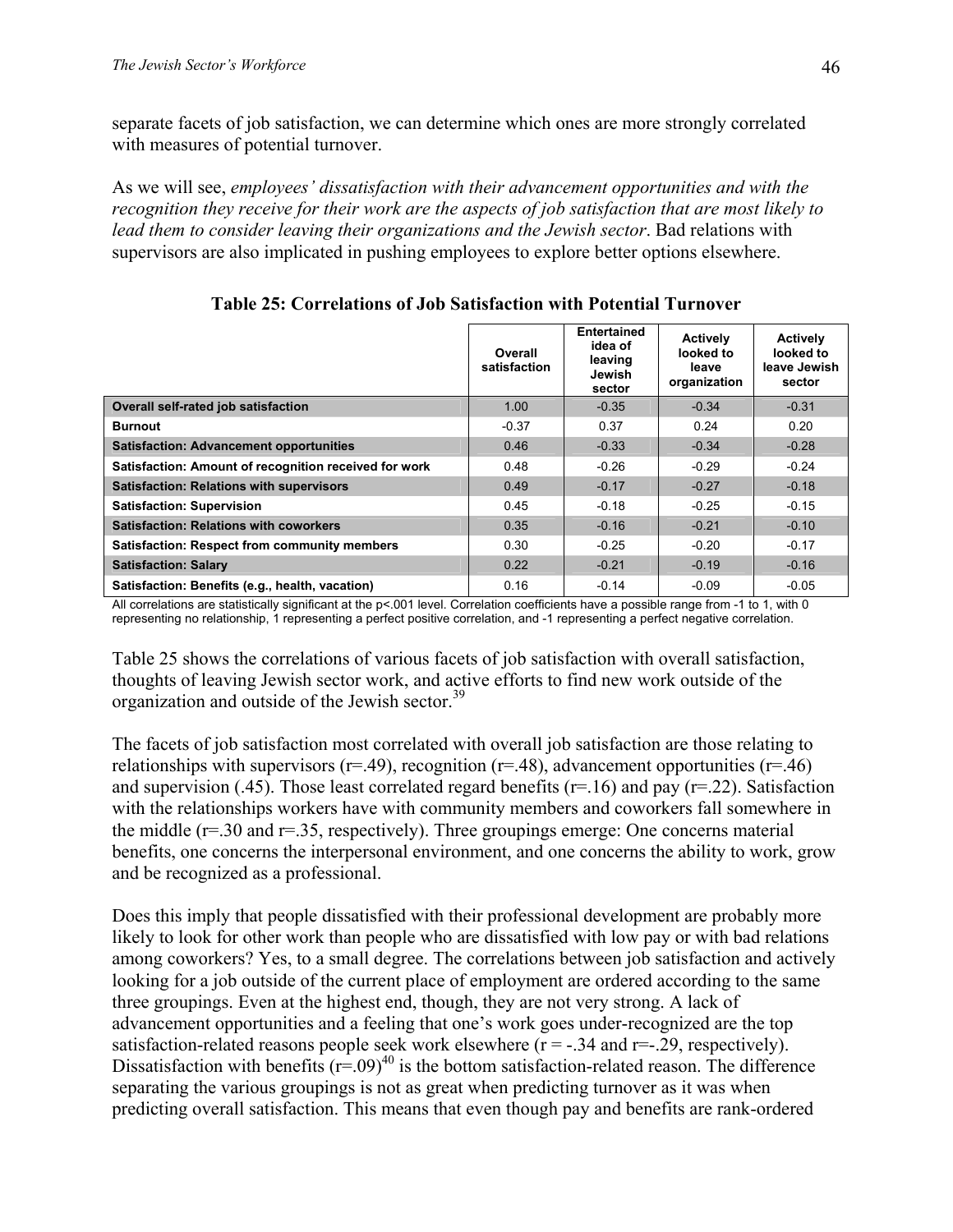separate facets of job satisfaction, we can determine which ones are more strongly correlated with measures of potential turnover.

As we will see, *employees' dissatisfaction with their advancement opportunities and with the recognition they receive for their work are the aspects of job satisfaction that are most likely to lead them to consider leaving their organizations and the Jewish sector*. Bad relations with supervisors are also implicated in pushing employees to explore better options elsewhere.

**Table 25: Correlations of Job Satisfaction with Potential Turnover**

| | Overall satisfaction | Entertained idea of leaving Jewish sector | Actively looked to leave organization | Actively looked to leave Jewish sector |
|---|---|---|---|---|
| **Overall self-rated job satisfaction** | 1.00 | -0.35 | -0.34 | -0.31 |
| **Burnout** | -0.37 | 0.37 | 0.24 | 0.20 |
| **Satisfaction: Advancement opportunities** | 0.46 | -0.33 | -0.34 | -0.28 |
| **Satisfaction: Amount of recognition received for work** | 0.48 | -0.26 | -0.29 | -0.24 |
| **Satisfaction: Relations with supervisors** | 0.49 | -0.17 | -0.27 | -0.18 |
| **Satisfaction: Supervision** | 0.45 | -0.18 | -0.25 | -0.15 |
| **Satisfaction: Relations with coworkers** | 0.35 | -0.16 | -0.21 | -0.10 |
| **Satisfaction: Respect from community members** | 0.30 | -0.25 | -0.20 | -0.17 |
| **Satisfaction: Salary** | 0.22 | -0.21 | -0.19 | -0.16 |
| **Satisfaction: Benefits (e.g., health, vacation)** | 0.16 | -0.14 | -0.09 | -0.05 |

All correlations are statistically significant at the p<.001 level. Correlation coefficients have a possible range from -1 to 1, with 0 representing no relationship, 1 representing a perfect positive correlation, and -1 representing a perfect negative correlation.

Table 25 shows the correlations of various facets of job satisfaction with overall satisfaction, thoughts of leaving Jewish sector work, and active efforts to find new work outside of the organization and outside of the Jewish sector.[39]

The facets of job satisfaction most correlated with overall job satisfaction are those relating to relationships with supervisors (r=.49), recognition (r=.48), advancement opportunities (r=.46) and supervision (.45). Those least correlated regard benefits (r=.16) and pay (r=.22). Satisfaction with the relationships workers have with community members and coworkers fall somewhere in the middle (r=.30 and r=.35, respectively). Three groupings emerge: One concerns material benefits, one concerns the interpersonal environment, and one concerns the ability to work, grow and be recognized as a professional.

Does this imply that people dissatisfied with their professional development are probably more likely to look for other work than people who are dissatisfied with low pay or with bad relations among coworkers? Yes, to a small degree. The correlations between job satisfaction and actively looking for a job outside of the current place of employment are ordered according to the same three groupings. Even at the highest end, though, they are not very strong. A lack of advancement opportunities and a feeling that one's work goes under-recognized are the top satisfaction-related reasons people seek work elsewhere (r = -.34 and r=-.29, respectively). Dissatisfaction with benefits (r=.09)[40] is the bottom satisfaction-related reason. The difference separating the various groupings is not as great when predicting turnover as it was when predicting overall satisfaction. This means that even though pay and benefits are rank-ordered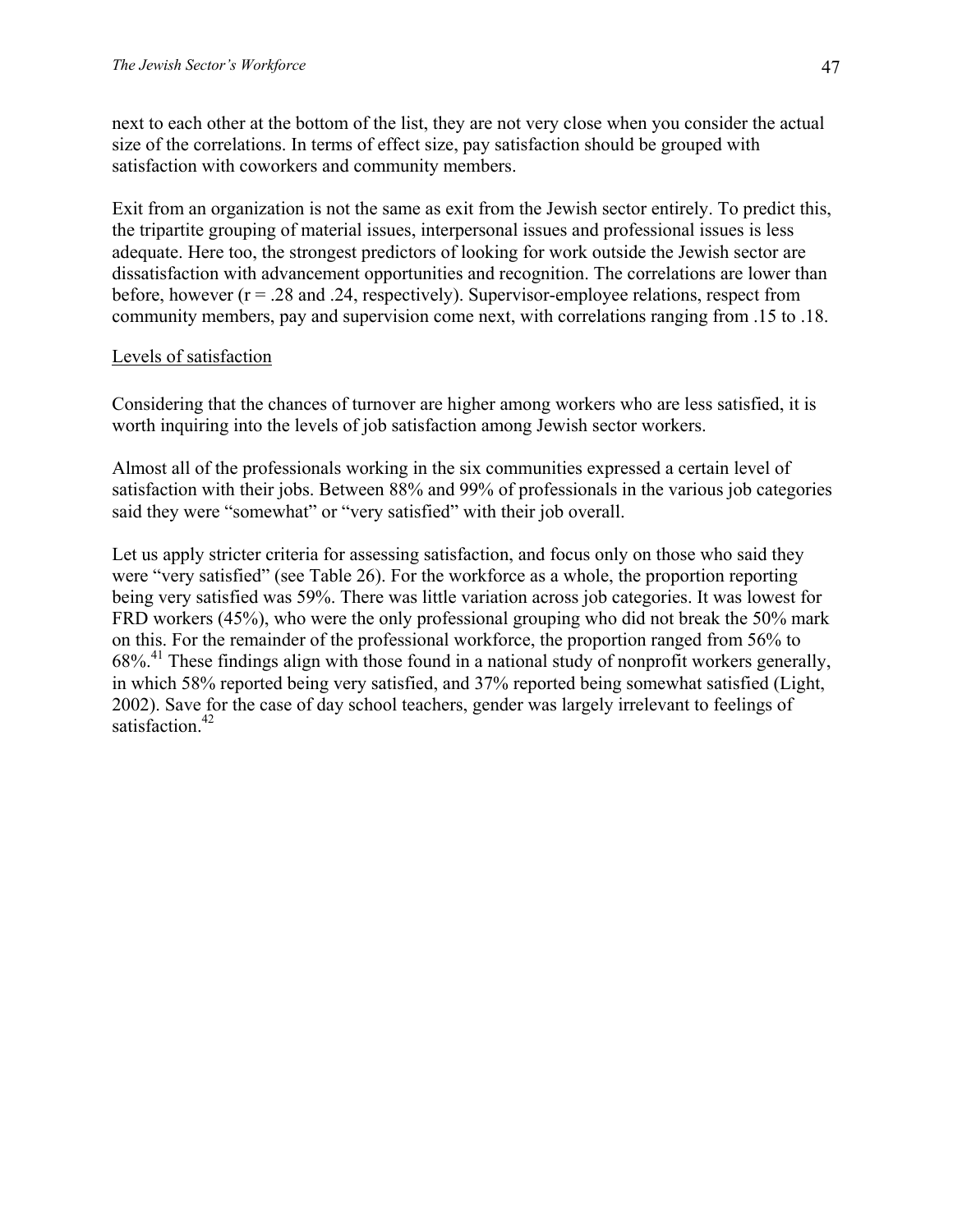next to each other at the bottom of the list, they are not very close when you consider the actual size of the correlations. In terms of effect size, pay satisfaction should be grouped with satisfaction with coworkers and community members.

Exit from an organization is not the same as exit from the Jewish sector entirely. To predict this, the tripartite grouping of material issues, interpersonal issues and professional issues is less adequate. Here too, the strongest predictors of looking for work outside the Jewish sector are dissatisfaction with advancement opportunities and recognition. The correlations are lower than before, however ($r = .28$ and $.24$, respectively). Supervisor-employee relations, respect from community members, pay and supervision come next, with correlations ranging from .15 to .18.

<u>Levels of satisfaction</u>

Considering that the chances of turnover are higher among workers who are less satisfied, it is worth inquiring into the levels of job satisfaction among Jewish sector workers.

Almost all of the professionals working in the six communities expressed a certain level of satisfaction with their jobs. Between 88% and 99% of professionals in the various job categories said they were "somewhat" or "very satisfied" with their job overall.

Let us apply stricter criteria for assessing satisfaction, and focus only on those who said they were "very satisfied" (see Table 26). For the workforce as a whole, the proportion reporting being very satisfied was 59%. There was little variation across job categories. It was lowest for FRD workers (45%), who were the only professional grouping who did not break the 50% mark on this. For the remainder of the professional workforce, the proportion ranged from 56% to 68%.[41] These findings align with those found in a national study of nonprofit workers generally, in which 58% reported being very satisfied, and 37% reported being somewhat satisfied (Light, 2002). Save for the case of day school teachers, gender was largely irrelevant to feelings of satisfaction.[42]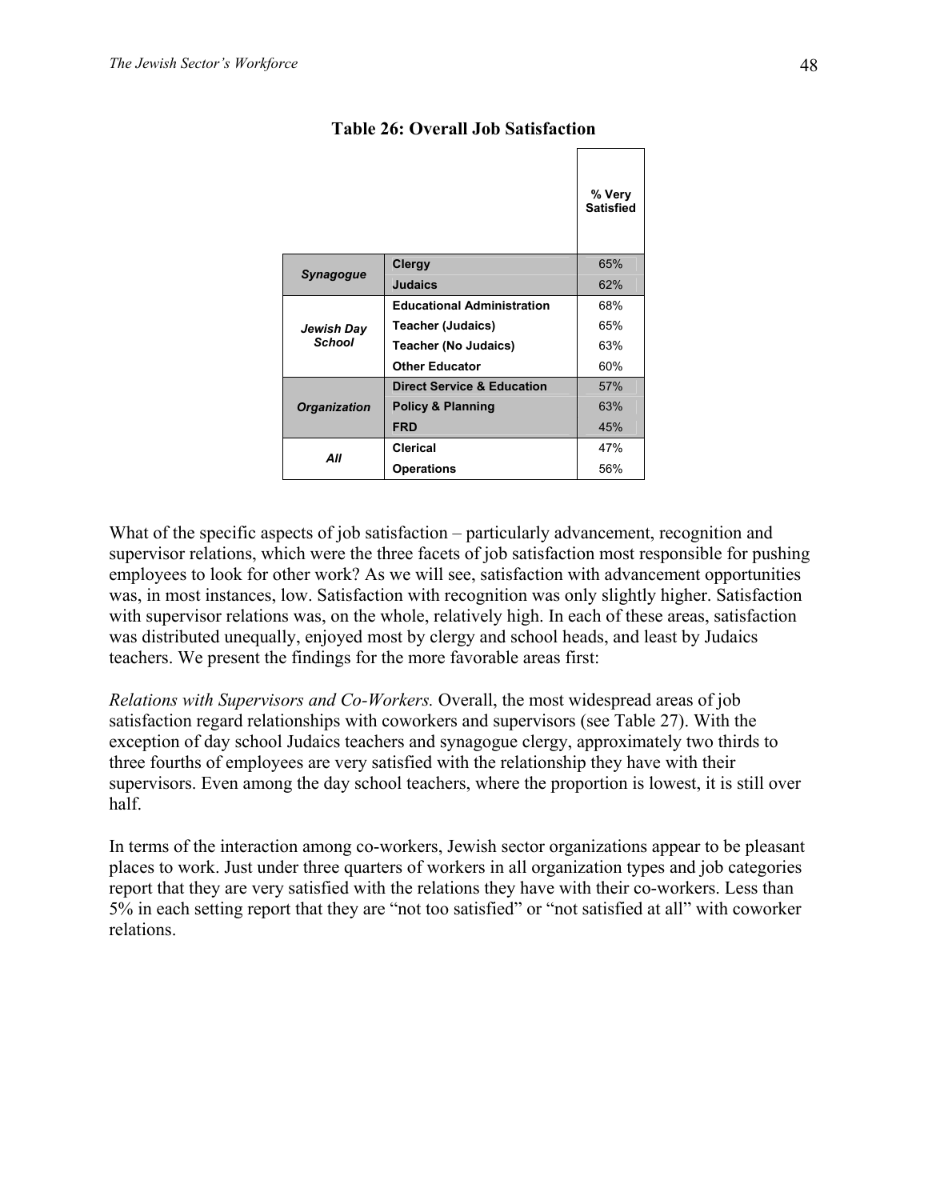**Table 26: Overall Job Satisfaction**

| | | % Very Satisfied |
|---|---|---|
| ***Synagogue*** | **Clergy** | 65% |
| | **Judaics** | 62% |
| ***Jewish Day School*** | **Educational Administration** | 68% |
| | **Teacher (Judaics)** | 65% |
| | **Teacher (No Judaics)** | 63% |
| | **Other Educator** | 60% |
| ***Organization*** | **Direct Service & Education** | 57% |
| | **Policy & Planning** | 63% |
| | **FRD** | 45% |
| ***All*** | **Clerical** | 47% |
| | **Operations** | 56% |

What of the specific aspects of job satisfaction – particularly advancement, recognition and supervisor relations, which were the three facets of job satisfaction most responsible for pushing employees to look for other work? As we will see, satisfaction with advancement opportunities was, in most instances, low. Satisfaction with recognition was only slightly higher. Satisfaction with supervisor relations was, on the whole, relatively high. In each of these areas, satisfaction was distributed unequally, enjoyed most by clergy and school heads, and least by Judaics teachers. We present the findings for the more favorable areas first:

*Relations with Supervisors and Co-Workers.* Overall, the most widespread areas of job satisfaction regard relationships with coworkers and supervisors (see Table 27). With the exception of day school Judaics teachers and synagogue clergy, approximately two thirds to three fourths of employees are very satisfied with the relationship they have with their supervisors. Even among the day school teachers, where the proportion is lowest, it is still over half.

In terms of the interaction among co-workers, Jewish sector organizations appear to be pleasant places to work. Just under three quarters of workers in all organization types and job categories report that they are very satisfied with the relations they have with their co-workers. Less than 5% in each setting report that they are "not too satisfied" or "not satisfied at all" with coworker relations.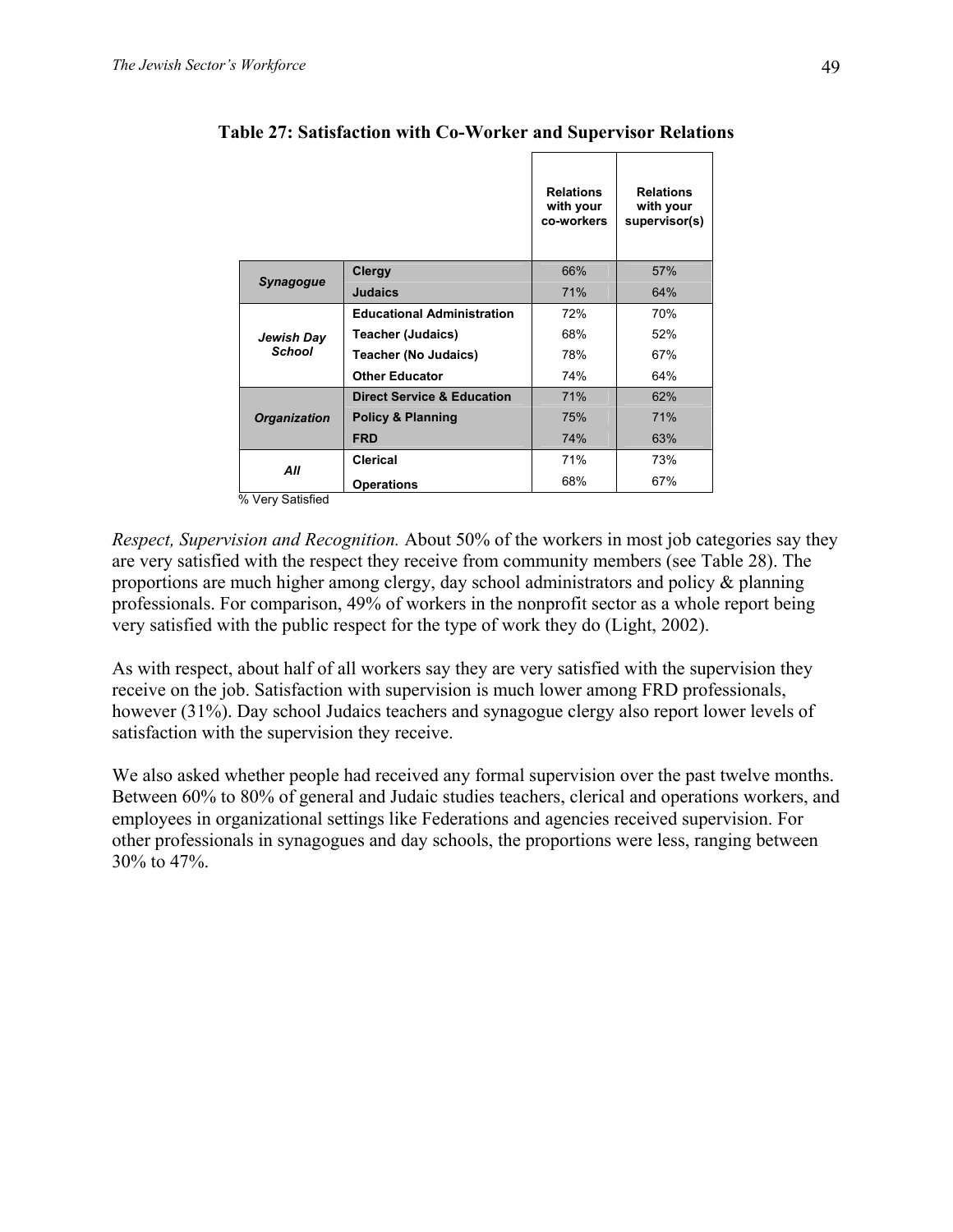**Table 27: Satisfaction with Co-Worker and Supervisor Relations**

| | | Relations with your co-workers | Relations with your supervisor(s) |
|---|---|---|---|
| ***Synagogue*** | **Clergy** | 66% | 57% |
| | **Judaics** | 71% | 64% |
| ***Jewish Day School*** | **Educational Administration** | 72% | 70% |
| | **Teacher (Judaics)** | 68% | 52% |
| | **Teacher (No Judaics)** | 78% | 67% |
| | **Other Educator** | 74% | 64% |
| ***Organization*** | **Direct Service & Education** | 71% | 62% |
| | **Policy & Planning** | 75% | 71% |
| | **FRD** | 74% | 63% |
| ***All*** | **Clerical** | 71% | 73% |
| | **Operations** | 68% | 67% |

% Very Satisfied

*Respect, Supervision and Recognition.* About 50% of the workers in most job categories say they are very satisfied with the respect they receive from community members (see Table 28). The proportions are much higher among clergy, day school administrators and policy & planning professionals. For comparison, 49% of workers in the nonprofit sector as a whole report being very satisfied with the public respect for the type of work they do (Light, 2002).

As with respect, about half of all workers say they are very satisfied with the supervision they receive on the job. Satisfaction with supervision is much lower among FRD professionals, however (31%). Day school Judaics teachers and synagogue clergy also report lower levels of satisfaction with the supervision they receive.

We also asked whether people had received any formal supervision over the past twelve months. Between 60% to 80% of general and Judaic studies teachers, clerical and operations workers, and employees in organizational settings like Federations and agencies received supervision. For other professionals in synagogues and day schools, the proportions were less, ranging between 30% to 47%.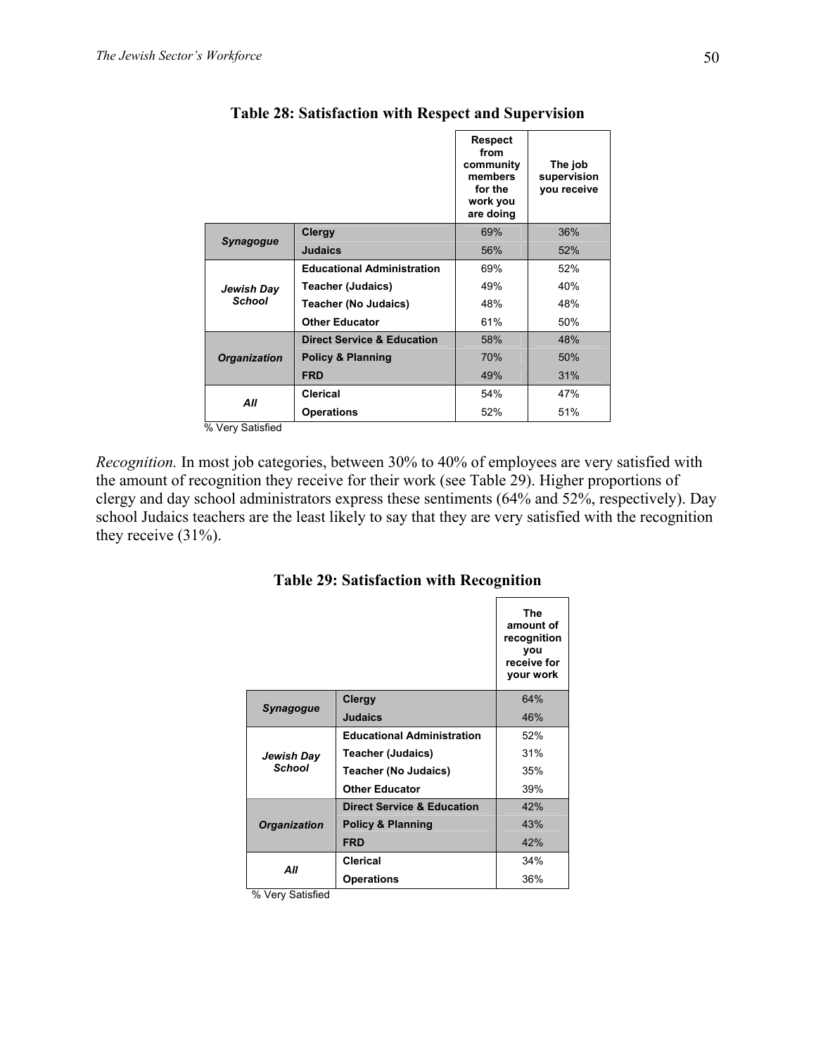**Table 28: Satisfaction with Respect and Supervision**

| | | Respect from community members for the work you are doing | The job supervision you receive |
|---|---|---|---|
| ***Synagogue*** | **Clergy** | 69% | 36% |
| | **Judaics** | 56% | 52% |
| ***Jewish Day School*** | **Educational Administration** | 69% | 52% |
| | **Teacher (Judaics)** | 49% | 40% |
| | **Teacher (No Judaics)** | 48% | 48% |
| | **Other Educator** | 61% | 50% |
| ***Organization*** | **Direct Service & Education** | 58% | 48% |
| | **Policy & Planning** | 70% | 50% |
| | **FRD** | 49% | 31% |
| ***All*** | **Clerical** | 54% | 47% |
| | **Operations** | 52% | 51% |

% Very Satisfied

*Recognition.* In most job categories, between 30% to 40% of employees are very satisfied with the amount of recognition they receive for their work (see Table 29). Higher proportions of clergy and day school administrators express these sentiments (64% and 52%, respectively). Day school Judaics teachers are the least likely to say that they are very satisfied with the recognition they receive (31%).

**Table 29: Satisfaction with Recognition**

| | | The amount of recognition you receive for your work |
|---|---|---|
| ***Synagogue*** | **Clergy** | 64% |
| | **Judaics** | 46% |
| ***Jewish Day School*** | **Educational Administration** | 52% |
| | **Teacher (Judaics)** | 31% |
| | **Teacher (No Judaics)** | 35% |
| | **Other Educator** | 39% |
| ***Organization*** | **Direct Service & Education** | 42% |
| | **Policy & Planning** | 43% |
| | **FRD** | 42% |
| ***All*** | **Clerical** | 34% |
| | **Operations** | 36% |

% Very Satisfied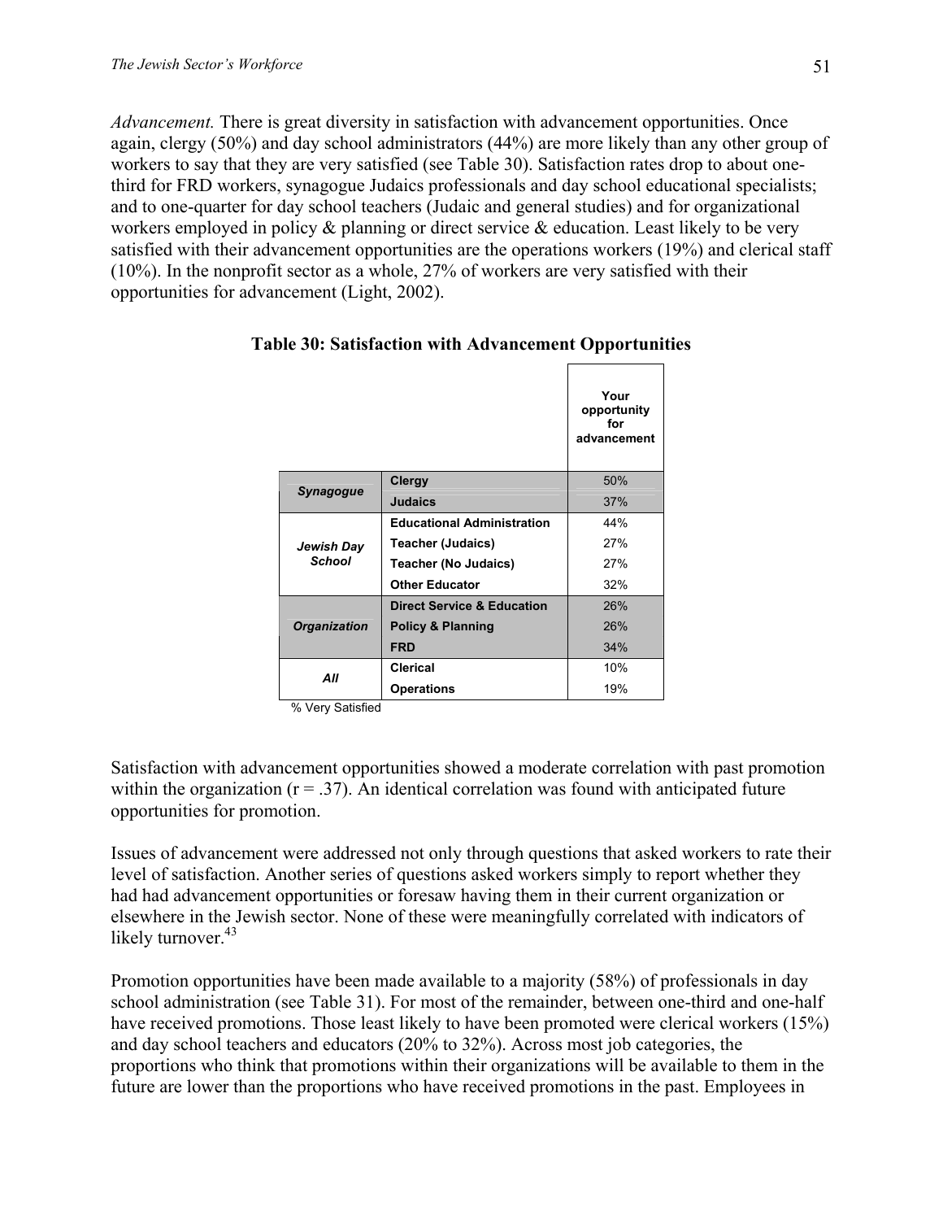*Advancement.* There is great diversity in satisfaction with advancement opportunities. Once again, clergy (50%) and day school administrators (44%) are more likely than any other group of workers to say that they are very satisfied (see Table 30). Satisfaction rates drop to about one-third for FRD workers, synagogue Judaics professionals and day school educational specialists; and to one-quarter for day school teachers (Judaic and general studies) and for organizational workers employed in policy & planning or direct service & education. Least likely to be very satisfied with their advancement opportunities are the operations workers (19%) and clerical staff (10%). In the nonprofit sector as a whole, 27% of workers are very satisfied with their opportunities for advancement (Light, 2002).

**Table 30: Satisfaction with Advancement Opportunities**

| | | Your opportunity for advancement |
|---|---|---|
| ***Synagogue*** | **Clergy** | 50% |
| | **Judaics** | 37% |
| ***Jewish Day School*** | **Educational Administration** | 44% |
| | **Teacher (Judaics)** | 27% |
| | **Teacher (No Judaics)** | 27% |
| | **Other Educator** | 32% |
| ***Organization*** | **Direct Service & Education** | 26% |
| | **Policy & Planning** | 26% |
| | **FRD** | 34% |
| ***All*** | **Clerical** | 10% |
| | **Operations** | 19% |

% Very Satisfied

Satisfaction with advancement opportunities showed a moderate correlation with past promotion within the organization ($r = .37$). An identical correlation was found with anticipated future opportunities for promotion.

Issues of advancement were addressed not only through questions that asked workers to rate their level of satisfaction. Another series of questions asked workers simply to report whether they had had advancement opportunities or foresaw having them in their current organization or elsewhere in the Jewish sector. None of these were meaningfully correlated with indicators of likely turnover.[43]

Promotion opportunities have been made available to a majority (58%) of professionals in day school administration (see Table 31). For most of the remainder, between one-third and one-half have received promotions. Those least likely to have been promoted were clerical workers (15%) and day school teachers and educators (20% to 32%). Across most job categories, the proportions who think that promotions within their organizations will be available to them in the future are lower than the proportions who have received promotions in the past. Employees in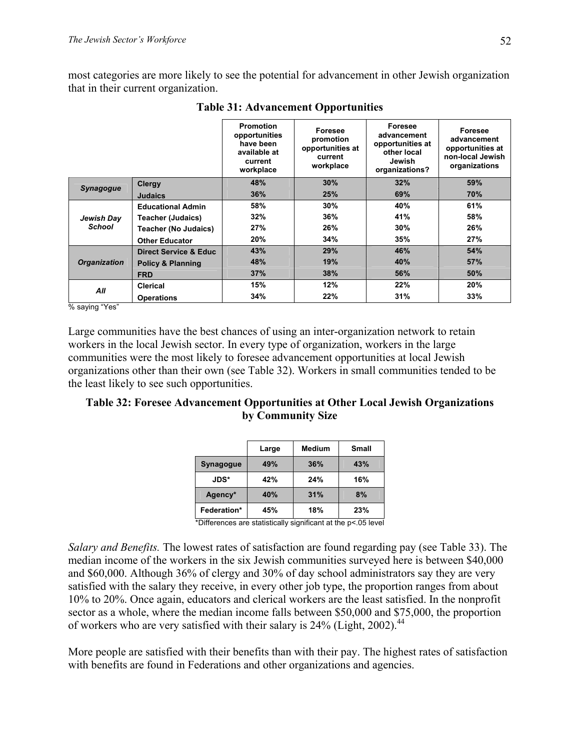most categories are more likely to see the potential for advancement in other Jewish organization that in their current organization.

**Table 31: Advancement Opportunities**

| | | Promotion opportunities have been available at current workplace | Foresee promotion opportunities at current workplace | Foresee advancement opportunities at other local Jewish organizations? | Foresee advancement opportunities at non-local Jewish organizations |
|---|---|---|---|---|---|
| *Synagogue* | Clergy | 48% | 30% | 32% | 59% |
| | Judaics | 36% | 25% | 69% | 70% |
| *Jewish Day School* | Educational Admin | 58% | 30% | 40% | 61% |
| | Teacher (Judaics) | 32% | 36% | 41% | 58% |
| | Teacher (No Judaics) | 27% | 26% | 30% | 26% |
| | Other Educator | 20% | 34% | 35% | 27% |
| *Organization* | Direct Service & Educ | 43% | 29% | 46% | 54% |
| | Policy & Planning | 48% | 19% | 40% | 57% |
| | FRD | 37% | 38% | 56% | 50% |
| *All* | Clerical | 15% | 12% | 22% | 20% |
| | Operations | 34% | 22% | 31% | 33% |

% saying "Yes"

Large communities have the best chances of using an inter-organization network to retain workers in the local Jewish sector. In every type of organization, workers in the large communities were the most likely to foresee advancement opportunities at local Jewish organizations other than their own (see Table 32). Workers in small communities tended to be the least likely to see such opportunities.

**Table 32: Foresee Advancement Opportunities at Other Local Jewish Organizations by Community Size**

| | Large | Medium | Small |
|---|---|---|---|
| Synagogue | 49% | 36% | 43% |
| JDS* | 42% | 24% | 16% |
| Agency* | 40% | 31% | 8% |
| Federation* | 45% | 18% | 23% |

*Differences are statistically significant at the p<.05 level

*Salary and Benefits.* The lowest rates of satisfaction are found regarding pay (see Table 33). The median income of the workers in the six Jewish communities surveyed here is between $40,000 and $60,000. Although 36% of clergy and 30% of day school administrators say they are very satisfied with the salary they receive, in every other job type, the proportion ranges from about 10% to 20%. Once again, educators and clerical workers are the least satisfied. In the nonprofit sector as a whole, where the median income falls between $50,000 and $75,000, the proportion of workers who are very satisfied with their salary is 24% (Light, 2002).[44]

More people are satisfied with their benefits than with their pay. The highest rates of satisfaction with benefits are found in Federations and other organizations and agencies.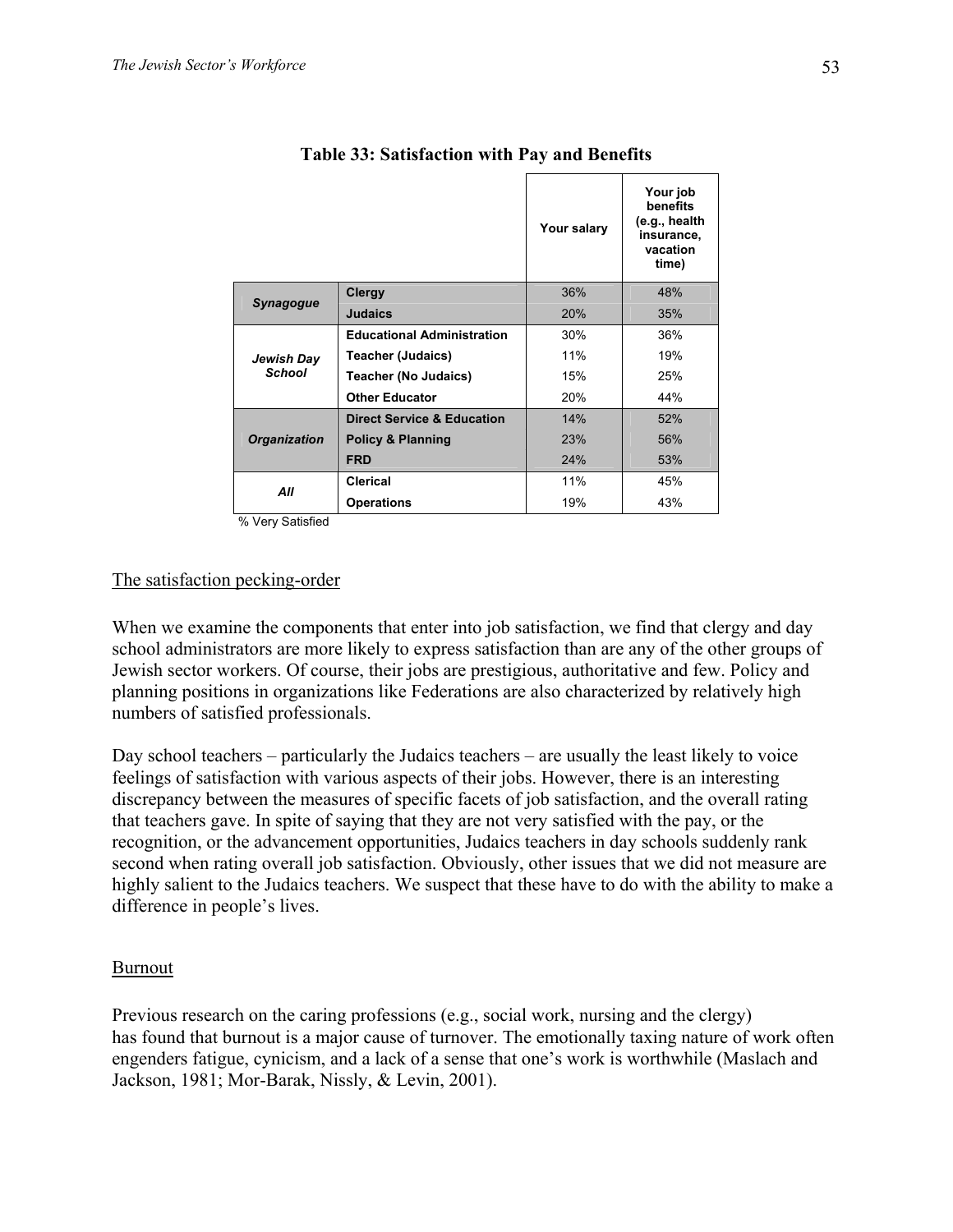**Table 33: Satisfaction with Pay and Benefits**

| | | Your salary | Your job benefits (e.g., health insurance, vacation time) |
|---|---|---|---|
| ***Synagogue*** | **Clergy** | 36% | 48% |
| | **Judaics** | 20% | 35% |
| ***Jewish Day School*** | **Educational Administration** | 30% | 36% |
| | **Teacher (Judaics)** | 11% | 19% |
| | **Teacher (No Judaics)** | 15% | 25% |
| | **Other Educator** | 20% | 44% |
| ***Organization*** | **Direct Service & Education** | 14% | 52% |
| | **Policy & Planning** | 23% | 56% |
| | **FRD** | 24% | 53% |
| ***All*** | **Clerical** | 11% | 45% |
| | **Operations** | 19% | 43% |

% Very Satisfied

## The satisfaction pecking-order

When we examine the components that enter into job satisfaction, we find that clergy and day school administrators are more likely to express satisfaction than are any of the other groups of Jewish sector workers. Of course, their jobs are prestigious, authoritative and few. Policy and planning positions in organizations like Federations are also characterized by relatively high numbers of satisfied professionals.

Day school teachers – particularly the Judaics teachers – are usually the least likely to voice feelings of satisfaction with various aspects of their jobs. However, there is an interesting discrepancy between the measures of specific facets of job satisfaction, and the overall rating that teachers gave. In spite of saying that they are not very satisfied with the pay, or the recognition, or the advancement opportunities, Judaics teachers in day schools suddenly rank second when rating overall job satisfaction. Obviously, other issues that we did not measure are highly salient to the Judaics teachers. We suspect that these have to do with the ability to make a difference in people's lives.

## Burnout

Previous research on the caring professions (e.g., social work, nursing and the clergy) has found that burnout is a major cause of turnover. The emotionally taxing nature of work often engenders fatigue, cynicism, and a lack of a sense that one's work is worthwhile (Maslach and Jackson, 1981; Mor-Barak, Nissly, & Levin, 2001).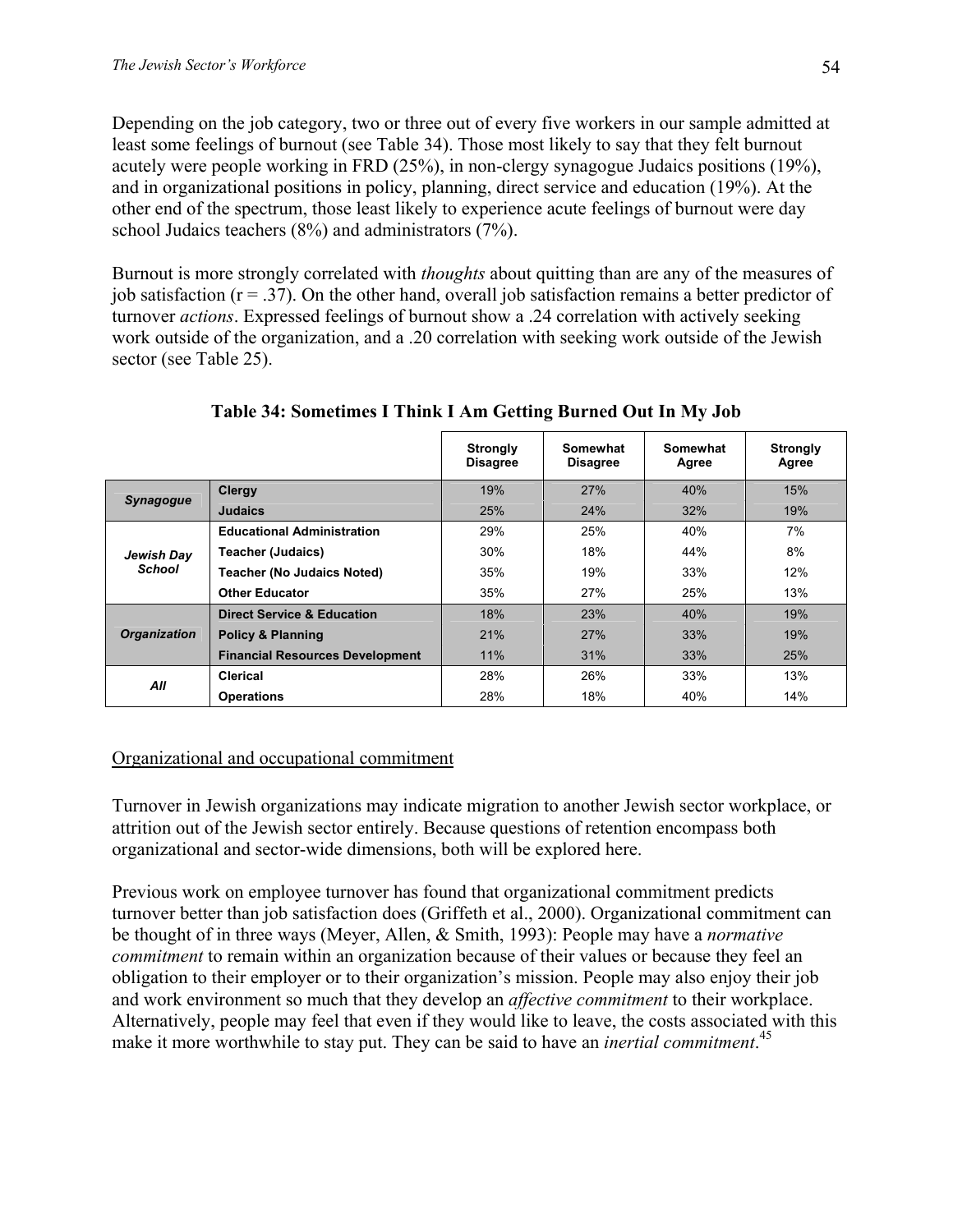Depending on the job category, two or three out of every five workers in our sample admitted at least some feelings of burnout (see Table 34). Those most likely to say that they felt burnout acutely were people working in FRD (25%), in non-clergy synagogue Judaics positions (19%), and in organizational positions in policy, planning, direct service and education (19%). At the other end of the spectrum, those least likely to experience acute feelings of burnout were day school Judaics teachers (8%) and administrators (7%).

Burnout is more strongly correlated with *thoughts* about quitting than are any of the measures of job satisfaction ($r = .37$). On the other hand, overall job satisfaction remains a better predictor of turnover *actions*. Expressed feelings of burnout show a .24 correlation with actively seeking work outside of the organization, and a .20 correlation with seeking work outside of the Jewish sector (see Table 25).

**Table 34: Sometimes I Think I Am Getting Burned Out In My Job**

| | | Strongly Disagree | Somewhat Disagree | Somewhat Agree | Strongly Agree |
|---|---|---|---|---|---|
| ***Synagogue*** | **Clergy** | 19% | 27% | 40% | 15% |
| | **Judaics** | 25% | 24% | 32% | 19% |
| ***Jewish Day School*** | **Educational Administration** | 29% | 25% | 40% | 7% |
| | **Teacher (Judaics)** | 30% | 18% | 44% | 8% |
| | **Teacher (No Judaics Noted)** | 35% | 19% | 33% | 12% |
| | **Other Educator** | 35% | 27% | 25% | 13% |
| ***Organization*** | **Direct Service & Education** | 18% | 23% | 40% | 19% |
| | **Policy & Planning** | 21% | 27% | 33% | 19% |
| | **Financial Resources Development** | 11% | 31% | 33% | 25% |
| ***All*** | **Clerical** | 28% | 26% | 33% | 13% |
| | **Operations** | 28% | 18% | 40% | 14% |

Organizational and occupational commitment

Turnover in Jewish organizations may indicate migration to another Jewish sector workplace, or attrition out of the Jewish sector entirely. Because questions of retention encompass both organizational and sector-wide dimensions, both will be explored here.

Previous work on employee turnover has found that organizational commitment predicts turnover better than job satisfaction does (Griffeth et al., 2000). Organizational commitment can be thought of in three ways (Meyer, Allen, & Smith, 1993): People may have a *normative commitment* to remain within an organization because of their values or because they feel an obligation to their employer or to their organization's mission. People may also enjoy their job and work environment so much that they develop an *affective commitment* to their workplace. Alternatively, people may feel that even if they would like to leave, the costs associated with this make it more worthwhile to stay put. They can be said to have an *inertial commitment*.[45]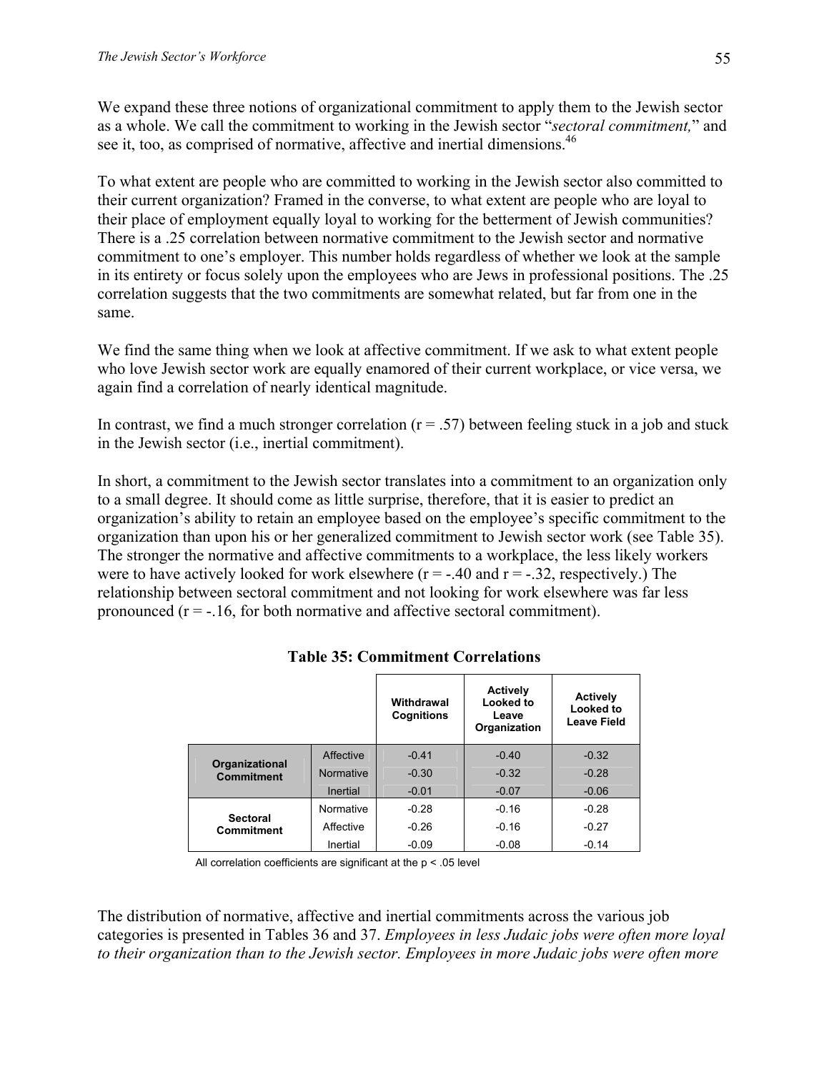We expand these three notions of organizational commitment to apply them to the Jewish sector as a whole. We call the commitment to working in the Jewish sector "*sectoral commitment,*" and see it, too, as comprised of normative, affective and inertial dimensions.[46]

To what extent are people who are committed to working in the Jewish sector also committed to their current organization? Framed in the converse, to what extent are people who are loyal to their place of employment equally loyal to working for the betterment of Jewish communities? There is a .25 correlation between normative commitment to the Jewish sector and normative commitment to one's employer. This number holds regardless of whether we look at the sample in its entirety or focus solely upon the employees who are Jews in professional positions. The .25 correlation suggests that the two commitments are somewhat related, but far from one in the same.

We find the same thing when we look at affective commitment. If we ask to what extent people who love Jewish sector work are equally enamored of their current workplace, or vice versa, we again find a correlation of nearly identical magnitude.

In contrast, we find a much stronger correlation ($r = .57$) between feeling stuck in a job and stuck in the Jewish sector (i.e., inertial commitment).

In short, a commitment to the Jewish sector translates into a commitment to an organization only to a small degree. It should come as little surprise, therefore, that it is easier to predict an organization's ability to retain an employee based on the employee's specific commitment to the organization than upon his or her generalized commitment to Jewish sector work (see Table 35). The stronger the normative and affective commitments to a workplace, the less likely workers were to have actively looked for work elsewhere ($r = -.40$ and $r = -.32$, respectively.) The relationship between sectoral commitment and not looking for work elsewhere was far less pronounced ($r = -.16$, for both normative and affective sectoral commitment).

**Table 35: Commitment Correlations**

| | | Withdrawal Cognitions | Actively Looked to Leave Organization | Actively Looked to Leave Field |
|---|---|---|---|---|
| **Organizational Commitment** | Affective | -0.41 | -0.40 | -0.32 |
| | Normative | -0.30 | -0.32 | -0.28 |
| | Inertial | -0.01 | -0.07 | -0.06 |
| **Sectoral Commitment** | Normative | -0.28 | -0.16 | -0.28 |
| | Affective | -0.26 | -0.16 | -0.27 |
| | Inertial | -0.09 | -0.08 | -0.14 |

All correlation coefficients are significant at the $p < .05$ level

The distribution of normative, affective and inertial commitments across the various job categories is presented in Tables 36 and 37. *Employees in less Judaic jobs were often more loyal to their organization than to the Jewish sector. Employees in more Judaic jobs were often more*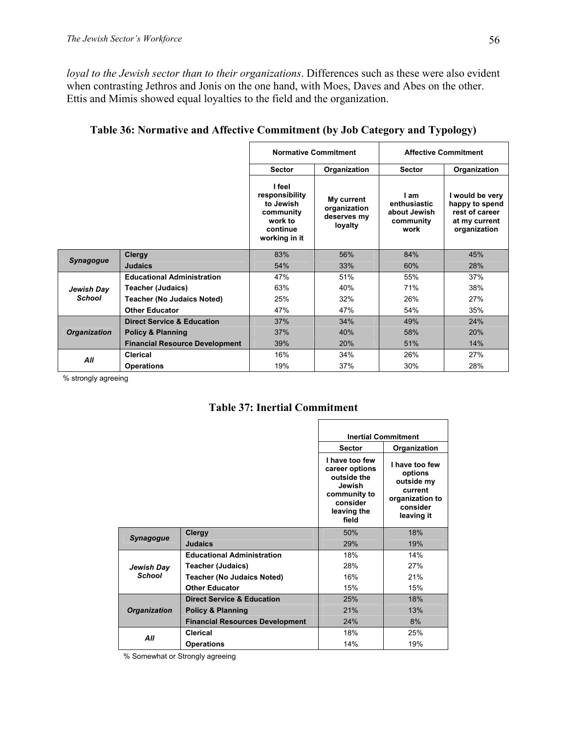*loyal to the Jewish sector than to their organizations*. Differences such as these were also evident when contrasting Jethros and Jonis on the one hand, with Moes, Daves and Abes on the other. Ettis and Mimis showed equal loyalties to the field and the organization.

**Table 36: Normative and Affective Commitment (by Job Category and Typology)**

| | | Normative Commitment | | Affective Commitment | |
|---|---|---|---|---|---|
| | | Sector | Organization | Sector | Organization |
| | | I feel responsibility to Jewish community work to continue working in it | My current organization deserves my loyalty | I am enthusiastic about Jewish community work | I would be very happy to spend rest of career at my current organization |
| *Synagogue* | Clergy | 83% | 56% | 84% | 45% |
| | Judaics | 54% | 33% | 60% | 28% |
| *Jewish Day School* | Educational Administration | 47% | 51% | 55% | 37% |
| | Teacher (Judaics) | 63% | 40% | 71% | 38% |
| | Teacher (No Judaics Noted) | 25% | 32% | 26% | 27% |
| | Other Educator | 47% | 47% | 54% | 35% |
| *Organization* | Direct Service & Education | 37% | 34% | 49% | 24% |
| | Policy & Planning | 37% | 40% | 58% | 20% |
| | Financial Resource Development | 39% | 20% | 51% | 14% |
| *All* | Clerical | 16% | 34% | 26% | 27% |
| | Operations | 19% | 37% | 30% | 28% |

% strongly agreeing

**Table 37: Inertial Commitment**

| | | Inertial Commitment | |
|---|---|---|---|
| | | Sector | Organization |
| | | I have too few career options outside the Jewish community to consider leaving the field | I have too few options outside my current organization to consider leaving it |
| *Synagogue* | Clergy | 50% | 18% |
| | Judaics | 29% | 19% |
| *Jewish Day School* | Educational Administration | 18% | 14% |
| | Teacher (Judaics) | 28% | 27% |
| | Teacher (No Judaics Noted) | 16% | 21% |
| | Other Educator | 15% | 15% |
| *Organization* | Direct Service & Education | 25% | 18% |
| | Policy & Planning | 21% | 13% |
| | Financial Resources Development | 24% | 8% |
| *All* | Clerical | 18% | 25% |
| | Operations | 14% | 19% |

% Somewhat or Strongly agreeing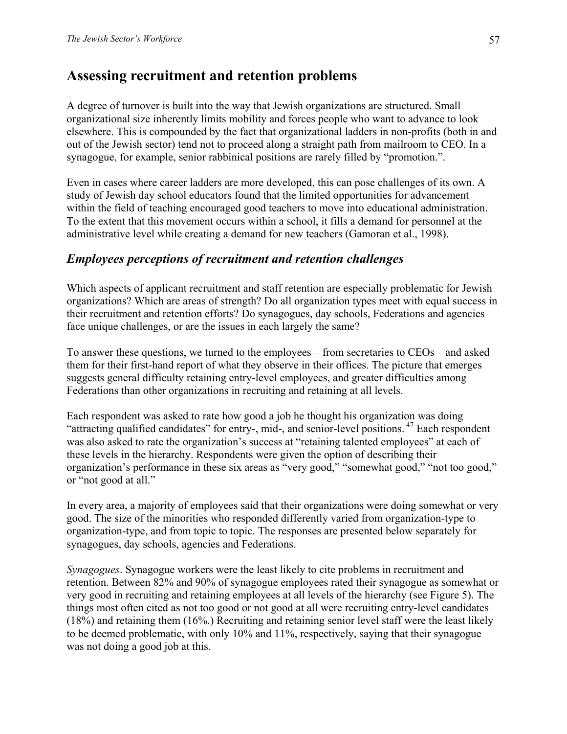## Assessing recruitment and retention problems

A degree of turnover is built into the way that Jewish organizations are structured. Small organizational size inherently limits mobility and forces people who want to advance to look elsewhere. This is compounded by the fact that organizational ladders in non-profits (both in and out of the Jewish sector) tend not to proceed along a straight path from mailroom to CEO. In a synagogue, for example, senior rabbinical positions are rarely filled by "promotion.".

Even in cases where career ladders are more developed, this can pose challenges of its own. A study of Jewish day school educators found that the limited opportunities for advancement within the field of teaching encouraged good teachers to move into educational administration. To the extent that this movement occurs within a school, it fills a demand for personnel at the administrative level while creating a demand for new teachers (Gamoran et al., 1998).

### *Employees perceptions of recruitment and retention challenges*

Which aspects of applicant recruitment and staff retention are especially problematic for Jewish organizations? Which are areas of strength? Do all organization types meet with equal success in their recruitment and retention efforts? Do synagogues, day schools, Federations and agencies face unique challenges, or are the issues in each largely the same?

To answer these questions, we turned to the employees – from secretaries to CEOs – and asked them for their first-hand report of what they observe in their offices. The picture that emerges suggests general difficulty retaining entry-level employees, and greater difficulties among Federations than other organizations in recruiting and retaining at all levels.

Each respondent was asked to rate how good a job he thought his organization was doing "attracting qualified candidates" for entry-, mid-, and senior-level positions.[47] Each respondent was also asked to rate the organization's success at "retaining talented employees" at each of these levels in the hierarchy. Respondents were given the option of describing their organization's performance in these six areas as "very good," "somewhat good," "not too good," or "not good at all."

In every area, a majority of employees said that their organizations were doing somewhat or very good. The size of the minorities who responded differently varied from organization-type to organization-type, and from topic to topic. The responses are presented below separately for synagogues, day schools, agencies and Federations.

*Synagogues*. Synagogue workers were the least likely to cite problems in recruitment and retention. Between 82% and 90% of synagogue employees rated their synagogue as somewhat or very good in recruiting and retaining employees at all levels of the hierarchy (see Figure 5). The things most often cited as not too good or not good at all were recruiting entry-level candidates (18%) and retaining them (16%.) Recruiting and retaining senior level staff were the least likely to be deemed problematic, with only 10% and 11%, respectively, saying that their synagogue was not doing a good job at this.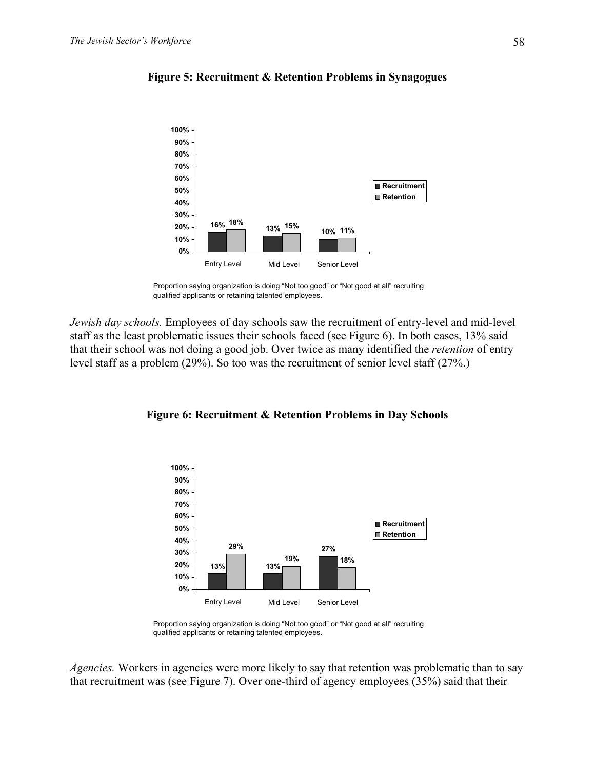**Figure 5: Recruitment & Retention Problems in Synagogues**

| | Recruitment | Retention |
|---|---|---|
| Entry Level | 16% | 18% |
| Mid Level | 13% | 15% |
| Senior Level | 10% | 11% |

Proportion saying organization is doing "Not too good" or "Not good at all" recruiting qualified applicants or retaining talented employees.

*Jewish day schools.* Employees of day schools saw the recruitment of entry-level and mid-level staff as the least problematic issues their schools faced (see Figure 6). In both cases, 13% said that their school was not doing a good job. Over twice as many identified the *retention* of entry level staff as a problem (29%). So too was the recruitment of senior level staff (27%.)

**Figure 6: Recruitment & Retention Problems in Day Schools**

| | Recruitment | Retention |
|---|---|---|
| Entry Level | 13% | 29% |
| Mid Level | 13% | 19% |
| Senior Level | 27% | 18% |

Proportion saying organization is doing "Not too good" or "Not good at all" recruiting qualified applicants or retaining talented employees.

*Agencies.* Workers in agencies were more likely to say that retention was problematic than to say that recruitment was (see Figure 7). Over one-third of agency employees (35%) said that their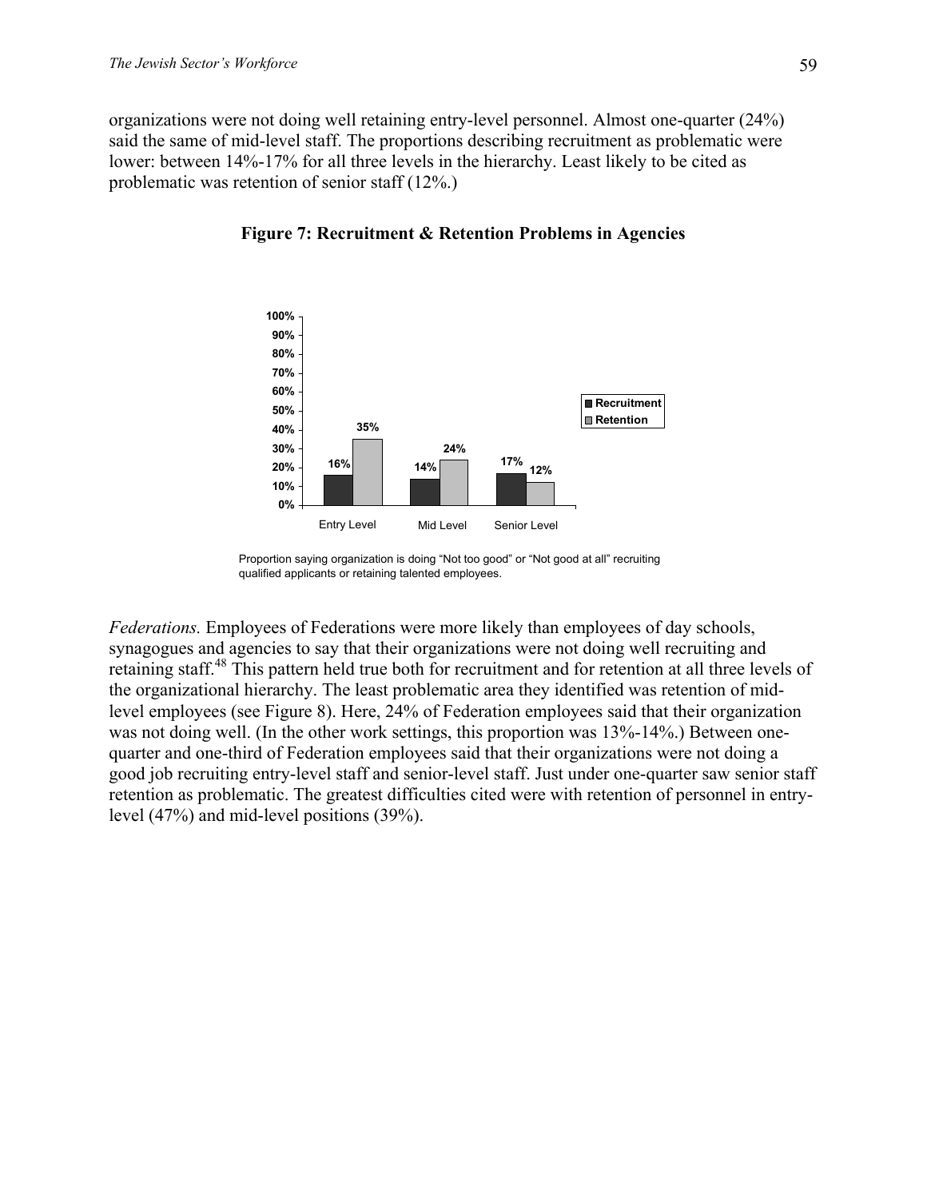organizations were not doing well retaining entry-level personnel. Almost one-quarter (24%) said the same of mid-level staff. The proportions describing recruitment as problematic were lower: between 14%-17% for all three levels in the hierarchy. Least likely to be cited as problematic was retention of senior staff (12%.)

**Figure 7: Recruitment & Retention Problems in Agencies**

| | Recruitment | Retention |
|---|---|---|
| Entry Level | 16% | 35% |
| Mid Level | 14% | 24% |
| Senior Level | 17% | 12% |

Proportion saying organization is doing "Not too good" or "Not good at all" recruiting qualified applicants or retaining talented employees.

*Federations.* Employees of Federations were more likely than employees of day schools, synagogues and agencies to say that their organizations were not doing well recruiting and retaining staff.[48] This pattern held true both for recruitment and for retention at all three levels of the organizational hierarchy. The least problematic area they identified was retention of mid-level employees (see Figure 8). Here, 24% of Federation employees said that their organization was not doing well. (In the other work settings, this proportion was 13%-14%.) Between one-quarter and one-third of Federation employees said that their organizations were not doing a good job recruiting entry-level staff and senior-level staff. Just under one-quarter saw senior staff retention as problematic. The greatest difficulties cited were with retention of personnel in entry-level (47%) and mid-level positions (39%).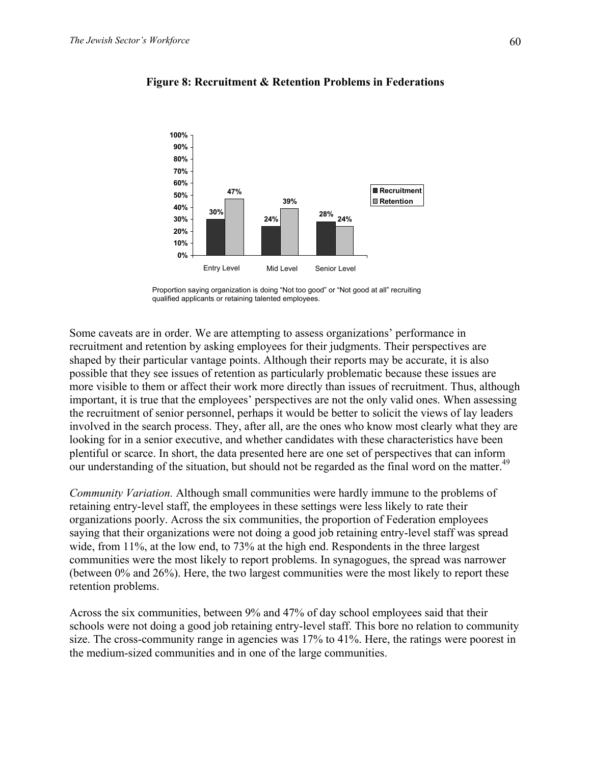**Figure 8: Recruitment & Retention Problems in Federations**

| | Recruitment | Retention |
|---|---|---|
| Entry Level | 30% | 47% |
| Mid Level | 24% | 39% |
| Senior Level | 28% | 24% |

Proportion saying organization is doing "Not too good" or "Not good at all" recruiting qualified applicants or retaining talented employees.

Some caveats are in order. We are attempting to assess organizations' performance in recruitment and retention by asking employees for their judgments. Their perspectives are shaped by their particular vantage points. Although their reports may be accurate, it is also possible that they see issues of retention as particularly problematic because these issues are more visible to them or affect their work more directly than issues of recruitment. Thus, although important, it is true that the employees' perspectives are not the only valid ones. When assessing the recruitment of senior personnel, perhaps it would be better to solicit the views of lay leaders involved in the search process. They, after all, are the ones who know most clearly what they are looking for in a senior executive, and whether candidates with these characteristics have been plentiful or scarce. In short, the data presented here are one set of perspectives that can inform our understanding of the situation, but should not be regarded as the final word on the matter.[49]

*Community Variation.* Although small communities were hardly immune to the problems of retaining entry-level staff, the employees in these settings were less likely to rate their organizations poorly. Across the six communities, the proportion of Federation employees saying that their organizations were not doing a good job retaining entry-level staff was spread wide, from 11%, at the low end, to 73% at the high end. Respondents in the three largest communities were the most likely to report problems. In synagogues, the spread was narrower (between 0% and 26%). Here, the two largest communities were the most likely to report these retention problems.

Across the six communities, between 9% and 47% of day school employees said that their schools were not doing a good job retaining entry-level staff. This bore no relation to community size. The cross-community range in agencies was 17% to 41%. Here, the ratings were poorest in the medium-sized communities and in one of the large communities.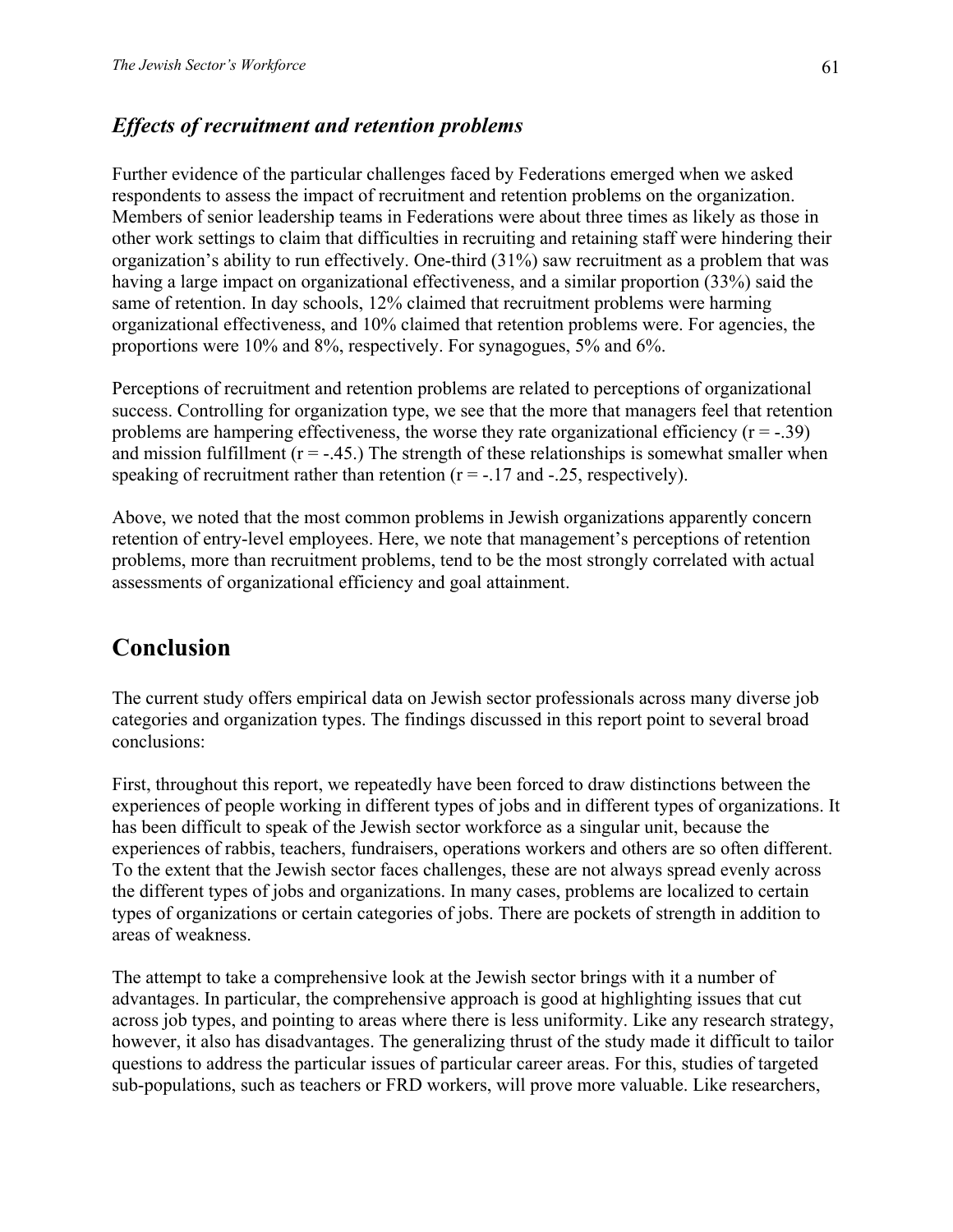### *Effects of recruitment and retention problems*

Further evidence of the particular challenges faced by Federations emerged when we asked respondents to assess the impact of recruitment and retention problems on the organization. Members of senior leadership teams in Federations were about three times as likely as those in other work settings to claim that difficulties in recruiting and retaining staff were hindering their organization's ability to run effectively. One-third (31%) saw recruitment as a problem that was having a large impact on organizational effectiveness, and a similar proportion (33%) said the same of retention. In day schools, 12% claimed that recruitment problems were harming organizational effectiveness, and 10% claimed that retention problems were. For agencies, the proportions were 10% and 8%, respectively. For synagogues, 5% and 6%.

Perceptions of recruitment and retention problems are related to perceptions of organizational success. Controlling for organization type, we see that the more that managers feel that retention problems are hampering effectiveness, the worse they rate organizational efficiency ($r = -.39$) and mission fulfillment ($r = -.45$.) The strength of these relationships is somewhat smaller when speaking of recruitment rather than retention ($r = -.17$ and $-.25$, respectively).

Above, we noted that the most common problems in Jewish organizations apparently concern retention of entry-level employees. Here, we note that management's perceptions of retention problems, more than recruitment problems, tend to be the most strongly correlated with actual assessments of organizational efficiency and goal attainment.

## Conclusion

The current study offers empirical data on Jewish sector professionals across many diverse job categories and organization types. The findings discussed in this report point to several broad conclusions:

First, throughout this report, we repeatedly have been forced to draw distinctions between the experiences of people working in different types of jobs and in different types of organizations. It has been difficult to speak of the Jewish sector workforce as a singular unit, because the experiences of rabbis, teachers, fundraisers, operations workers and others are so often different. To the extent that the Jewish sector faces challenges, these are not always spread evenly across the different types of jobs and organizations. In many cases, problems are localized to certain types of organizations or certain categories of jobs. There are pockets of strength in addition to areas of weakness.

The attempt to take a comprehensive look at the Jewish sector brings with it a number of advantages. In particular, the comprehensive approach is good at highlighting issues that cut across job types, and pointing to areas where there is less uniformity. Like any research strategy, however, it also has disadvantages. The generalizing thrust of the study made it difficult to tailor questions to address the particular issues of particular career areas. For this, studies of targeted sub-populations, such as teachers or FRD workers, will prove more valuable. Like researchers,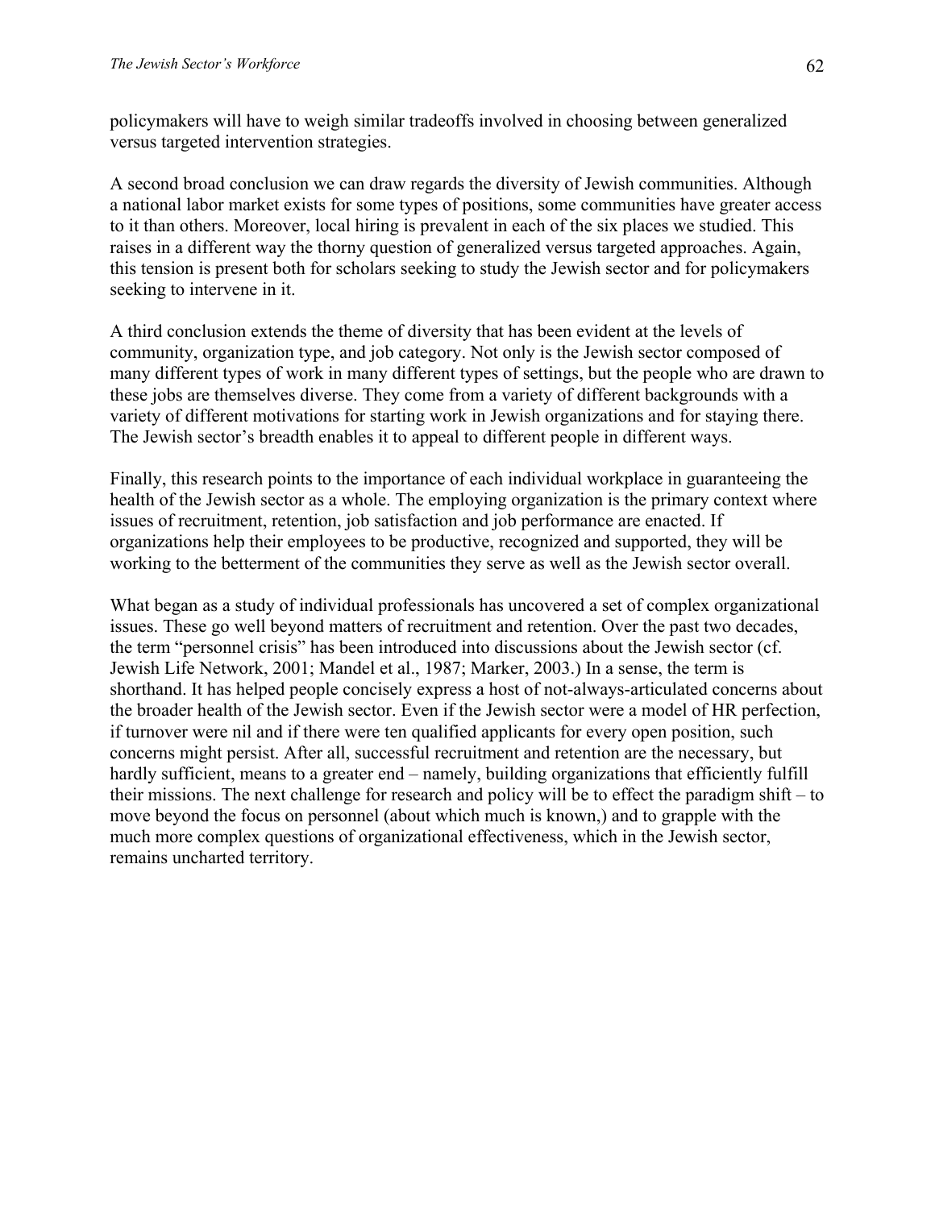policymakers will have to weigh similar tradeoffs involved in choosing between generalized versus targeted intervention strategies.

A second broad conclusion we can draw regards the diversity of Jewish communities. Although a national labor market exists for some types of positions, some communities have greater access to it than others. Moreover, local hiring is prevalent in each of the six places we studied. This raises in a different way the thorny question of generalized versus targeted approaches. Again, this tension is present both for scholars seeking to study the Jewish sector and for policymakers seeking to intervene in it.

A third conclusion extends the theme of diversity that has been evident at the levels of community, organization type, and job category. Not only is the Jewish sector composed of many different types of work in many different types of settings, but the people who are drawn to these jobs are themselves diverse. They come from a variety of different backgrounds with a variety of different motivations for starting work in Jewish organizations and for staying there. The Jewish sector's breadth enables it to appeal to different people in different ways.

Finally, this research points to the importance of each individual workplace in guaranteeing the health of the Jewish sector as a whole. The employing organization is the primary context where issues of recruitment, retention, job satisfaction and job performance are enacted. If organizations help their employees to be productive, recognized and supported, they will be working to the betterment of the communities they serve as well as the Jewish sector overall.

What began as a study of individual professionals has uncovered a set of complex organizational issues. These go well beyond matters of recruitment and retention. Over the past two decades, the term "personnel crisis" has been introduced into discussions about the Jewish sector (cf. Jewish Life Network, 2001; Mandel et al., 1987; Marker, 2003.) In a sense, the term is shorthand. It has helped people concisely express a host of not-always-articulated concerns about the broader health of the Jewish sector. Even if the Jewish sector were a model of HR perfection, if turnover were nil and if there were ten qualified applicants for every open position, such concerns might persist. After all, successful recruitment and retention are the necessary, but hardly sufficient, means to a greater end – namely, building organizations that efficiently fulfill their missions. The next challenge for research and policy will be to effect the paradigm shift – to move beyond the focus on personnel (about which much is known,) and to grapple with the much more complex questions of organizational effectiveness, which in the Jewish sector, remains uncharted territory.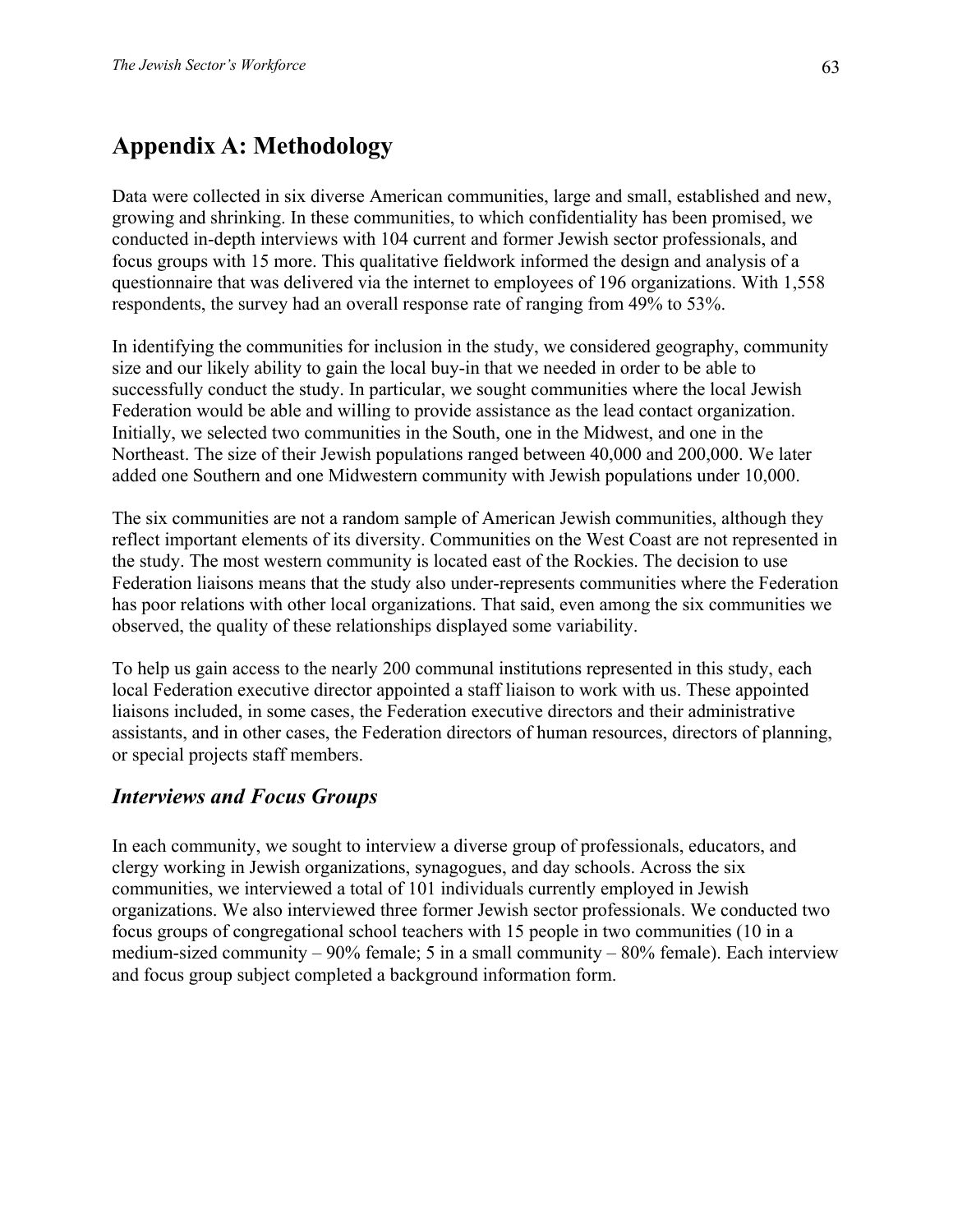# Appendix A: Methodology

Data were collected in six diverse American communities, large and small, established and new, growing and shrinking. In these communities, to which confidentiality has been promised, we conducted in-depth interviews with 104 current and former Jewish sector professionals, and focus groups with 15 more. This qualitative fieldwork informed the design and analysis of a questionnaire that was delivered via the internet to employees of 196 organizations. With 1,558 respondents, the survey had an overall response rate of ranging from 49% to 53%.

In identifying the communities for inclusion in the study, we considered geography, community size and our likely ability to gain the local buy-in that we needed in order to be able to successfully conduct the study. In particular, we sought communities where the local Jewish Federation would be able and willing to provide assistance as the lead contact organization. Initially, we selected two communities in the South, one in the Midwest, and one in the Northeast. The size of their Jewish populations ranged between 40,000 and 200,000. We later added one Southern and one Midwestern community with Jewish populations under 10,000.

The six communities are not a random sample of American Jewish communities, although they reflect important elements of its diversity. Communities on the West Coast are not represented in the study. The most western community is located east of the Rockies. The decision to use Federation liaisons means that the study also under-represents communities where the Federation has poor relations with other local organizations. That said, even among the six communities we observed, the quality of these relationships displayed some variability.

To help us gain access to the nearly 200 communal institutions represented in this study, each local Federation executive director appointed a staff liaison to work with us. These appointed liaisons included, in some cases, the Federation executive directors and their administrative assistants, and in other cases, the Federation directors of human resources, directors of planning, or special projects staff members.

## *Interviews and Focus Groups*

In each community, we sought to interview a diverse group of professionals, educators, and clergy working in Jewish organizations, synagogues, and day schools. Across the six communities, we interviewed a total of 101 individuals currently employed in Jewish organizations. We also interviewed three former Jewish sector professionals. We conducted two focus groups of congregational school teachers with 15 people in two communities (10 in a medium-sized community – 90% female; 5 in a small community – 80% female). Each interview and focus group subject completed a background information form.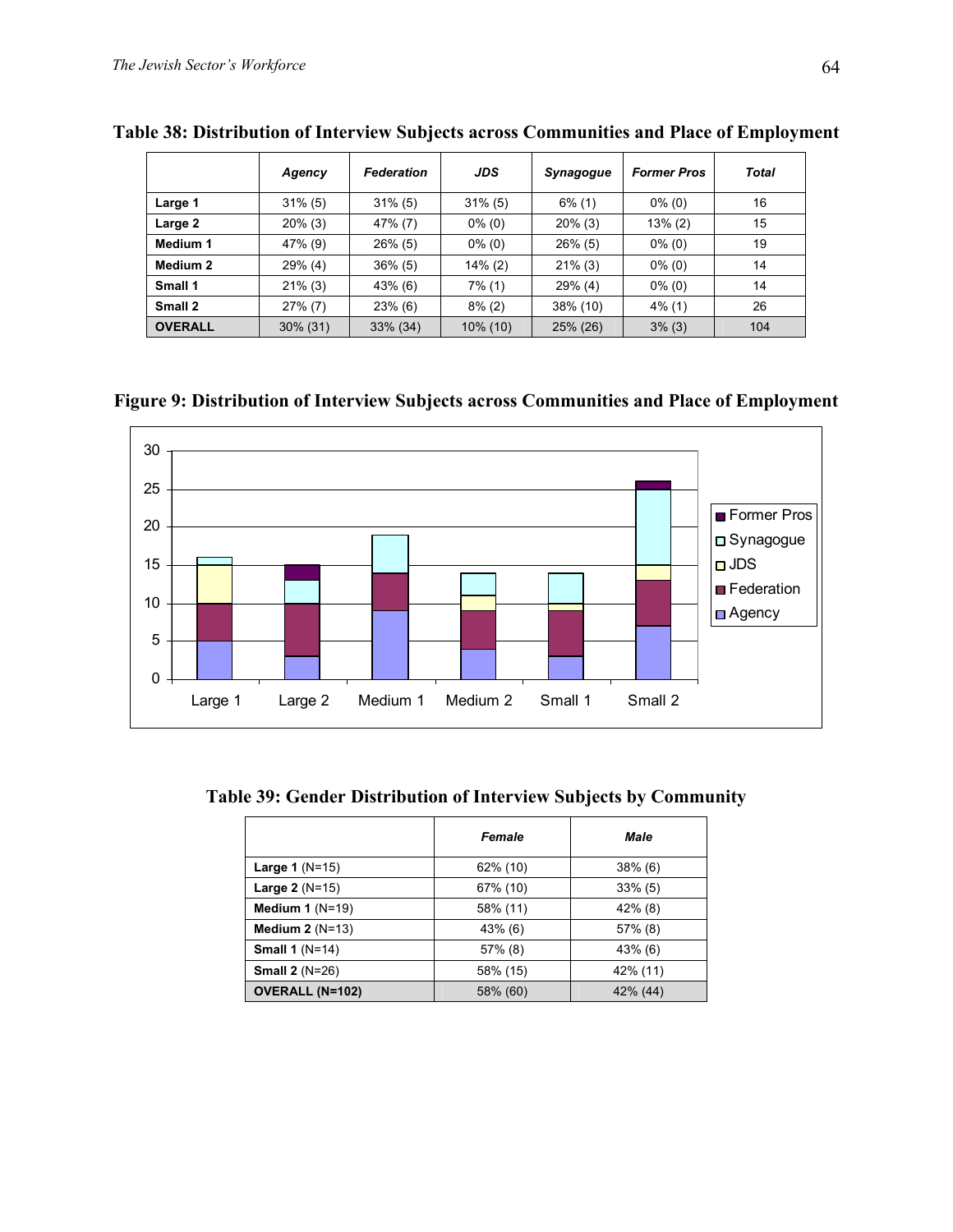**Table 38: Distribution of Interview Subjects across Communities and Place of Employment**

| | *Agency* | *Federation* | *JDS* | *Synagogue* | *Former Pros* | *Total* |
|---|---|---|---|---|---|---|
| **Large 1** | 31% (5) | 31% (5) | 31% (5) | 6% (1) | 0% (0) | 16 |
| **Large 2** | 20% (3) | 47% (7) | 0% (0) | 20% (3) | 13% (2) | 15 |
| **Medium 1** | 47% (9) | 26% (5) | 0% (0) | 26% (5) | 0% (0) | 19 |
| **Medium 2** | 29% (4) | 36% (5) | 14% (2) | 21% (3) | 0% (0) | 14 |
| **Small 1** | 21% (3) | 43% (6) | 7% (1) | 29% (4) | 0% (0) | 14 |
| **Small 2** | 27% (7) | 23% (6) | 8% (2) | 38% (10) | 4% (1) | 26 |
| **OVERALL** | 30% (31) | 33% (34) | 10% (10) | 25% (26) | 3% (3) | 104 |

**Figure 9: Distribution of Interview Subjects across Communities and Place of Employment**

**Table 39: Gender Distribution of Interview Subjects by Community**

| | *Female* | *Male* |
|---|---|---|
| **Large 1** (N=15) | 62% (10) | 38% (6) |
| **Large 2** (N=15) | 67% (10) | 33% (5) |
| **Medium 1** (N=19) | 58% (11) | 42% (8) |
| **Medium 2** (N=13) | 43% (6) | 57% (8) |
| **Small 1** (N=14) | 57% (8) | 43% (6) |
| **Small 2** (N=26) | 58% (15) | 42% (11) |
| **OVERALL (N=102)** | 58% (60) | 42% (44) |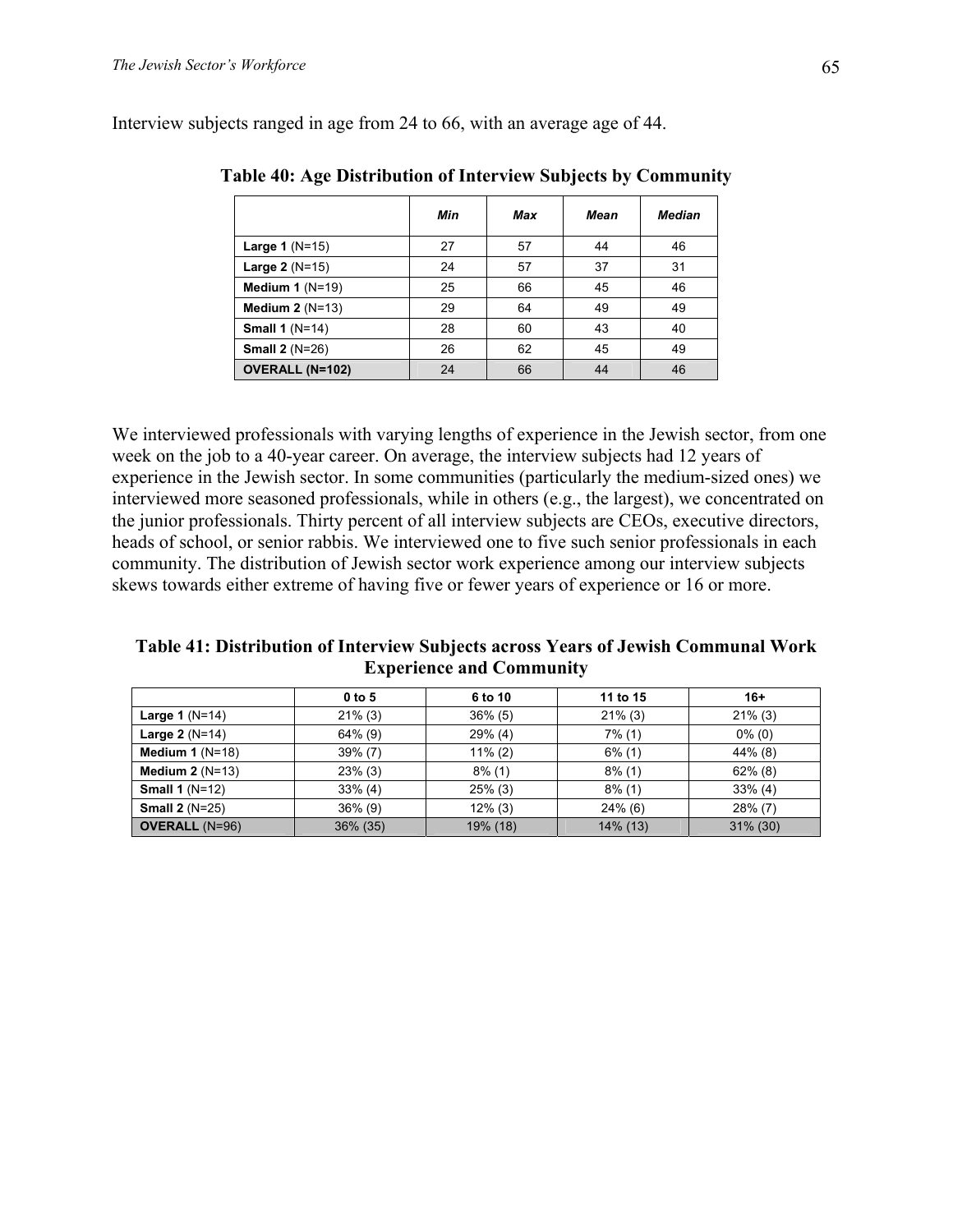Interview subjects ranged in age from 24 to 66, with an average age of 44.

**Table 40: Age Distribution of Interview Subjects by Community**

| | *Min* | *Max* | *Mean* | *Median* |
|---|---|---|---|---|
| **Large 1** (N=15) | 27 | 57 | 44 | 46 |
| **Large 2** (N=15) | 24 | 57 | 37 | 31 |
| **Medium 1** (N=19) | 25 | 66 | 45 | 46 |
| **Medium 2** (N=13) | 29 | 64 | 49 | 49 |
| **Small 1** (N=14) | 28 | 60 | 43 | 40 |
| **Small 2** (N=26) | 26 | 62 | 45 | 49 |
| **OVERALL (N=102)** | 24 | 66 | 44 | 46 |

We interviewed professionals with varying lengths of experience in the Jewish sector, from one week on the job to a 40-year career. On average, the interview subjects had 12 years of experience in the Jewish sector. In some communities (particularly the medium-sized ones) we interviewed more seasoned professionals, while in others (e.g., the largest), we concentrated on the junior professionals. Thirty percent of all interview subjects are CEOs, executive directors, heads of school, or senior rabbis. We interviewed one to five such senior professionals in each community. The distribution of Jewish sector work experience among our interview subjects skews towards either extreme of having five or fewer years of experience or 16 or more.

**Table 41: Distribution of Interview Subjects across Years of Jewish Communal Work Experience and Community**

| | 0 to 5 | 6 to 10 | 11 to 15 | 16+ |
|---|---|---|---|---|
| **Large 1** (N=14) | 21% (3) | 36% (5) | 21% (3) | 21% (3) |
| **Large 2** (N=14) | 64% (9) | 29% (4) | 7% (1) | 0% (0) |
| **Medium 1** (N=18) | 39% (7) | 11% (2) | 6% (1) | 44% (8) |
| **Medium 2** (N=13) | 23% (3) | 8% (1) | 8% (1) | 62% (8) |
| **Small 1** (N=12) | 33% (4) | 25% (3) | 8% (1) | 33% (4) |
| **Small 2** (N=25) | 36% (9) | 12% (3) | 24% (6) | 28% (7) |
| **OVERALL** (N=96) | 36% (35) | 19% (18) | 14% (13) | 31% (30) |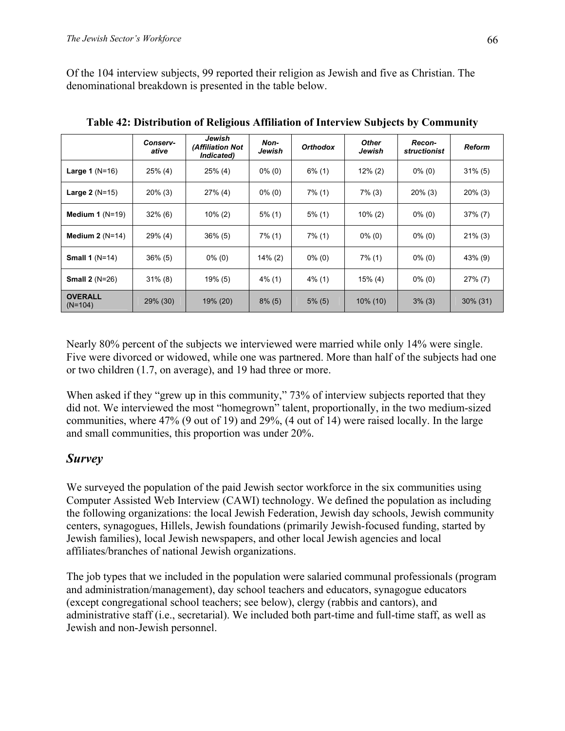Of the 104 interview subjects, 99 reported their religion as Jewish and five as Christian. The denominational breakdown is presented in the table below.

**Table 42: Distribution of Religious Affiliation of Interview Subjects by Community**

| | *Conserv-ative* | *Jewish (Affiliation Not Indicated)* | *Non-Jewish* | *Orthodox* | *Other Jewish* | *Recon-structionist* | *Reform* |
|---|---|---|---|---|---|---|---|
| **Large 1** (N=16) | 25% (4) | 25% (4) | 0% (0) | 6% (1) | 12% (2) | 0% (0) | 31% (5) |
| **Large 2** (N=15) | 20% (3) | 27% (4) | 0% (0) | 7% (1) | 7% (3) | 20% (3) | 20% (3) |
| **Medium 1** (N=19) | 32% (6) | 10% (2) | 5% (1) | 5% (1) | 10% (2) | 0% (0) | 37% (7) |
| **Medium 2** (N=14) | 29% (4) | 36% (5) | 7% (1) | 7% (1) | 0% (0) | 0% (0) | 21% (3) |
| **Small 1** (N=14) | 36% (5) | 0% (0) | 14% (2) | 0% (0) | 7% (1) | 0% (0) | 43% (9) |
| **Small 2** (N=26) | 31% (8) | 19% (5) | 4% (1) | 4% (1) | 15% (4) | 0% (0) | 27% (7) |
| **OVERALL** (N=104) | 29% (30) | 19% (20) | 8% (5) | 5% (5) | 10% (10) | 3% (3) | 30% (31) |

Nearly 80% percent of the subjects we interviewed were married while only 14% were single. Five were divorced or widowed, while one was partnered. More than half of the subjects had one or two children (1.7, on average), and 19 had three or more.

When asked if they "grew up in this community," 73% of interview subjects reported that they did not. We interviewed the most "homegrown" talent, proportionally, in the two medium-sized communities, where 47% (9 out of 19) and 29%, (4 out of 14) were raised locally. In the large and small communities, this proportion was under 20%.

## *Survey*

We surveyed the population of the paid Jewish sector workforce in the six communities using Computer Assisted Web Interview (CAWI) technology. We defined the population as including the following organizations: the local Jewish Federation, Jewish day schools, Jewish community centers, synagogues, Hillels, Jewish foundations (primarily Jewish-focused funding, started by Jewish families), local Jewish newspapers, and other local Jewish agencies and local affiliates/branches of national Jewish organizations.

The job types that we included in the population were salaried communal professionals (program and administration/management), day school teachers and educators, synagogue educators (except congregational school teachers; see below), clergy (rabbis and cantors), and administrative staff (i.e., secretarial). We included both part-time and full-time staff, as well as Jewish and non-Jewish personnel.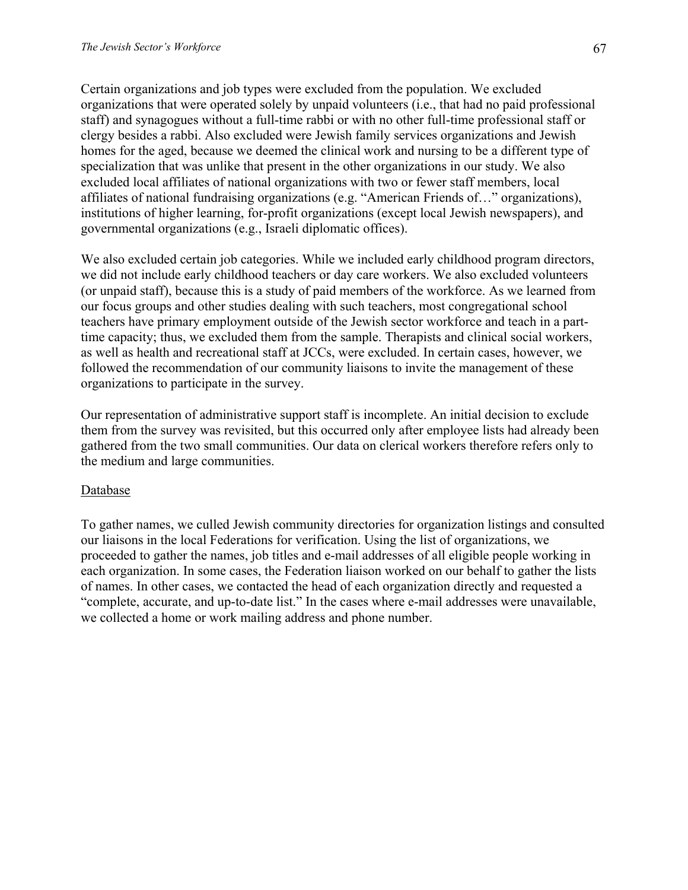Certain organizations and job types were excluded from the population. We excluded organizations that were operated solely by unpaid volunteers (i.e., that had no paid professional staff) and synagogues without a full-time rabbi or with no other full-time professional staff or clergy besides a rabbi. Also excluded were Jewish family services organizations and Jewish homes for the aged, because we deemed the clinical work and nursing to be a different type of specialization that was unlike that present in the other organizations in our study. We also excluded local affiliates of national organizations with two or fewer staff members, local affiliates of national fundraising organizations (e.g. "American Friends of…" organizations), institutions of higher learning, for-profit organizations (except local Jewish newspapers), and governmental organizations (e.g., Israeli diplomatic offices).

We also excluded certain job categories. While we included early childhood program directors, we did not include early childhood teachers or day care workers. We also excluded volunteers (or unpaid staff), because this is a study of paid members of the workforce. As we learned from our focus groups and other studies dealing with such teachers, most congregational school teachers have primary employment outside of the Jewish sector workforce and teach in a part-time capacity; thus, we excluded them from the sample. Therapists and clinical social workers, as well as health and recreational staff at JCCs, were excluded. In certain cases, however, we followed the recommendation of our community liaisons to invite the management of these organizations to participate in the survey.

Our representation of administrative support staff is incomplete. An initial decision to exclude them from the survey was revisited, but this occurred only after employee lists had already been gathered from the two small communities. Our data on clerical workers therefore refers only to the medium and large communities.

Database

To gather names, we culled Jewish community directories for organization listings and consulted our liaisons in the local Federations for verification. Using the list of organizations, we proceeded to gather the names, job titles and e-mail addresses of all eligible people working in each organization. In some cases, the Federation liaison worked on our behalf to gather the lists of names. In other cases, we contacted the head of each organization directly and requested a "complete, accurate, and up-to-date list." In the cases where e-mail addresses were unavailable, we collected a home or work mailing address and phone number.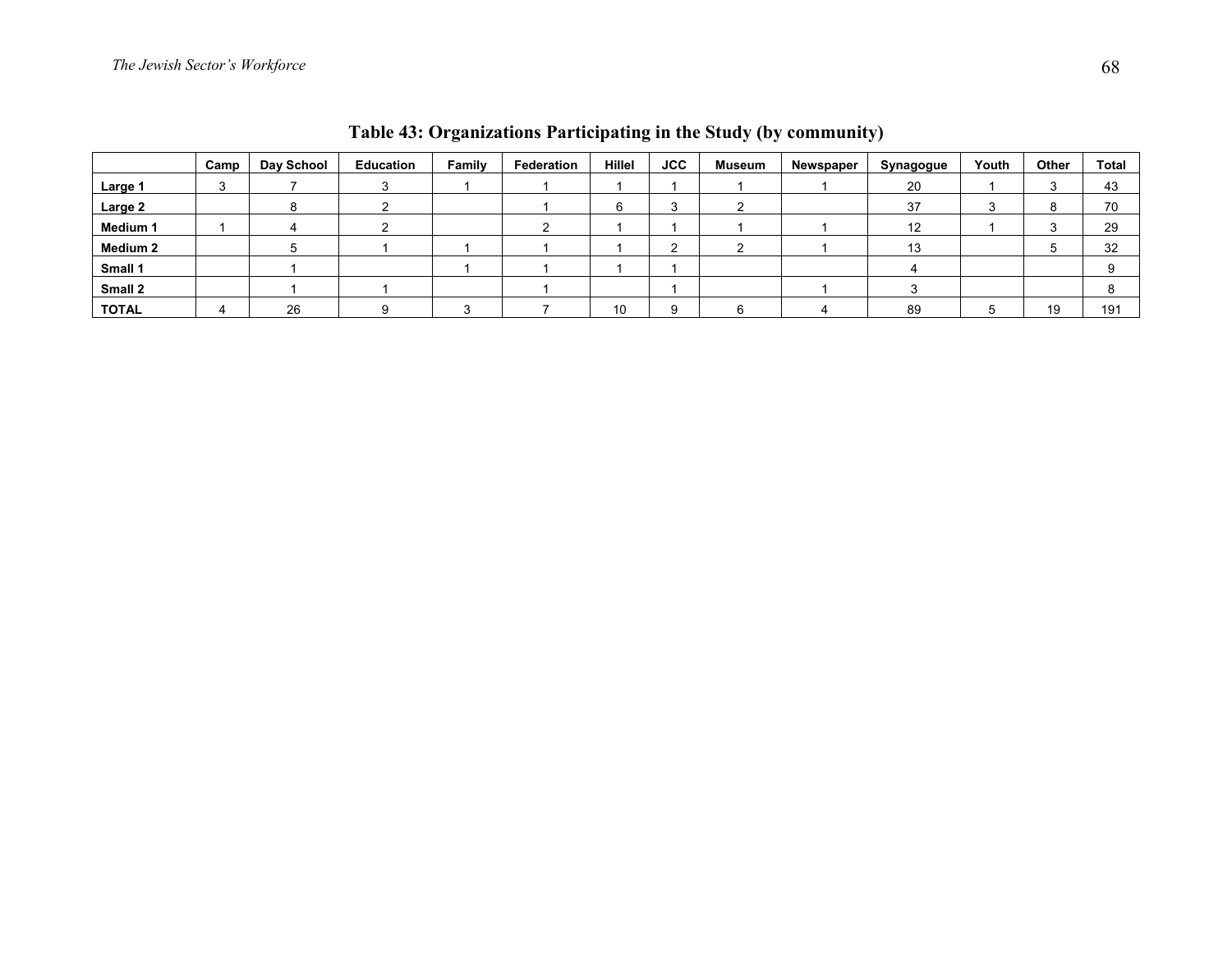## Table 43: Organizations Participating in the Study (by community)

| | Camp | Day School | Education | Family | Federation | Hillel | JCC | Museum | Newspaper | Synagogue | Youth | Other | Total |
|---|---|---|---|---|---|---|---|---|---|---|---|---|---|
| **Large 1** | 3 | 7 | 3 | 1 | 1 | 1 | 1 | 1 | 1 | 20 | 1 | 3 | 43 |
| **Large 2** | | 8 | 2 | | 1 | 6 | 3 | 2 | | 37 | 3 | 8 | 70 |
| **Medium 1** | 1 | 4 | 2 | | 2 | 1 | 1 | 1 | 1 | 12 | 1 | 3 | 29 |
| **Medium 2** | | 5 | 1 | 1 | 1 | 1 | 2 | 2 | 1 | 13 | | 5 | 32 |
| **Small 1** | | 1 | | 1 | 1 | 1 | 1 | | | 4 | | | 9 |
| **Small 2** | | 1 | 1 | | 1 | | 1 | | 1 | 3 | | | 8 |
| **TOTAL** | 4 | 26 | 9 | 3 | 7 | 10 | 9 | 6 | 4 | 89 | 5 | 19 | 191 |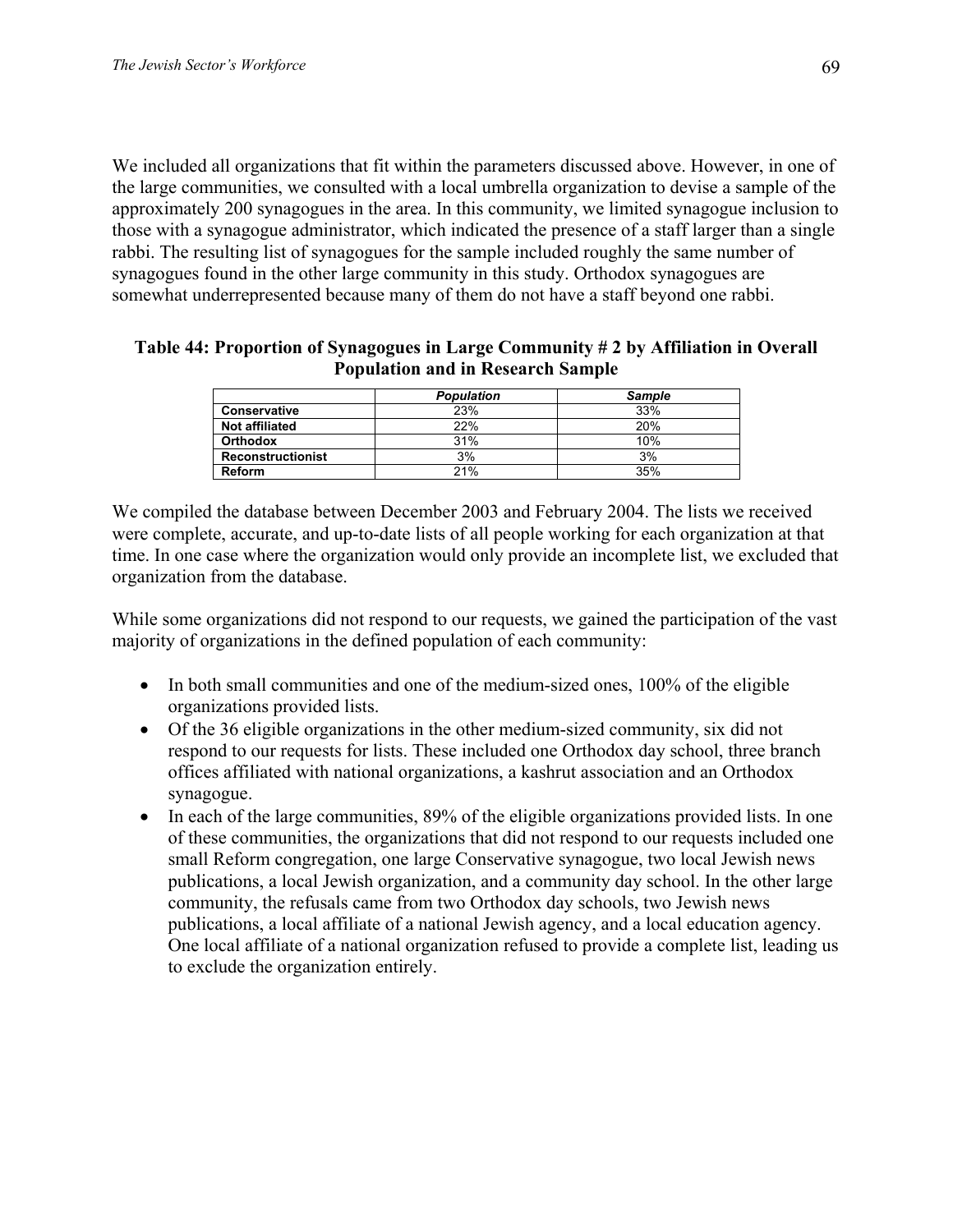We included all organizations that fit within the parameters discussed above. However, in one of the large communities, we consulted with a local umbrella organization to devise a sample of the approximately 200 synagogues in the area. In this community, we limited synagogue inclusion to those with a synagogue administrator, which indicated the presence of a staff larger than a single rabbi. The resulting list of synagogues for the sample included roughly the same number of synagogues found in the other large community in this study. Orthodox synagogues are somewhat underrepresented because many of them do not have a staff beyond one rabbi.

**Table 44: Proportion of Synagogues in Large Community # 2 by Affiliation in Overall Population and in Research Sample**

| | *Population* | *Sample* |
|---|---|---|
| **Conservative** | 23% | 33% |
| **Not affiliated** | 22% | 20% |
| **Orthodox** | 31% | 10% |
| **Reconstructionist** | 3% | 3% |
| **Reform** | 21% | 35% |

We compiled the database between December 2003 and February 2004. The lists we received were complete, accurate, and up-to-date lists of all people working for each organization at that time. In one case where the organization would only provide an incomplete list, we excluded that organization from the database.

While some organizations did not respond to our requests, we gained the participation of the vast majority of organizations in the defined population of each community:

- In both small communities and one of the medium-sized ones, 100% of the eligible organizations provided lists.
- Of the 36 eligible organizations in the other medium-sized community, six did not respond to our requests for lists. These included one Orthodox day school, three branch offices affiliated with national organizations, a kashrut association and an Orthodox synagogue.
- In each of the large communities, 89% of the eligible organizations provided lists. In one of these communities, the organizations that did not respond to our requests included one small Reform congregation, one large Conservative synagogue, two local Jewish news publications, a local Jewish organization, and a community day school. In the other large community, the refusals came from two Orthodox day schools, two Jewish news publications, a local affiliate of a national Jewish agency, and a local education agency. One local affiliate of a national organization refused to provide a complete list, leading us to exclude the organization entirely.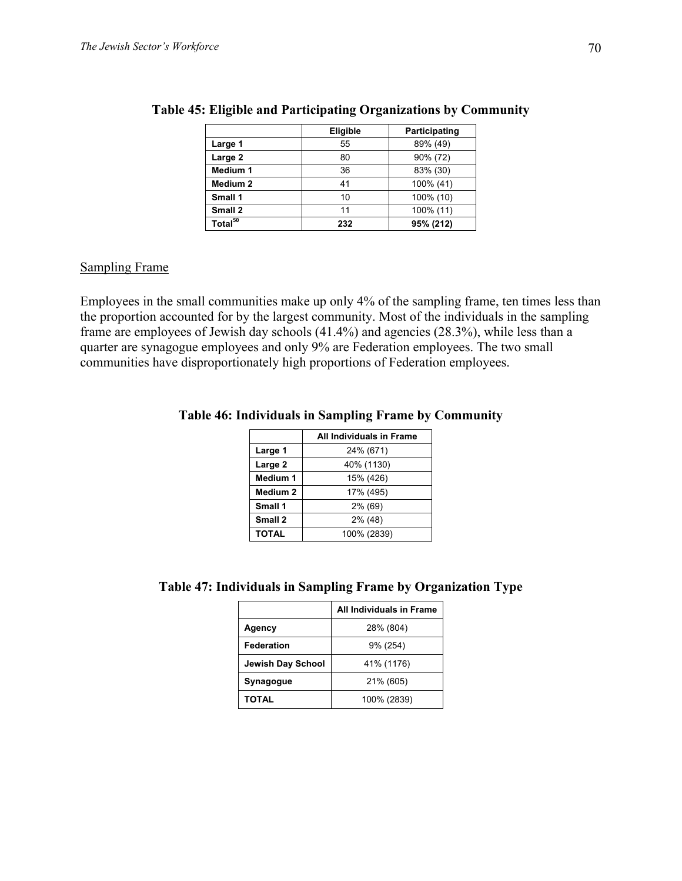**Table 45: Eligible and Participating Organizations by Community**

| | Eligible | Participating |
|---|---|---|
| **Large 1** | 55 | 89% (49) |
| **Large 2** | 80 | 90% (72) |
| **Medium 1** | 36 | 83% (30) |
| **Medium 2** | 41 | 100% (41) |
| **Small 1** | 10 | 100% (10) |
| **Small 2** | 11 | 100% (11) |
| **Total**[50] | **232** | **95% (212)** |

<u>Sampling Frame</u>

Employees in the small communities make up only 4% of the sampling frame, ten times less than the proportion accounted for by the largest community. Most of the individuals in the sampling frame are employees of Jewish day schools (41.4%) and agencies (28.3%), while less than a quarter are synagogue employees and only 9% are Federation employees. The two small communities have disproportionately high proportions of Federation employees.

**Table 46: Individuals in Sampling Frame by Community**

| | All Individuals in Frame |
|---|---|
| **Large 1** | 24% (671) |
| **Large 2** | 40% (1130) |
| **Medium 1** | 15% (426) |
| **Medium 2** | 17% (495) |
| **Small 1** | 2% (69) |
| **Small 2** | 2% (48) |
| **TOTAL** | 100% (2839) |

**Table 47: Individuals in Sampling Frame by Organization Type**

| | All Individuals in Frame |
|---|---|
| **Agency** | 28% (804) |
| **Federation** | 9% (254) |
| **Jewish Day School** | 41% (1176) |
| **Synagogue** | 21% (605) |
| **TOTAL** | 100% (2839) |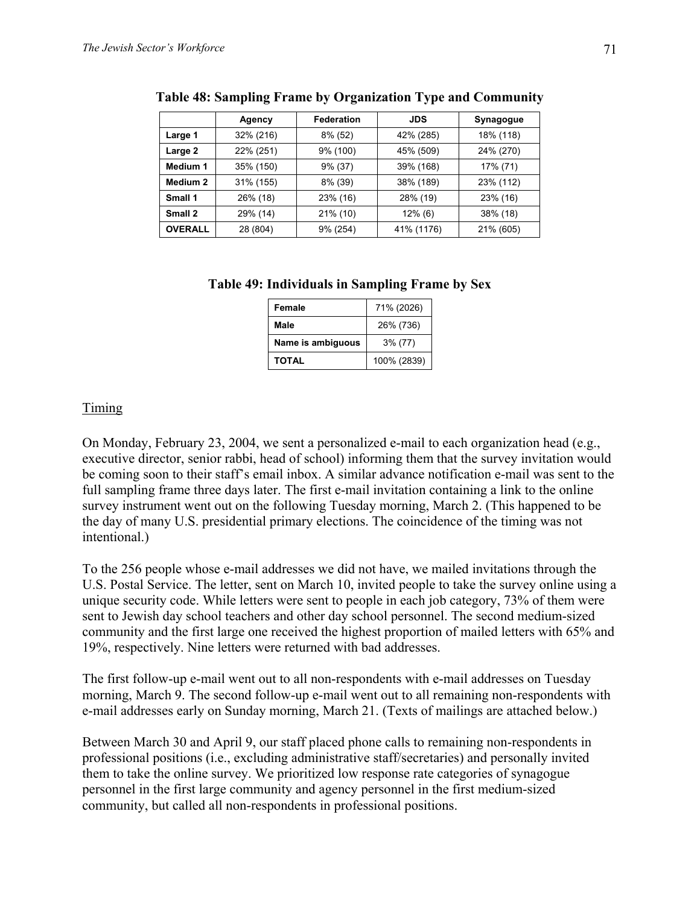**Table 48: Sampling Frame by Organization Type and Community**

| | Agency | Federation | JDS | Synagogue |
|---|---|---|---|---|
| **Large 1** | 32% (216) | 8% (52) | 42% (285) | 18% (118) |
| **Large 2** | 22% (251) | 9% (100) | 45% (509) | 24% (270) |
| **Medium 1** | 35% (150) | 9% (37) | 39% (168) | 17% (71) |
| **Medium 2** | 31% (155) | 8% (39) | 38% (189) | 23% (112) |
| **Small 1** | 26% (18) | 23% (16) | 28% (19) | 23% (16) |
| **Small 2** | 29% (14) | 21% (10) | 12% (6) | 38% (18) |
| **OVERALL** | 28 (804) | 9% (254) | 41% (1176) | 21% (605) |

**Table 49: Individuals in Sampling Frame by Sex**

| | |
|---|---|
| **Female** | 71% (2026) |
| **Male** | 26% (736) |
| **Name is ambiguous** | 3% (77) |
| **TOTAL** | 100% (2839) |

<u>Timing</u>

On Monday, February 23, 2004, we sent a personalized e-mail to each organization head (e.g., executive director, senior rabbi, head of school) informing them that the survey invitation would be coming soon to their staff's email inbox. A similar advance notification e-mail was sent to the full sampling frame three days later. The first e-mail invitation containing a link to the online survey instrument went out on the following Tuesday morning, March 2. (This happened to be the day of many U.S. presidential primary elections. The coincidence of the timing was not intentional.)

To the 256 people whose e-mail addresses we did not have, we mailed invitations through the U.S. Postal Service. The letter, sent on March 10, invited people to take the survey online using a unique security code. While letters were sent to people in each job category, 73% of them were sent to Jewish day school teachers and other day school personnel. The second medium-sized community and the first large one received the highest proportion of mailed letters with 65% and 19%, respectively. Nine letters were returned with bad addresses.

The first follow-up e-mail went out to all non-respondents with e-mail addresses on Tuesday morning, March 9. The second follow-up e-mail went out to all remaining non-respondents with e-mail addresses early on Sunday morning, March 21. (Texts of mailings are attached below.)

Between March 30 and April 9, our staff placed phone calls to remaining non-respondents in professional positions (i.e., excluding administrative staff/secretaries) and personally invited them to take the online survey. We prioritized low response rate categories of synagogue personnel in the first large community and agency personnel in the first medium-sized community, but called all non-respondents in professional positions.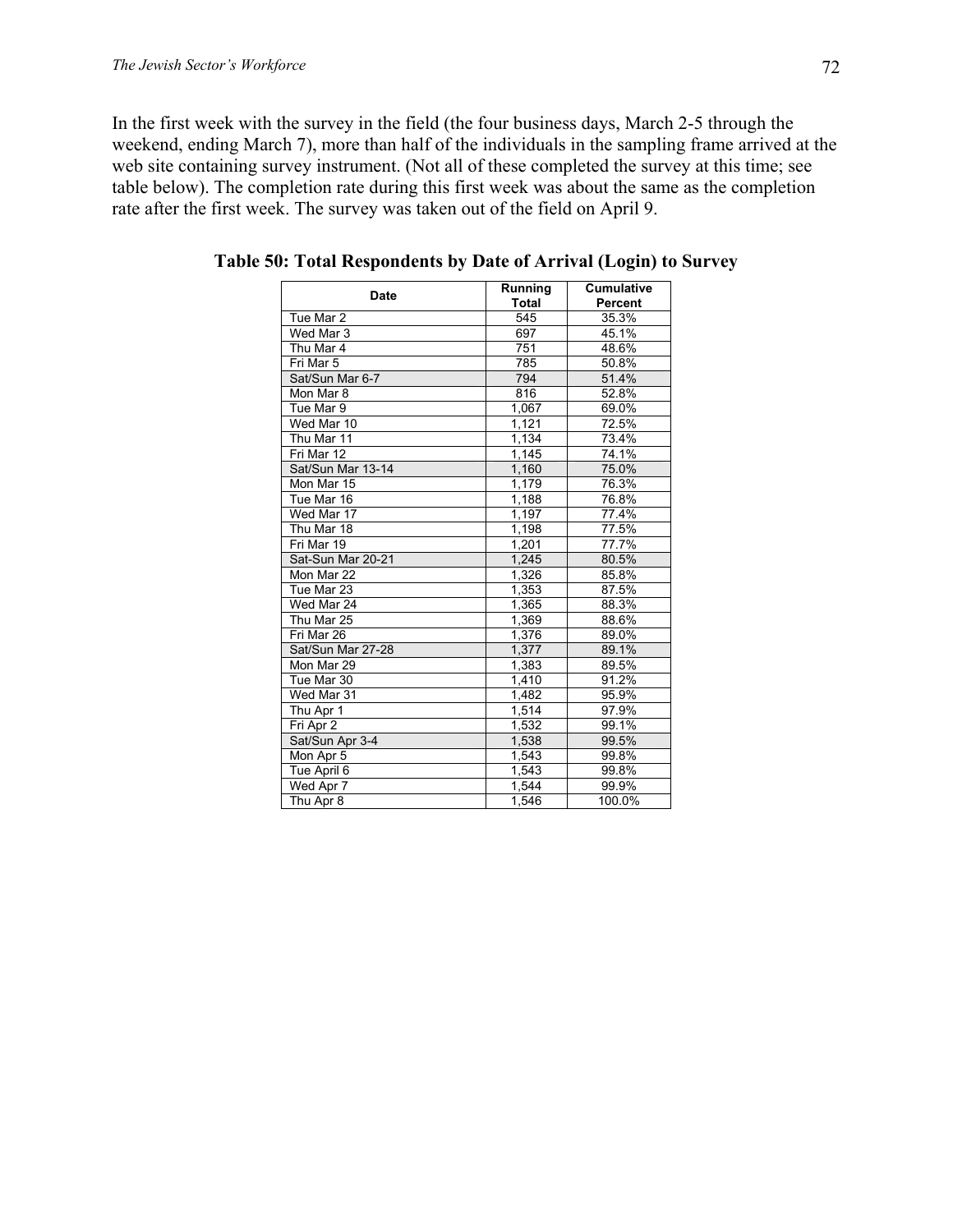In the first week with the survey in the field (the four business days, March 2-5 through the weekend, ending March 7), more than half of the individuals in the sampling frame arrived at the web site containing survey instrument. (Not all of these completed the survey at this time; see table below). The completion rate during this first week was about the same as the completion rate after the first week. The survey was taken out of the field on April 9.

**Table 50: Total Respondents by Date of Arrival (Login) to Survey**

| Date | Running Total | Cumulative Percent |
|---|---|---|
| Tue Mar 2 | 545 | 35.3% |
| Wed Mar 3 | 697 | 45.1% |
| Thu Mar 4 | 751 | 48.6% |
| Fri Mar 5 | 785 | 50.8% |
| Sat/Sun Mar 6-7 | 794 | 51.4% |
| Mon Mar 8 | 816 | 52.8% |
| Tue Mar 9 | 1,067 | 69.0% |
| Wed Mar 10 | 1,121 | 72.5% |
| Thu Mar 11 | 1,134 | 73.4% |
| Fri Mar 12 | 1,145 | 74.1% |
| Sat/Sun Mar 13-14 | 1,160 | 75.0% |
| Mon Mar 15 | 1,179 | 76.3% |
| Tue Mar 16 | 1,188 | 76.8% |
| Wed Mar 17 | 1,197 | 77.4% |
| Thu Mar 18 | 1,198 | 77.5% |
| Fri Mar 19 | 1,201 | 77.7% |
| Sat-Sun Mar 20-21 | 1,245 | 80.5% |
| Mon Mar 22 | 1,326 | 85.8% |
| Tue Mar 23 | 1,353 | 87.5% |
| Wed Mar 24 | 1,365 | 88.3% |
| Thu Mar 25 | 1,369 | 88.6% |
| Fri Mar 26 | 1,376 | 89.0% |
| Sat/Sun Mar 27-28 | 1,377 | 89.1% |
| Mon Mar 29 | 1,383 | 89.5% |
| Tue Mar 30 | 1,410 | 91.2% |
| Wed Mar 31 | 1,482 | 95.9% |
| Thu Apr 1 | 1,514 | 97.9% |
| Fri Apr 2 | 1,532 | 99.1% |
| Sat/Sun Apr 3-4 | 1,538 | 99.5% |
| Mon Apr 5 | 1,543 | 99.8% |
| Tue April 6 | 1,543 | 99.8% |
| Wed Apr 7 | 1,544 | 99.9% |
| Thu Apr 8 | 1,546 | 100.0% |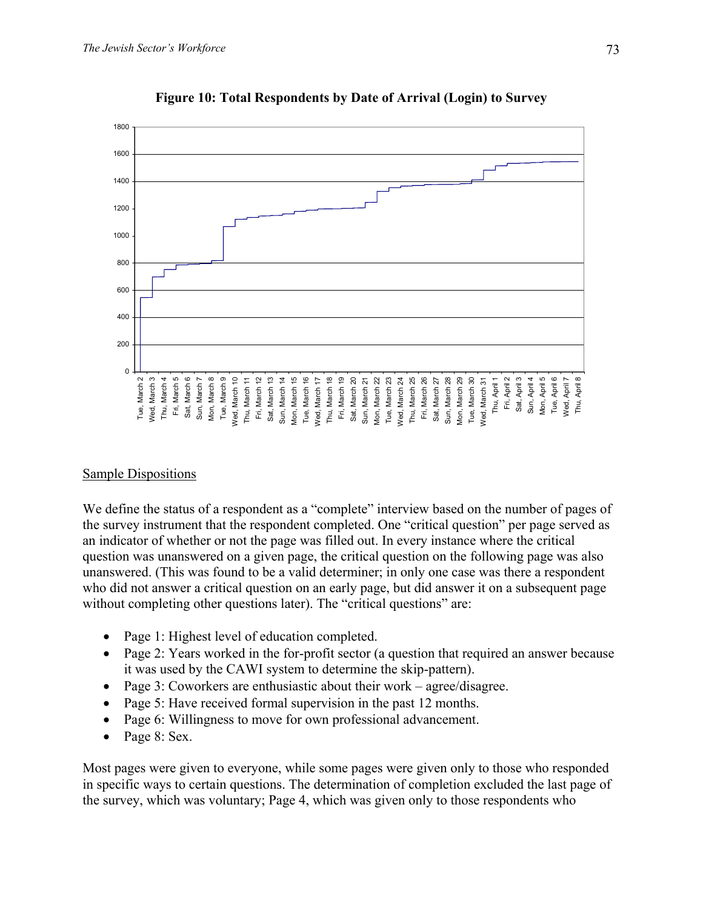**Figure 10: Total Respondents by Date of Arrival (Login) to Survey**

Sample Dispositions

We define the status of a respondent as a "complete" interview based on the number of pages of the survey instrument that the respondent completed. One "critical question" per page served as an indicator of whether or not the page was filled out. In every instance where the critical question was unanswered on a given page, the critical question on the following page was also unanswered. (This was found to be a valid determiner; in only one case was there a respondent who did not answer a critical question on an early page, but did answer it on a subsequent page without completing other questions later). The "critical questions" are:

- Page 1: Highest level of education completed.
- Page 2: Years worked in the for-profit sector (a question that required an answer because it was used by the CAWI system to determine the skip-pattern).
- Page 3: Coworkers are enthusiastic about their work – agree/disagree.
- Page 5: Have received formal supervision in the past 12 months.
- Page 6: Willingness to move for own professional advancement.
- Page 8: Sex.

Most pages were given to everyone, while some pages were given only to those who responded in specific ways to certain questions. The determination of completion excluded the last page of the survey, which was voluntary; Page 4, which was given only to those respondents who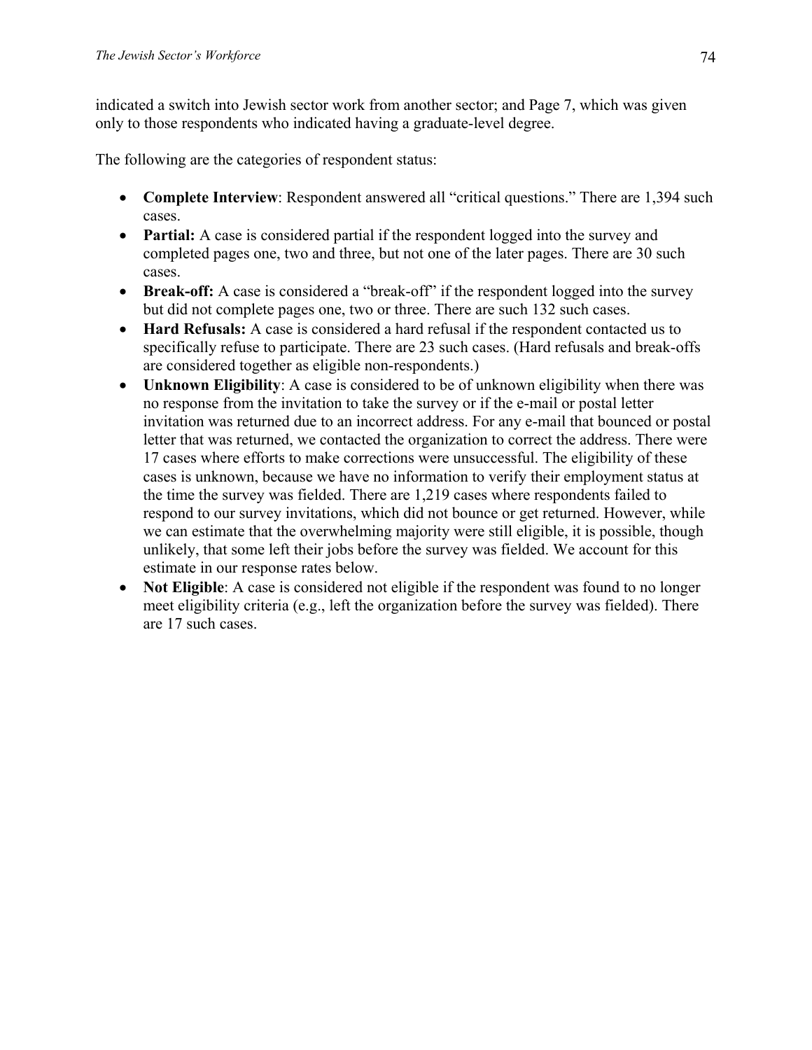indicated a switch into Jewish sector work from another sector; and Page 7, which was given only to those respondents who indicated having a graduate-level degree.

The following are the categories of respondent status:

- **Complete Interview**: Respondent answered all "critical questions." There are 1,394 such cases.
- **Partial:** A case is considered partial if the respondent logged into the survey and completed pages one, two and three, but not one of the later pages. There are 30 such cases.
- **Break-off:** A case is considered a "break-off" if the respondent logged into the survey but did not complete pages one, two or three. There are such 132 such cases.
- **Hard Refusals:** A case is considered a hard refusal if the respondent contacted us to specifically refuse to participate. There are 23 such cases. (Hard refusals and break-offs are considered together as eligible non-respondents.)
- **Unknown Eligibility**: A case is considered to be of unknown eligibility when there was no response from the invitation to take the survey or if the e-mail or postal letter invitation was returned due to an incorrect address. For any e-mail that bounced or postal letter that was returned, we contacted the organization to correct the address. There were 17 cases where efforts to make corrections were unsuccessful. The eligibility of these cases is unknown, because we have no information to verify their employment status at the time the survey was fielded. There are 1,219 cases where respondents failed to respond to our survey invitations, which did not bounce or get returned. However, while we can estimate that the overwhelming majority were still eligible, it is possible, though unlikely, that some left their jobs before the survey was fielded. We account for this estimate in our response rates below.
- **Not Eligible**: A case is considered not eligible if the respondent was found to no longer meet eligibility criteria (e.g., left the organization before the survey was fielded). There are 17 such cases.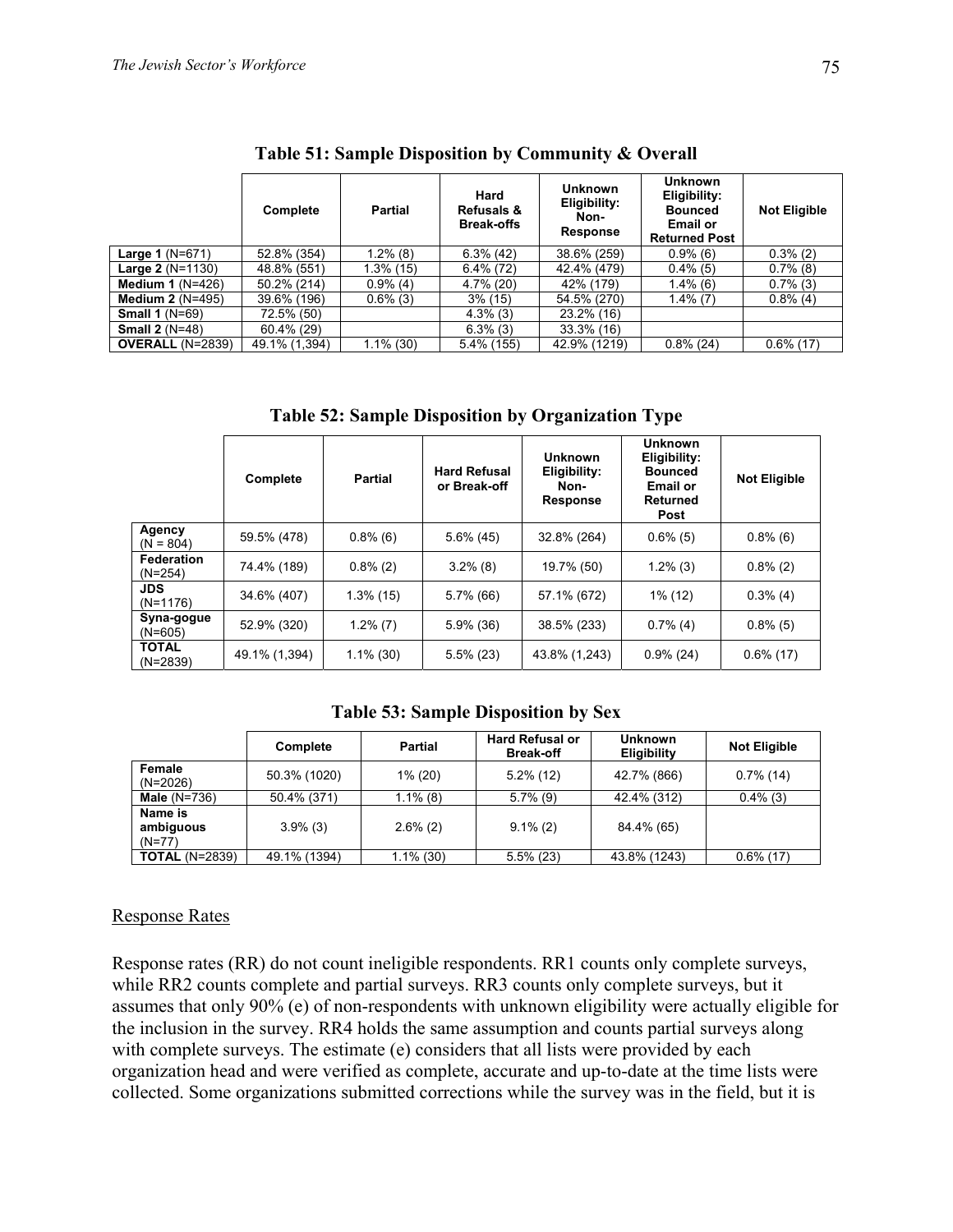**Table 51: Sample Disposition by Community & Overall**

| | Complete | Partial | Hard Refusals & Break-offs | Unknown Eligibility: Non-Response | Unknown Eligibility: Bounced Email or Returned Post | Not Eligible |
|---|---|---|---|---|---|---|
| **Large 1** (N=671) | 52.8% (354) | 1.2% (8) | 6.3% (42) | 38.6% (259) | 0.9% (6) | 0.3% (2) |
| **Large 2** (N=1130) | 48.8% (551) | 1.3% (15) | 6.4% (72) | 42.4% (479) | 0.4% (5) | 0.7% (8) |
| **Medium 1** (N=426) | 50.2% (214) | 0.9% (4) | 4.7% (20) | 42% (179) | 1.4% (6) | 0.7% (3) |
| **Medium 2** (N=495) | 39.6% (196) | 0.6% (3) | 3% (15) | 54.5% (270) | 1.4% (7) | 0.8% (4) |
| **Small 1** (N=69) | 72.5% (50) | | 4.3% (3) | 23.2% (16) | | |
| **Small 2** (N=48) | 60.4% (29) | | 6.3% (3) | 33.3% (16) | | |
| **OVERALL** (N=2839) | 49.1% (1,394) | 1.1% (30) | 5.4% (155) | 42.9% (1219) | 0.8% (24) | 0.6% (17) |

**Table 52: Sample Disposition by Organization Type**

| | Complete | Partial | Hard Refusal or Break-off | Unknown Eligibility: Non-Response | Unknown Eligibility: Bounced Email or Returned Post | Not Eligible |
|---|---|---|---|---|---|---|
| **Agency** (N = 804) | 59.5% (478) | 0.8% (6) | 5.6% (45) | 32.8% (264) | 0.6% (5) | 0.8% (6) |
| **Federation** (N=254) | 74.4% (189) | 0.8% (2) | 3.2% (8) | 19.7% (50) | 1.2% (3) | 0.8% (2) |
| **JDS** (N=1176) | 34.6% (407) | 1.3% (15) | 5.7% (66) | 57.1% (672) | 1% (12) | 0.3% (4) |
| **Syna-gogue** (N=605) | 52.9% (320) | 1.2% (7) | 5.9% (36) | 38.5% (233) | 0.7% (4) | 0.8% (5) |
| **TOTAL** (N=2839) | 49.1% (1,394) | 1.1% (30) | 5.5% (23) | 43.8% (1,243) | 0.9% (24) | 0.6% (17) |

**Table 53: Sample Disposition by Sex**

| | Complete | Partial | Hard Refusal or Break-off | Unknown Eligibility | Not Eligible |
|---|---|---|---|---|---|
| **Female** (N=2026) | 50.3% (1020) | 1% (20) | 5.2% (12) | 42.7% (866) | 0.7% (14) |
| **Male** (N=736) | 50.4% (371) | 1.1% (8) | 5.7% (9) | 42.4% (312) | 0.4% (3) |
| **Name is ambiguous** (N=77) | 3.9% (3) | 2.6% (2) | 9.1% (2) | 84.4% (65) | |
| **TOTAL** (N=2839) | 49.1% (1394) | 1.1% (30) | 5.5% (23) | 43.8% (1243) | 0.6% (17) |

## Response Rates

Response rates (RR) do not count ineligible respondents. RR1 counts only complete surveys, while RR2 counts complete and partial surveys. RR3 counts only complete surveys, but it assumes that only 90% (e) of non-respondents with unknown eligibility were actually eligible for the inclusion in the survey. RR4 holds the same assumption and counts partial surveys along with complete surveys. The estimate (e) considers that all lists were provided by each organization head and were verified as complete, accurate and up-to-date at the time lists were collected. Some organizations submitted corrections while the survey was in the field, but it is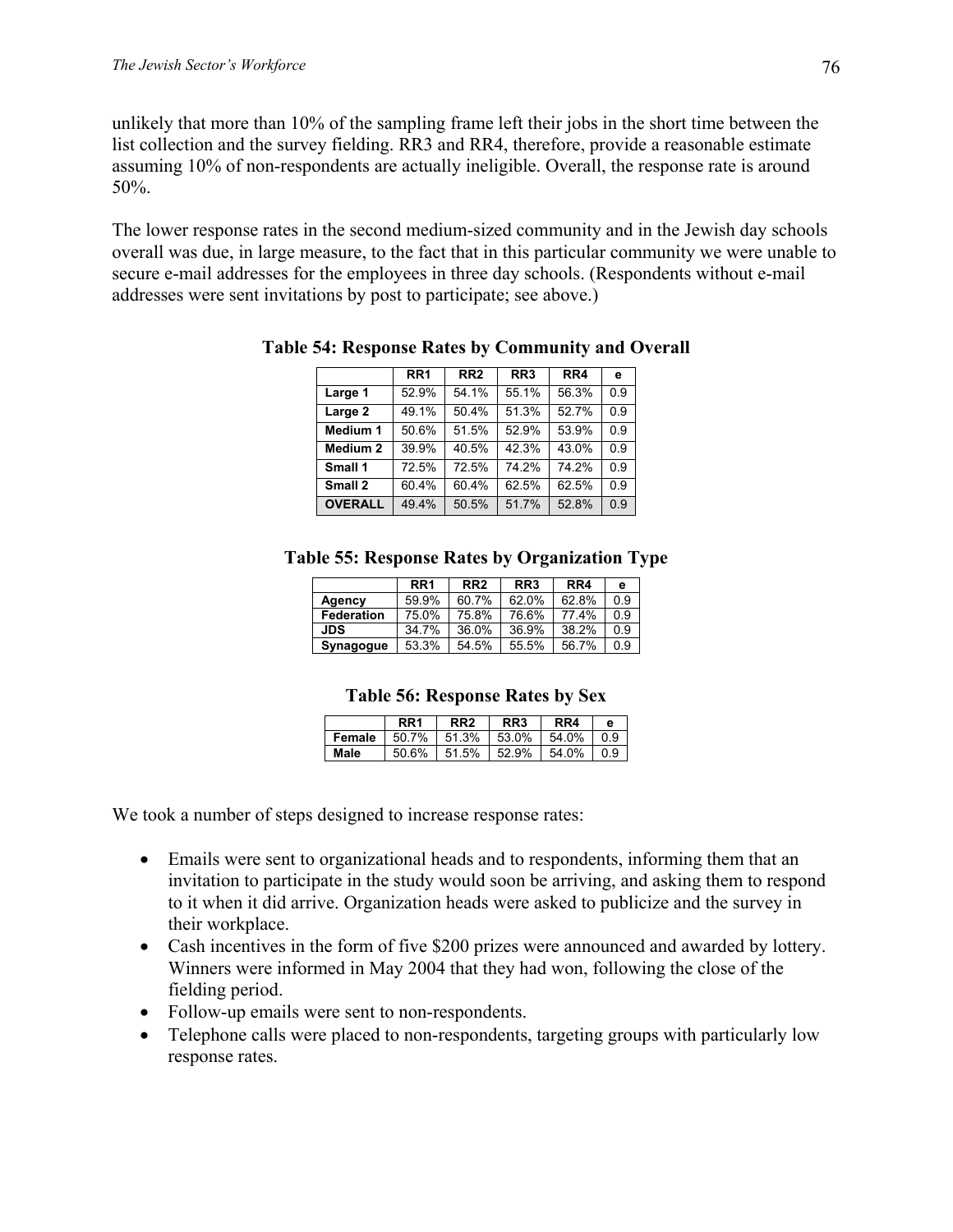unlikely that more than 10% of the sampling frame left their jobs in the short time between the list collection and the survey fielding. RR3 and RR4, therefore, provide a reasonable estimate assuming 10% of non-respondents are actually ineligible. Overall, the response rate is around 50%.

The lower response rates in the second medium-sized community and in the Jewish day schools overall was due, in large measure, to the fact that in this particular community we were unable to secure e-mail addresses for the employees in three day schools. (Respondents without e-mail addresses were sent invitations by post to participate; see above.)

**Table 54: Response Rates by Community and Overall**

| | RR1 | RR2 | RR3 | RR4 | e |
|---|---|---|---|---|---|
| **Large 1** | 52.9% | 54.1% | 55.1% | 56.3% | 0.9 |
| **Large 2** | 49.1% | 50.4% | 51.3% | 52.7% | 0.9 |
| **Medium 1** | 50.6% | 51.5% | 52.9% | 53.9% | 0.9 |
| **Medium 2** | 39.9% | 40.5% | 42.3% | 43.0% | 0.9 |
| **Small 1** | 72.5% | 72.5% | 74.2% | 74.2% | 0.9 |
| **Small 2** | 60.4% | 60.4% | 62.5% | 62.5% | 0.9 |
| **OVERALL** | 49.4% | 50.5% | 51.7% | 52.8% | 0.9 |

**Table 55: Response Rates by Organization Type**

| | RR1 | RR2 | RR3 | RR4 | e |
|---|---|---|---|---|---|
| **Agency** | 59.9% | 60.7% | 62.0% | 62.8% | 0.9 |
| **Federation** | 75.0% | 75.8% | 76.6% | 77.4% | 0.9 |
| **JDS** | 34.7% | 36.0% | 36.9% | 38.2% | 0.9 |
| **Synagogue** | 53.3% | 54.5% | 55.5% | 56.7% | 0.9 |

**Table 56: Response Rates by Sex**

| | RR1 | RR2 | RR3 | RR4 | e |
|---|---|---|---|---|---|
| **Female** | 50.7% | 51.3% | 53.0% | 54.0% | 0.9 |
| **Male** | 50.6% | 51.5% | 52.9% | 54.0% | 0.9 |

We took a number of steps designed to increase response rates:

- Emails were sent to organizational heads and to respondents, informing them that an invitation to participate in the study would soon be arriving, and asking them to respond to it when it did arrive. Organization heads were asked to publicize and the survey in their workplace.
- Cash incentives in the form of five $200 prizes were announced and awarded by lottery. Winners were informed in May 2004 that they had won, following the close of the fielding period.
- Follow-up emails were sent to non-respondents.
- Telephone calls were placed to non-respondents, targeting groups with particularly low response rates.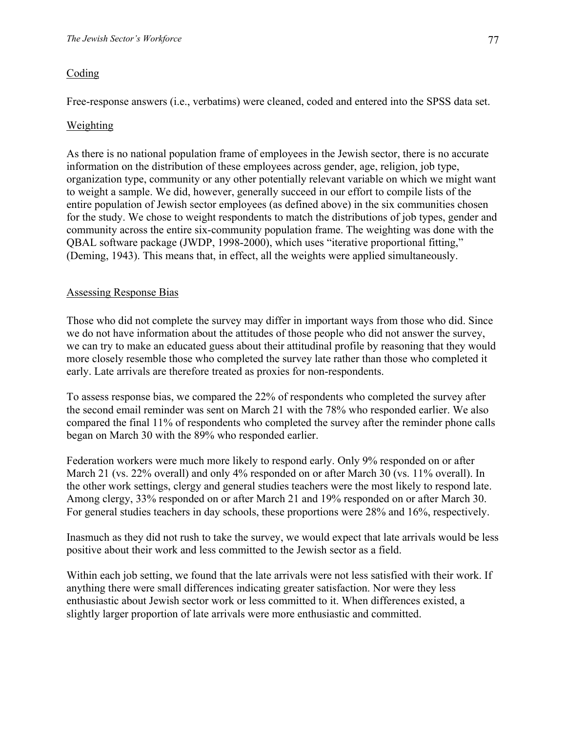### Coding

Free-response answers (i.e., verbatims) were cleaned, coded and entered into the SPSS data set.

### Weighting

As there is no national population frame of employees in the Jewish sector, there is no accurate information on the distribution of these employees across gender, age, religion, job type, organization type, community or any other potentially relevant variable on which we might want to weight a sample. We did, however, generally succeed in our effort to compile lists of the entire population of Jewish sector employees (as defined above) in the six communities chosen for the study. We chose to weight respondents to match the distributions of job types, gender and community across the entire six-community population frame. The weighting was done with the QBAL software package (JWDP, 1998-2000), which uses "iterative proportional fitting," (Deming, 1943). This means that, in effect, all the weights were applied simultaneously.

### Assessing Response Bias

Those who did not complete the survey may differ in important ways from those who did. Since we do not have information about the attitudes of those people who did not answer the survey, we can try to make an educated guess about their attitudinal profile by reasoning that they would more closely resemble those who completed the survey late rather than those who completed it early. Late arrivals are therefore treated as proxies for non-respondents.

To assess response bias, we compared the 22% of respondents who completed the survey after the second email reminder was sent on March 21 with the 78% who responded earlier. We also compared the final 11% of respondents who completed the survey after the reminder phone calls began on March 30 with the 89% who responded earlier.

Federation workers were much more likely to respond early. Only 9% responded on or after March 21 (vs. 22% overall) and only 4% responded on or after March 30 (vs. 11% overall). In the other work settings, clergy and general studies teachers were the most likely to respond late. Among clergy, 33% responded on or after March 21 and 19% responded on or after March 30. For general studies teachers in day schools, these proportions were 28% and 16%, respectively.

Inasmuch as they did not rush to take the survey, we would expect that late arrivals would be less positive about their work and less committed to the Jewish sector as a field.

Within each job setting, we found that the late arrivals were not less satisfied with their work. If anything there were small differences indicating greater satisfaction. Nor were they less enthusiastic about Jewish sector work or less committed to it. When differences existed, a slightly larger proportion of late arrivals were more enthusiastic and committed.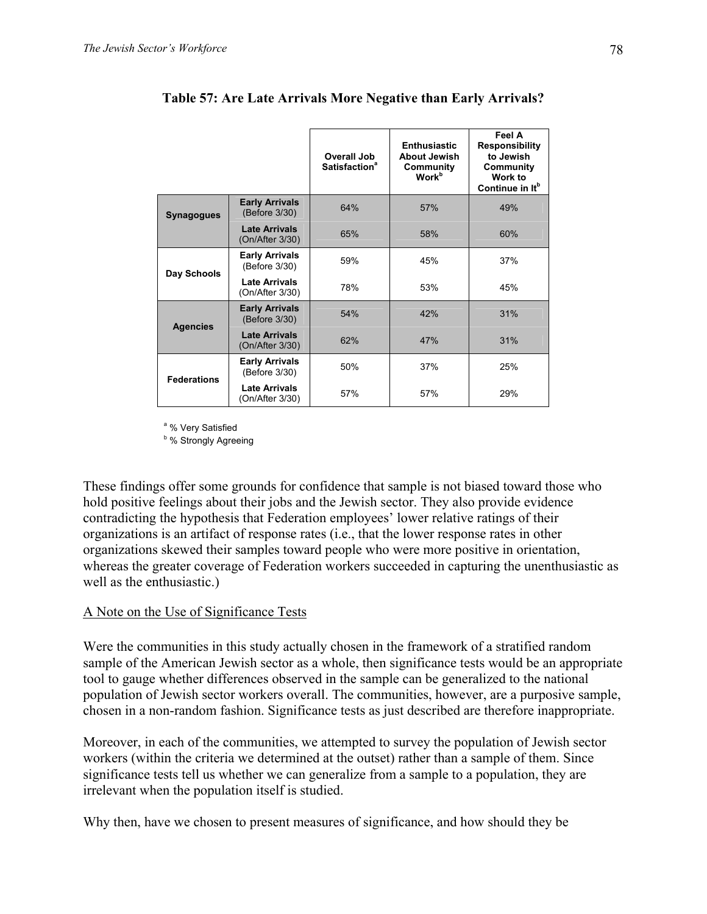**Table 57: Are Late Arrivals More Negative than Early Arrivals?**

| | | Overall Job Satisfaction[a] | Enthusiastic About Jewish Community Work[b] | Feel A Responsibility to Jewish Community Work to Continue in It[b] |
|---|---|---|---|---|
| **Synagogues** | **Early Arrivals** (Before 3/30) | 64% | 57% | 49% |
| | **Late Arrivals** (On/After 3/30) | 65% | 58% | 60% |
| **Day Schools** | **Early Arrivals** (Before 3/30) | 59% | 45% | 37% |
| | **Late Arrivals** (On/After 3/30) | 78% | 53% | 45% |
| **Agencies** | **Early Arrivals** (Before 3/30) | 54% | 42% | 31% |
| | **Late Arrivals** (On/After 3/30) | 62% | 47% | 31% |
| **Federations** | **Early Arrivals** (Before 3/30) | 50% | 37% | 25% |
| | **Late Arrivals** (On/After 3/30) | 57% | 57% | 29% |

[a] % Very Satisfied
[b] % Strongly Agreeing

These findings offer some grounds for confidence that sample is not biased toward those who hold positive feelings about their jobs and the Jewish sector. They also provide evidence contradicting the hypothesis that Federation employees' lower relative ratings of their organizations is an artifact of response rates (i.e., that the lower response rates in other organizations skewed their samples toward people who were more positive in orientation, whereas the greater coverage of Federation workers succeeded in capturing the unenthusiastic as well as the enthusiastic.)

A Note on the Use of Significance Tests

Were the communities in this study actually chosen in the framework of a stratified random sample of the American Jewish sector as a whole, then significance tests would be an appropriate tool to gauge whether differences observed in the sample can be generalized to the national population of Jewish sector workers overall. The communities, however, are a purposive sample, chosen in a non-random fashion. Significance tests as just described are therefore inappropriate.

Moreover, in each of the communities, we attempted to survey the population of Jewish sector workers (within the criteria we determined at the outset) rather than a sample of them. Since significance tests tell us whether we can generalize from a sample to a population, they are irrelevant when the population itself is studied.

Why then, have we chosen to present measures of significance, and how should they be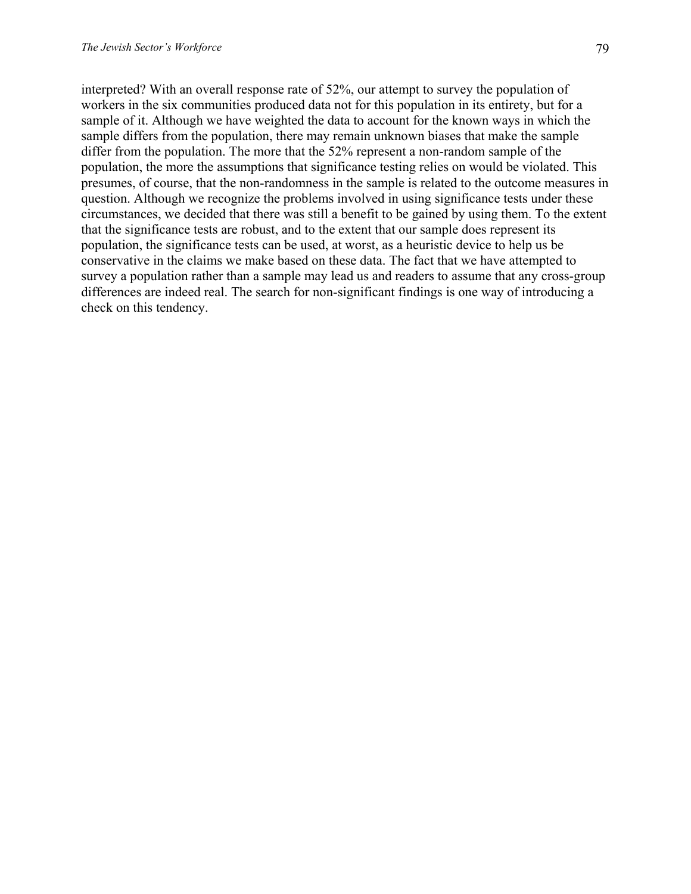interpreted? With an overall response rate of 52%, our attempt to survey the population of workers in the six communities produced data not for this population in its entirety, but for a sample of it. Although we have weighted the data to account for the known ways in which the sample differs from the population, there may remain unknown biases that make the sample differ from the population. The more that the 52% represent a non-random sample of the population, the more the assumptions that significance testing relies on would be violated. This presumes, of course, that the non-randomness in the sample is related to the outcome measures in question. Although we recognize the problems involved in using significance tests under these circumstances, we decided that there was still a benefit to be gained by using them. To the extent that the significance tests are robust, and to the extent that our sample does represent its population, the significance tests can be used, at worst, as a heuristic device to help us be conservative in the claims we make based on these data. The fact that we have attempted to survey a population rather than a sample may lead us and readers to assume that any cross-group differences are indeed real. The search for non-significant findings is one way of introducing a check on this tendency.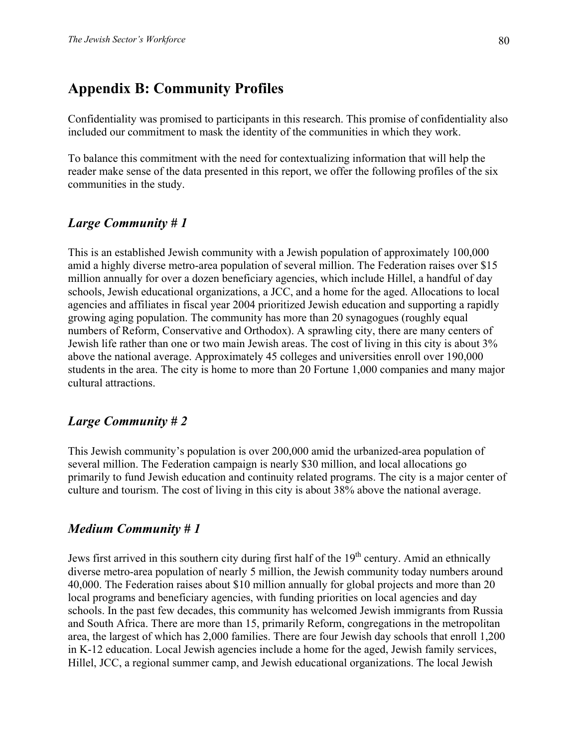## Appendix B: Community Profiles

Confidentiality was promised to participants in this research. This promise of confidentiality also included our commitment to mask the identity of the communities in which they work.

To balance this commitment with the need for contextualizing information that will help the reader make sense of the data presented in this report, we offer the following profiles of the six communities in the study.

### *Large Community # 1*

This is an established Jewish community with a Jewish population of approximately 100,000 amid a highly diverse metro-area population of several million. The Federation raises over $15 million annually for over a dozen beneficiary agencies, which include Hillel, a handful of day schools, Jewish educational organizations, a JCC, and a home for the aged. Allocations to local agencies and affiliates in fiscal year 2004 prioritized Jewish education and supporting a rapidly growing aging population. The community has more than 20 synagogues (roughly equal numbers of Reform, Conservative and Orthodox). A sprawling city, there are many centers of Jewish life rather than one or two main Jewish areas. The cost of living in this city is about 3% above the national average. Approximately 45 colleges and universities enroll over 190,000 students in the area. The city is home to more than 20 Fortune 1,000 companies and many major cultural attractions.

### *Large Community # 2*

This Jewish community's population is over 200,000 amid the urbanized-area population of several million. The Federation campaign is nearly $30 million, and local allocations go primarily to fund Jewish education and continuity related programs. The city is a major center of culture and tourism. The cost of living in this city is about 38% above the national average.

### *Medium Community # 1*

Jews first arrived in this southern city during first half of the 19th century. Amid an ethnically diverse metro-area population of nearly 5 million, the Jewish community today numbers around 40,000. The Federation raises about $10 million annually for global projects and more than 20 local programs and beneficiary agencies, with funding priorities on local agencies and day schools. In the past few decades, this community has welcomed Jewish immigrants from Russia and South Africa. There are more than 15, primarily Reform, congregations in the metropolitan area, the largest of which has 2,000 families. There are four Jewish day schools that enroll 1,200 in K-12 education. Local Jewish agencies include a home for the aged, Jewish family services, Hillel, JCC, a regional summer camp, and Jewish educational organizations. The local Jewish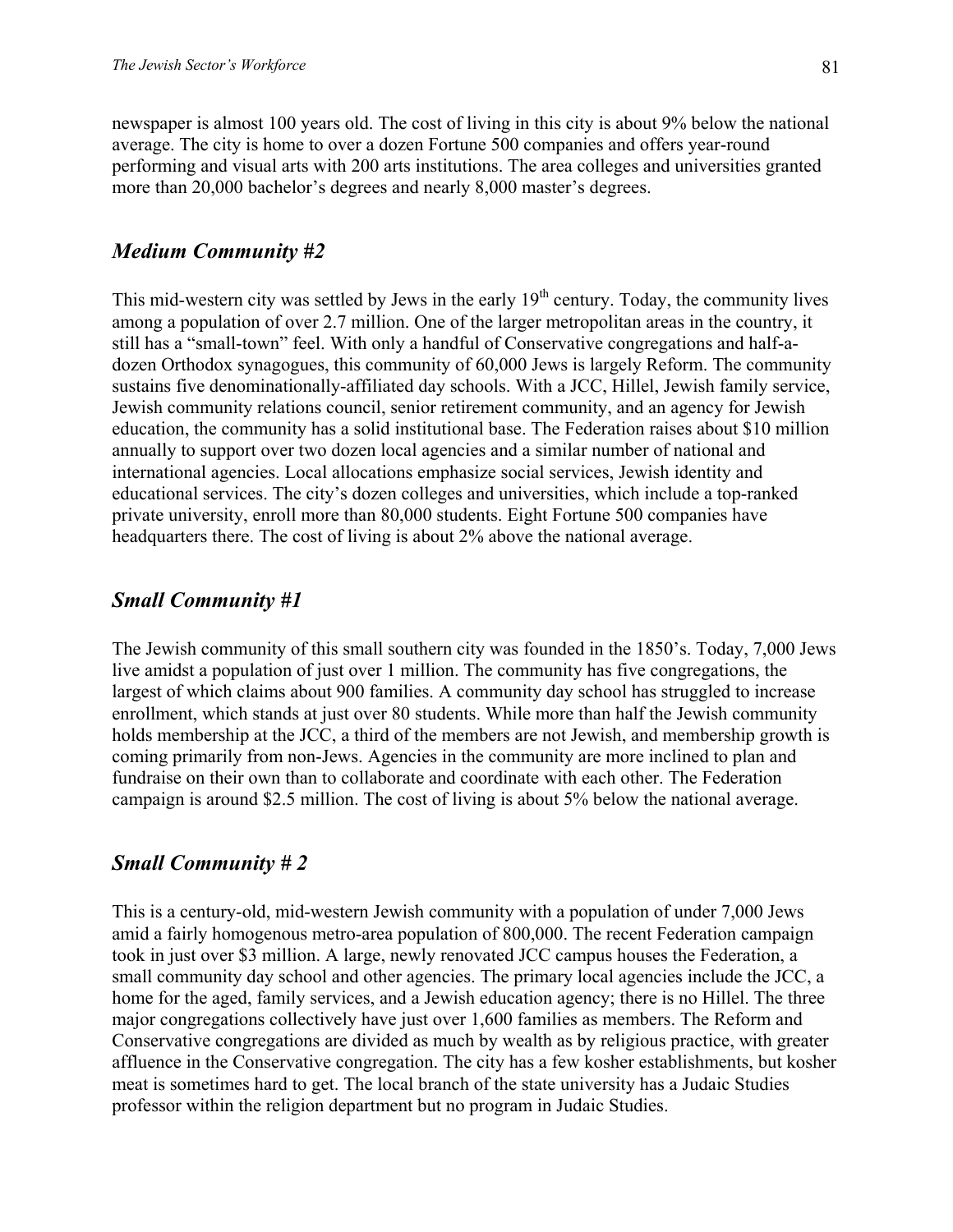newspaper is almost 100 years old. The cost of living in this city is about 9% below the national average. The city is home to over a dozen Fortune 500 companies and offers year-round performing and visual arts with 200 arts institutions. The area colleges and universities granted more than 20,000 bachelor's degrees and nearly 8,000 master's degrees.

## *Medium Community #2*

This mid-western city was settled by Jews in the early 19th century. Today, the community lives among a population of over 2.7 million. One of the larger metropolitan areas in the country, it still has a "small-town" feel. With only a handful of Conservative congregations and half-a-dozen Orthodox synagogues, this community of 60,000 Jews is largely Reform. The community sustains five denominationally-affiliated day schools. With a JCC, Hillel, Jewish family service, Jewish community relations council, senior retirement community, and an agency for Jewish education, the community has a solid institutional base. The Federation raises about $10 million annually to support over two dozen local agencies and a similar number of national and international agencies. Local allocations emphasize social services, Jewish identity and educational services. The city's dozen colleges and universities, which include a top-ranked private university, enroll more than 80,000 students. Eight Fortune 500 companies have headquarters there. The cost of living is about 2% above the national average.

## *Small Community #1*

The Jewish community of this small southern city was founded in the 1850's. Today, 7,000 Jews live amidst a population of just over 1 million. The community has five congregations, the largest of which claims about 900 families. A community day school has struggled to increase enrollment, which stands at just over 80 students. While more than half the Jewish community holds membership at the JCC, a third of the members are not Jewish, and membership growth is coming primarily from non-Jews. Agencies in the community are more inclined to plan and fundraise on their own than to collaborate and coordinate with each other. The Federation campaign is around $2.5 million. The cost of living is about 5% below the national average.

## *Small Community # 2*

This is a century-old, mid-western Jewish community with a population of under 7,000 Jews amid a fairly homogenous metro-area population of 800,000. The recent Federation campaign took in just over $3 million. A large, newly renovated JCC campus houses the Federation, a small community day school and other agencies. The primary local agencies include the JCC, a home for the aged, family services, and a Jewish education agency; there is no Hillel. The three major congregations collectively have just over 1,600 families as members. The Reform and Conservative congregations are divided as much by wealth as by religious practice, with greater affluence in the Conservative congregation. The city has a few kosher establishments, but kosher meat is sometimes hard to get. The local branch of the state university has a Judaic Studies professor within the religion department but no program in Judaic Studies.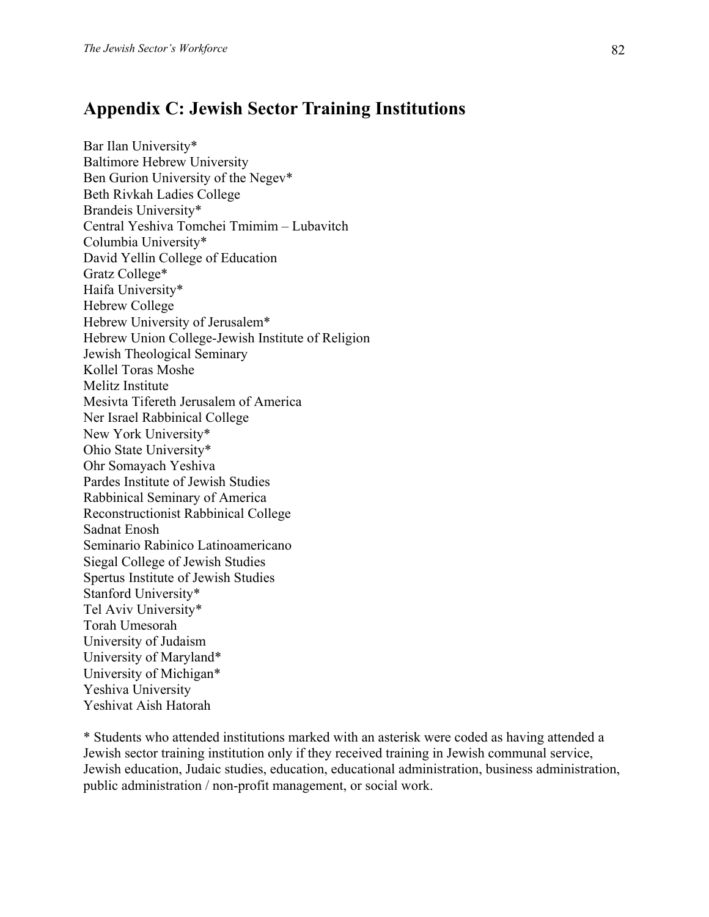## Appendix C: Jewish Sector Training Institutions

Bar Ilan University*
Baltimore Hebrew University
Ben Gurion University of the Negev*
Beth Rivkah Ladies College
Brandeis University*
Central Yeshiva Tomchei Tmimim – Lubavitch
Columbia University*
David Yellin College of Education
Gratz College*
Haifa University*
Hebrew College
Hebrew University of Jerusalem*
Hebrew Union College-Jewish Institute of Religion
Jewish Theological Seminary
Kollel Toras Moshe
Melitz Institute
Mesivta Tifereth Jerusalem of America
Ner Israel Rabbinical College
New York University*
Ohio State University*
Ohr Somayach Yeshiva
Pardes Institute of Jewish Studies
Rabbinical Seminary of America
Reconstructionist Rabbinical College
Sadnat Enosh
Seminario Rabinico Latinoamericano
Siegal College of Jewish Studies
Spertus Institute of Jewish Studies
Stanford University*
Tel Aviv University*
Torah Umesorah
University of Judaism
University of Maryland*
University of Michigan*
Yeshiva University
Yeshivat Aish Hatorah

* Students who attended institutions marked with an asterisk were coded as having attended a Jewish sector training institution only if they received training in Jewish communal service, Jewish education, Judaic studies, education, educational administration, business administration, public administration / non-profit management, or social work.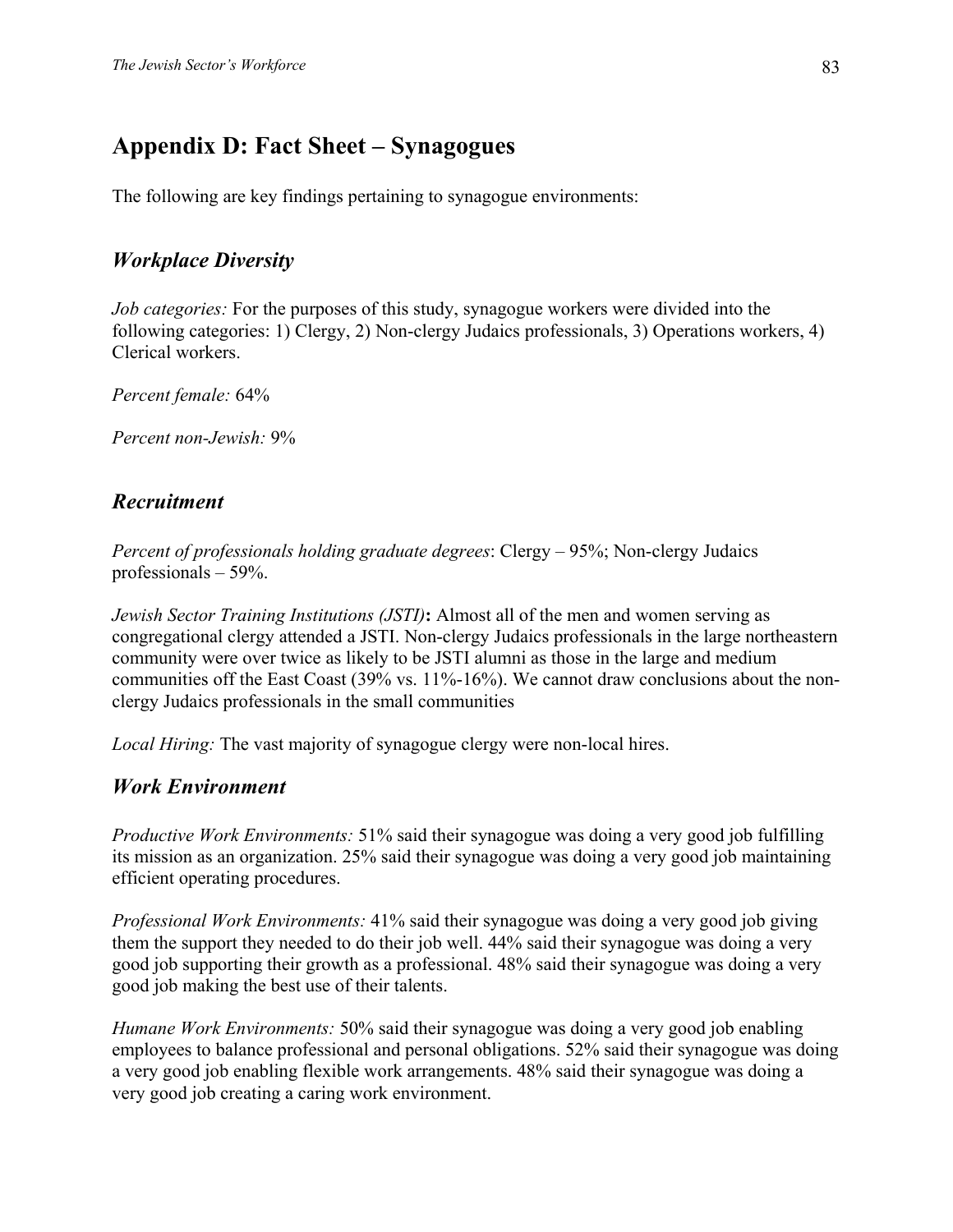# Appendix D: Fact Sheet – Synagogues

The following are key findings pertaining to synagogue environments:

## *Workplace Diversity*

*Job categories:* For the purposes of this study, synagogue workers were divided into the following categories: 1) Clergy, 2) Non-clergy Judaics professionals, 3) Operations workers, 4) Clerical workers.

*Percent female:* 64%

*Percent non-Jewish:* 9%

## *Recruitment*

*Percent of professionals holding graduate degrees*: Clergy – 95%; Non-clergy Judaics professionals – 59%.

*Jewish Sector Training Institutions (JSTI)***:** Almost all of the men and women serving as congregational clergy attended a JSTI. Non-clergy Judaics professionals in the large northeastern community were over twice as likely to be JSTI alumni as those in the large and medium communities off the East Coast (39% vs. 11%-16%). We cannot draw conclusions about the non-clergy Judaics professionals in the small communities

*Local Hiring:* The vast majority of synagogue clergy were non-local hires.

## *Work Environment*

*Productive Work Environments:* 51% said their synagogue was doing a very good job fulfilling its mission as an organization. 25% said their synagogue was doing a very good job maintaining efficient operating procedures.

*Professional Work Environments:* 41% said their synagogue was doing a very good job giving them the support they needed to do their job well. 44% said their synagogue was doing a very good job supporting their growth as a professional. 48% said their synagogue was doing a very good job making the best use of their talents.

*Humane Work Environments:* 50% said their synagogue was doing a very good job enabling employees to balance professional and personal obligations. 52% said their synagogue was doing a very good job enabling flexible work arrangements. 48% said their synagogue was doing a very good job creating a caring work environment.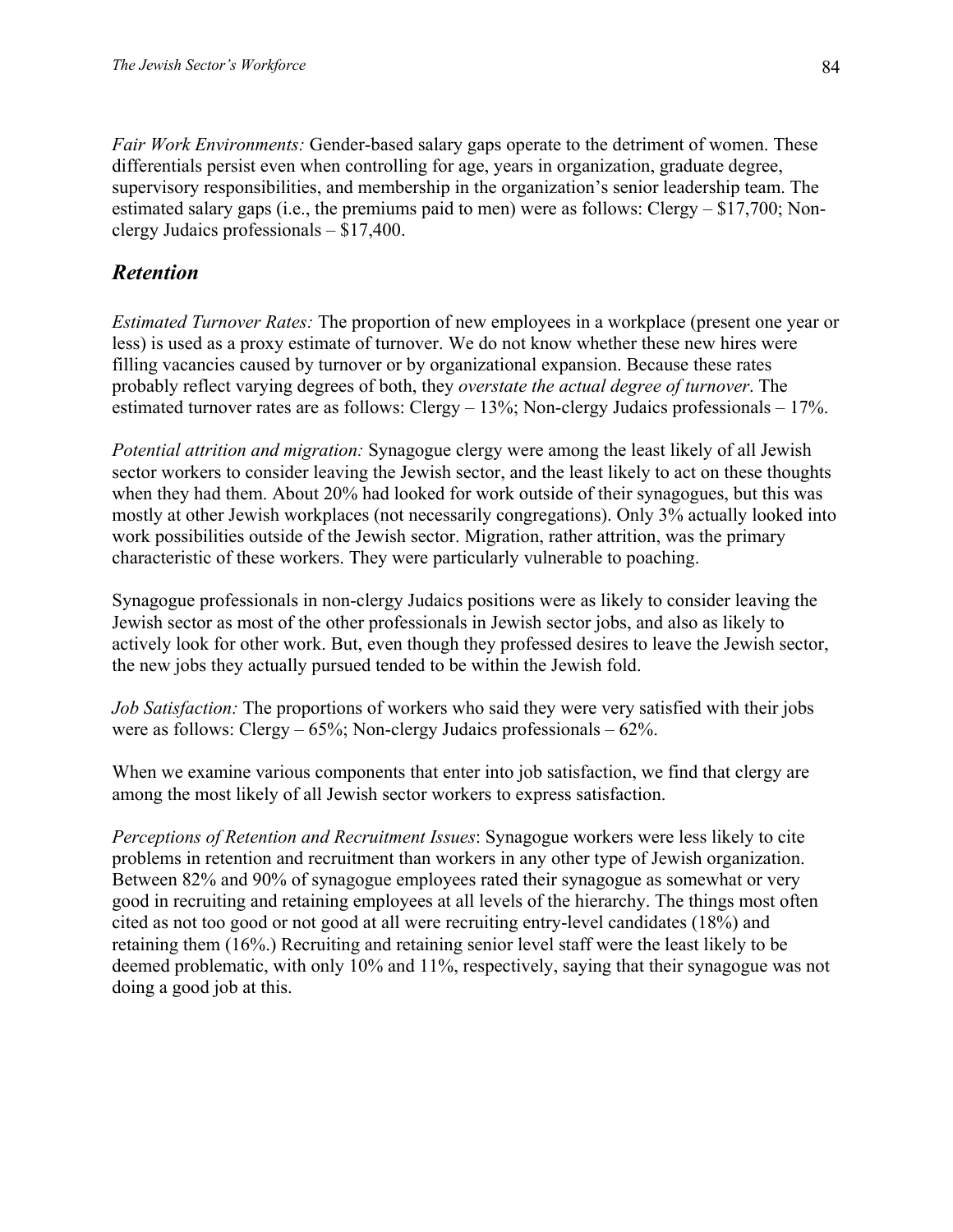*Fair Work Environments:* Gender-based salary gaps operate to the detriment of women. These differentials persist even when controlling for age, years in organization, graduate degree, supervisory responsibilities, and membership in the organization's senior leadership team. The estimated salary gaps (i.e., the premiums paid to men) were as follows: Clergy – $17,700; Non-clergy Judaics professionals – $17,400.

## *Retention*

*Estimated Turnover Rates:* The proportion of new employees in a workplace (present one year or less) is used as a proxy estimate of turnover. We do not know whether these new hires were filling vacancies caused by turnover or by organizational expansion. Because these rates probably reflect varying degrees of both, they *overstate the actual degree of turnover*. The estimated turnover rates are as follows: Clergy – 13%; Non-clergy Judaics professionals – 17%.

*Potential attrition and migration:* Synagogue clergy were among the least likely of all Jewish sector workers to consider leaving the Jewish sector, and the least likely to act on these thoughts when they had them. About 20% had looked for work outside of their synagogues, but this was mostly at other Jewish workplaces (not necessarily congregations). Only 3% actually looked into work possibilities outside of the Jewish sector. Migration, rather attrition, was the primary characteristic of these workers. They were particularly vulnerable to poaching.

Synagogue professionals in non-clergy Judaics positions were as likely to consider leaving the Jewish sector as most of the other professionals in Jewish sector jobs, and also as likely to actively look for other work. But, even though they professed desires to leave the Jewish sector, the new jobs they actually pursued tended to be within the Jewish fold.

*Job Satisfaction:* The proportions of workers who said they were very satisfied with their jobs were as follows: Clergy – 65%; Non-clergy Judaics professionals – 62%.

When we examine various components that enter into job satisfaction, we find that clergy are among the most likely of all Jewish sector workers to express satisfaction.

*Perceptions of Retention and Recruitment Issues*: Synagogue workers were less likely to cite problems in retention and recruitment than workers in any other type of Jewish organization. Between 82% and 90% of synagogue employees rated their synagogue as somewhat or very good in recruiting and retaining employees at all levels of the hierarchy. The things most often cited as not too good or not good at all were recruiting entry-level candidates (18%) and retaining them (16%.) Recruiting and retaining senior level staff were the least likely to be deemed problematic, with only 10% and 11%, respectively, saying that their synagogue was not doing a good job at this.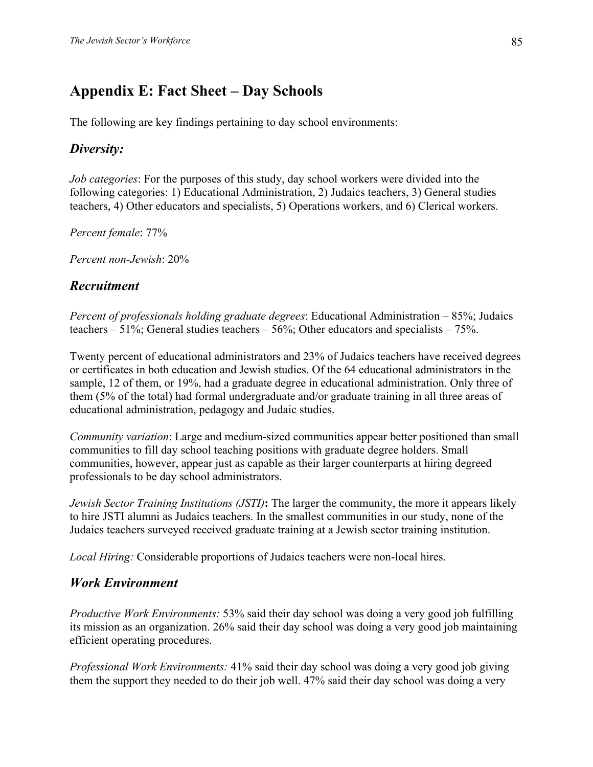## Appendix E: Fact Sheet – Day Schools

The following are key findings pertaining to day school environments:

### *Diversity:*

*Job categories*: For the purposes of this study, day school workers were divided into the following categories: 1) Educational Administration, 2) Judaics teachers, 3) General studies teachers, 4) Other educators and specialists, 5) Operations workers, and 6) Clerical workers.

*Percent female*: 77%

*Percent non-Jewish*: 20%

### *Recruitment*

*Percent of professionals holding graduate degrees*: Educational Administration – 85%; Judaics teachers – 51%; General studies teachers – 56%; Other educators and specialists – 75%.

Twenty percent of educational administrators and 23% of Judaics teachers have received degrees or certificates in both education and Jewish studies. Of the 64 educational administrators in the sample, 12 of them, or 19%, had a graduate degree in educational administration. Only three of them (5% of the total) had formal undergraduate and/or graduate training in all three areas of educational administration, pedagogy and Judaic studies.

*Community variation*: Large and medium-sized communities appear better positioned than small communities to fill day school teaching positions with graduate degree holders. Small communities, however, appear just as capable as their larger counterparts at hiring degreed professionals to be day school administrators.

*Jewish Sector Training Institutions (JSTI)***:** The larger the community, the more it appears likely to hire JSTI alumni as Judaics teachers. In the smallest communities in our study, none of the Judaics teachers surveyed received graduate training at a Jewish sector training institution.

*Local Hiring:* Considerable proportions of Judaics teachers were non-local hires.

### *Work Environment*

*Productive Work Environments:* 53% said their day school was doing a very good job fulfilling its mission as an organization. 26% said their day school was doing a very good job maintaining efficient operating procedures.

*Professional Work Environments:* 41% said their day school was doing a very good job giving them the support they needed to do their job well. 47% said their day school was doing a very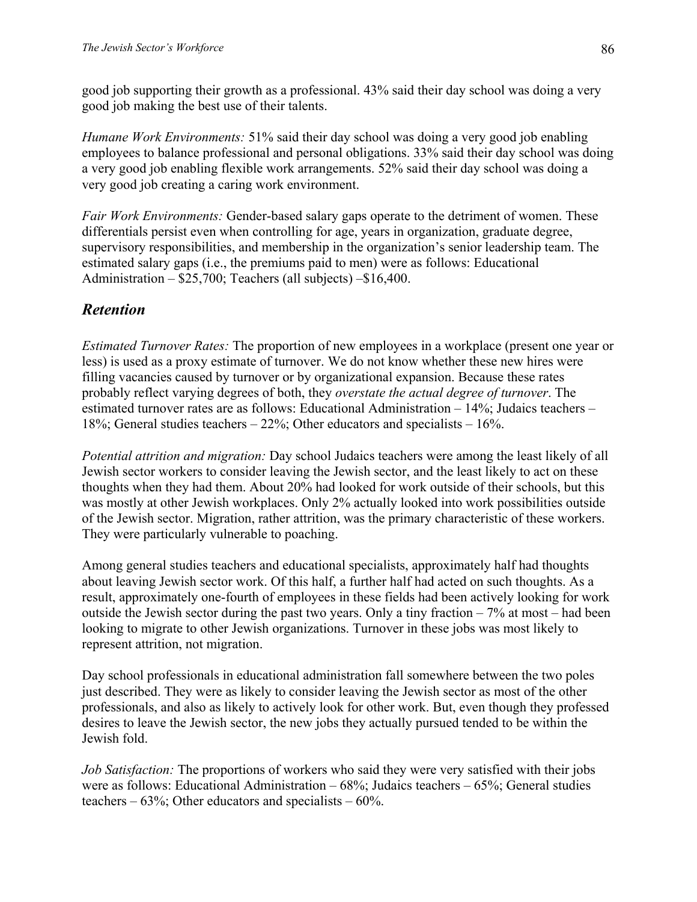good job supporting their growth as a professional. 43% said their day school was doing a very good job making the best use of their talents.

*Humane Work Environments:* 51% said their day school was doing a very good job enabling employees to balance professional and personal obligations. 33% said their day school was doing a very good job enabling flexible work arrangements. 52% said their day school was doing a very good job creating a caring work environment.

*Fair Work Environments:* Gender-based salary gaps operate to the detriment of women. These differentials persist even when controlling for age, years in organization, graduate degree, supervisory responsibilities, and membership in the organization's senior leadership team. The estimated salary gaps (i.e., the premiums paid to men) were as follows: Educational Administration – $25,700; Teachers (all subjects) –$16,400.

## *Retention*

*Estimated Turnover Rates:* The proportion of new employees in a workplace (present one year or less) is used as a proxy estimate of turnover. We do not know whether these new hires were filling vacancies caused by turnover or by organizational expansion. Because these rates probably reflect varying degrees of both, they *overstate the actual degree of turnover*. The estimated turnover rates are as follows: Educational Administration – 14%; Judaics teachers – 18%; General studies teachers – 22%; Other educators and specialists – 16%.

*Potential attrition and migration:* Day school Judaics teachers were among the least likely of all Jewish sector workers to consider leaving the Jewish sector, and the least likely to act on these thoughts when they had them. About 20% had looked for work outside of their schools, but this was mostly at other Jewish workplaces. Only 2% actually looked into work possibilities outside of the Jewish sector. Migration, rather attrition, was the primary characteristic of these workers. They were particularly vulnerable to poaching.

Among general studies teachers and educational specialists, approximately half had thoughts about leaving Jewish sector work. Of this half, a further half had acted on such thoughts. As a result, approximately one-fourth of employees in these fields had been actively looking for work outside the Jewish sector during the past two years. Only a tiny fraction – 7% at most – had been looking to migrate to other Jewish organizations. Turnover in these jobs was most likely to represent attrition, not migration.

Day school professionals in educational administration fall somewhere between the two poles just described. They were as likely to consider leaving the Jewish sector as most of the other professionals, and also as likely to actively look for other work. But, even though they professed desires to leave the Jewish sector, the new jobs they actually pursued tended to be within the Jewish fold.

*Job Satisfaction:* The proportions of workers who said they were very satisfied with their jobs were as follows: Educational Administration – 68%; Judaics teachers – 65%; General studies teachers – 63%; Other educators and specialists – 60%.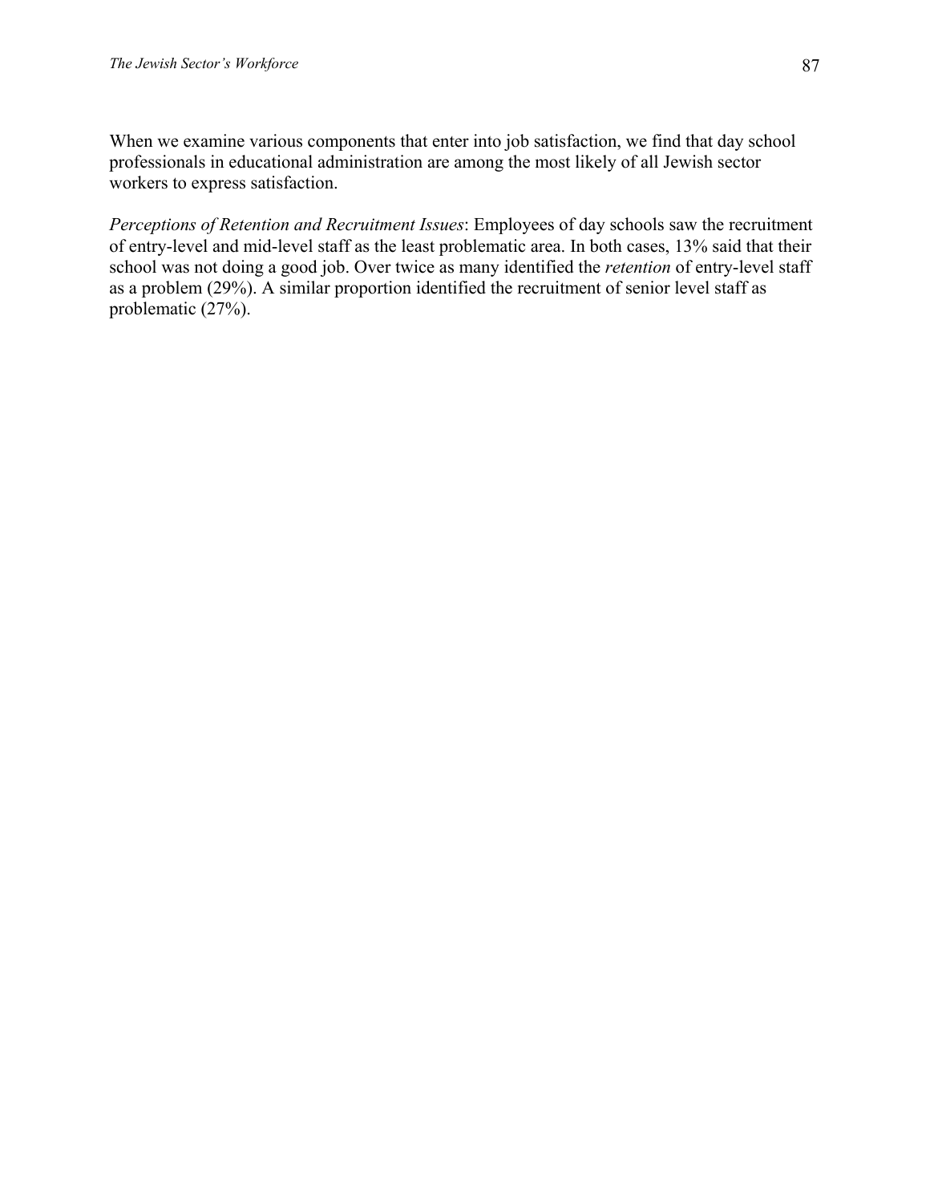When we examine various components that enter into job satisfaction, we find that day school professionals in educational administration are among the most likely of all Jewish sector workers to express satisfaction.

*Perceptions of Retention and Recruitment Issues*: Employees of day schools saw the recruitment of entry-level and mid-level staff as the least problematic area. In both cases, 13% said that their school was not doing a good job. Over twice as many identified the *retention* of entry-level staff as a problem (29%). A similar proportion identified the recruitment of senior level staff as problematic (27%).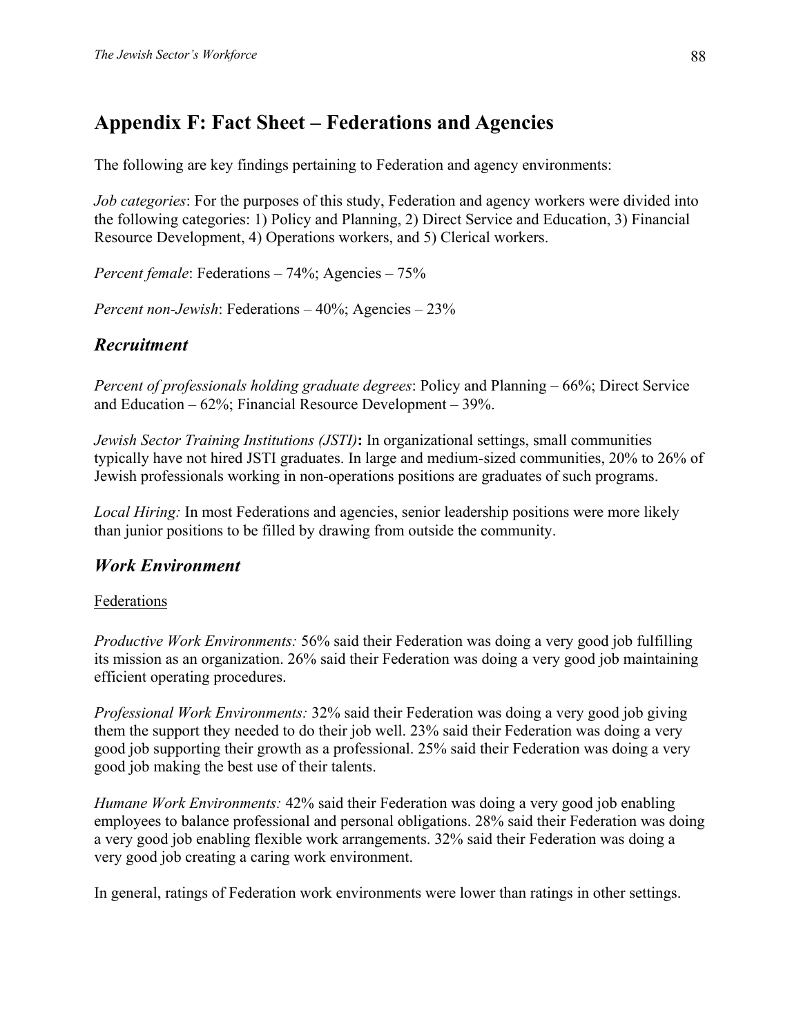# Appendix F: Fact Sheet – Federations and Agencies

The following are key findings pertaining to Federation and agency environments:

*Job categories*: For the purposes of this study, Federation and agency workers were divided into the following categories: 1) Policy and Planning, 2) Direct Service and Education, 3) Financial Resource Development, 4) Operations workers, and 5) Clerical workers.

*Percent female*: Federations – 74%; Agencies – 75%

*Percent non-Jewish*: Federations – 40%; Agencies – 23%

## *Recruitment*

*Percent of professionals holding graduate degrees*: Policy and Planning – 66%; Direct Service and Education – 62%; Financial Resource Development – 39%.

*Jewish Sector Training Institutions (JSTI)***:** In organizational settings, small communities typically have not hired JSTI graduates. In large and medium-sized communities, 20% to 26% of Jewish professionals working in non-operations positions are graduates of such programs.

*Local Hiring:* In most Federations and agencies, senior leadership positions were more likely than junior positions to be filled by drawing from outside the community.

## *Work Environment*

Federations

*Productive Work Environments:* 56% said their Federation was doing a very good job fulfilling its mission as an organization. 26% said their Federation was doing a very good job maintaining efficient operating procedures.

*Professional Work Environments:* 32% said their Federation was doing a very good job giving them the support they needed to do their job well. 23% said their Federation was doing a very good job supporting their growth as a professional. 25% said their Federation was doing a very good job making the best use of their talents.

*Humane Work Environments:* 42% said their Federation was doing a very good job enabling employees to balance professional and personal obligations. 28% said their Federation was doing a very good job enabling flexible work arrangements. 32% said their Federation was doing a very good job creating a caring work environment.

In general, ratings of Federation work environments were lower than ratings in other settings.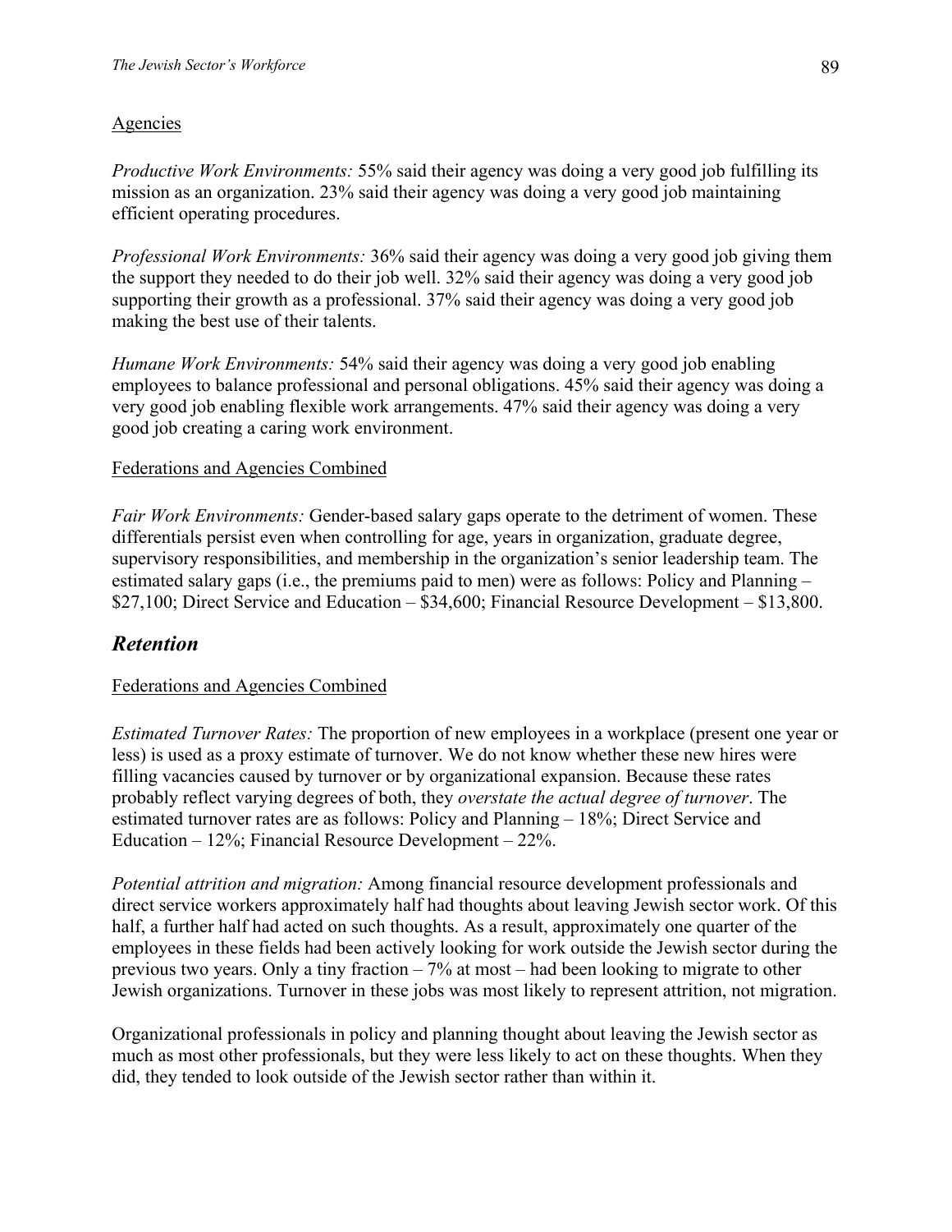Agencies

*Productive Work Environments:* 55% said their agency was doing a very good job fulfilling its mission as an organization. 23% said their agency was doing a very good job maintaining efficient operating procedures.

*Professional Work Environments:* 36% said their agency was doing a very good job giving them the support they needed to do their job well. 32% said their agency was doing a very good job supporting their growth as a professional. 37% said their agency was doing a very good job making the best use of their talents.

*Humane Work Environments:* 54% said their agency was doing a very good job enabling employees to balance professional and personal obligations. 45% said their agency was doing a very good job enabling flexible work arrangements. 47% said their agency was doing a very good job creating a caring work environment.

Federations and Agencies Combined

*Fair Work Environments:* Gender-based salary gaps operate to the detriment of women. These differentials persist even when controlling for age, years in organization, graduate degree, supervisory responsibilities, and membership in the organization's senior leadership team. The estimated salary gaps (i.e., the premiums paid to men) were as follows: Policy and Planning – $27,100; Direct Service and Education – $34,600; Financial Resource Development – $13,800.

## *Retention*

Federations and Agencies Combined

*Estimated Turnover Rates:* The proportion of new employees in a workplace (present one year or less) is used as a proxy estimate of turnover. We do not know whether these new hires were filling vacancies caused by turnover or by organizational expansion. Because these rates probably reflect varying degrees of both, they *overstate the actual degree of turnover*. The estimated turnover rates are as follows: Policy and Planning – 18%; Direct Service and Education – 12%; Financial Resource Development – 22%.

*Potential attrition and migration:* Among financial resource development professionals and direct service workers approximately half had thoughts about leaving Jewish sector work. Of this half, a further half had acted on such thoughts. As a result, approximately one quarter of the employees in these fields had been actively looking for work outside the Jewish sector during the previous two years. Only a tiny fraction – 7% at most – had been looking to migrate to other Jewish organizations. Turnover in these jobs was most likely to represent attrition, not migration.

Organizational professionals in policy and planning thought about leaving the Jewish sector as much as most other professionals, but they were less likely to act on these thoughts. When they did, they tended to look outside of the Jewish sector rather than within it.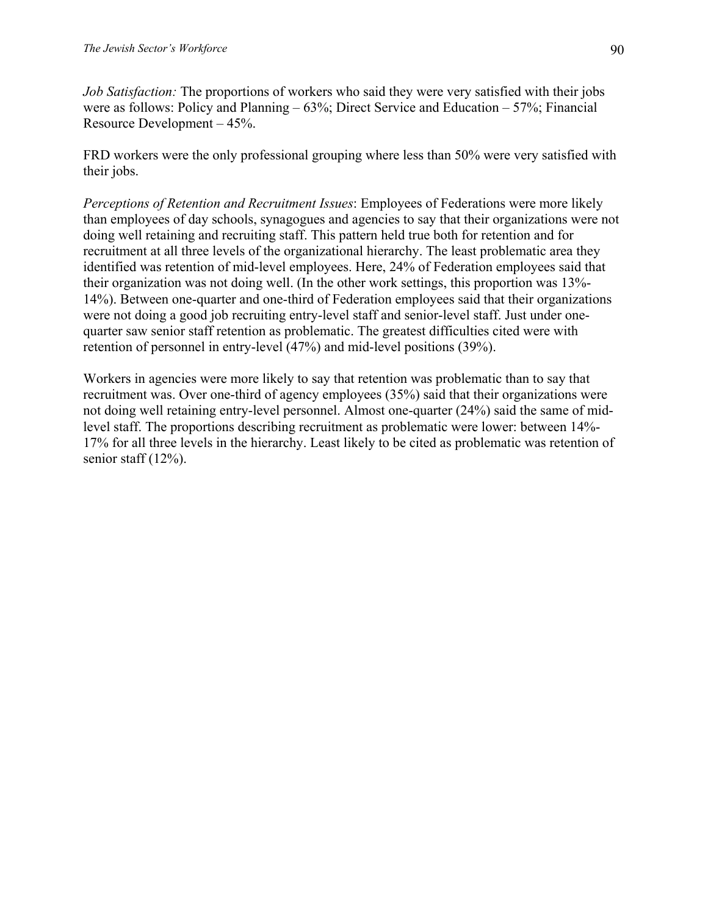*Job Satisfaction:* The proportions of workers who said they were very satisfied with their jobs were as follows: Policy and Planning – 63%; Direct Service and Education – 57%; Financial Resource Development – 45%.

FRD workers were the only professional grouping where less than 50% were very satisfied with their jobs.

*Perceptions of Retention and Recruitment Issues*: Employees of Federations were more likely than employees of day schools, synagogues and agencies to say that their organizations were not doing well retaining and recruiting staff. This pattern held true both for retention and for recruitment at all three levels of the organizational hierarchy. The least problematic area they identified was retention of mid-level employees. Here, 24% of Federation employees said that their organization was not doing well. (In the other work settings, this proportion was 13%-14%). Between one-quarter and one-third of Federation employees said that their organizations were not doing a good job recruiting entry-level staff and senior-level staff. Just under one-quarter saw senior staff retention as problematic. The greatest difficulties cited were with retention of personnel in entry-level (47%) and mid-level positions (39%).

Workers in agencies were more likely to say that retention was problematic than to say that recruitment was. Over one-third of agency employees (35%) said that their organizations were not doing well retaining entry-level personnel. Almost one-quarter (24%) said the same of mid-level staff. The proportions describing recruitment as problematic were lower: between 14%-17% for all three levels in the hierarchy. Least likely to be cited as problematic was retention of senior staff (12%).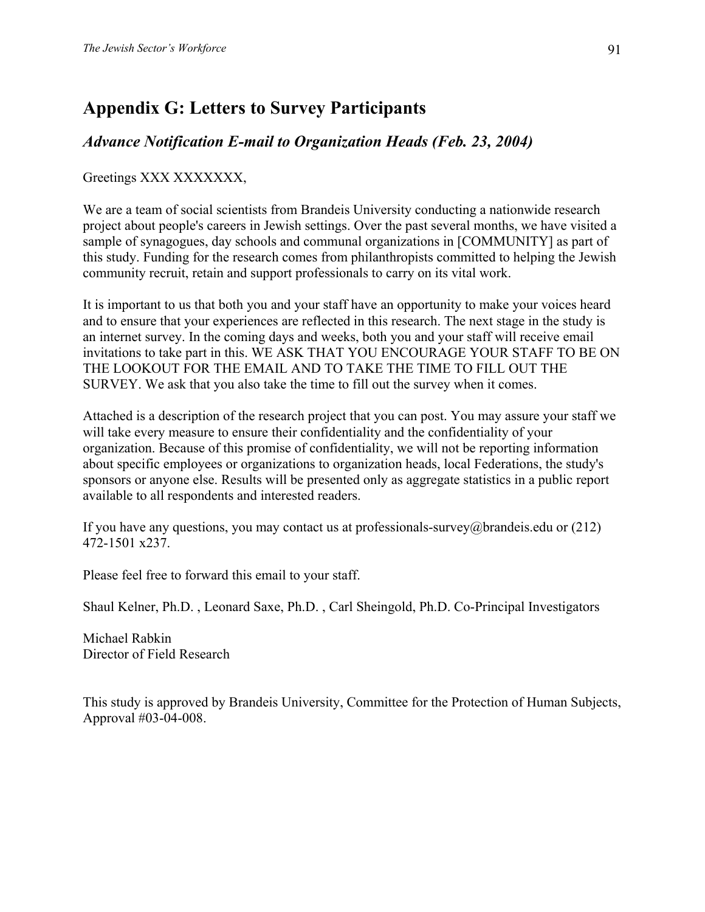## Appendix G: Letters to Survey Participants

### *Advance Notification E-mail to Organization Heads (Feb. 23, 2004)*

Greetings XXX XXXXXXX,

We are a team of social scientists from Brandeis University conducting a nationwide research project about people's careers in Jewish settings. Over the past several months, we have visited a sample of synagogues, day schools and communal organizations in [COMMUNITY] as part of this study. Funding for the research comes from philanthropists committed to helping the Jewish community recruit, retain and support professionals to carry on its vital work.

It is important to us that both you and your staff have an opportunity to make your voices heard and to ensure that your experiences are reflected in this research. The next stage in the study is an internet survey. In the coming days and weeks, both you and your staff will receive email invitations to take part in this. WE ASK THAT YOU ENCOURAGE YOUR STAFF TO BE ON THE LOOKOUT FOR THE EMAIL AND TO TAKE THE TIME TO FILL OUT THE SURVEY. We ask that you also take the time to fill out the survey when it comes.

Attached is a description of the research project that you can post. You may assure your staff we will take every measure to ensure their confidentiality and the confidentiality of your organization. Because of this promise of confidentiality, we will not be reporting information about specific employees or organizations to organization heads, local Federations, the study's sponsors or anyone else. Results will be presented only as aggregate statistics in a public report available to all respondents and interested readers.

If you have any questions, you may contact us at professionals-survey@brandeis.edu or (212) 472-1501 x237.

Please feel free to forward this email to your staff.

Shaul Kelner, Ph.D. , Leonard Saxe, Ph.D. , Carl Sheingold, Ph.D. Co-Principal Investigators

Michael Rabkin
Director of Field Research

This study is approved by Brandeis University, Committee for the Protection of Human Subjects, Approval #03-04-008.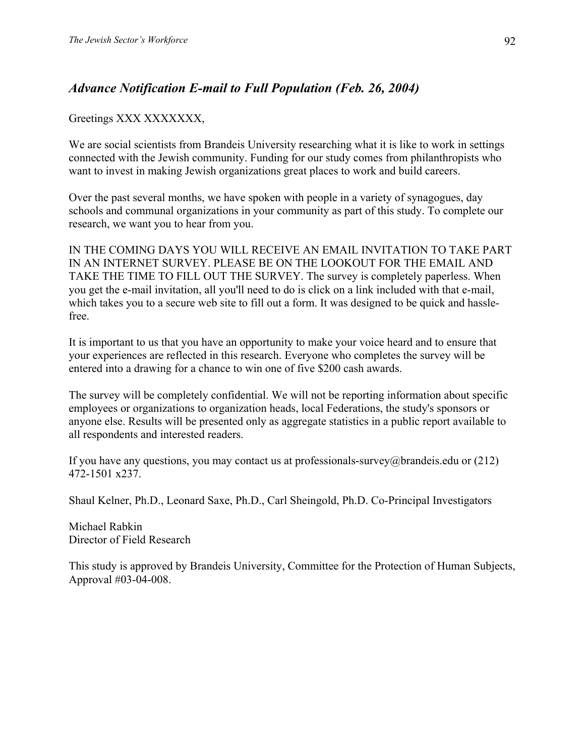## *Advance Notification E-mail to Full Population (Feb. 26, 2004)*

Greetings XXX XXXXXXX,

We are social scientists from Brandeis University researching what it is like to work in settings connected with the Jewish community. Funding for our study comes from philanthropists who want to invest in making Jewish organizations great places to work and build careers.

Over the past several months, we have spoken with people in a variety of synagogues, day schools and communal organizations in your community as part of this study. To complete our research, we want you to hear from you.

IN THE COMING DAYS YOU WILL RECEIVE AN EMAIL INVITATION TO TAKE PART IN AN INTERNET SURVEY. PLEASE BE ON THE LOOKOUT FOR THE EMAIL AND TAKE THE TIME TO FILL OUT THE SURVEY. The survey is completely paperless. When you get the e-mail invitation, all you'll need to do is click on a link included with that e-mail, which takes you to a secure web site to fill out a form. It was designed to be quick and hassle-free.

It is important to us that you have an opportunity to make your voice heard and to ensure that your experiences are reflected in this research. Everyone who completes the survey will be entered into a drawing for a chance to win one of five $200 cash awards.

The survey will be completely confidential. We will not be reporting information about specific employees or organizations to organization heads, local Federations, the study's sponsors or anyone else. Results will be presented only as aggregate statistics in a public report available to all respondents and interested readers.

If you have any questions, you may contact us at professionals-survey@brandeis.edu or (212) 472-1501 x237.

Shaul Kelner, Ph.D., Leonard Saxe, Ph.D., Carl Sheingold, Ph.D. Co-Principal Investigators

Michael Rabkin
Director of Field Research

This study is approved by Brandeis University, Committee for the Protection of Human Subjects, Approval #03-04-008.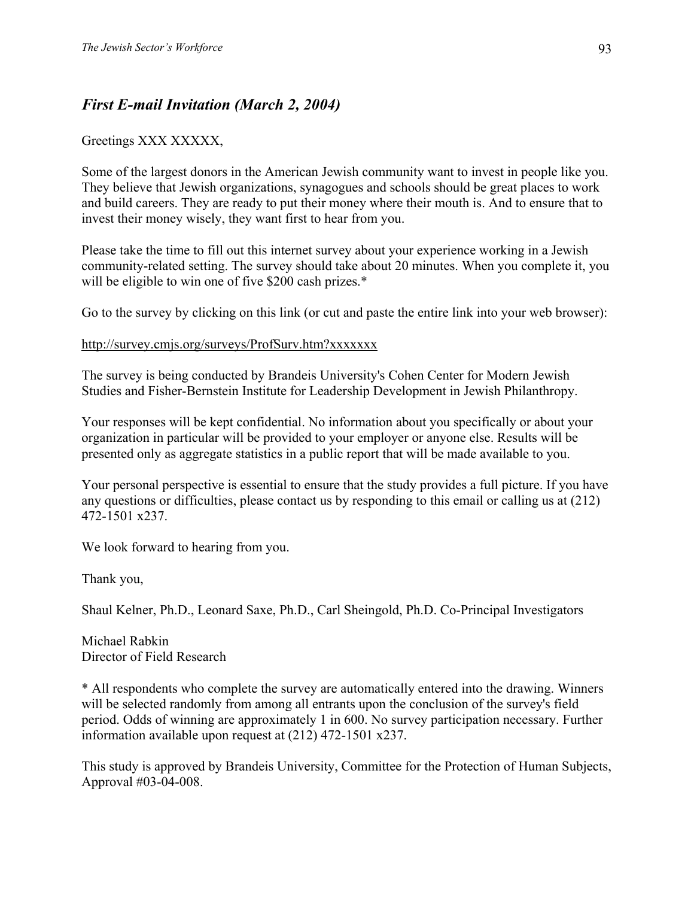## *First E-mail Invitation (March 2, 2004)*

Greetings XXX XXXXX,

Some of the largest donors in the American Jewish community want to invest in people like you. They believe that Jewish organizations, synagogues and schools should be great places to work and build careers. They are ready to put their money where their mouth is. And to ensure that to invest their money wisely, they want first to hear from you.

Please take the time to fill out this internet survey about your experience working in a Jewish community-related setting. The survey should take about 20 minutes. When you complete it, you will be eligible to win one of five $200 cash prizes.*

Go to the survey by clicking on this link (or cut and paste the entire link into your web browser):

http://survey.cmjs.org/surveys/ProfSurv.htm?xxxxxxx

The survey is being conducted by Brandeis University's Cohen Center for Modern Jewish Studies and Fisher-Bernstein Institute for Leadership Development in Jewish Philanthropy.

Your responses will be kept confidential. No information about you specifically or about your organization in particular will be provided to your employer or anyone else. Results will be presented only as aggregate statistics in a public report that will be made available to you.

Your personal perspective is essential to ensure that the study provides a full picture. If you have any questions or difficulties, please contact us by responding to this email or calling us at (212) 472-1501 x237.

We look forward to hearing from you.

Thank you,

Shaul Kelner, Ph.D., Leonard Saxe, Ph.D., Carl Sheingold, Ph.D. Co-Principal Investigators

Michael Rabkin
Director of Field Research

\* All respondents who complete the survey are automatically entered into the drawing. Winners will be selected randomly from among all entrants upon the conclusion of the survey's field period. Odds of winning are approximately 1 in 600. No survey participation necessary. Further information available upon request at (212) 472-1501 x237.

This study is approved by Brandeis University, Committee for the Protection of Human Subjects, Approval #03-04-008.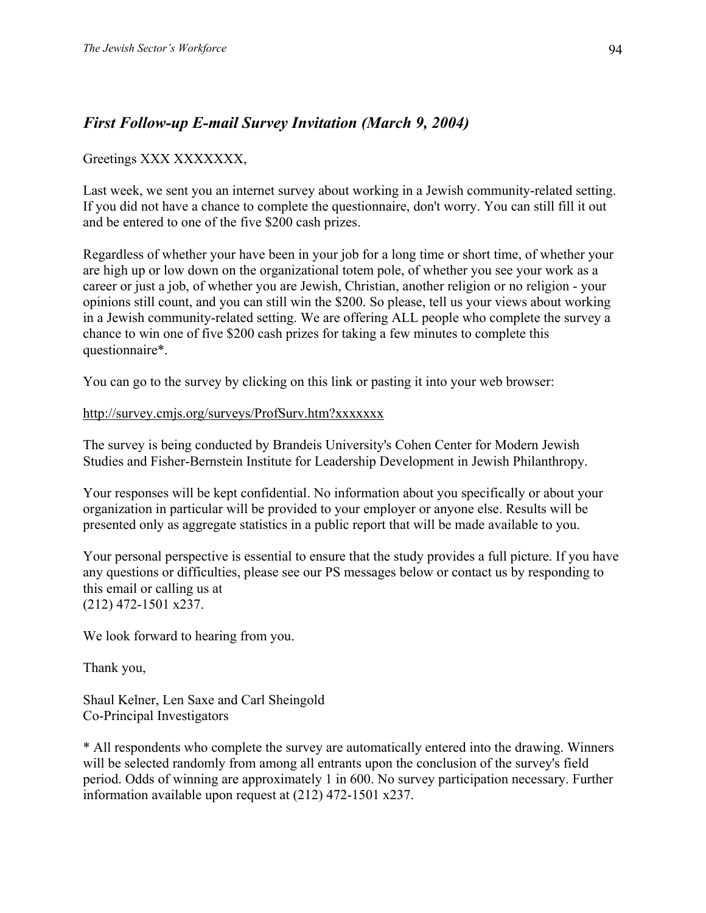## *First Follow-up E-mail Survey Invitation (March 9, 2004)*

Greetings XXX XXXXXXX,

Last week, we sent you an internet survey about working in a Jewish community-related setting. If you did not have a chance to complete the questionnaire, don't worry. You can still fill it out and be entered to one of the five $200 cash prizes.

Regardless of whether your have been in your job for a long time or short time, of whether your are high up or low down on the organizational totem pole, of whether you see your work as a career or just a job, of whether you are Jewish, Christian, another religion or no religion - your opinions still count, and you can still win the $200. So please, tell us your views about working in a Jewish community-related setting. We are offering ALL people who complete the survey a chance to win one of five $200 cash prizes for taking a few minutes to complete this questionnaire*.

You can go to the survey by clicking on this link or pasting it into your web browser:

http://survey.cmjs.org/surveys/ProfSurv.htm?xxxxxxx

The survey is being conducted by Brandeis University's Cohen Center for Modern Jewish Studies and Fisher-Bernstein Institute for Leadership Development in Jewish Philanthropy.

Your responses will be kept confidential. No information about you specifically or about your organization in particular will be provided to your employer or anyone else. Results will be presented only as aggregate statistics in a public report that will be made available to you.

Your personal perspective is essential to ensure that the study provides a full picture. If you have any questions or difficulties, please see our PS messages below or contact us by responding to this email or calling us at
(212) 472-1501 x237.

We look forward to hearing from you.

Thank you,

Shaul Kelner, Len Saxe and Carl Sheingold
Co-Principal Investigators

* All respondents who complete the survey are automatically entered into the drawing. Winners will be selected randomly from among all entrants upon the conclusion of the survey's field period. Odds of winning are approximately 1 in 600. No survey participation necessary. Further information available upon request at (212) 472-1501 x237.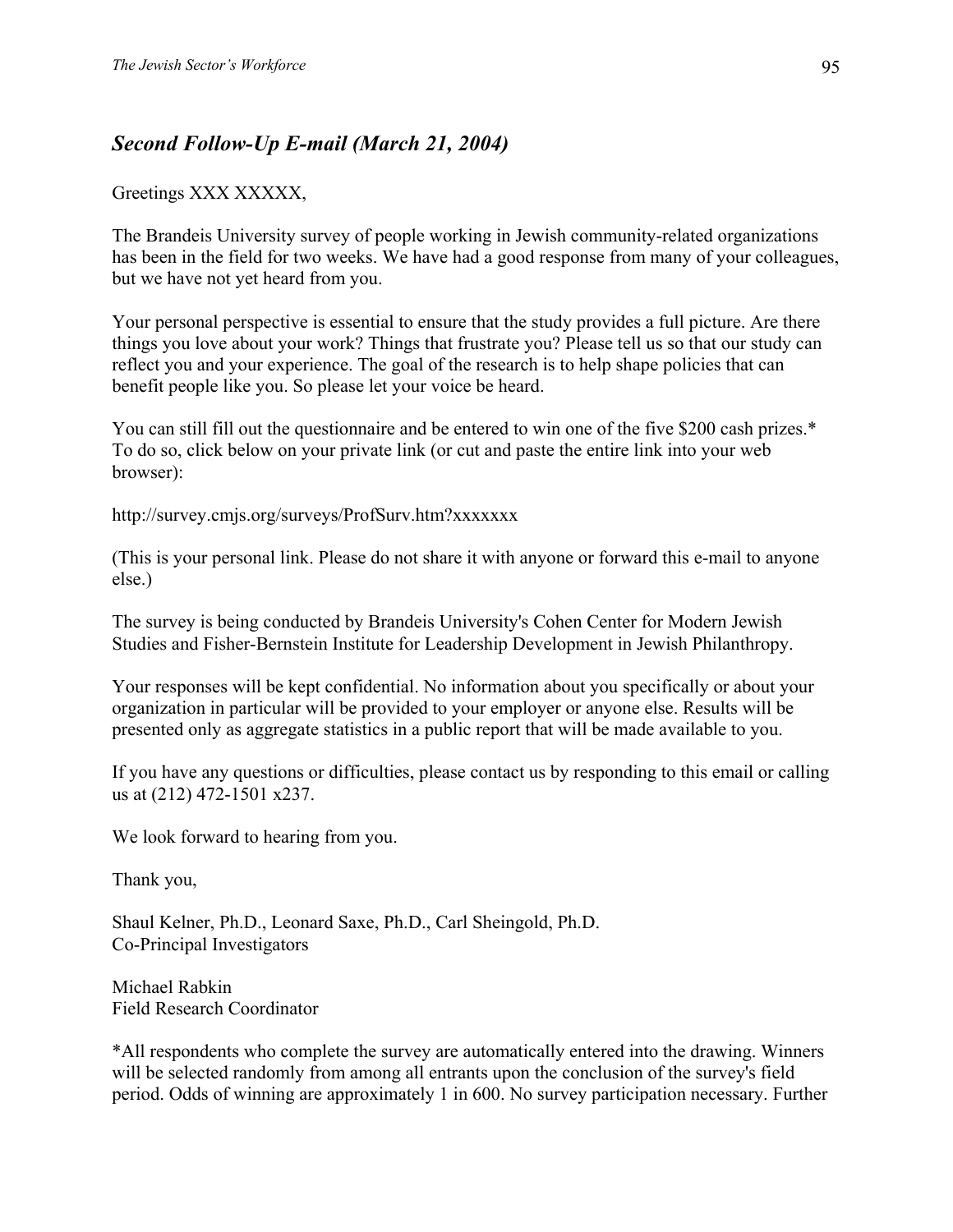## *Second Follow-Up E-mail (March 21, 2004)*

Greetings XXX XXXXX,

The Brandeis University survey of people working in Jewish community-related organizations has been in the field for two weeks. We have had a good response from many of your colleagues, but we have not yet heard from you.

Your personal perspective is essential to ensure that the study provides a full picture. Are there things you love about your work? Things that frustrate you? Please tell us so that our study can reflect you and your experience. The goal of the research is to help shape policies that can benefit people like you. So please let your voice be heard.

You can still fill out the questionnaire and be entered to win one of the five $200 cash prizes.* To do so, click below on your private link (or cut and paste the entire link into your web browser):

http://survey.cmjs.org/surveys/ProfSurv.htm?xxxxxxx

(This is your personal link. Please do not share it with anyone or forward this e-mail to anyone else.)

The survey is being conducted by Brandeis University's Cohen Center for Modern Jewish Studies and Fisher-Bernstein Institute for Leadership Development in Jewish Philanthropy.

Your responses will be kept confidential. No information about you specifically or about your organization in particular will be provided to your employer or anyone else. Results will be presented only as aggregate statistics in a public report that will be made available to you.

If you have any questions or difficulties, please contact us by responding to this email or calling us at (212) 472-1501 x237.

We look forward to hearing from you.

Thank you,

Shaul Kelner, Ph.D., Leonard Saxe, Ph.D., Carl Sheingold, Ph.D.
Co-Principal Investigators

Michael Rabkin
Field Research Coordinator

*All respondents who complete the survey are automatically entered into the drawing. Winners will be selected randomly from among all entrants upon the conclusion of the survey's field period. Odds of winning are approximately 1 in 600. No survey participation necessary. Further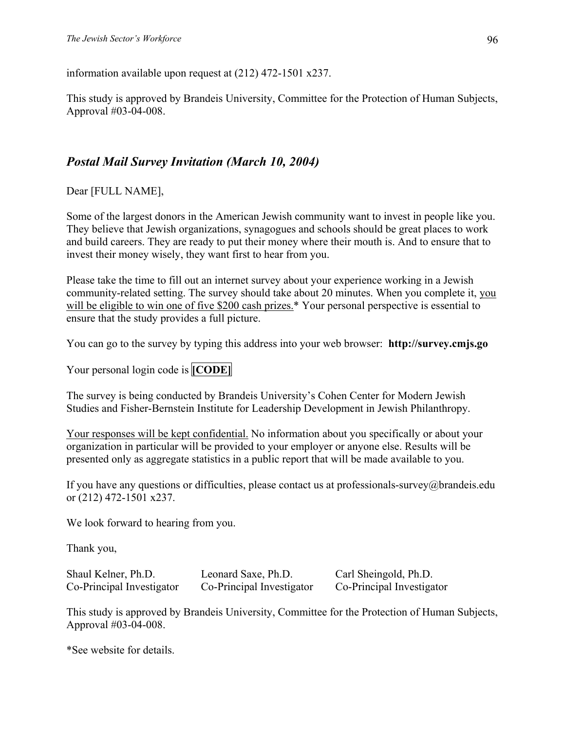information available upon request at (212) 472-1501 x237.

This study is approved by Brandeis University, Committee for the Protection of Human Subjects, Approval #03-04-008.

## *Postal Mail Survey Invitation (March 10, 2004)*

Dear [FULL NAME],

Some of the largest donors in the American Jewish community want to invest in people like you. They believe that Jewish organizations, synagogues and schools should be great places to work and build careers. They are ready to put their money where their mouth is. And to ensure that to invest their money wisely, they want first to hear from you.

Please take the time to fill out an internet survey about your experience working in a Jewish community-related setting. The survey should take about 20 minutes. When you complete it, <u>you will be eligible to win one of five $200 cash prizes.</u>* Your personal perspective is essential to ensure that the study provides a full picture.

You can go to the survey by typing this address into your web browser: **http://survey.cmjs.go**

Your personal login code is **[CODE]**

The survey is being conducted by Brandeis University's Cohen Center for Modern Jewish Studies and Fisher-Bernstein Institute for Leadership Development in Jewish Philanthropy.

<u>Your responses will be kept confidential.</u> No information about you specifically or about your organization in particular will be provided to your employer or anyone else. Results will be presented only as aggregate statistics in a public report that will be made available to you.

If you have any questions or difficulties, please contact us at professionals-survey@brandeis.edu or (212) 472-1501 x237.

We look forward to hearing from you.

Thank you,

| Shaul Kelner, Ph.D. | Leonard Saxe, Ph.D. | Carl Sheingold, Ph.D. |
|---|---|---|
| Co-Principal Investigator | Co-Principal Investigator | Co-Principal Investigator |

This study is approved by Brandeis University, Committee for the Protection of Human Subjects, Approval #03-04-008.

*See website for details.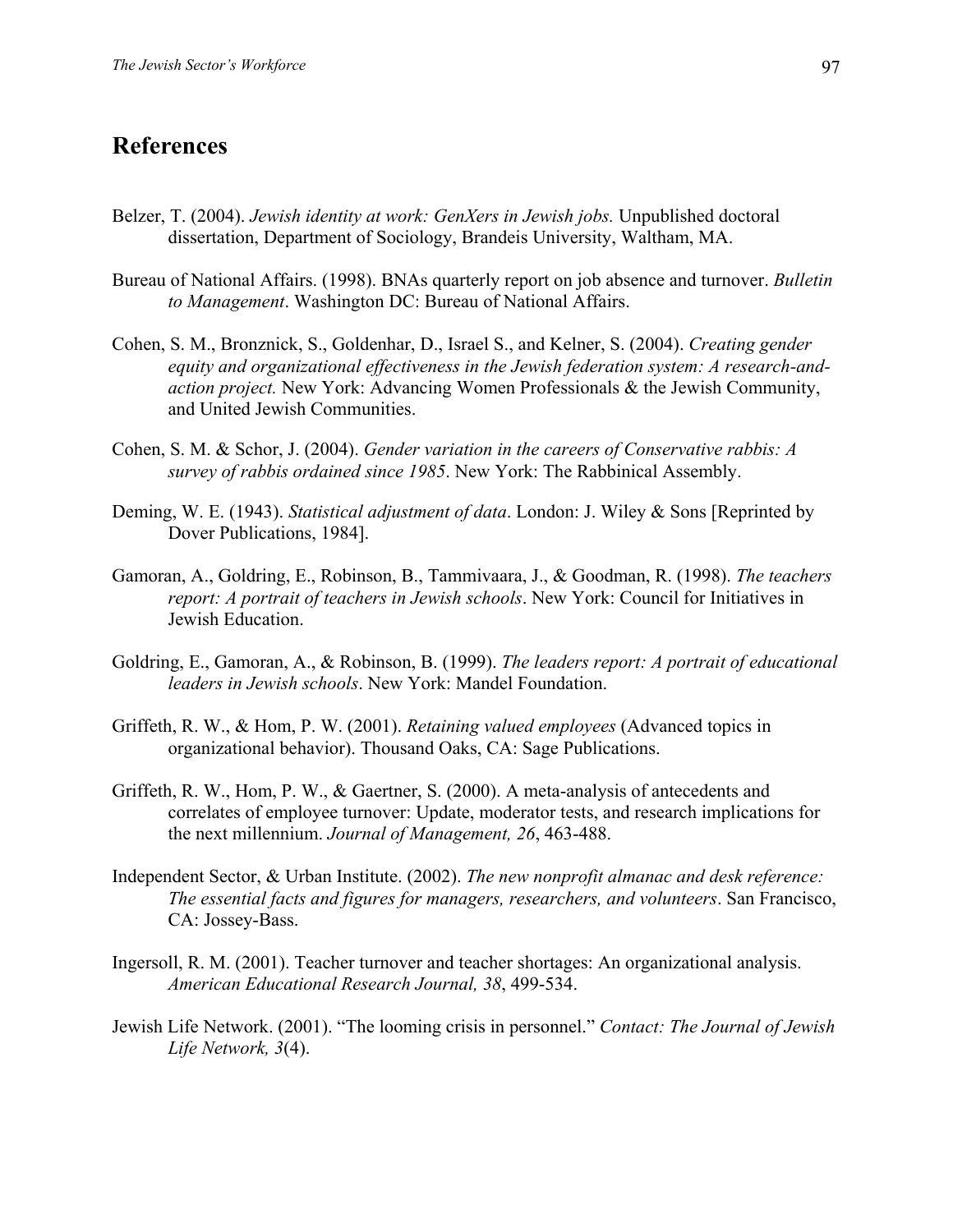## References

Belzer, T. (2004). *Jewish identity at work: GenXers in Jewish jobs.* Unpublished doctoral dissertation, Department of Sociology, Brandeis University, Waltham, MA.

Bureau of National Affairs. (1998). BNAs quarterly report on job absence and turnover. *Bulletin to Management*. Washington DC: Bureau of National Affairs.

Cohen, S. M., Bronznick, S., Goldenhar, D., Israel S., and Kelner, S. (2004). *Creating gender equity and organizational effectiveness in the Jewish federation system: A research-and-action project.* New York: Advancing Women Professionals & the Jewish Community, and United Jewish Communities.

Cohen, S. M. & Schor, J. (2004). *Gender variation in the careers of Conservative rabbis: A survey of rabbis ordained since 1985*. New York: The Rabbinical Assembly.

Deming, W. E. (1943). *Statistical adjustment of data*. London: J. Wiley & Sons [Reprinted by Dover Publications, 1984].

Gamoran, A., Goldring, E., Robinson, B., Tammivaara, J., & Goodman, R. (1998). *The teachers report: A portrait of teachers in Jewish schools*. New York: Council for Initiatives in Jewish Education.

Goldring, E., Gamoran, A., & Robinson, B. (1999). *The leaders report: A portrait of educational leaders in Jewish schools*. New York: Mandel Foundation.

Griffeth, R. W., & Hom, P. W. (2001). *Retaining valued employees* (Advanced topics in organizational behavior). Thousand Oaks, CA: Sage Publications.

Griffeth, R. W., Hom, P. W., & Gaertner, S. (2000). A meta-analysis of antecedents and correlates of employee turnover: Update, moderator tests, and research implications for the next millennium. *Journal of Management, 26*, 463-488.

Independent Sector, & Urban Institute. (2002). *The new nonprofit almanac and desk reference: The essential facts and figures for managers, researchers, and volunteers*. San Francisco, CA: Jossey-Bass.

Ingersoll, R. M. (2001). Teacher turnover and teacher shortages: An organizational analysis. *American Educational Research Journal, 38*, 499-534.

Jewish Life Network. (2001). "The looming crisis in personnel." *Contact: The Journal of Jewish Life Network, 3*(4).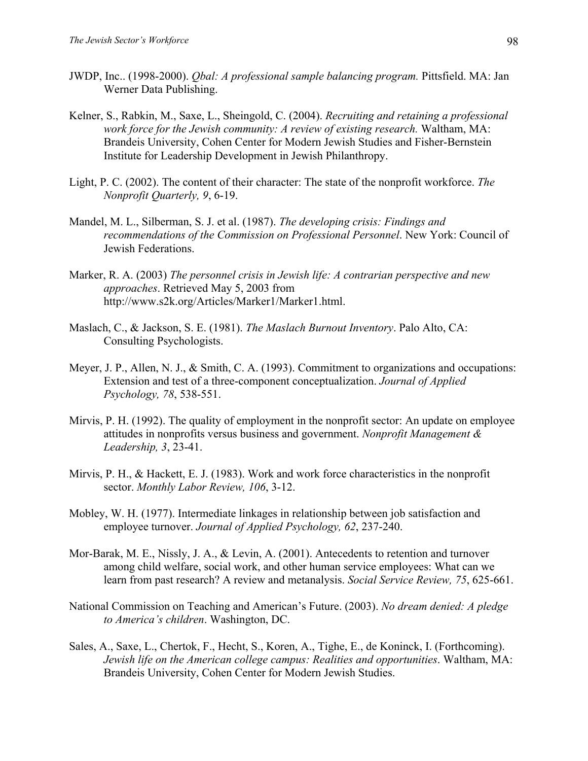JWDP, Inc.. (1998-2000). *Qbal: A professional sample balancing program.* Pittsfield. MA: Jan Werner Data Publishing.

Kelner, S., Rabkin, M., Saxe, L., Sheingold, C. (2004). *Recruiting and retaining a professional work force for the Jewish community: A review of existing research.* Waltham, MA: Brandeis University, Cohen Center for Modern Jewish Studies and Fisher-Bernstein Institute for Leadership Development in Jewish Philanthropy.

Light, P. C. (2002). The content of their character: The state of the nonprofit workforce. *The Nonprofit Quarterly, 9*, 6-19.

Mandel, M. L., Silberman, S. J. et al. (1987). *The developing crisis: Findings and recommendations of the Commission on Professional Personnel*. New York: Council of Jewish Federations.

Marker, R. A. (2003) *The personnel crisis in Jewish life: A contrarian perspective and new approaches*. Retrieved May 5, 2003 from http://www.s2k.org/Articles/Marker1/Marker1.html.

Maslach, C., & Jackson, S. E. (1981). *The Maslach Burnout Inventory*. Palo Alto, CA: Consulting Psychologists.

Meyer, J. P., Allen, N. J., & Smith, C. A. (1993). Commitment to organizations and occupations: Extension and test of a three-component conceptualization. *Journal of Applied Psychology, 78*, 538-551.

Mirvis, P. H. (1992). The quality of employment in the nonprofit sector: An update on employee attitudes in nonprofits versus business and government. *Nonprofit Management & Leadership, 3*, 23-41.

Mirvis, P. H., & Hackett, E. J. (1983). Work and work force characteristics in the nonprofit sector. *Monthly Labor Review, 106*, 3-12.

Mobley, W. H. (1977). Intermediate linkages in relationship between job satisfaction and employee turnover. *Journal of Applied Psychology, 62*, 237-240.

Mor-Barak, M. E., Nissly, J. A., & Levin, A. (2001). Antecedents to retention and turnover among child welfare, social work, and other human service employees: What can we learn from past research? A review and metanalysis. *Social Service Review, 75*, 625-661.

National Commission on Teaching and American's Future. (2003). *No dream denied: A pledge to America's children*. Washington, DC.

Sales, A., Saxe, L., Chertok, F., Hecht, S., Koren, A., Tighe, E., de Koninck, I. (Forthcoming). *Jewish life on the American college campus: Realities and opportunities*. Waltham, MA: Brandeis University, Cohen Center for Modern Jewish Studies.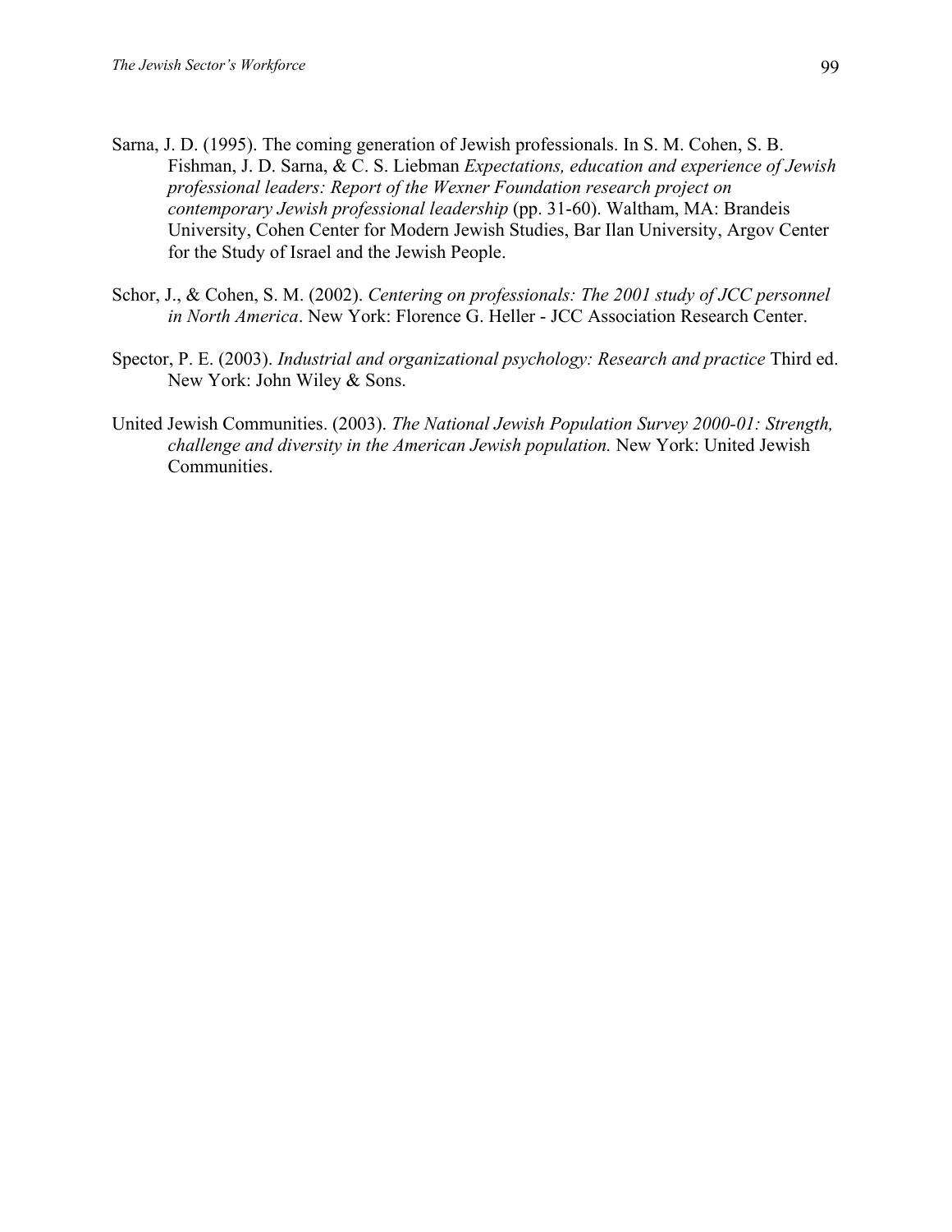Sarna, J. D. (1995). The coming generation of Jewish professionals. In S. M. Cohen, S. B. Fishman, J. D. Sarna, & C. S. Liebman *Expectations, education and experience of Jewish professional leaders: Report of the Wexner Foundation research project on contemporary Jewish professional leadership* (pp. 31-60). Waltham, MA: Brandeis University, Cohen Center for Modern Jewish Studies, Bar Ilan University, Argov Center for the Study of Israel and the Jewish People.

Schor, J., & Cohen, S. M. (2002). *Centering on professionals: The 2001 study of JCC personnel in North America*. New York: Florence G. Heller - JCC Association Research Center.

Spector, P. E. (2003). *Industrial and organizational psychology: Research and practice* Third ed. New York: John Wiley & Sons.

United Jewish Communities. (2003). *The National Jewish Population Survey 2000-01: Strength, challenge and diversity in the American Jewish population.* New York: United Jewish Communities.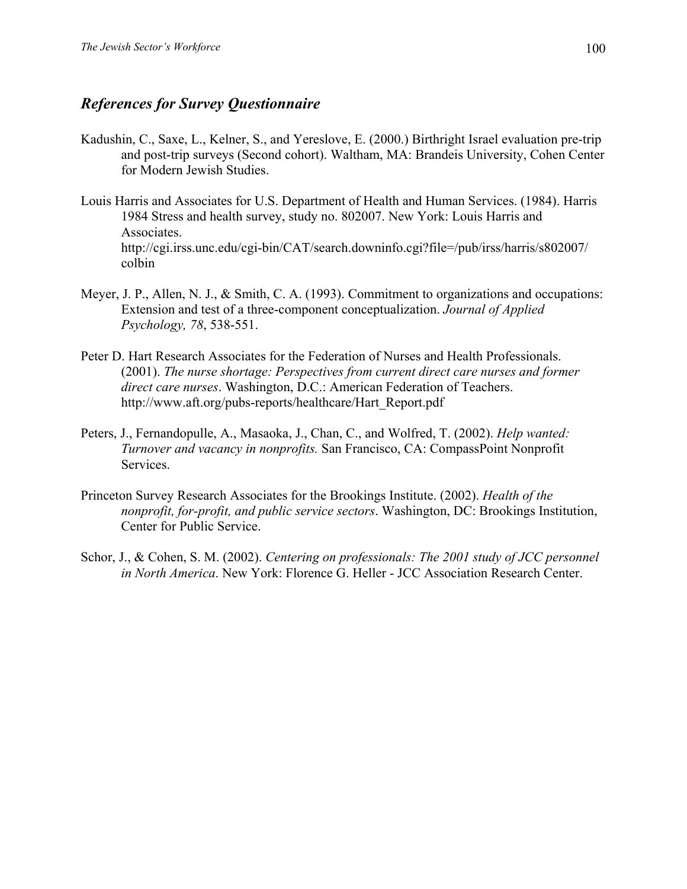## *References for Survey Questionnaire*

Kadushin, C., Saxe, L., Kelner, S., and Yereslove, E. (2000.) Birthright Israel evaluation pre-trip and post-trip surveys (Second cohort). Waltham, MA: Brandeis University, Cohen Center for Modern Jewish Studies.

Louis Harris and Associates for U.S. Department of Health and Human Services. (1984). Harris 1984 Stress and health survey, study no. 802007. New York: Louis Harris and Associates. http://cgi.irss.unc.edu/cgi-bin/CAT/search.downinfo.cgi?file=/pub/irss/harris/s802007/colbin

Meyer, J. P., Allen, N. J., & Smith, C. A. (1993). Commitment to organizations and occupations: Extension and test of a three-component conceptualization. *Journal of Applied Psychology, 78*, 538-551.

Peter D. Hart Research Associates for the Federation of Nurses and Health Professionals. (2001). *The nurse shortage: Perspectives from current direct care nurses and former direct care nurses*. Washington, D.C.: American Federation of Teachers. http://www.aft.org/pubs-reports/healthcare/Hart_Report.pdf

Peters, J., Fernandopulle, A., Masaoka, J., Chan, C., and Wolfred, T. (2002). *Help wanted: Turnover and vacancy in nonprofits.* San Francisco, CA: CompassPoint Nonprofit Services.

Princeton Survey Research Associates for the Brookings Institute. (2002). *Health of the nonprofit, for-profit, and public service sectors*. Washington, DC: Brookings Institution, Center for Public Service.

Schor, J., & Cohen, S. M. (2002). *Centering on professionals: The 2001 study of JCC personnel in North America*. New York: Florence G. Heller - JCC Association Research Center.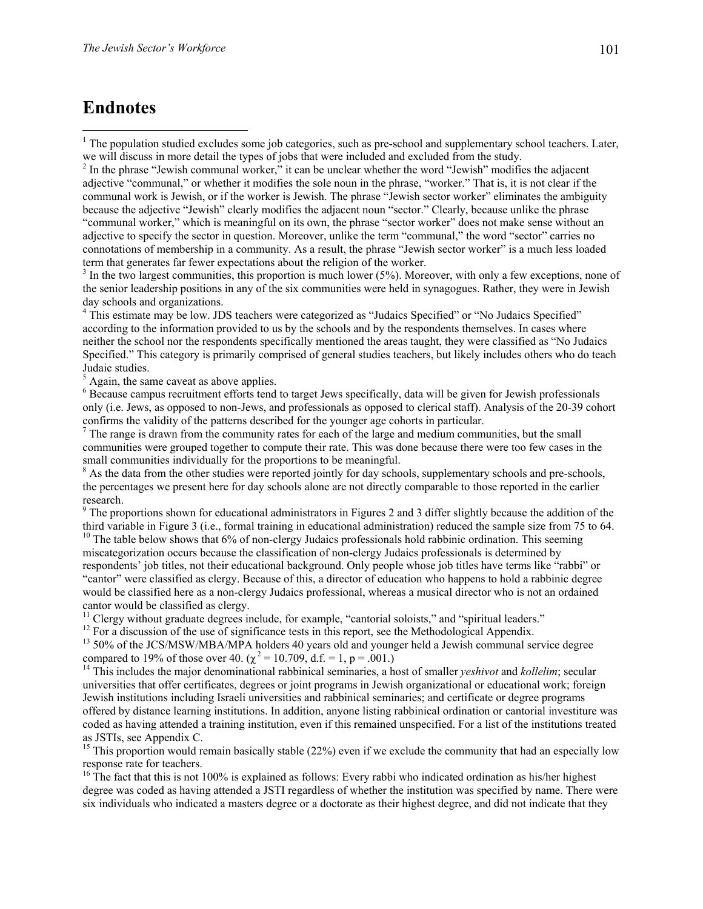# Endnotes

[1] The population studied excludes some job categories, such as pre-school and supplementary school teachers. Later, we will discuss in more detail the types of jobs that were included and excluded from the study.

[2] In the phrase "Jewish communal worker," it can be unclear whether the word "Jewish" modifies the adjacent adjective "communal," or whether it modifies the sole noun in the phrase, "worker." That is, it is not clear if the communal work is Jewish, or if the worker is Jewish. The phrase "Jewish sector worker" eliminates the ambiguity because the adjective "Jewish" clearly modifies the adjacent noun "sector." Clearly, because unlike the phrase "communal worker," which is meaningful on its own, the phrase "sector worker" does not make sense without an adjective to specify the sector in question. Moreover, unlike the term "communal," the word "sector" carries no connotations of membership in a community. As a result, the phrase "Jewish sector worker" is a much less loaded term that generates far fewer expectations about the religion of the worker.

[3] In the two largest communities, this proportion is much lower (5%). Moreover, with only a few exceptions, none of the senior leadership positions in any of the six communities were held in synagogues. Rather, they were in Jewish day schools and organizations.

[4] This estimate may be low. JDS teachers were categorized as "Judaics Specified" or "No Judaics Specified" according to the information provided to us by the schools and by the respondents themselves. In cases where neither the school nor the respondents specifically mentioned the areas taught, they were classified as "No Judaics Specified." This category is primarily comprised of general studies teachers, but likely includes others who do teach Judaic studies.

[5] Again, the same caveat as above applies.

[6] Because campus recruitment efforts tend to target Jews specifically, data will be given for Jewish professionals only (i.e. Jews, as opposed to non-Jews, and professionals as opposed to clerical staff). Analysis of the 20-39 cohort confirms the validity of the patterns described for the younger age cohorts in particular.

[7] The range is drawn from the community rates for each of the large and medium communities, but the small communities were grouped together to compute their rate. This was done because there were too few cases in the small communities individually for the proportions to be meaningful.

[8] As the data from the other studies were reported jointly for day schools, supplementary schools and pre-schools, the percentages we present here for day schools alone are not directly comparable to those reported in the earlier research.

[9] The proportions shown for educational administrators in Figures 2 and 3 differ slightly because the addition of the third variable in Figure 3 (i.e., formal training in educational administration) reduced the sample size from 75 to 64.

[10] The table below shows that 6% of non-clergy Judaics professionals hold rabbinic ordination. This seeming miscategorization occurs because the classification of non-clergy Judaics professionals is determined by respondents' job titles, not their educational background. Only people whose job titles have terms like "rabbi" or "cantor" were classified as clergy. Because of this, a director of education who happens to hold a rabbinic degree would be classified here as a non-clergy Judaics professional, whereas a musical director who is not an ordained cantor would be classified as clergy.

[11] Clergy without graduate degrees include, for example, "cantorial soloists," and "spiritual leaders."

[12] For a discussion of the use of significance tests in this report, see the Methodological Appendix.

[13] 50% of the JCS/MSW/MBA/MPA holders 40 years old and younger held a Jewish communal service degree compared to 19% of those over 40. ($\chi^2 = 10.709$, d.f. = 1, p = .001.)

[14] This includes the major denominational rabbinical seminaries, a host of smaller *yeshivot* and *kollelim*; secular universities that offer certificates, degrees or joint programs in Jewish organizational or educational work; foreign Jewish institutions including Israeli universities and rabbinical seminaries; and certificate or degree programs offered by distance learning institutions. In addition, anyone listing rabbinical ordination or cantorial investiture was coded as having attended a training institution, even if this remained unspecified. For a list of the institutions treated as JSTIs, see Appendix C.

[15] This proportion would remain basically stable (22%) even if we exclude the community that had an especially low response rate for teachers.

[16] The fact that this is not 100% is explained as follows: Every rabbi who indicated ordination as his/her highest degree was coded as having attended a JSTI regardless of whether the institution was specified by name. There were six individuals who indicated a masters degree or a doctorate as their highest degree, and did not indicate that they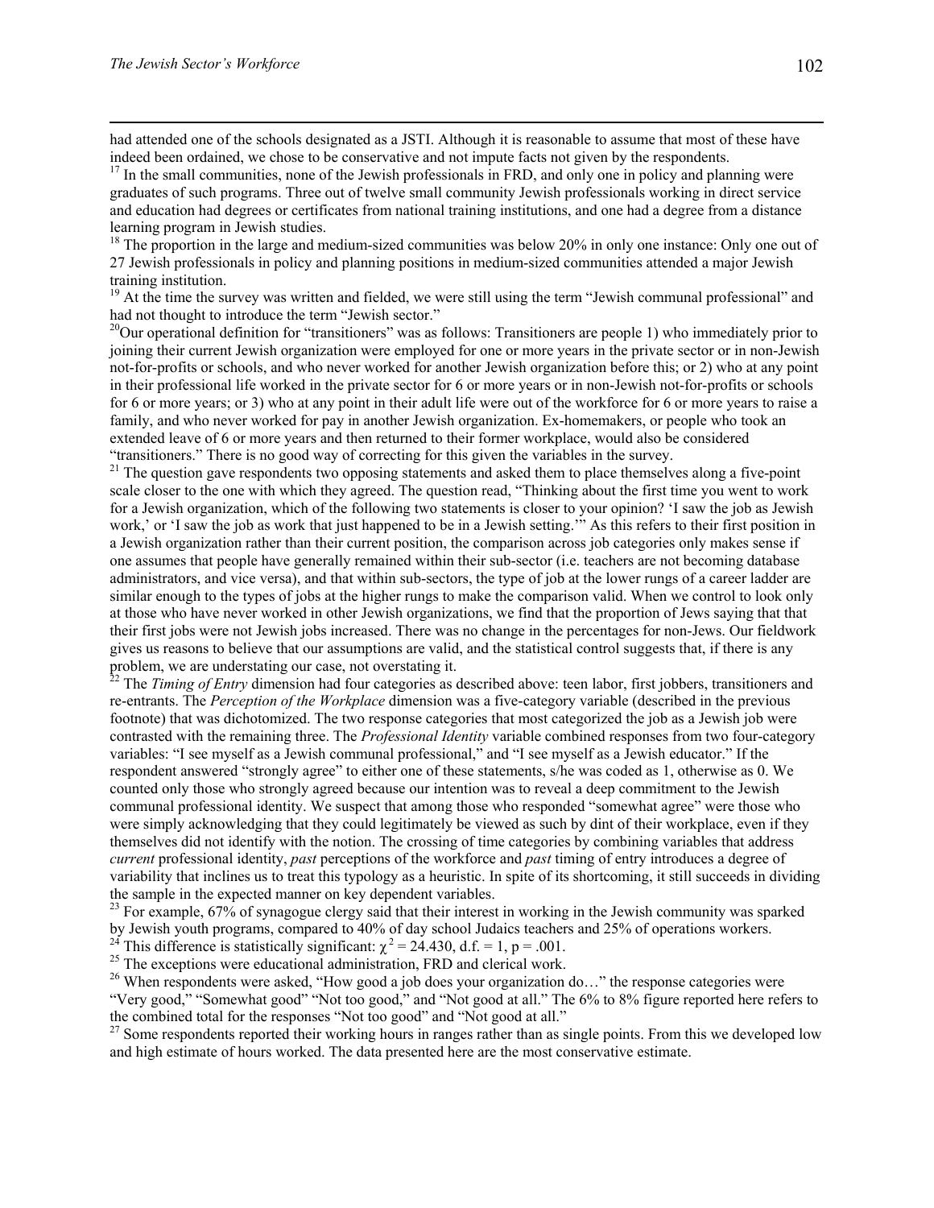had attended one of the schools designated as a JSTI. Although it is reasonable to assume that most of these have indeed been ordained, we chose to be conservative and not impute facts not given by the respondents.

[17] In the small communities, none of the Jewish professionals in FRD, and only one in policy and planning were graduates of such programs. Three out of twelve small community Jewish professionals working in direct service and education had degrees or certificates from national training institutions, and one had a degree from a distance learning program in Jewish studies.

[18] The proportion in the large and medium-sized communities was below 20% in only one instance: Only one out of 27 Jewish professionals in policy and planning positions in medium-sized communities attended a major Jewish training institution.

[19] At the time the survey was written and fielded, we were still using the term "Jewish communal professional" and had not thought to introduce the term "Jewish sector."

[20] Our operational definition for "transitioners" was as follows: Transitioners are people 1) who immediately prior to joining their current Jewish organization were employed for one or more years in the private sector or in non-Jewish not-for-profits or schools, and who never worked for another Jewish organization before this; or 2) who at any point in their professional life worked in the private sector for 6 or more years or in non-Jewish not-for-profits or schools for 6 or more years; or 3) who at any point in their adult life were out of the workforce for 6 or more years to raise a family, and who never worked for pay in another Jewish organization. Ex-homemakers, or people who took an extended leave of 6 or more years and then returned to their former workplace, would also be considered "transitioners." There is no good way of correcting for this given the variables in the survey.

[21] The question gave respondents two opposing statements and asked them to place themselves along a five-point scale closer to the one with which they agreed. The question read, "Thinking about the first time you went to work for a Jewish organization, which of the following two statements is closer to your opinion? 'I saw the job as Jewish work,' or 'I saw the job as work that just happened to be in a Jewish setting.'" As this refers to their first position in a Jewish organization rather than their current position, the comparison across job categories only makes sense if one assumes that people have generally remained within their sub-sector (i.e. teachers are not becoming database administrators, and vice versa), and that within sub-sectors, the type of job at the lower rungs of a career ladder are similar enough to the types of jobs at the higher rungs to make the comparison valid. When we control to look only at those who have never worked in other Jewish organizations, we find that the proportion of Jews saying that that their first jobs were not Jewish jobs increased. There was no change in the percentages for non-Jews. Our fieldwork gives us reasons to believe that our assumptions are valid, and the statistical control suggests that, if there is any problem, we are understating our case, not overstating it.

[22] The *Timing of Entry* dimension had four categories as described above: teen labor, first jobbers, transitioners and re-entrants. The *Perception of the Workplace* dimension was a five-category variable (described in the previous footnote) that was dichotomized. The two response categories that most categorized the job as a Jewish job were contrasted with the remaining three. The *Professional Identity* variable combined responses from two four-category variables: "I see myself as a Jewish communal professional," and "I see myself as a Jewish educator." If the respondent answered "strongly agree" to either one of these statements, s/he was coded as 1, otherwise as 0. We counted only those who strongly agreed because our intention was to reveal a deep commitment to the Jewish communal professional identity. We suspect that among those who responded "somewhat agree" were those who were simply acknowledging that they could legitimately be viewed as such by dint of their workplace, even if they themselves did not identify with the notion. The crossing of time categories by combining variables that address *current* professional identity, *past* perceptions of the workforce and *past* timing of entry introduces a degree of variability that inclines us to treat this typology as a heuristic. In spite of its shortcoming, it still succeeds in dividing the sample in the expected manner on key dependent variables.

[23] For example, 67% of synagogue clergy said that their interest in working in the Jewish community was sparked by Jewish youth programs, compared to 40% of day school Judaics teachers and 25% of operations workers.

[24] This difference is statistically significant: $\chi^2 = 24.430$, d.f. = 1, p = .001.

[25] The exceptions were educational administration, FRD and clerical work.

[26] When respondents were asked, "How good a job does your organization do…" the response categories were "Very good," "Somewhat good" "Not too good," and "Not good at all." The 6% to 8% figure reported here refers to the combined total for the responses "Not too good" and "Not good at all."

[27] Some respondents reported their working hours in ranges rather than as single points. From this we developed low and high estimate of hours worked. The data presented here are the most conservative estimate.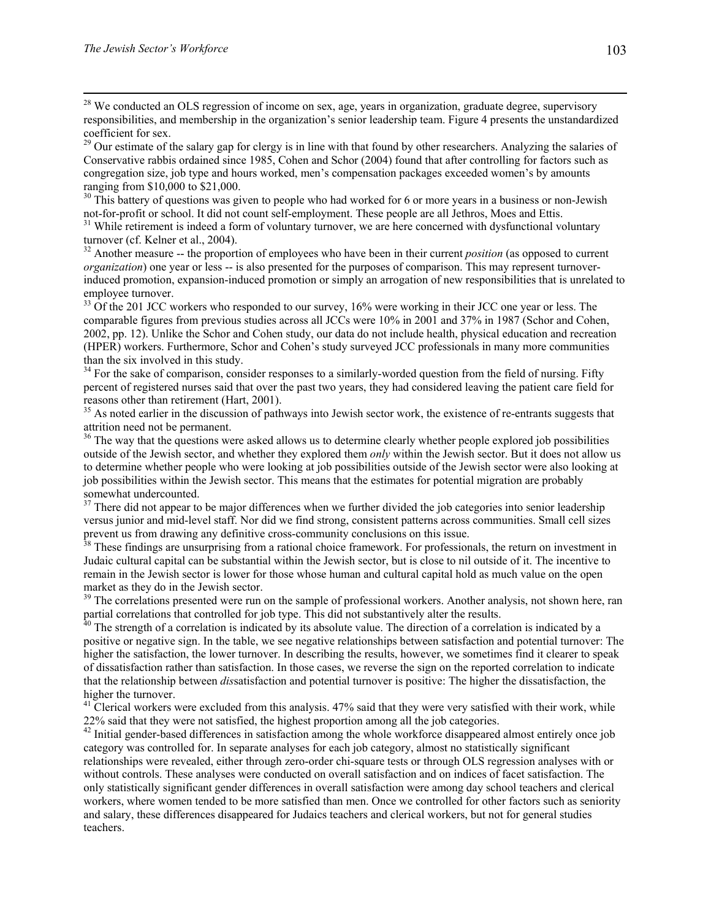[28] We conducted an OLS regression of income on sex, age, years in organization, graduate degree, supervisory responsibilities, and membership in the organization's senior leadership team. Figure 4 presents the unstandardized coefficient for sex.

[29] Our estimate of the salary gap for clergy is in line with that found by other researchers. Analyzing the salaries of Conservative rabbis ordained since 1985, Cohen and Schor (2004) found that after controlling for factors such as congregation size, job type and hours worked, men's compensation packages exceeded women's by amounts ranging from $10,000 to $21,000.

[30] This battery of questions was given to people who had worked for 6 or more years in a business or non-Jewish not-for-profit or school. It did not count self-employment. These people are all Jethros, Moes and Ettis.

[31] While retirement is indeed a form of voluntary turnover, we are here concerned with dysfunctional voluntary turnover (cf. Kelner et al., 2004).

[32] Another measure -- the proportion of employees who have been in their current *position* (as opposed to current *organization*) one year or less -- is also presented for the purposes of comparison. This may represent turnover-induced promotion, expansion-induced promotion or simply an arrogation of new responsibilities that is unrelated to employee turnover.

[33] Of the 201 JCC workers who responded to our survey, 16% were working in their JCC one year or less. The comparable figures from previous studies across all JCCs were 10% in 2001 and 37% in 1987 (Schor and Cohen, 2002, pp. 12). Unlike the Schor and Cohen study, our data do not include health, physical education and recreation (HPER) workers. Furthermore, Schor and Cohen's study surveyed JCC professionals in many more communities than the six involved in this study.

[34] For the sake of comparison, consider responses to a similarly-worded question from the field of nursing. Fifty percent of registered nurses said that over the past two years, they had considered leaving the patient care field for reasons other than retirement (Hart, 2001).

[35] As noted earlier in the discussion of pathways into Jewish sector work, the existence of re-entrants suggests that attrition need not be permanent.

[36] The way that the questions were asked allows us to determine clearly whether people explored job possibilities outside of the Jewish sector, and whether they explored them *only* within the Jewish sector. But it does not allow us to determine whether people who were looking at job possibilities outside of the Jewish sector were also looking at job possibilities within the Jewish sector. This means that the estimates for potential migration are probably somewhat undercounted.

[37] There did not appear to be major differences when we further divided the job categories into senior leadership versus junior and mid-level staff. Nor did we find strong, consistent patterns across communities. Small cell sizes prevent us from drawing any definitive cross-community conclusions on this issue.

[38] These findings are unsurprising from a rational choice framework. For professionals, the return on investment in Judaic cultural capital can be substantial within the Jewish sector, but is close to nil outside of it. The incentive to remain in the Jewish sector is lower for those whose human and cultural capital hold as much value on the open market as they do in the Jewish sector.

[39] The correlations presented were run on the sample of professional workers. Another analysis, not shown here, ran partial correlations that controlled for job type. This did not substantively alter the results.

[40] The strength of a correlation is indicated by its absolute value. The direction of a correlation is indicated by a positive or negative sign. In the table, we see negative relationships between satisfaction and potential turnover: The higher the satisfaction, the lower turnover. In describing the results, however, we sometimes find it clearer to speak of dissatisfaction rather than satisfaction. In those cases, we reverse the sign on the reported correlation to indicate that the relationship between *dis*satisfaction and potential turnover is positive: The higher the dissatisfaction, the higher the turnover.

[41] Clerical workers were excluded from this analysis. 47% said that they were very satisfied with their work, while 22% said that they were not satisfied, the highest proportion among all the job categories.

[42] Initial gender-based differences in satisfaction among the whole workforce disappeared almost entirely once job category was controlled for. In separate analyses for each job category, almost no statistically significant relationships were revealed, either through zero-order chi-square tests or through OLS regression analyses with or without controls. These analyses were conducted on overall satisfaction and on indices of facet satisfaction. The only statistically significant gender differences in overall satisfaction were among day school teachers and clerical workers, where women tended to be more satisfied than men. Once we controlled for other factors such as seniority and salary, these differences disappeared for Judaics teachers and clerical workers, but not for general studies teachers.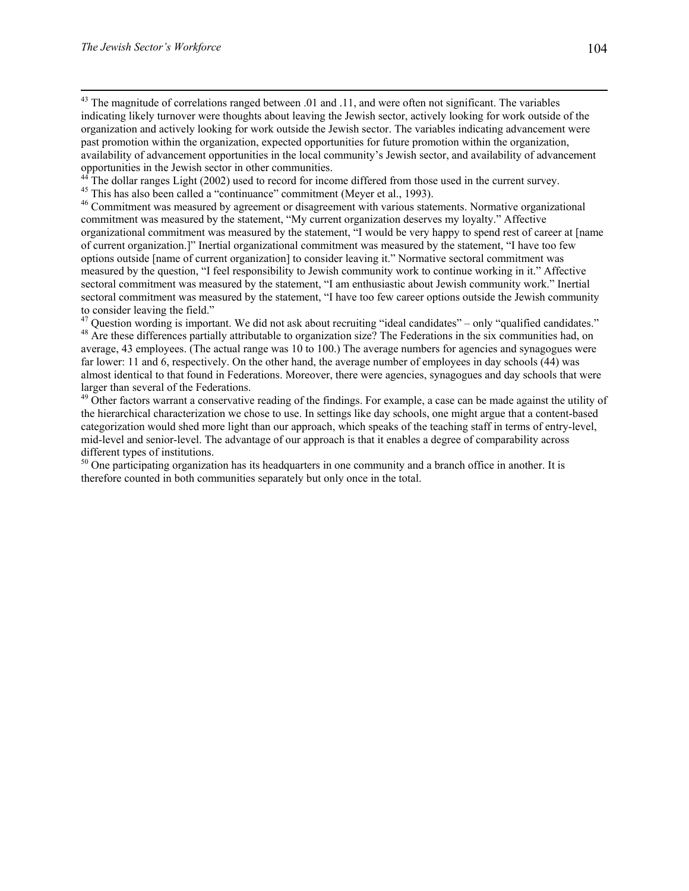[43] The magnitude of correlations ranged between .01 and .11, and were often not significant. The variables indicating likely turnover were thoughts about leaving the Jewish sector, actively looking for work outside of the organization and actively looking for work outside the Jewish sector. The variables indicating advancement were past promotion within the organization, expected opportunities for future promotion within the organization, availability of advancement opportunities in the local community's Jewish sector, and availability of advancement opportunities in the Jewish sector in other communities.

[44] The dollar ranges Light (2002) used to record for income differed from those used in the current survey.

[45] This has also been called a "continuance" commitment (Meyer et al., 1993).

[46] Commitment was measured by agreement or disagreement with various statements. Normative organizational commitment was measured by the statement, "My current organization deserves my loyalty." Affective organizational commitment was measured by the statement, "I would be very happy to spend rest of career at [name of current organization.]" Inertial organizational commitment was measured by the statement, "I have too few options outside [name of current organization] to consider leaving it." Normative sectoral commitment was measured by the question, "I feel responsibility to Jewish community work to continue working in it." Affective sectoral commitment was measured by the statement, "I am enthusiastic about Jewish community work." Inertial sectoral commitment was measured by the statement, "I have too few career options outside the Jewish community to consider leaving the field."

[47] Question wording is important. We did not ask about recruiting "ideal candidates" – only "qualified candidates."

[48] Are these differences partially attributable to organization size? The Federations in the six communities had, on average, 43 employees. (The actual range was 10 to 100.) The average numbers for agencies and synagogues were far lower: 11 and 6, respectively. On the other hand, the average number of employees in day schools (44) was almost identical to that found in Federations. Moreover, there were agencies, synagogues and day schools that were larger than several of the Federations.

[49] Other factors warrant a conservative reading of the findings. For example, a case can be made against the utility of the hierarchical characterization we chose to use. In settings like day schools, one might argue that a content-based categorization would shed more light than our approach, which speaks of the teaching staff in terms of entry-level, mid-level and senior-level. The advantage of our approach is that it enables a degree of comparability across different types of institutions.

[50] One participating organization has its headquarters in one community and a branch office in another. It is therefore counted in both communities separately but only once in the total.